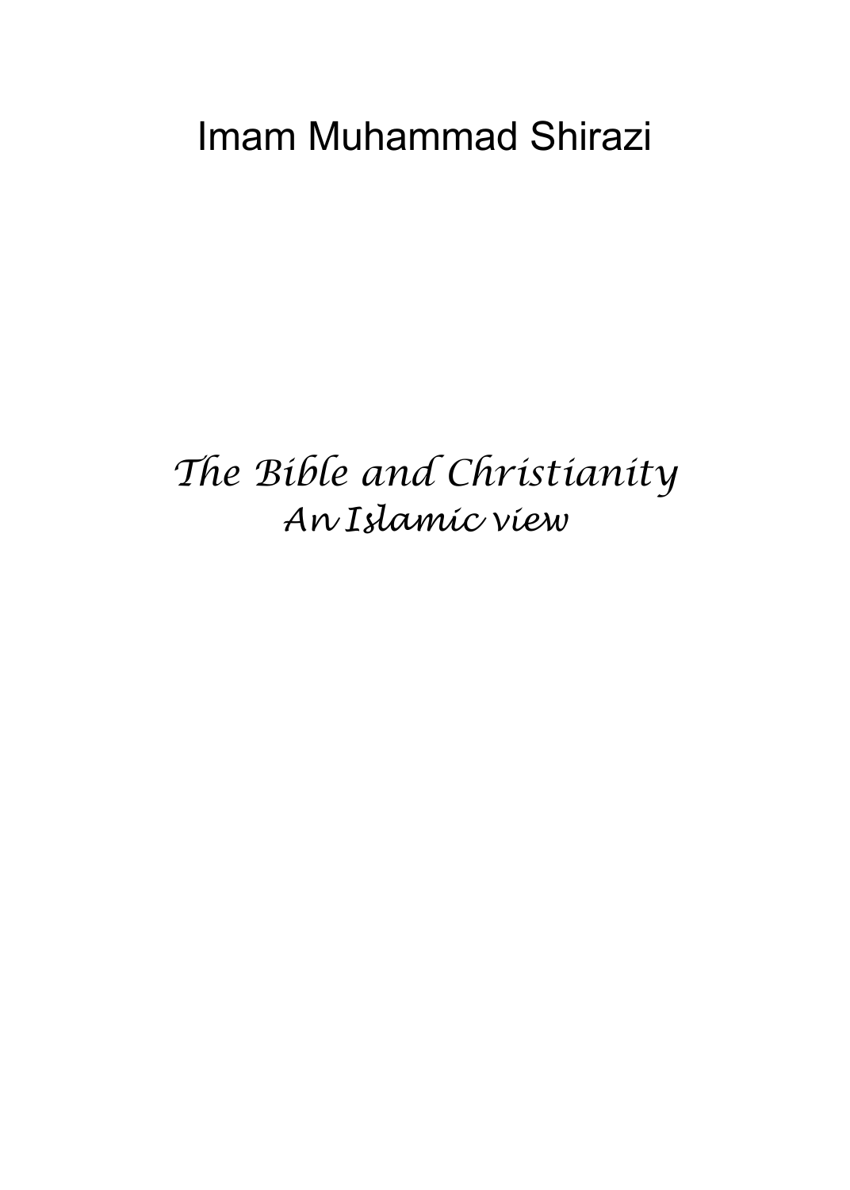Imam Muhammad Shirazi

# *The Bible and Christianity*

## *An Islamic view*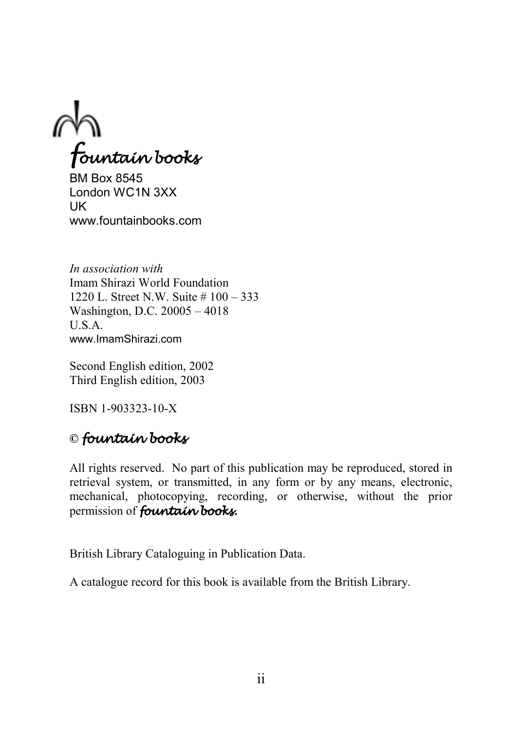*fountain books*

BM Box 8545  
London WC1N 3XX  
UK  
www.fountainbooks.com

*In association with*  
Imam Shirazi World Foundation  
1220 L. Street N.W. Suite # 100 – 333  
Washington, D.C. 20005 – 4018  
U.S.A.  
www.ImamShirazi.com

Second English edition, 2002  
Third English edition, 2003

ISBN 1-903323-10-X

© *fountain books*

All rights reserved. No part of this publication may be reproduced, stored in retrieval system, or transmitted, in any form or by any means, electronic, mechanical, photocopying, recording, or otherwise, without the prior permission of ***fountain books.***

British Library Cataloguing in Publication Data.

A catalogue record for this book is available from the British Library.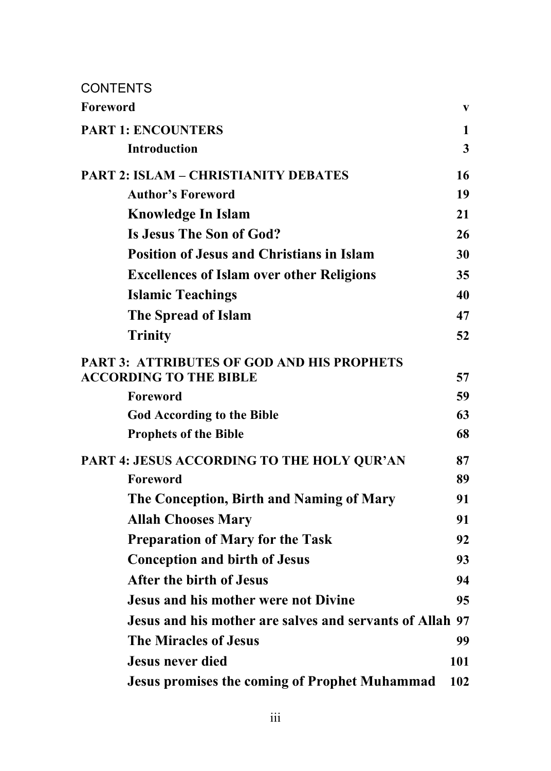CONTENTS

| | |
|---|---|
| **Foreword** | **v** |
| **PART 1: ENCOUNTERS** | **1** |
| **Introduction** | **3** |
| **PART 2: ISLAM – CHRISTIANITY DEBATES** | **16** |
| **Author's Foreword** | **19** |
| **Knowledge In Islam** | **21** |
| **Is Jesus The Son of God?** | **26** |
| **Position of Jesus and Christians in Islam** | **30** |
| **Excellences of Islam over other Religions** | **35** |
| **Islamic Teachings** | **40** |
| **The Spread of Islam** | **47** |
| **Trinity** | **52** |
| **PART 3: ATTRIBUTES OF GOD AND HIS PROPHETS ACCORDING TO THE BIBLE** | **57** |
| **Foreword** | **59** |
| **God According to the Bible** | **63** |
| **Prophets of the Bible** | **68** |
| **PART 4: JESUS ACCORDING TO THE HOLY QUR'AN** | **87** |
| **Foreword** | **89** |
| **The Conception, Birth and Naming of Mary** | **91** |
| **Allah Chooses Mary** | **91** |
| **Preparation of Mary for the Task** | **92** |
| **Conception and birth of Jesus** | **93** |
| **After the birth of Jesus** | **94** |
| **Jesus and his mother were not Divine** | **95** |
| **Jesus and his mother are salves and servants of Allah** | **97** |
| **The Miracles of Jesus** | **99** |
| **Jesus never died** | **101** |
| **Jesus promises the coming of Prophet Muhammad** | **102** |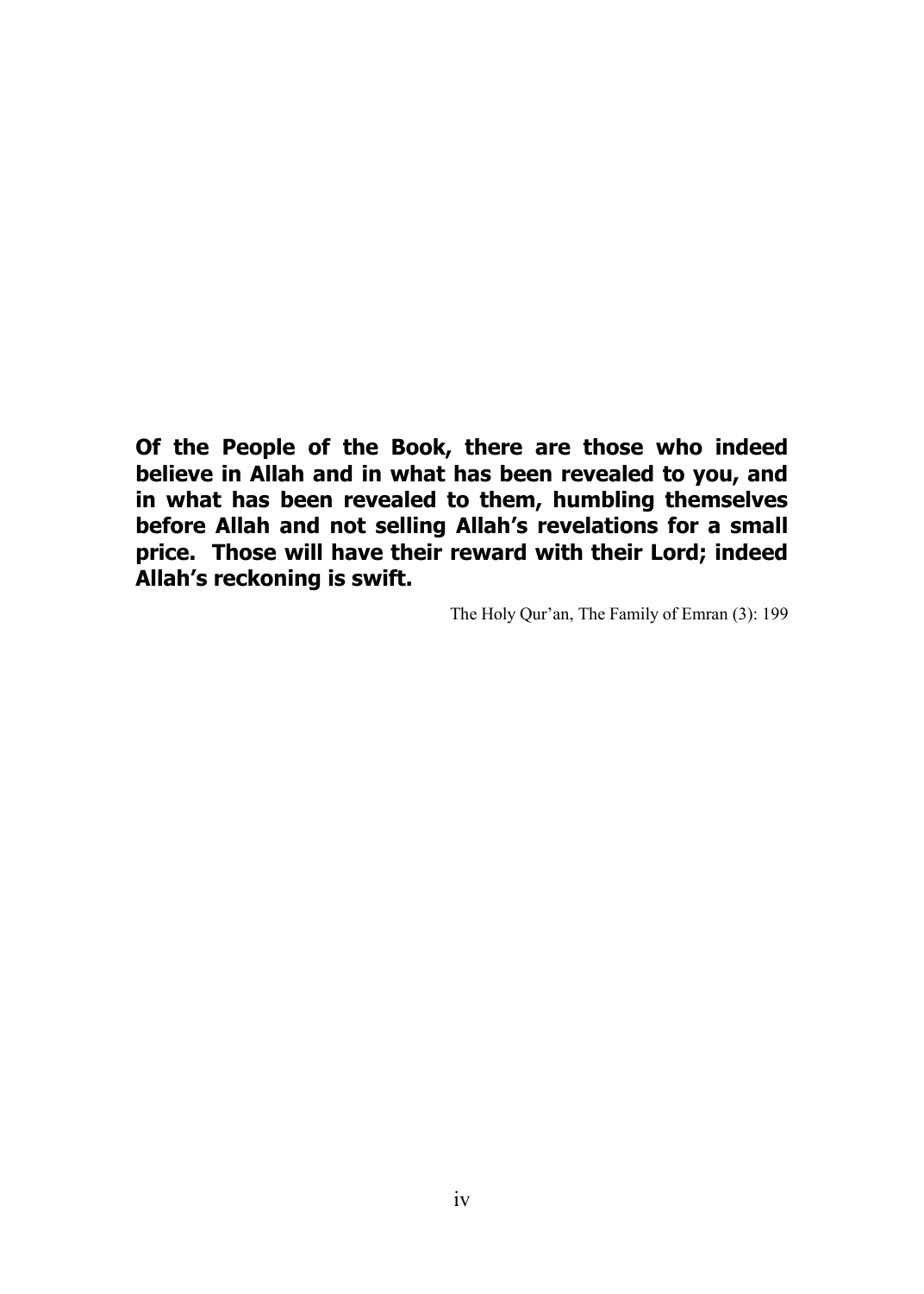**Of the People of the Book, there are those who indeed believe in Allah and in what has been revealed to you, and in what has been revealed to them, humbling themselves before Allah and not selling Allah's revelations for a small price. Those will have their reward with their Lord; indeed Allah's reckoning is swift.**

The Holy Qur'an, The Family of Emran (3): 199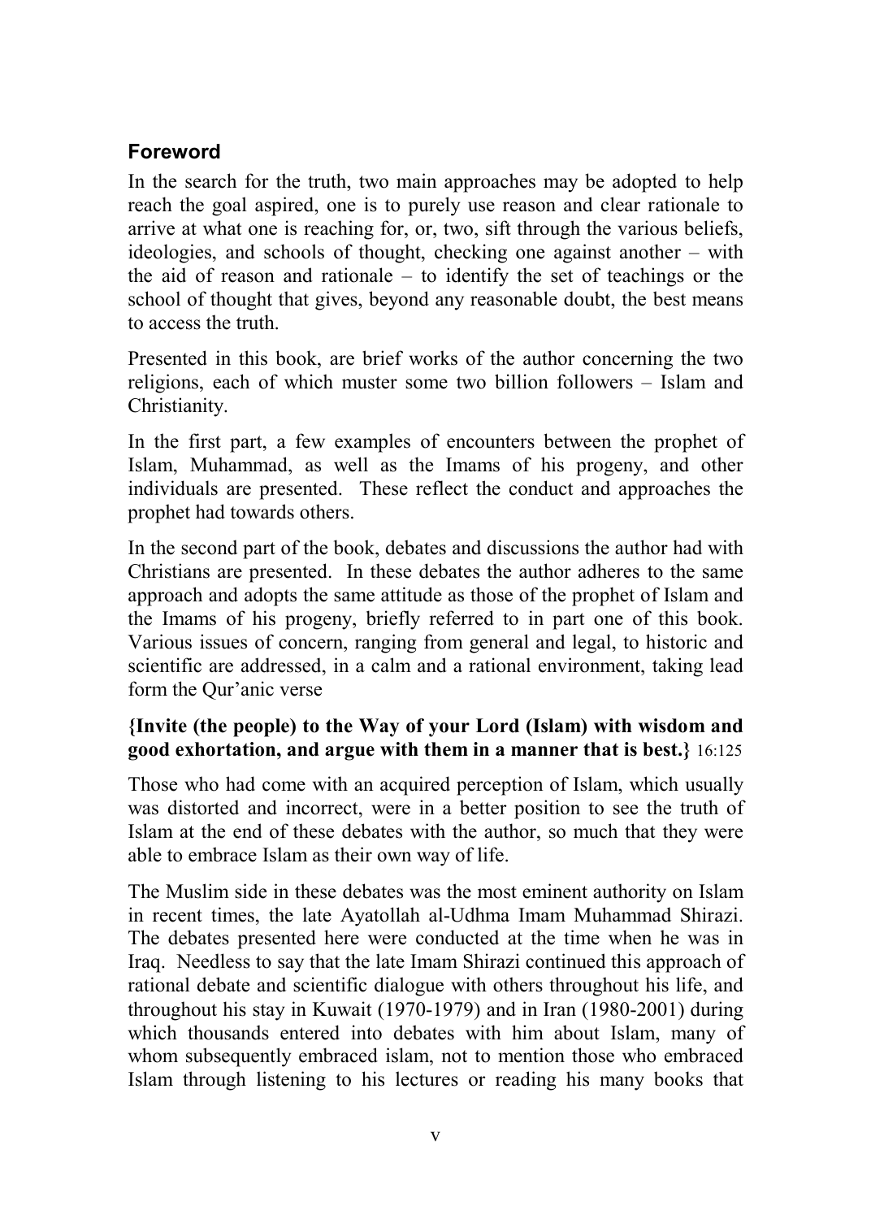## Foreword

In the search for the truth, two main approaches may be adopted to help reach the goal aspired, one is to purely use reason and clear rationale to arrive at what one is reaching for, or, two, sift through the various beliefs, ideologies, and schools of thought, checking one against another – with the aid of reason and rationale – to identify the set of teachings or the school of thought that gives, beyond any reasonable doubt, the best means to access the truth.

Presented in this book, are brief works of the author concerning the two religions, each of which muster some two billion followers – Islam and Christianity.

In the first part, a few examples of encounters between the prophet of Islam, Muhammad, as well as the Imams of his progeny, and other individuals are presented. These reflect the conduct and approaches the prophet had towards others.

In the second part of the book, debates and discussions the author had with Christians are presented. In these debates the author adheres to the same approach and adopts the same attitude as those of the prophet of Islam and the Imams of his progeny, briefly referred to in part one of this book. Various issues of concern, ranging from general and legal, to historic and scientific are addressed, in a calm and a rational environment, taking lead form the Qur'anic verse

**{Invite (the people) to the Way of your Lord (Islam) with wisdom and good exhortation, and argue with them in a manner that is best.}** 16:125

Those who had come with an acquired perception of Islam, which usually was distorted and incorrect, were in a better position to see the truth of Islam at the end of these debates with the author, so much that they were able to embrace Islam as their own way of life.

The Muslim side in these debates was the most eminent authority on Islam in recent times, the late Ayatollah al-Udhma Imam Muhammad Shirazi. The debates presented here were conducted at the time when he was in Iraq. Needless to say that the late Imam Shirazi continued this approach of rational debate and scientific dialogue with others throughout his life, and throughout his stay in Kuwait (1970-1979) and in Iran (1980-2001) during which thousands entered into debates with him about Islam, many of whom subsequently embraced islam, not to mention those who embraced Islam through listening to his lectures or reading his many books that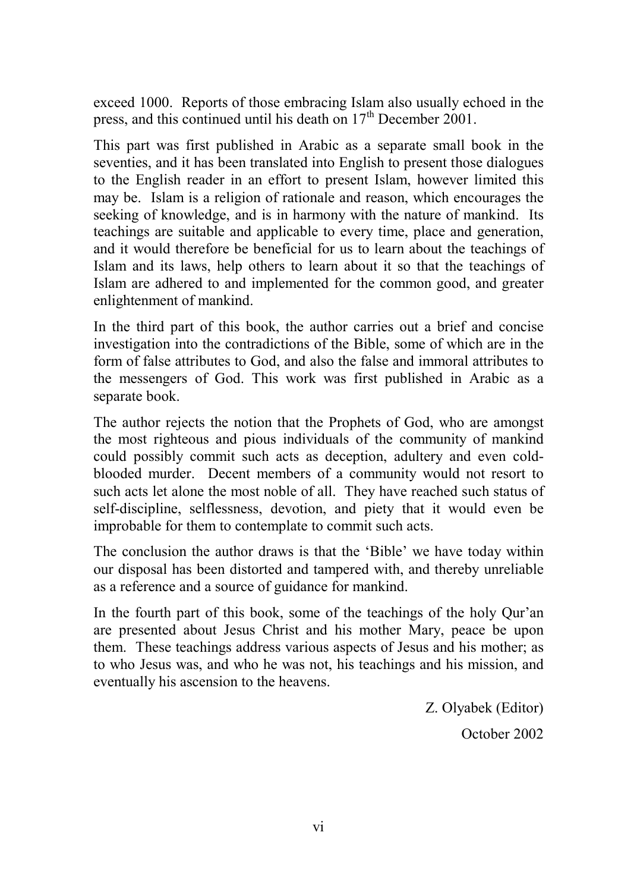exceed 1000. Reports of those embracing Islam also usually echoed in the press, and this continued until his death on 17th December 2001.

This part was first published in Arabic as a separate small book in the seventies, and it has been translated into English to present those dialogues to the English reader in an effort to present Islam, however limited this may be. Islam is a religion of rationale and reason, which encourages the seeking of knowledge, and is in harmony with the nature of mankind. Its teachings are suitable and applicable to every time, place and generation, and it would therefore be beneficial for us to learn about the teachings of Islam and its laws, help others to learn about it so that the teachings of Islam are adhered to and implemented for the common good, and greater enlightenment of mankind.

In the third part of this book, the author carries out a brief and concise investigation into the contradictions of the Bible, some of which are in the form of false attributes to God, and also the false and immoral attributes to the messengers of God. This work was first published in Arabic as a separate book.

The author rejects the notion that the Prophets of God, who are amongst the most righteous and pious individuals of the community of mankind could possibly commit such acts as deception, adultery and even cold-blooded murder. Decent members of a community would not resort to such acts let alone the most noble of all. They have reached such status of self-discipline, selflessness, devotion, and piety that it would even be improbable for them to contemplate to commit such acts.

The conclusion the author draws is that the 'Bible' we have today within our disposal has been distorted and tampered with, and thereby unreliable as a reference and a source of guidance for mankind.

In the fourth part of this book, some of the teachings of the holy Qur'an are presented about Jesus Christ and his mother Mary, peace be upon them. These teachings address various aspects of Jesus and his mother; as to who Jesus was, and who he was not, his teachings and his mission, and eventually his ascension to the heavens.

Z. Olyabek (Editor)

October 2002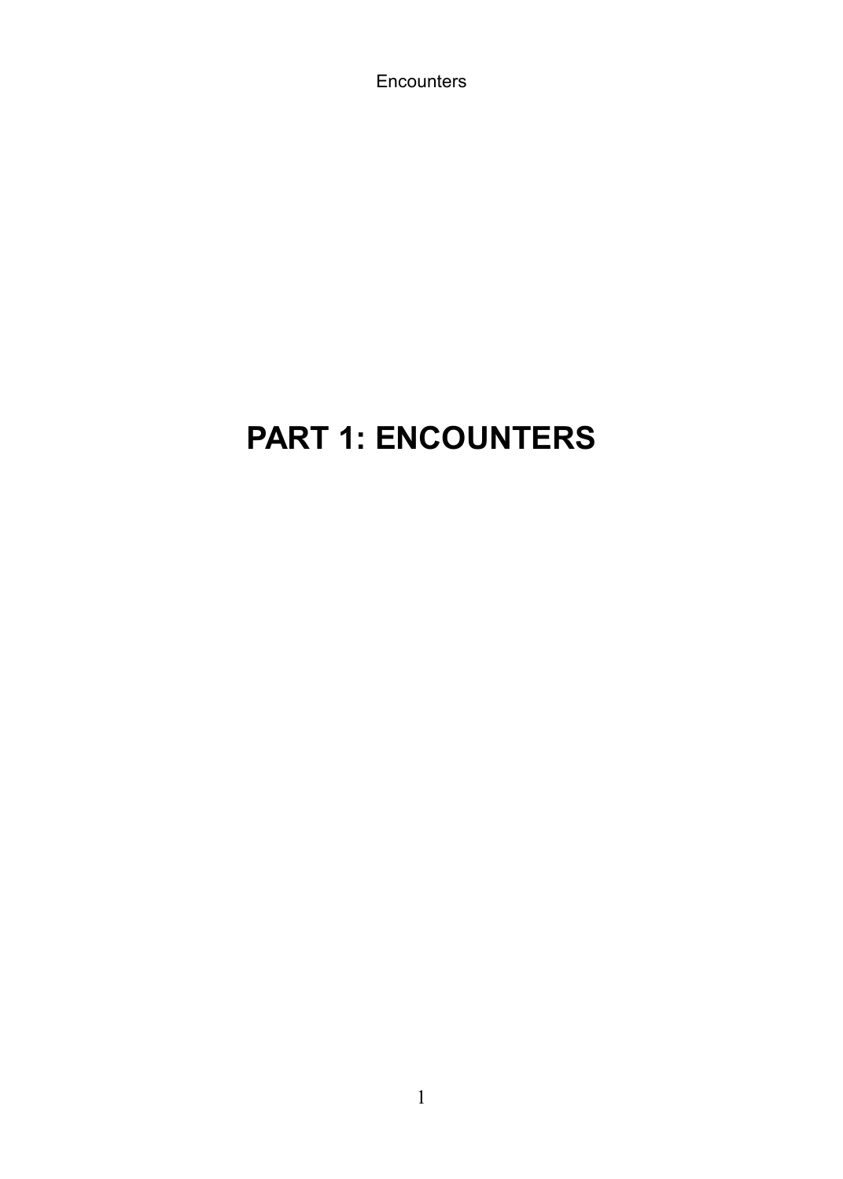# PART 1: ENCOUNTERS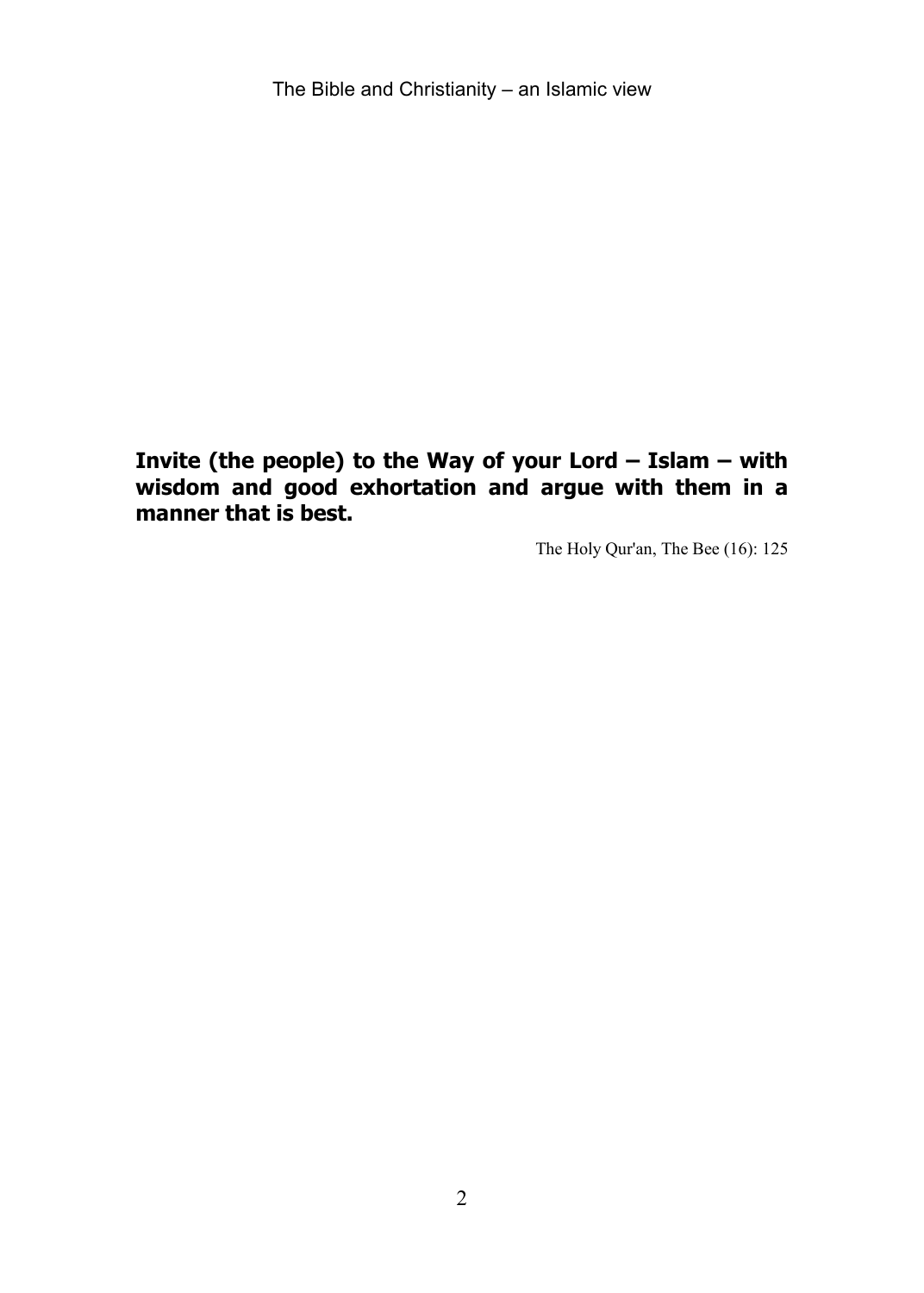**Invite (the people) to the Way of your Lord – Islam – with wisdom and good exhortation and argue with them in a manner that is best.**

The Holy Qur'an, The Bee (16): 125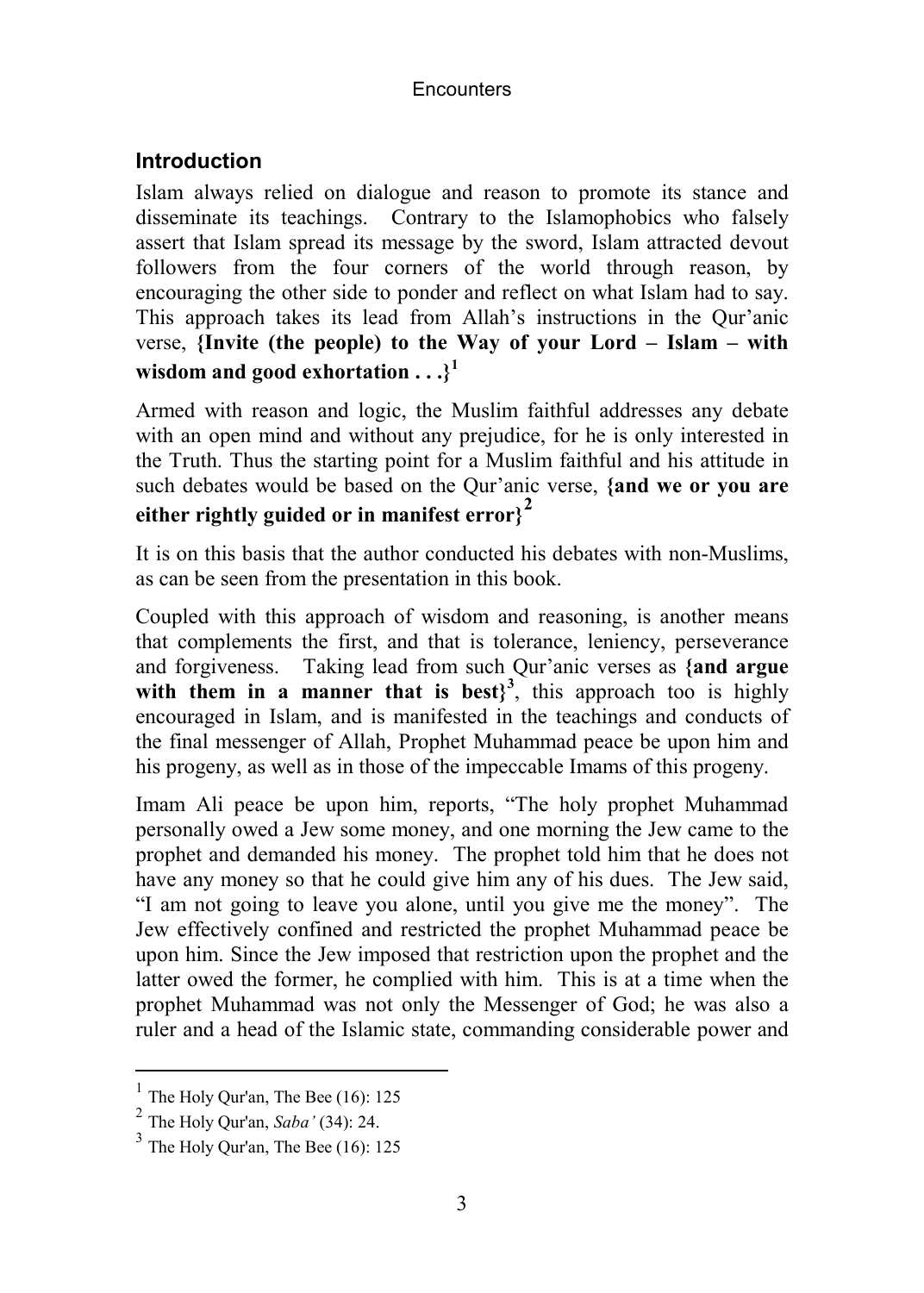## Introduction

Islam always relied on dialogue and reason to promote its stance and disseminate its teachings. Contrary to the Islamophobics who falsely assert that Islam spread its message by the sword, Islam attracted devout followers from the four corners of the world through reason, by encouraging the other side to ponder and reflect on what Islam had to say. This approach takes its lead from Allah's instructions in the Qur'anic verse, **{Invite (the people) to the Way of your Lord – Islam – with wisdom and good exhortation . . .}**[1]

Armed with reason and logic, the Muslim faithful addresses any debate with an open mind and without any prejudice, for he is only interested in the Truth. Thus the starting point for a Muslim faithful and his attitude in such debates would be based on the Qur'anic verse, **{and we or you are either rightly guided or in manifest error}**[2]

It is on this basis that the author conducted his debates with non-Muslims, as can be seen from the presentation in this book.

Coupled with this approach of wisdom and reasoning, is another means that complements the first, and that is tolerance, leniency, perseverance and forgiveness. Taking lead from such Qur'anic verses as **{and argue with them in a manner that is best}**[3], this approach too is highly encouraged in Islam, and is manifested in the teachings and conducts of the final messenger of Allah, Prophet Muhammad peace be upon him and his progeny, as well as in those of the impeccable Imams of this progeny.

Imam Ali peace be upon him, reports, "The holy prophet Muhammad personally owed a Jew some money, and one morning the Jew came to the prophet and demanded his money. The prophet told him that he does not have any money so that he could give him any of his dues. The Jew said, "I am not going to leave you alone, until you give me the money". The Jew effectively confined and restricted the prophet Muhammad peace be upon him. Since the Jew imposed that restriction upon the prophet and the latter owed the former, he complied with him. This is at a time when the prophet Muhammad was not only the Messenger of God; he was also a ruler and a head of the Islamic state, commanding considerable power and

---

[1] The Holy Qur'an, The Bee (16): 125

[2] The Holy Qur'an, *Saba'* (34): 24.

[3] The Holy Qur'an, The Bee (16): 125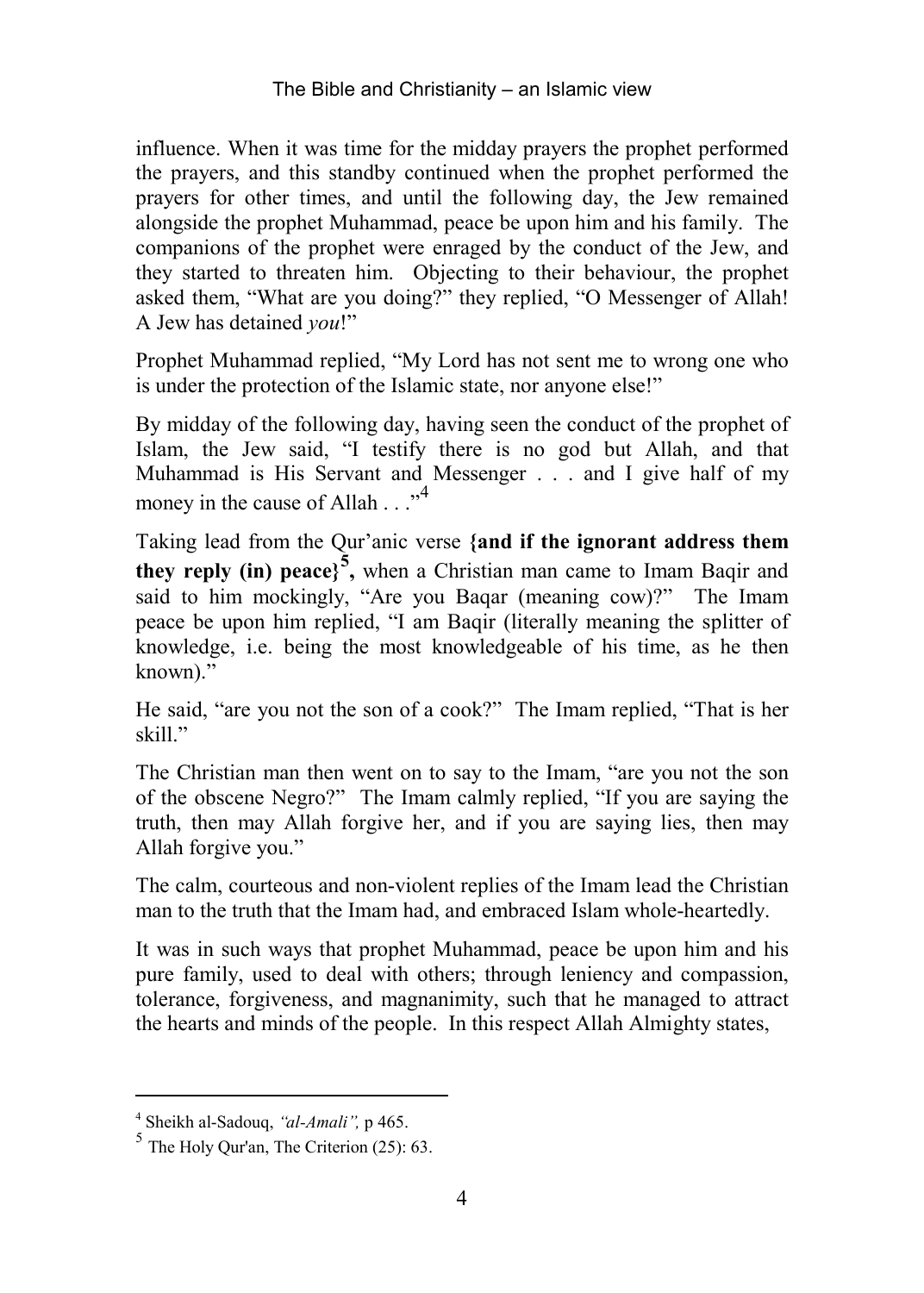influence. When it was time for the midday prayers the prophet performed the prayers, and this standby continued when the prophet performed the prayers for other times, and until the following day, the Jew remained alongside the prophet Muhammad, peace be upon him and his family. The companions of the prophet were enraged by the conduct of the Jew, and they started to threaten him. Objecting to their behaviour, the prophet asked them, "What are you doing?" they replied, "O Messenger of Allah! A Jew has detained *you*!"

Prophet Muhammad replied, "My Lord has not sent me to wrong one who is under the protection of the Islamic state, nor anyone else!"

By midday of the following day, having seen the conduct of the prophet of Islam, the Jew said, "I testify there is no god but Allah, and that Muhammad is His Servant and Messenger . . . and I give half of my money in the cause of Allah . . ."[4]

Taking lead from the Qur'anic verse **{and if the ignorant address them they reply (in) peace}[5],** when a Christian man came to Imam Baqir and said to him mockingly, "Are you Baqar (meaning cow)?" The Imam peace be upon him replied, "I am Baqir (literally meaning the splitter of knowledge, i.e. being the most knowledgeable of his time, as he then known)."

He said, "are you not the son of a cook?" The Imam replied, "That is her skill."

The Christian man then went on to say to the Imam, "are you not the son of the obscene Negro?" The Imam calmly replied, "If you are saying the truth, then may Allah forgive her, and if you are saying lies, then may Allah forgive you."

The calm, courteous and non-violent replies of the Imam lead the Christian man to the truth that the Imam had, and embraced Islam whole-heartedly.

It was in such ways that prophet Muhammad, peace be upon him and his pure family, used to deal with others; through leniency and compassion, tolerance, forgiveness, and magnanimity, such that he managed to attract the hearts and minds of the people. In this respect Allah Almighty states,

---

[4] Sheikh al-Sadouq, *"al-Amali",* p 465.

[5] The Holy Qur'an, The Criterion (25): 63.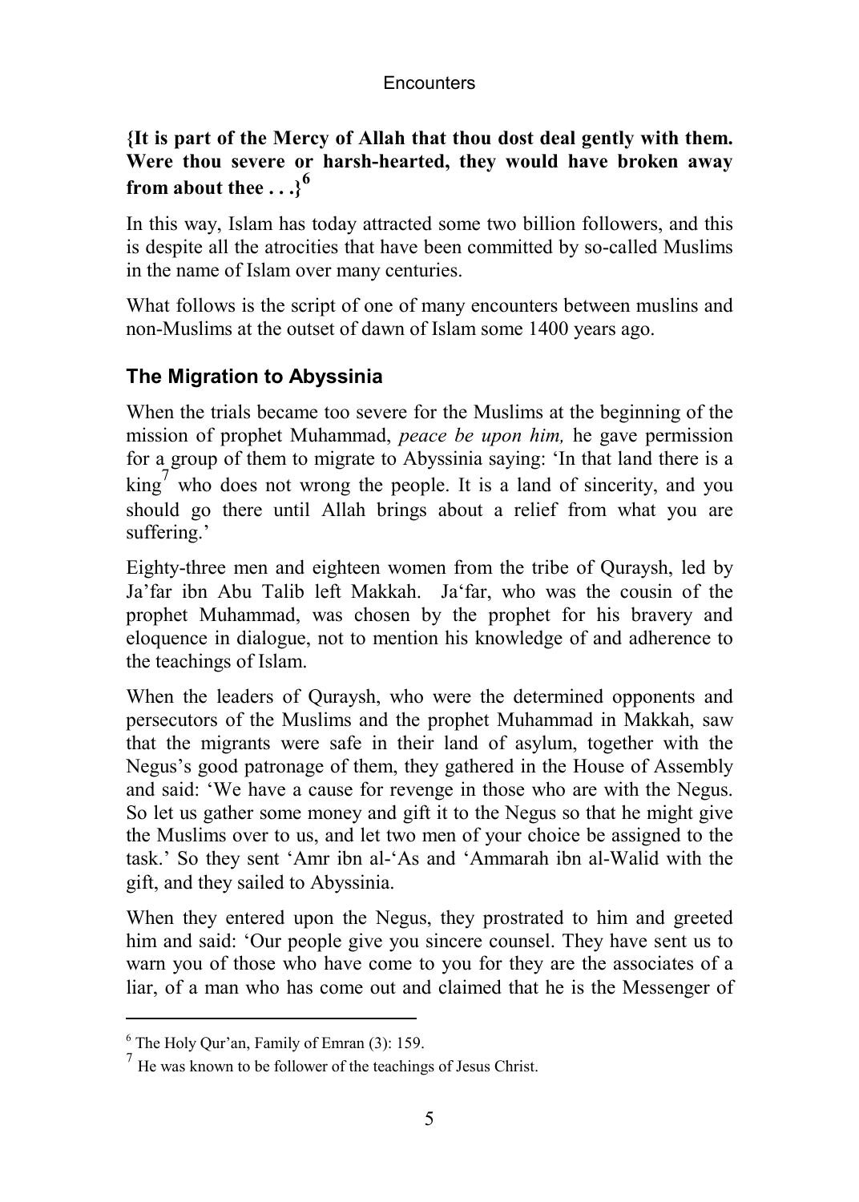**{It is part of the Mercy of Allah that thou dost deal gently with them. Were thou severe or harsh-hearted, they would have broken away from about thee . . .}[6]**

In this way, Islam has today attracted some two billion followers, and this is despite all the atrocities that have been committed by so-called Muslims in the name of Islam over many centuries.

What follows is the script of one of many encounters between muslins and non-Muslims at the outset of dawn of Islam some 1400 years ago.

## The Migration to Abyssinia

When the trials became too severe for the Muslims at the beginning of the mission of prophet Muhammad, *peace be upon him,* he gave permission for a group of them to migrate to Abyssinia saying: 'In that land there is a king[7] who does not wrong the people. It is a land of sincerity, and you should go there until Allah brings about a relief from what you are suffering.'

Eighty-three men and eighteen women from the tribe of Quraysh, led by Ja'far ibn Abu Talib left Makkah. Ja'far, who was the cousin of the prophet Muhammad, was chosen by the prophet for his bravery and eloquence in dialogue, not to mention his knowledge of and adherence to the teachings of Islam.

When the leaders of Quraysh, who were the determined opponents and persecutors of the Muslims and the prophet Muhammad in Makkah, saw that the migrants were safe in their land of asylum, together with the Negus's good patronage of them, they gathered in the House of Assembly and said: 'We have a cause for revenge in those who are with the Negus. So let us gather some money and gift it to the Negus so that he might give the Muslims over to us, and let two men of your choice be assigned to the task.' So they sent 'Amr ibn al-'As and 'Ammarah ibn al-Walid with the gift, and they sailed to Abyssinia.

When they entered upon the Negus, they prostrated to him and greeted him and said: 'Our people give you sincere counsel. They have sent us to warn you of those who have come to you for they are the associates of a liar, of a man who has come out and claimed that he is the Messenger of

---

[6] The Holy Qur'an, Family of Emran (3): 159.

[7] He was known to be follower of the teachings of Jesus Christ.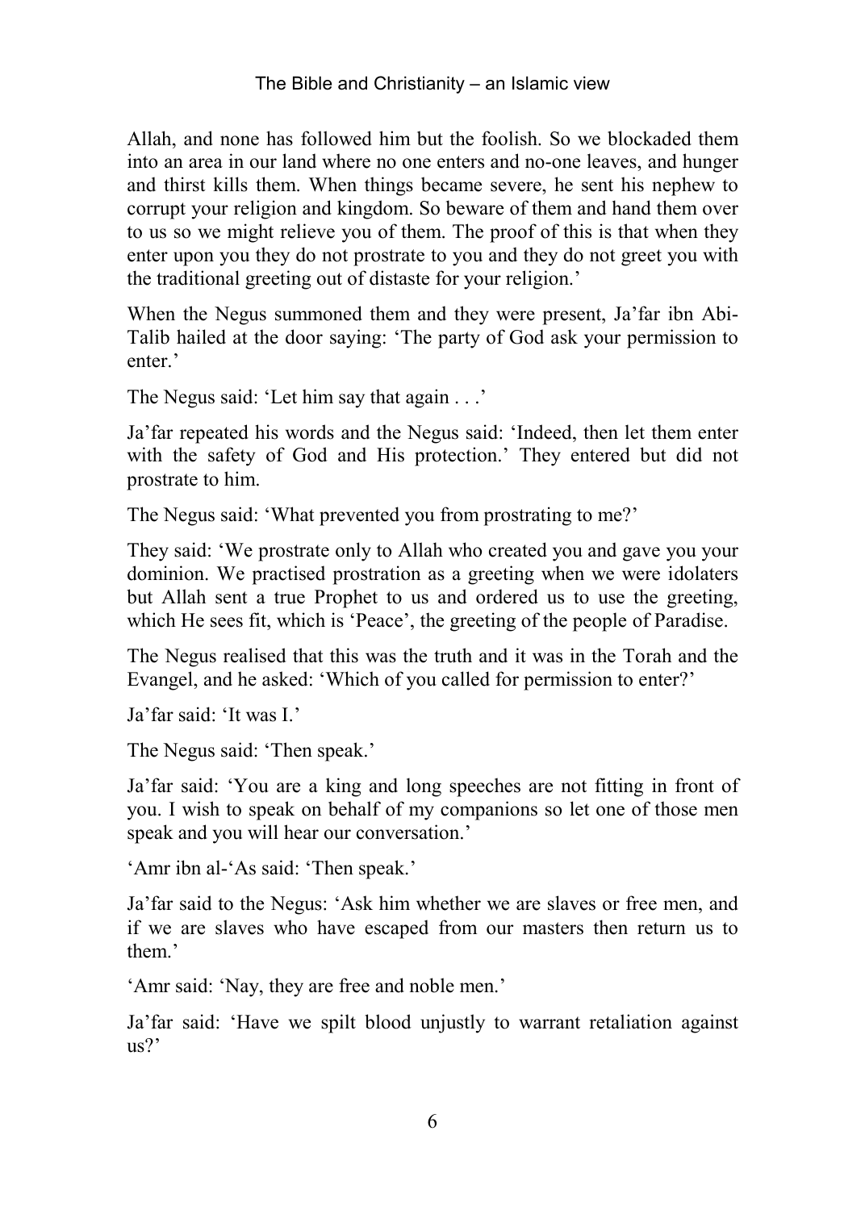Allah, and none has followed him but the foolish. So we blockaded them into an area in our land where no one enters and no-one leaves, and hunger and thirst kills them. When things became severe, he sent his nephew to corrupt your religion and kingdom. So beware of them and hand them over to us so we might relieve you of them. The proof of this is that when they enter upon you they do not prostrate to you and they do not greet you with the traditional greeting out of distaste for your religion.'

When the Negus summoned them and they were present, Ja'far ibn Abi-Talib hailed at the door saying: 'The party of God ask your permission to enter.'

The Negus said: 'Let him say that again . . .'

Ja'far repeated his words and the Negus said: 'Indeed, then let them enter with the safety of God and His protection.' They entered but did not prostrate to him.

The Negus said: 'What prevented you from prostrating to me?'

They said: 'We prostrate only to Allah who created you and gave you your dominion. We practised prostration as a greeting when we were idolaters but Allah sent a true Prophet to us and ordered us to use the greeting, which He sees fit, which is 'Peace', the greeting of the people of Paradise.

The Negus realised that this was the truth and it was in the Torah and the Evangel, and he asked: 'Which of you called for permission to enter?'

Ja'far said: 'It was I.'

The Negus said: 'Then speak.'

Ja'far said: 'You are a king and long speeches are not fitting in front of you. I wish to speak on behalf of my companions so let one of those men speak and you will hear our conversation.'

'Amr ibn al-'As said: 'Then speak.'

Ja'far said to the Negus: 'Ask him whether we are slaves or free men, and if we are slaves who have escaped from our masters then return us to them.'

'Amr said: 'Nay, they are free and noble men.'

Ja'far said: 'Have we spilt blood unjustly to warrant retaliation against us?'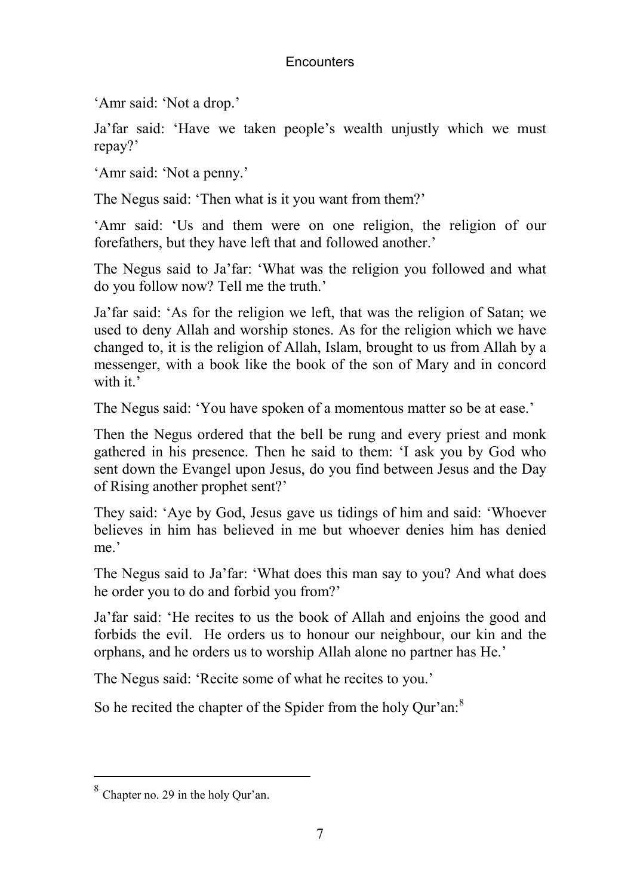'Amr said: 'Not a drop.'

Ja'far said: 'Have we taken people's wealth unjustly which we must repay?'

'Amr said: 'Not a penny.'

The Negus said: 'Then what is it you want from them?'

'Amr said: 'Us and them were on one religion, the religion of our forefathers, but they have left that and followed another.'

The Negus said to Ja'far: 'What was the religion you followed and what do you follow now? Tell me the truth.'

Ja'far said: 'As for the religion we left, that was the religion of Satan; we used to deny Allah and worship stones. As for the religion which we have changed to, it is the religion of Allah, Islam, brought to us from Allah by a messenger, with a book like the book of the son of Mary and in concord with it.'

The Negus said: 'You have spoken of a momentous matter so be at ease.'

Then the Negus ordered that the bell be rung and every priest and monk gathered in his presence. Then he said to them: 'I ask you by God who sent down the Evangel upon Jesus, do you find between Jesus and the Day of Rising another prophet sent?'

They said: 'Aye by God, Jesus gave us tidings of him and said: 'Whoever believes in him has believed in me but whoever denies him has denied me.'

The Negus said to Ja'far: 'What does this man say to you? And what does he order you to do and forbid you from?'

Ja'far said: 'He recites to us the book of Allah and enjoins the good and forbids the evil. He orders us to honour our neighbour, our kin and the orphans, and he orders us to worship Allah alone no partner has He.'

The Negus said: 'Recite some of what he recites to you.'

So he recited the chapter of the Spider from the holy Qur'an:[8]

---

[8] Chapter no. 29 in the holy Qur'an.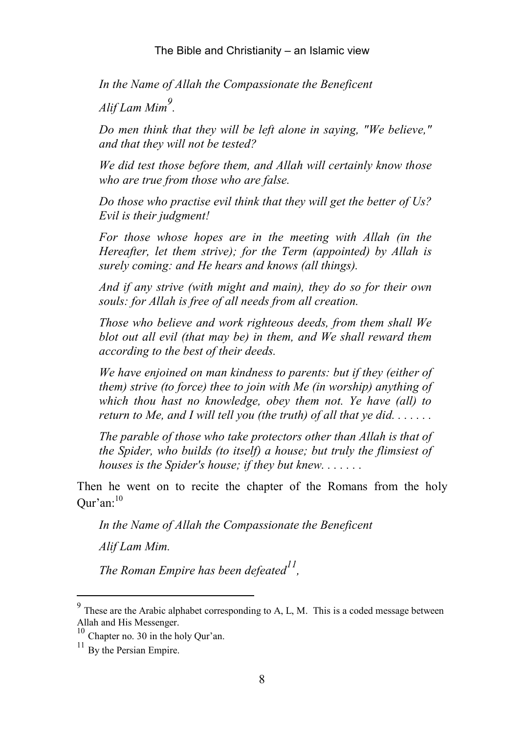*In the Name of Allah the Compassionate the Beneficent*

*Alif Lam Mim*[9]*.*

*Do men think that they will be left alone in saying, "We believe," and that they will not be tested?*

*We did test those before them, and Allah will certainly know those who are true from those who are false.*

*Do those who practise evil think that they will get the better of Us? Evil is their judgment!*

*For those whose hopes are in the meeting with Allah (in the Hereafter, let them strive); for the Term (appointed) by Allah is surely coming: and He hears and knows (all things).*

*And if any strive (with might and main), they do so for their own souls: for Allah is free of all needs from all creation.*

*Those who believe and work righteous deeds, from them shall We blot out all evil (that may be) in them, and We shall reward them according to the best of their deeds.*

*We have enjoined on man kindness to parents: but if they (either of them) strive (to force) thee to join with Me (in worship) anything of which thou hast no knowledge, obey them not. Ye have (all) to return to Me, and I will tell you (the truth) of all that ye did. . . . . . .*

*The parable of those who take protectors other than Allah is that of the Spider, who builds (to itself) a house; but truly the flimsiest of houses is the Spider's house; if they but knew. . . . . . .*

Then he went on to recite the chapter of the Romans from the holy Qur'an:[10]

*In the Name of Allah the Compassionate the Beneficent*

*Alif Lam Mim.*

*The Roman Empire has been defeated*[11]*,*

---

[9] These are the Arabic alphabet corresponding to A, L, M. This is a coded message between Allah and His Messenger.

[10] Chapter no. 30 in the holy Qur'an.

[11] By the Persian Empire.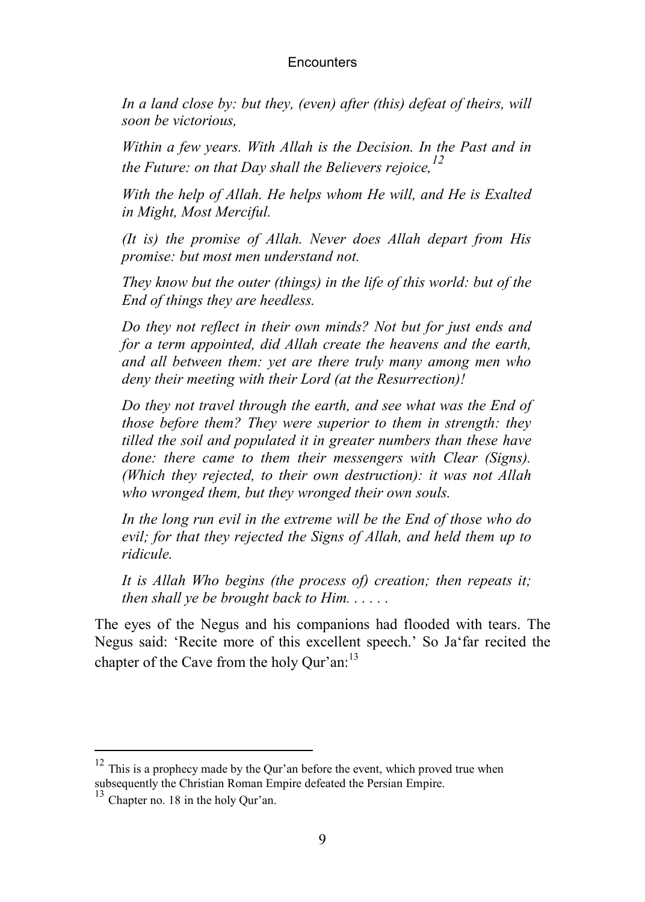*In a land close by: but they, (even) after (this) defeat of theirs, will soon be victorious,*

*Within a few years. With Allah is the Decision. In the Past and in the Future: on that Day shall the Believers rejoice,*[12]

*With the help of Allah. He helps whom He will, and He is Exalted in Might, Most Merciful.*

*(It is) the promise of Allah. Never does Allah depart from His promise: but most men understand not.*

*They know but the outer (things) in the life of this world: but of the End of things they are heedless.*

*Do they not reflect in their own minds? Not but for just ends and for a term appointed, did Allah create the heavens and the earth, and all between them: yet are there truly many among men who deny their meeting with their Lord (at the Resurrection)!*

*Do they not travel through the earth, and see what was the End of those before them? They were superior to them in strength: they tilled the soil and populated it in greater numbers than these have done: there came to them their messengers with Clear (Signs). (Which they rejected, to their own destruction): it was not Allah who wronged them, but they wronged their own souls.*

*In the long run evil in the extreme will be the End of those who do evil; for that they rejected the Signs of Allah, and held them up to ridicule.*

*It is Allah Who begins (the process of) creation; then repeats it; then shall ye be brought back to Him. . . . . .*

The eyes of the Negus and his companions had flooded with tears. The Negus said: 'Recite more of this excellent speech.' So Ja'far recited the chapter of the Cave from the holy Qur'an:[13]

---

[12] This is a prophecy made by the Qur'an before the event, which proved true when subsequently the Christian Roman Empire defeated the Persian Empire.

[13] Chapter no. 18 in the holy Qur'an.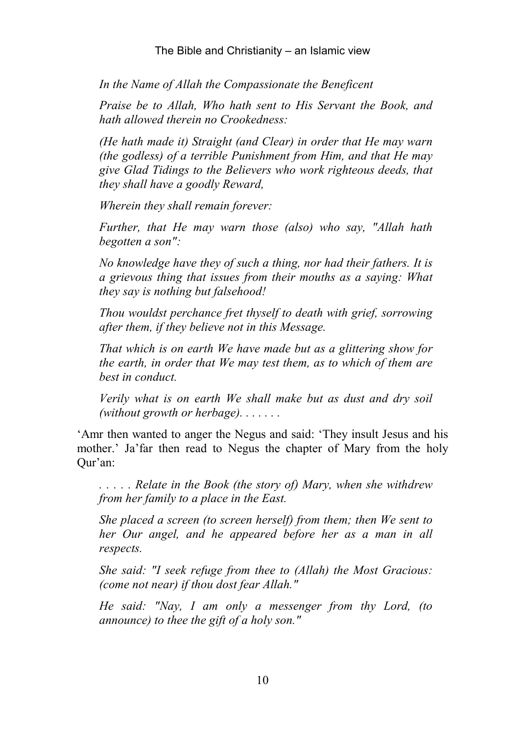*In the Name of Allah the Compassionate the Beneficent*

*Praise be to Allah, Who hath sent to His Servant the Book, and hath allowed therein no Crookedness:*

*(He hath made it) Straight (and Clear) in order that He may warn (the godless) of a terrible Punishment from Him, and that He may give Glad Tidings to the Believers who work righteous deeds, that they shall have a goodly Reward,*

*Wherein they shall remain forever:*

*Further, that He may warn those (also) who say, "Allah hath begotten a son":*

*No knowledge have they of such a thing, nor had their fathers. It is a grievous thing that issues from their mouths as a saying: What they say is nothing but falsehood!*

*Thou wouldst perchance fret thyself to death with grief, sorrowing after them, if they believe not in this Message.*

*That which is on earth We have made but as a glittering show for the earth, in order that We may test them, as to which of them are best in conduct.*

*Verily what is on earth We shall make but as dust and dry soil (without growth or herbage). . . . . . .*

'Amr then wanted to anger the Negus and said: 'They insult Jesus and his mother.' Ja'far then read to Negus the chapter of Mary from the holy Qur'an:

*. . . . . Relate in the Book (the story of) Mary, when she withdrew from her family to a place in the East.*

*She placed a screen (to screen herself) from them; then We sent to her Our angel, and he appeared before her as a man in all respects.*

*She said: "I seek refuge from thee to (Allah) the Most Gracious: (come not near) if thou dost fear Allah."*

*He said: "Nay, I am only a messenger from thy Lord, (to announce) to thee the gift of a holy son."*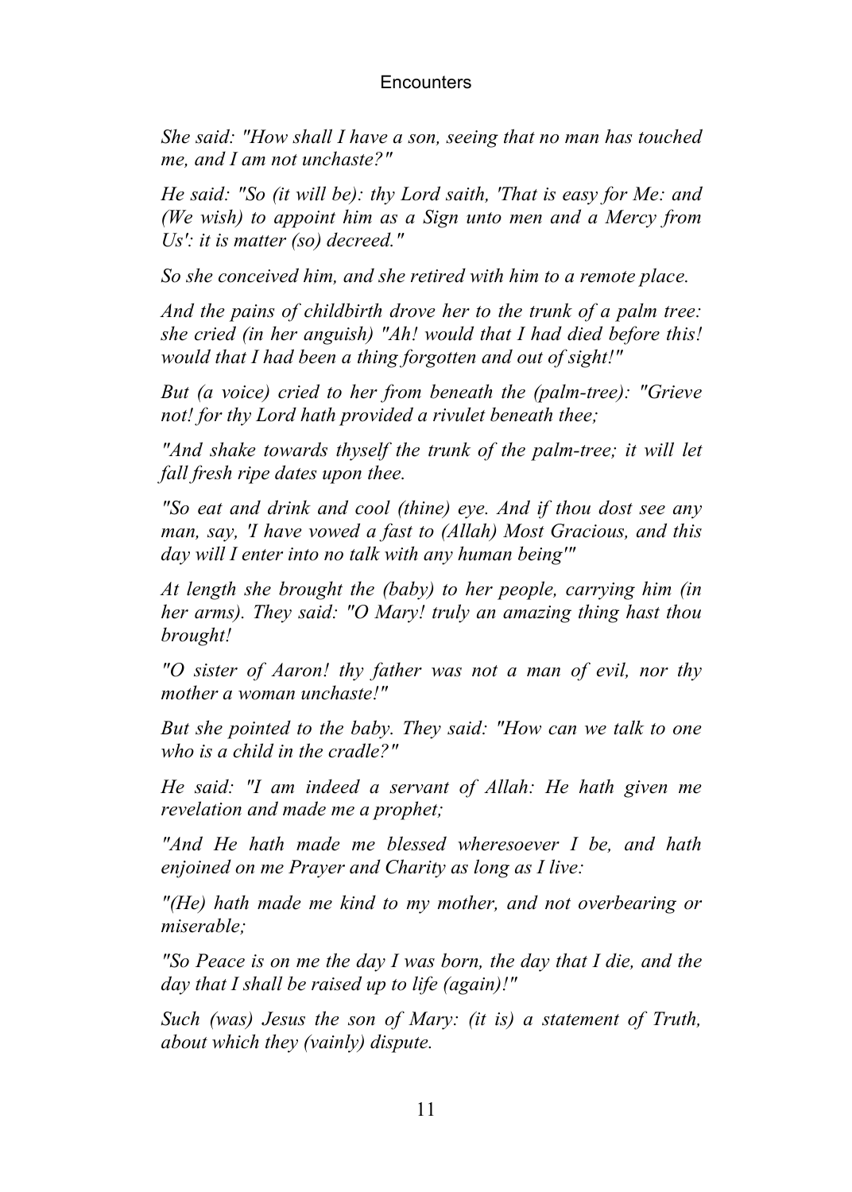*She said: "How shall I have a son, seeing that no man has touched me, and I am not unchaste?"*

*He said: "So (it will be): thy Lord saith, 'That is easy for Me: and (We wish) to appoint him as a Sign unto men and a Mercy from Us': it is matter (so) decreed."*

*So she conceived him, and she retired with him to a remote place.*

*And the pains of childbirth drove her to the trunk of a palm tree: she cried (in her anguish) "Ah! would that I had died before this! would that I had been a thing forgotten and out of sight!"*

*But (a voice) cried to her from beneath the (palm-tree): "Grieve not! for thy Lord hath provided a rivulet beneath thee;*

*"And shake towards thyself the trunk of the palm-tree; it will let fall fresh ripe dates upon thee.*

*"So eat and drink and cool (thine) eye. And if thou dost see any man, say, 'I have vowed a fast to (Allah) Most Gracious, and this day will I enter into no talk with any human being'"*

*At length she brought the (baby) to her people, carrying him (in her arms). They said: "O Mary! truly an amazing thing hast thou brought!*

*"O sister of Aaron! thy father was not a man of evil, nor thy mother a woman unchaste!"*

*But she pointed to the baby. They said: "How can we talk to one who is a child in the cradle?"*

*He said: "I am indeed a servant of Allah: He hath given me revelation and made me a prophet;*

*"And He hath made me blessed wheresoever I be, and hath enjoined on me Prayer and Charity as long as I live:*

*"(He) hath made me kind to my mother, and not overbearing or miserable;*

*"So Peace is on me the day I was born, the day that I die, and the day that I shall be raised up to life (again)!"*

*Such (was) Jesus the son of Mary: (it is) a statement of Truth, about which they (vainly) dispute.*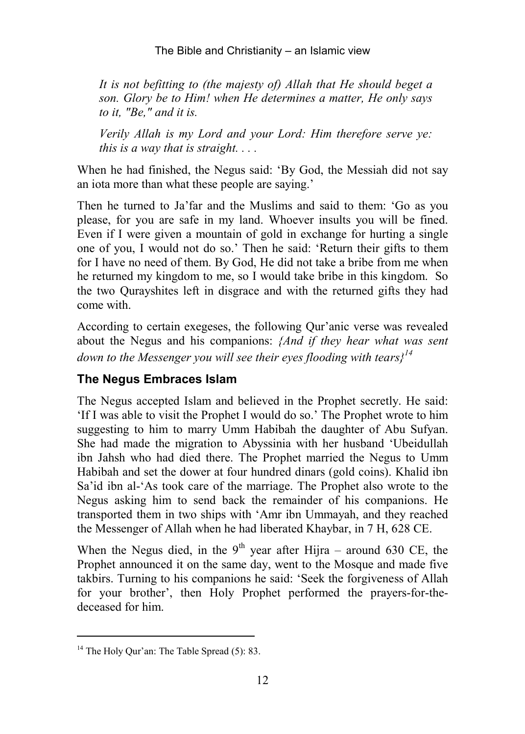*It is not befitting to (the majesty of) Allah that He should beget a son. Glory be to Him! when He determines a matter, He only says to it, "Be," and it is.*

*Verily Allah is my Lord and your Lord: Him therefore serve ye: this is a way that is straight. . . .*

When he had finished, the Negus said: 'By God, the Messiah did not say an iota more than what these people are saying.'

Then he turned to Ja'far and the Muslims and said to them: 'Go as you please, for you are safe in my land. Whoever insults you will be fined. Even if I were given a mountain of gold in exchange for hurting a single one of you, I would not do so.' Then he said: 'Return their gifts to them for I have no need of them. By God, He did not take a bribe from me when he returned my kingdom to me, so I would take bribe in this kingdom. So the two Qurayshites left in disgrace and with the returned gifts they had come with.

According to certain exegeses, the following Qur'anic verse was revealed about the Negus and his companions: *{And if they hear what was sent down to the Messenger you will see their eyes flooding with tears}*[14]

## The Negus Embraces Islam

The Negus accepted Islam and believed in the Prophet secretly. He said: 'If I was able to visit the Prophet I would do so.' The Prophet wrote to him suggesting to him to marry Umm Habibah the daughter of Abu Sufyan. She had made the migration to Abyssinia with her husband 'Ubeidullah ibn Jahsh who had died there. The Prophet married the Negus to Umm Habibah and set the dower at four hundred dinars (gold coins). Khalid ibn Sa'id ibn al-'As took care of the marriage. The Prophet also wrote to the Negus asking him to send back the remainder of his companions. He transported them in two ships with 'Amr ibn Ummayah, and they reached the Messenger of Allah when he had liberated Khaybar, in 7 H, 628 CE.

When the Negus died, in the 9th year after Hijra – around 630 CE, the Prophet announced it on the same day, went to the Mosque and made five takbirs. Turning to his companions he said: 'Seek the forgiveness of Allah for your brother', then Holy Prophet performed the prayers-for-the-deceased for him.

---

[14] The Holy Qur'an: The Table Spread (5): 83.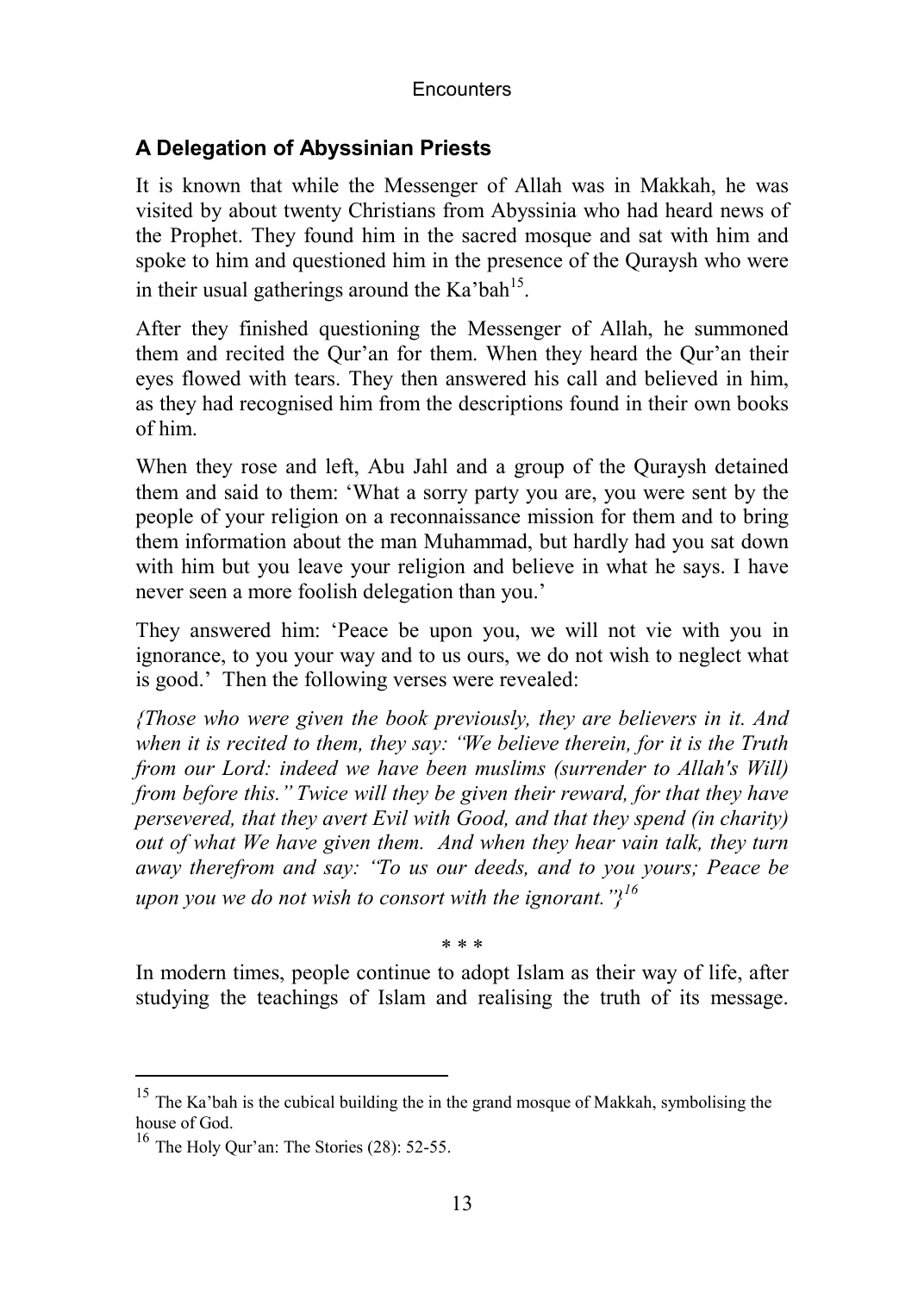## A Delegation of Abyssinian Priests

It is known that while the Messenger of Allah was in Makkah, he was visited by about twenty Christians from Abyssinia who had heard news of the Prophet. They found him in the sacred mosque and sat with him and spoke to him and questioned him in the presence of the Quraysh who were in their usual gatherings around the Ka'bah[15].

After they finished questioning the Messenger of Allah, he summoned them and recited the Qur'an for them. When they heard the Qur'an their eyes flowed with tears. They then answered his call and believed in him, as they had recognised him from the descriptions found in their own books of him.

When they rose and left, Abu Jahl and a group of the Quraysh detained them and said to them: 'What a sorry party you are, you were sent by the people of your religion on a reconnaissance mission for them and to bring them information about the man Muhammad, but hardly had you sat down with him but you leave your religion and believe in what he says. I have never seen a more foolish delegation than you.'

They answered him: 'Peace be upon you, we will not vie with you in ignorance, to you your way and to us ours, we do not wish to neglect what is good.' Then the following verses were revealed:

*{Those who were given the book previously, they are believers in it. And when it is recited to them, they say: "We believe therein, for it is the Truth from our Lord: indeed we have been muslims (surrender to Allah's Will) from before this." Twice will they be given their reward, for that they have persevered, that they avert Evil with Good, and that they spend (in charity) out of what We have given them. And when they hear vain talk, they turn away therefrom and say: "To us our deeds, and to you yours; Peace be upon you we do not wish to consort with the ignorant."}*[16]

\* \* \*

In modern times, people continue to adopt Islam as their way of life, after studying the teachings of Islam and realising the truth of its message.

---

[15] The Ka'bah is the cubical building the in the grand mosque of Makkah, symbolising the house of God.

[16] The Holy Qur'an: The Stories (28): 52-55.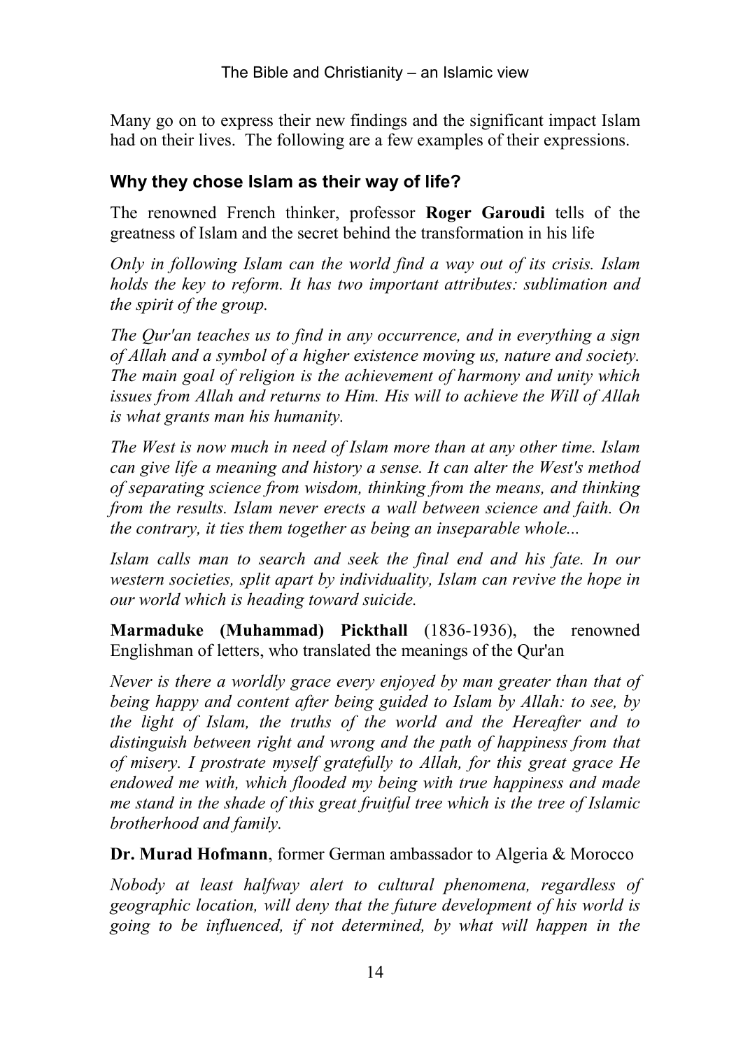Many go on to express their new findings and the significant impact Islam had on their lives. The following are a few examples of their expressions.

### Why they chose Islam as their way of life?

The renowned French thinker, professor **Roger Garoudi** tells of the greatness of Islam and the secret behind the transformation in his life

*Only in following Islam can the world find a way out of its crisis. Islam holds the key to reform. It has two important attributes: sublimation and the spirit of the group.*

*The Qur'an teaches us to find in any occurrence, and in everything a sign of Allah and a symbol of a higher existence moving us, nature and society. The main goal of religion is the achievement of harmony and unity which issues from Allah and returns to Him. His will to achieve the Will of Allah is what grants man his humanity.*

*The West is now much in need of Islam more than at any other time. Islam can give life a meaning and history a sense. It can alter the West's method of separating science from wisdom, thinking from the means, and thinking from the results. Islam never erects a wall between science and faith. On the contrary, it ties them together as being an inseparable whole...*

*Islam calls man to search and seek the final end and his fate. In our western societies, split apart by individuality, Islam can revive the hope in our world which is heading toward suicide.*

**Marmaduke (Muhammad) Pickthall** (1836-1936), the renowned Englishman of letters, who translated the meanings of the Qur'an

*Never is there a worldly grace every enjoyed by man greater than that of being happy and content after being guided to Islam by Allah: to see, by the light of Islam, the truths of the world and the Hereafter and to distinguish between right and wrong and the path of happiness from that of misery. I prostrate myself gratefully to Allah, for this great grace He endowed me with, which flooded my being with true happiness and made me stand in the shade of this great fruitful tree which is the tree of Islamic brotherhood and family.*

**Dr. Murad Hofmann**, former German ambassador to Algeria & Morocco

*Nobody at least halfway alert to cultural phenomena, regardless of geographic location, will deny that the future development of his world is going to be influenced, if not determined, by what will happen in the*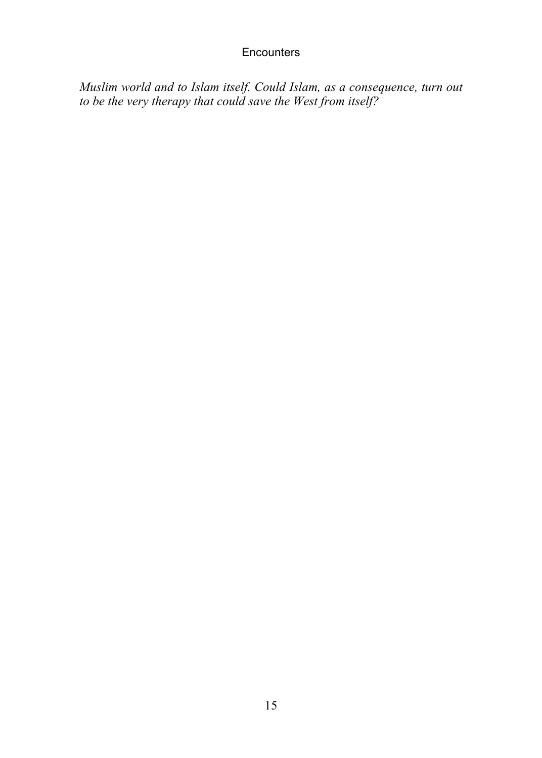*Muslim world and to Islam itself. Could Islam, as a consequence, turn out to be the very therapy that could save the West from itself?*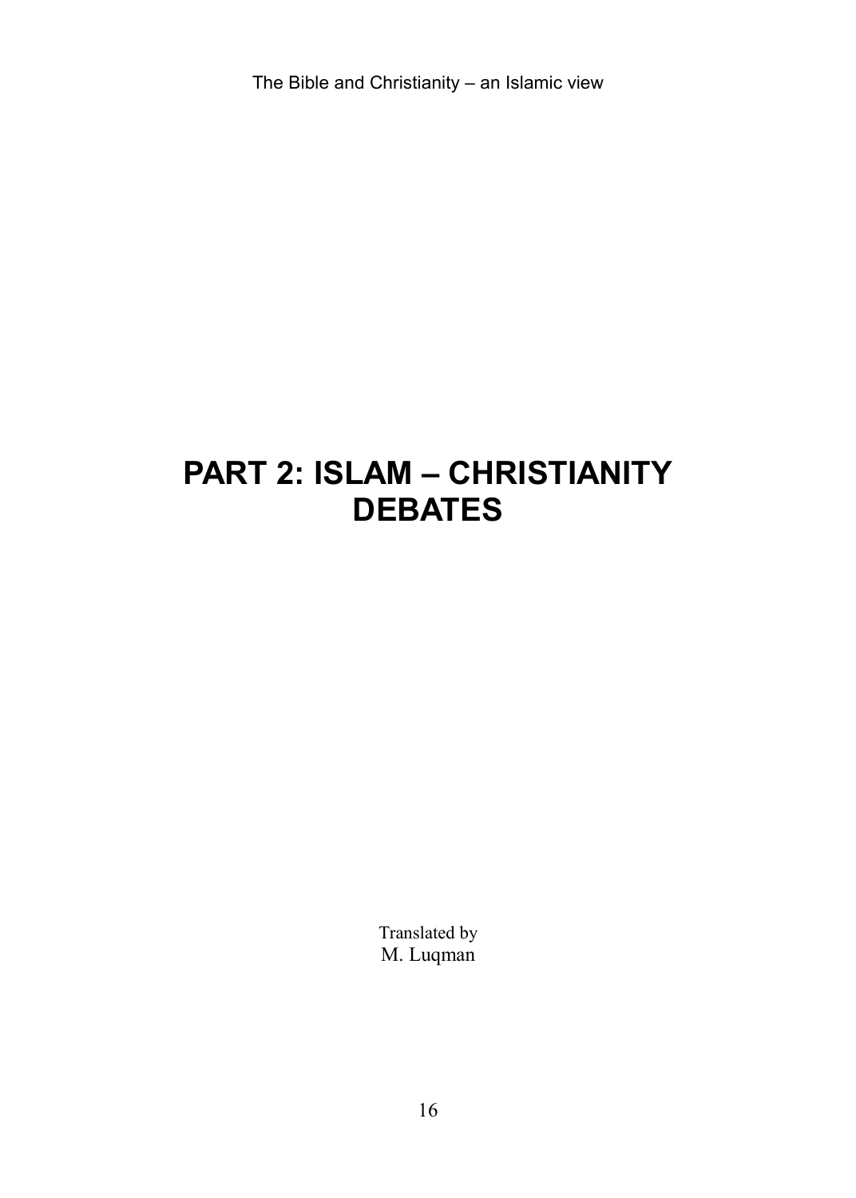# PART 2: ISLAM – CHRISTIANITY DEBATES

Translated by
M. Luqman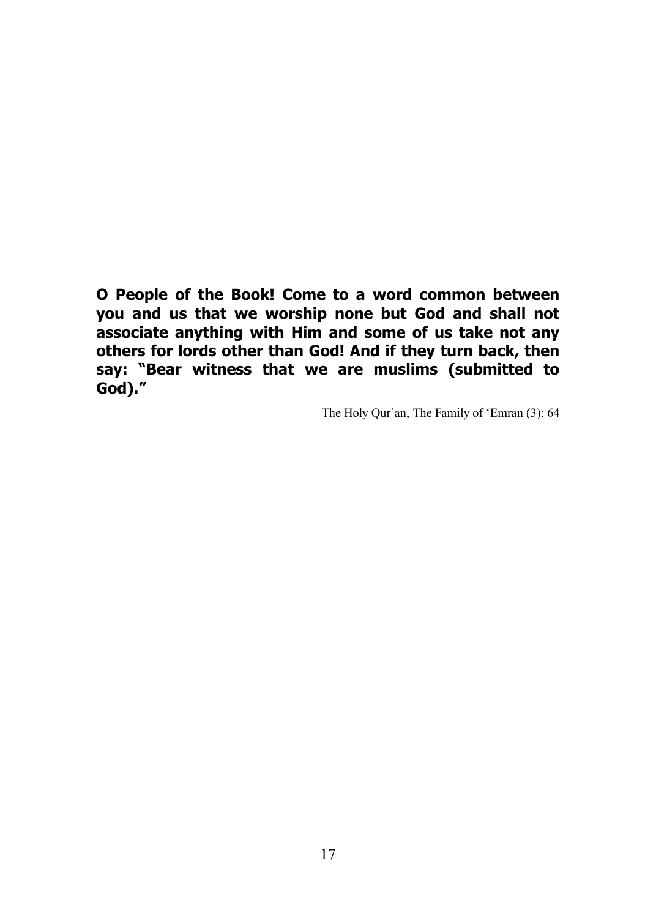**O People of the Book! Come to a word common between you and us that we worship none but God and shall not associate anything with Him and some of us take not any others for lords other than God! And if they turn back, then say: "Bear witness that we are muslims (submitted to God)."**

The Holy Qur'an, The Family of 'Emran (3): 64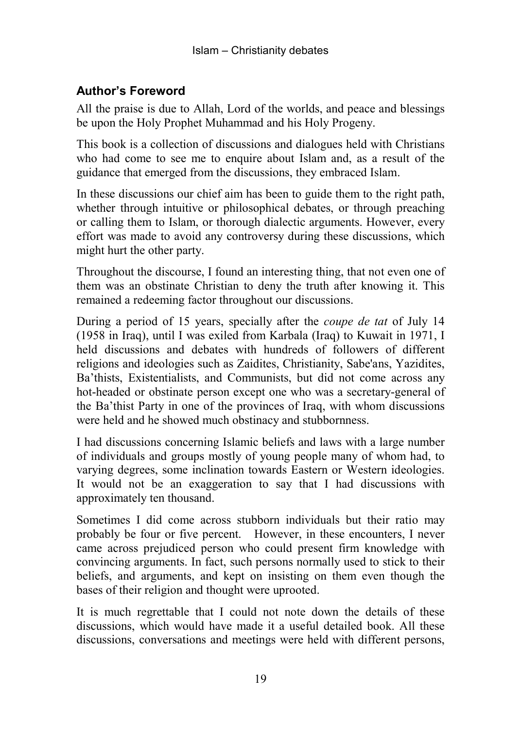## Author's Foreword

All the praise is due to Allah, Lord of the worlds, and peace and blessings be upon the Holy Prophet Muhammad and his Holy Progeny.

This book is a collection of discussions and dialogues held with Christians who had come to see me to enquire about Islam and, as a result of the guidance that emerged from the discussions, they embraced Islam.

In these discussions our chief aim has been to guide them to the right path, whether through intuitive or philosophical debates, or through preaching or calling them to Islam, or thorough dialectic arguments. However, every effort was made to avoid any controversy during these discussions, which might hurt the other party.

Throughout the discourse, I found an interesting thing, that not even one of them was an obstinate Christian to deny the truth after knowing it. This remained a redeeming factor throughout our discussions.

During a period of 15 years, specially after the *coupe de tat* of July 14 (1958 in Iraq), until I was exiled from Karbala (Iraq) to Kuwait in 1971, I held discussions and debates with hundreds of followers of different religions and ideologies such as Zaidites, Christianity, Sabe'ans, Yazidites, Ba'thists, Existentialists, and Communists, but did not come across any hot-headed or obstinate person except one who was a secretary-general of the Ba'thist Party in one of the provinces of Iraq, with whom discussions were held and he showed much obstinacy and stubbornness.

I had discussions concerning Islamic beliefs and laws with a large number of individuals and groups mostly of young people many of whom had, to varying degrees, some inclination towards Eastern or Western ideologies. It would not be an exaggeration to say that I had discussions with approximately ten thousand.

Sometimes I did come across stubborn individuals but their ratio may probably be four or five percent. However, in these encounters, I never came across prejudiced person who could present firm knowledge with convincing arguments. In fact, such persons normally used to stick to their beliefs, and arguments, and kept on insisting on them even though the bases of their religion and thought were uprooted.

It is much regrettable that I could not note down the details of these discussions, which would have made it a useful detailed book. All these discussions, conversations and meetings were held with different persons,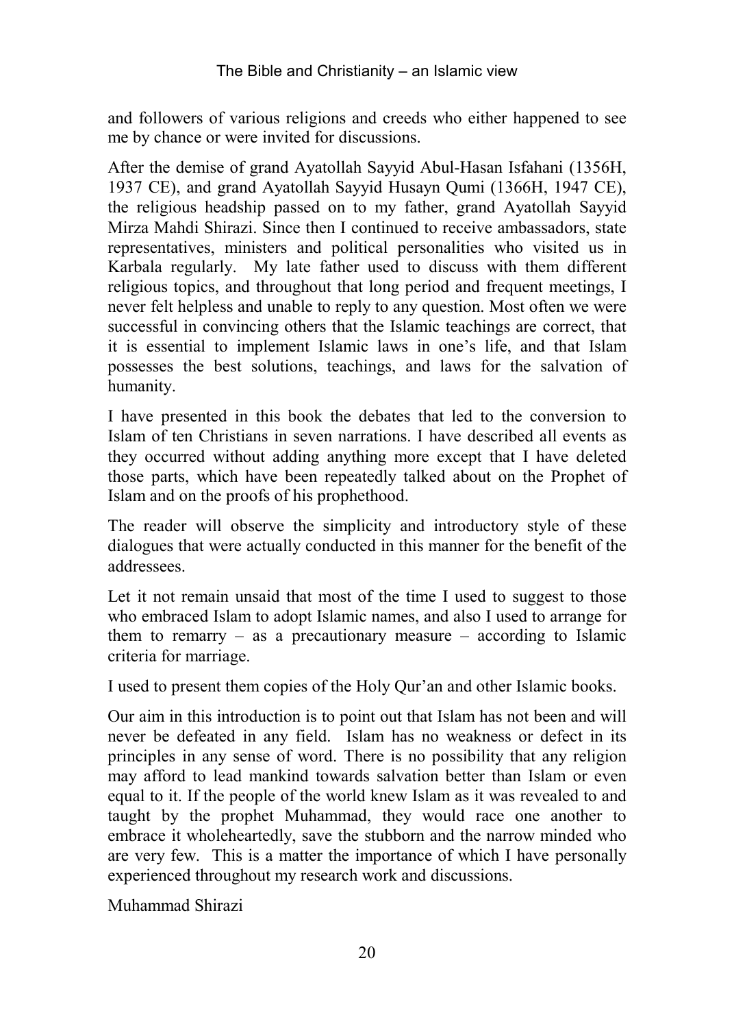and followers of various religions and creeds who either happened to see me by chance or were invited for discussions.

After the demise of grand Ayatollah Sayyid Abul-Hasan Isfahani (1356H, 1937 CE), and grand Ayatollah Sayyid Husayn Qumi (1366H, 1947 CE), the religious headship passed on to my father, grand Ayatollah Sayyid Mirza Mahdi Shirazi. Since then I continued to receive ambassadors, state representatives, ministers and political personalities who visited us in Karbala regularly. My late father used to discuss with them different religious topics, and throughout that long period and frequent meetings, I never felt helpless and unable to reply to any question. Most often we were successful in convincing others that the Islamic teachings are correct, that it is essential to implement Islamic laws in one's life, and that Islam possesses the best solutions, teachings, and laws for the salvation of humanity.

I have presented in this book the debates that led to the conversion to Islam of ten Christians in seven narrations. I have described all events as they occurred without adding anything more except that I have deleted those parts, which have been repeatedly talked about on the Prophet of Islam and on the proofs of his prophethood.

The reader will observe the simplicity and introductory style of these dialogues that were actually conducted in this manner for the benefit of the addressees.

Let it not remain unsaid that most of the time I used to suggest to those who embraced Islam to adopt Islamic names, and also I used to arrange for them to remarry – as a precautionary measure – according to Islamic criteria for marriage.

I used to present them copies of the Holy Qur'an and other Islamic books.

Our aim in this introduction is to point out that Islam has not been and will never be defeated in any field. Islam has no weakness or defect in its principles in any sense of word. There is no possibility that any religion may afford to lead mankind towards salvation better than Islam or even equal to it. If the people of the world knew Islam as it was revealed to and taught by the prophet Muhammad, they would race one another to embrace it wholeheartedly, save the stubborn and the narrow minded who are very few. This is a matter the importance of which I have personally experienced throughout my research work and discussions.

Muhammad Shirazi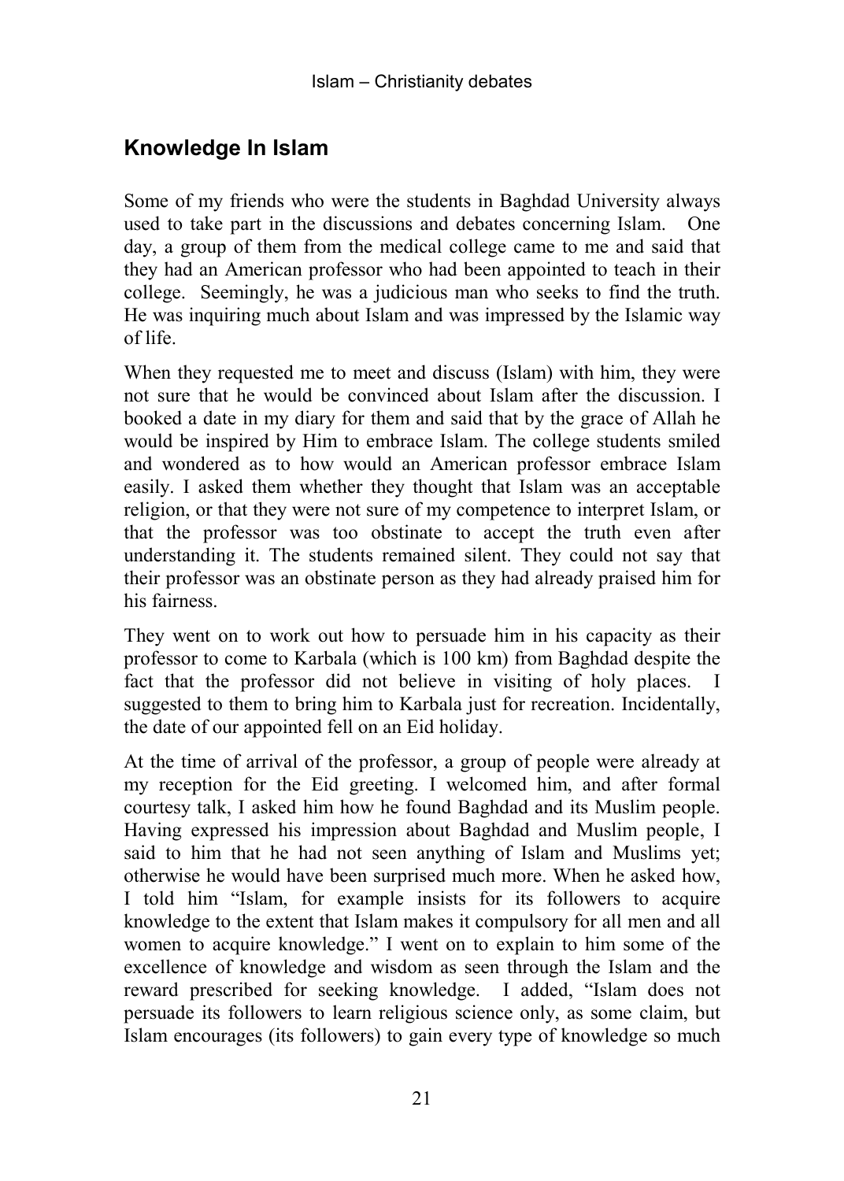## Knowledge In Islam

Some of my friends who were the students in Baghdad University always used to take part in the discussions and debates concerning Islam. One day, a group of them from the medical college came to me and said that they had an American professor who had been appointed to teach in their college. Seemingly, he was a judicious man who seeks to find the truth. He was inquiring much about Islam and was impressed by the Islamic way of life.

When they requested me to meet and discuss (Islam) with him, they were not sure that he would be convinced about Islam after the discussion. I booked a date in my diary for them and said that by the grace of Allah he would be inspired by Him to embrace Islam. The college students smiled and wondered as to how would an American professor embrace Islam easily. I asked them whether they thought that Islam was an acceptable religion, or that they were not sure of my competence to interpret Islam, or that the professor was too obstinate to accept the truth even after understanding it. The students remained silent. They could not say that their professor was an obstinate person as they had already praised him for his fairness.

They went on to work out how to persuade him in his capacity as their professor to come to Karbala (which is 100 km) from Baghdad despite the fact that the professor did not believe in visiting of holy places. I suggested to them to bring him to Karbala just for recreation. Incidentally, the date of our appointed fell on an Eid holiday.

At the time of arrival of the professor, a group of people were already at my reception for the Eid greeting. I welcomed him, and after formal courtesy talk, I asked him how he found Baghdad and its Muslim people. Having expressed his impression about Baghdad and Muslim people, I said to him that he had not seen anything of Islam and Muslims yet; otherwise he would have been surprised much more. When he asked how, I told him "Islam, for example insists for its followers to acquire knowledge to the extent that Islam makes it compulsory for all men and all women to acquire knowledge." I went on to explain to him some of the excellence of knowledge and wisdom as seen through the Islam and the reward prescribed for seeking knowledge. I added, "Islam does not persuade its followers to learn religious science only, as some claim, but Islam encourages (its followers) to gain every type of knowledge so much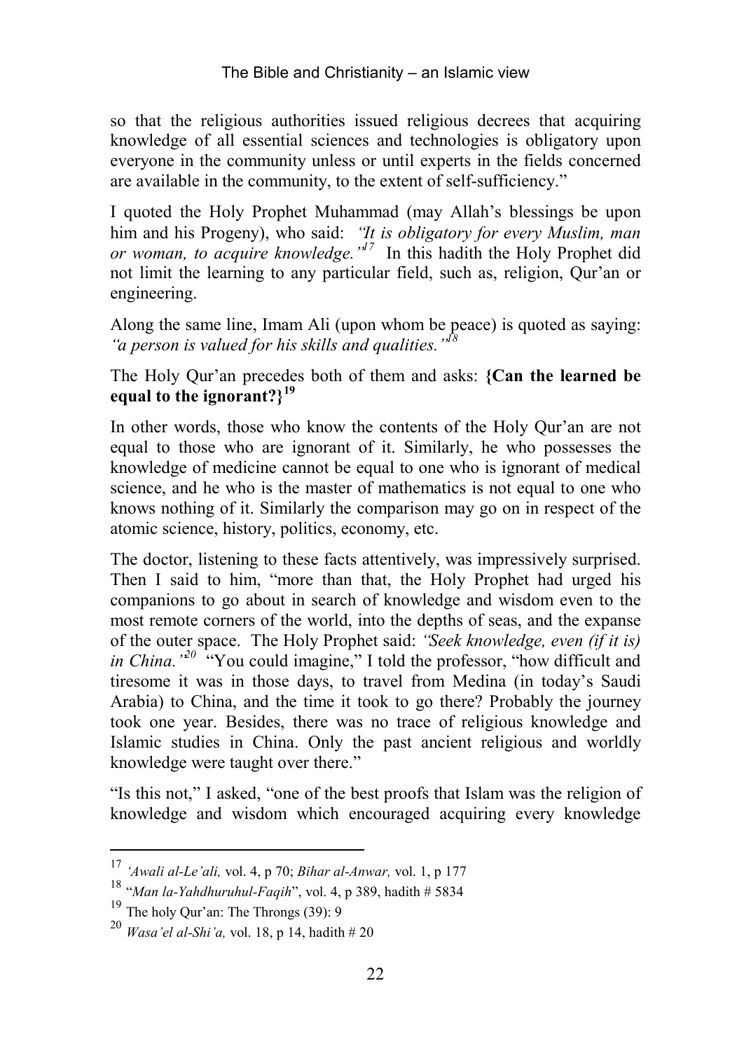so that the religious authorities issued religious decrees that acquiring knowledge of all essential sciences and technologies is obligatory upon everyone in the community unless or until experts in the fields concerned are available in the community, to the extent of self-sufficiency."

I quoted the Holy Prophet Muhammad (may Allah's blessings be upon him and his Progeny), who said: *"It is obligatory for every Muslim, man or woman, to acquire knowledge."*[17] In this hadith the Holy Prophet did not limit the learning to any particular field, such as, religion, Qur'an or engineering.

Along the same line, Imam Ali (upon whom be peace) is quoted as saying: *"a person is valued for his skills and qualities."*[18]

The Holy Qur'an precedes both of them and asks: **{Can the learned be equal to the ignorant?}**[19]

In other words, those who know the contents of the Holy Qur'an are not equal to those who are ignorant of it. Similarly, he who possesses the knowledge of medicine cannot be equal to one who is ignorant of medical science, and he who is the master of mathematics is not equal to one who knows nothing of it. Similarly the comparison may go on in respect of the atomic science, history, politics, economy, etc.

The doctor, listening to these facts attentively, was impressively surprised. Then I said to him, "more than that, the Holy Prophet had urged his companions to go about in search of knowledge and wisdom even to the most remote corners of the world, into the depths of seas, and the expanse of the outer space. The Holy Prophet said: *"Seek knowledge, even (if it is) in China."*[20] "You could imagine," I told the professor, "how difficult and tiresome it was in those days, to travel from Medina (in today's Saudi Arabia) to China, and the time it took to go there? Probably the journey took one year. Besides, there was no trace of religious knowledge and Islamic studies in China. Only the past ancient religious and worldly knowledge were taught over there."

"Is this not," I asked, "one of the best proofs that Islam was the religion of knowledge and wisdom which encouraged acquiring every knowledge

---

[17] *'Awali al-Le'ali,* vol. 4, p 70; *Bihar al-Anwar,* vol. 1, p 177

[18] "*Man la-Yahdhuruhul-Faqih*", vol. 4, p 389, hadith # 5834

[19] The holy Qur'an: The Throngs (39): 9

[20] *Wasa'el al-Shi'a,* vol. 18, p 14, hadith # 20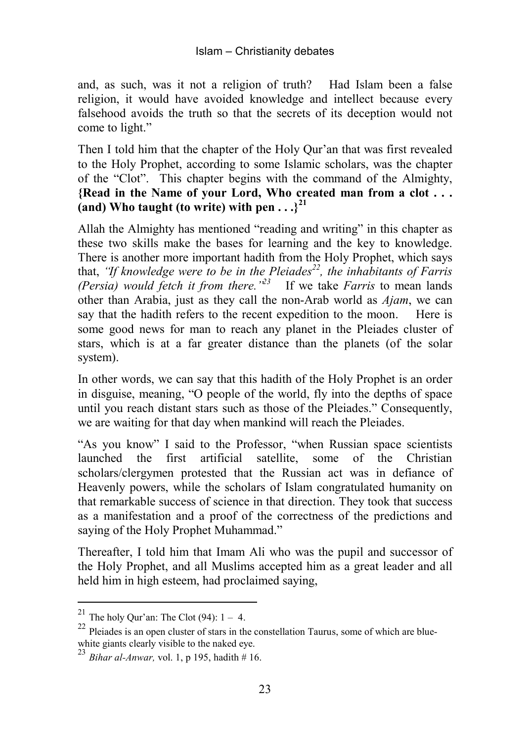and, as such, was it not a religion of truth? Had Islam been a false religion, it would have avoided knowledge and intellect because every falsehood avoids the truth so that the secrets of its deception would not come to light."

Then I told him that the chapter of the Holy Qur'an that was first revealed to the Holy Prophet, according to some Islamic scholars, was the chapter of the "Clot". This chapter begins with the command of the Almighty, **{Read in the Name of your Lord, Who created man from a clot . . . (and) Who taught (to write) with pen . . .}**[21]

Allah the Almighty has mentioned "reading and writing" in this chapter as these two skills make the bases for learning and the key to knowledge. There is another more important hadith from the Holy Prophet, which says that, *"If knowledge were to be in the Pleiades[22], the inhabitants of Farris (Persia) would fetch it from there."[23]* If we take *Farris* to mean lands other than Arabia, just as they call the non-Arab world as *Ajam*, we can say that the hadith refers to the recent expedition to the moon. Here is some good news for man to reach any planet in the Pleiades cluster of stars, which is at a far greater distance than the planets (of the solar system).

In other words, we can say that this hadith of the Holy Prophet is an order in disguise, meaning, "O people of the world, fly into the depths of space until you reach distant stars such as those of the Pleiades." Consequently, we are waiting for that day when mankind will reach the Pleiades.

"As you know" I said to the Professor, "when Russian space scientists launched the first artificial satellite, some of the Christian scholars/clergymen protested that the Russian act was in defiance of Heavenly powers, while the scholars of Islam congratulated humanity on that remarkable success of science in that direction. They took that success as a manifestation and a proof of the correctness of the predictions and saying of the Holy Prophet Muhammad."

Thereafter, I told him that Imam Ali who was the pupil and successor of the Holy Prophet, and all Muslims accepted him as a great leader and all held him in high esteem, had proclaimed saying,

---

[21] The holy Qur'an: The Clot (94): 1 – 4.

[22] Pleiades is an open cluster of stars in the constellation Taurus, some of which are blue-white giants clearly visible to the naked eye.

[23] *Bihar al-Anwar,* vol. 1, p 195, hadith # 16.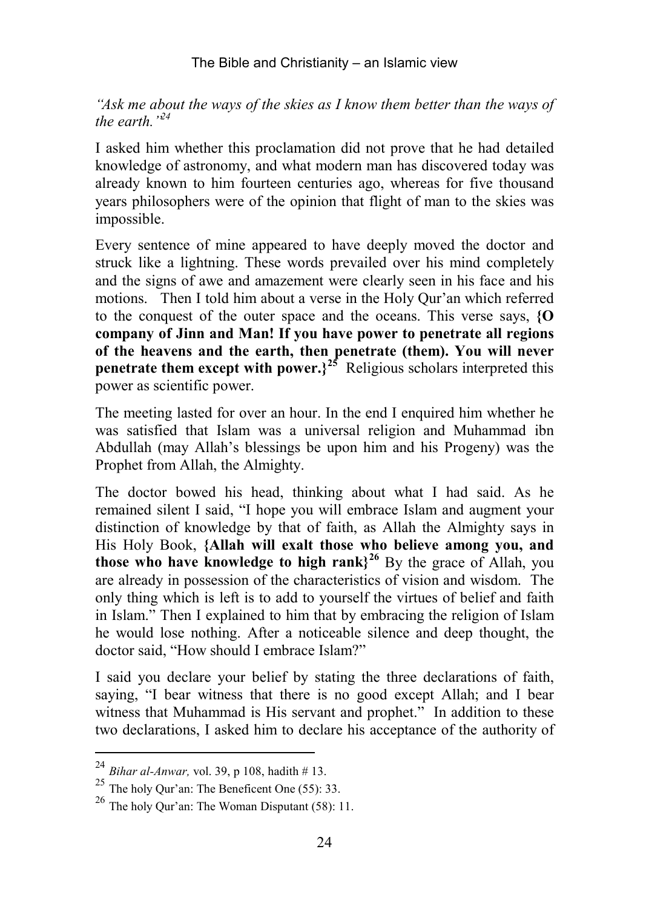*"Ask me about the ways of the skies as I know them better than the ways of the earth."*[24]

I asked him whether this proclamation did not prove that he had detailed knowledge of astronomy, and what modern man has discovered today was already known to him fourteen centuries ago, whereas for five thousand years philosophers were of the opinion that flight of man to the skies was impossible.

Every sentence of mine appeared to have deeply moved the doctor and struck like a lightning. These words prevailed over his mind completely and the signs of awe and amazement were clearly seen in his face and his motions. Then I told him about a verse in the Holy Qur'an which referred to the conquest of the outer space and the oceans. This verse says, **{O company of Jinn and Man! If you have power to penetrate all regions of the heavens and the earth, then penetrate (them). You will never penetrate them except with power.}**[25] Religious scholars interpreted this power as scientific power.

The meeting lasted for over an hour. In the end I enquired him whether he was satisfied that Islam was a universal religion and Muhammad ibn Abdullah (may Allah's blessings be upon him and his Progeny) was the Prophet from Allah, the Almighty.

The doctor bowed his head, thinking about what I had said. As he remained silent I said, "I hope you will embrace Islam and augment your distinction of knowledge by that of faith, as Allah the Almighty says in His Holy Book, **{Allah will exalt those who believe among you, and those who have knowledge to high rank}**[26] By the grace of Allah, you are already in possession of the characteristics of vision and wisdom. The only thing which is left is to add to yourself the virtues of belief and faith in Islam." Then I explained to him that by embracing the religion of Islam he would lose nothing. After a noticeable silence and deep thought, the doctor said, "How should I embrace Islam?"

I said you declare your belief by stating the three declarations of faith, saying, "I bear witness that there is no good except Allah; and I bear witness that Muhammad is His servant and prophet." In addition to these two declarations, I asked him to declare his acceptance of the authority of

---

[24] *Bihar al-Anwar,* vol. 39, p 108, hadith # 13.

[25] The holy Qur'an: The Beneficent One (55): 33.

[26] The holy Qur'an: The Woman Disputant (58): 11.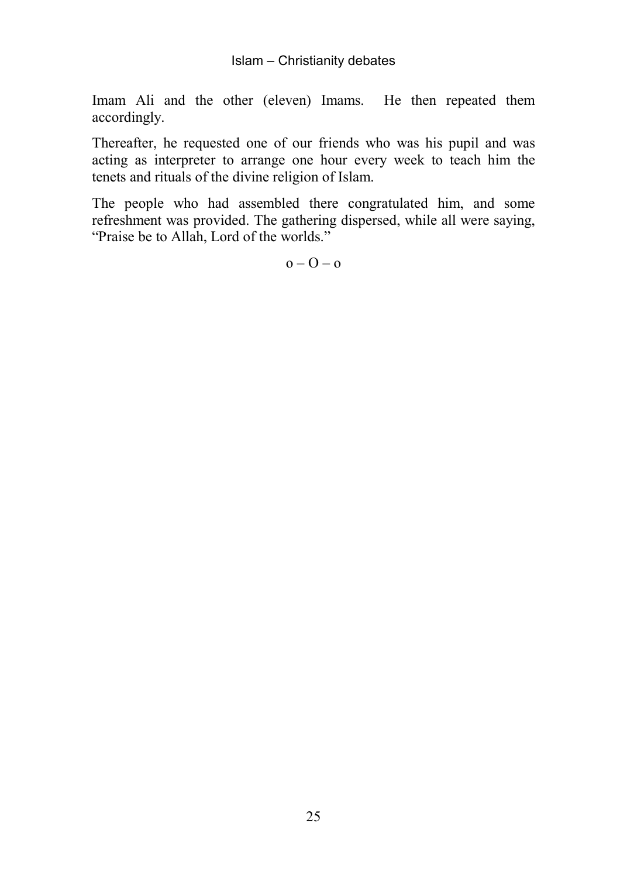Imam Ali and the other (eleven) Imams. He then repeated them accordingly.

Thereafter, he requested one of our friends who was his pupil and was acting as interpreter to arrange one hour every week to teach him the tenets and rituals of the divine religion of Islam.

The people who had assembled there congratulated him, and some refreshment was provided. The gathering dispersed, while all were saying, “Praise be to Allah, Lord of the worlds.”

o – O – o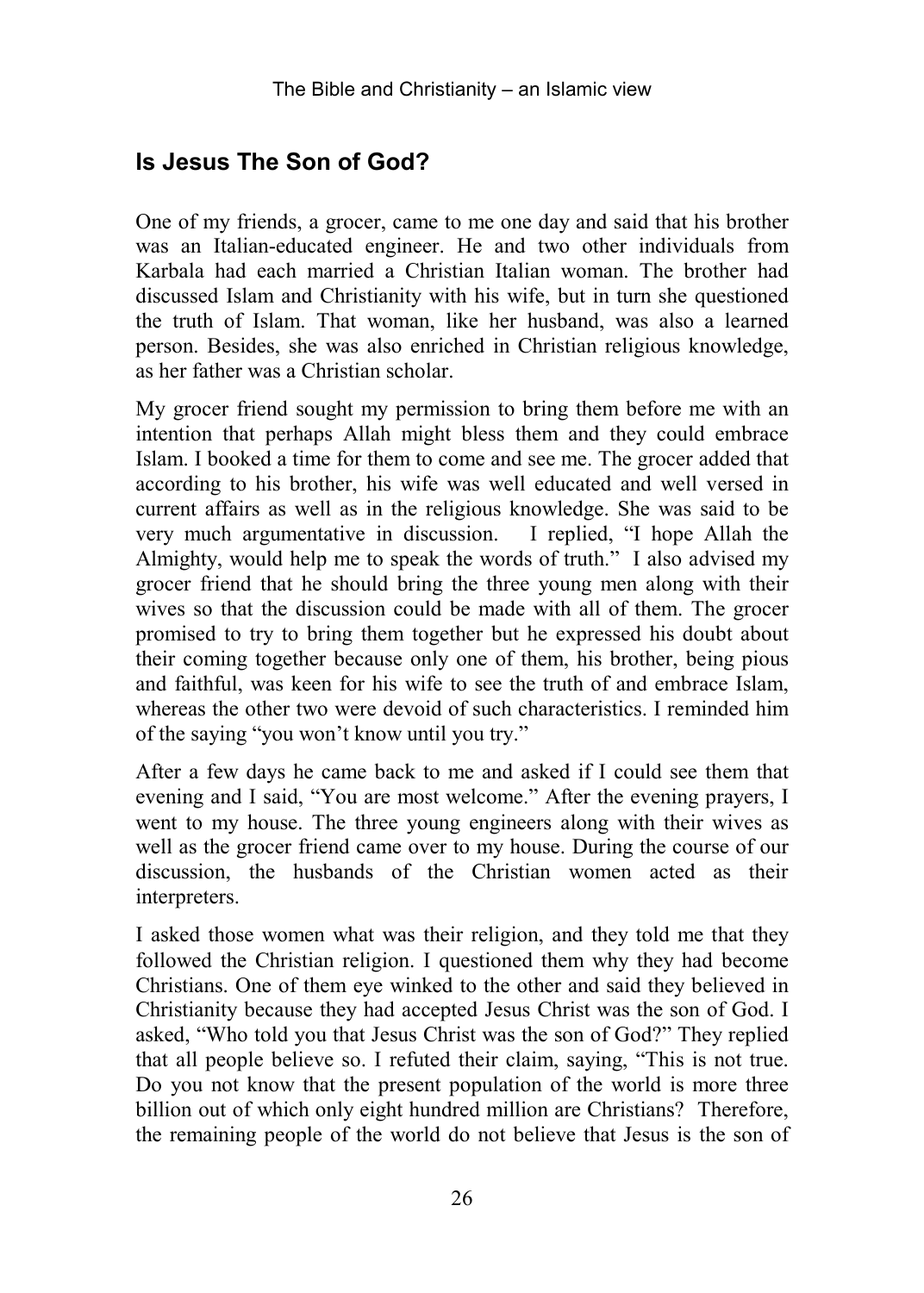## Is Jesus The Son of God?

One of my friends, a grocer, came to me one day and said that his brother was an Italian-educated engineer. He and two other individuals from Karbala had each married a Christian Italian woman. The brother had discussed Islam and Christianity with his wife, but in turn she questioned the truth of Islam. That woman, like her husband, was also a learned person. Besides, she was also enriched in Christian religious knowledge, as her father was a Christian scholar.

My grocer friend sought my permission to bring them before me with an intention that perhaps Allah might bless them and they could embrace Islam. I booked a time for them to come and see me. The grocer added that according to his brother, his wife was well educated and well versed in current affairs as well as in the religious knowledge. She was said to be very much argumentative in discussion. I replied, "I hope Allah the Almighty, would help me to speak the words of truth." I also advised my grocer friend that he should bring the three young men along with their wives so that the discussion could be made with all of them. The grocer promised to try to bring them together but he expressed his doubt about their coming together because only one of them, his brother, being pious and faithful, was keen for his wife to see the truth of and embrace Islam, whereas the other two were devoid of such characteristics. I reminded him of the saying "you won't know until you try."

After a few days he came back to me and asked if I could see them that evening and I said, "You are most welcome." After the evening prayers, I went to my house. The three young engineers along with their wives as well as the grocer friend came over to my house. During the course of our discussion, the husbands of the Christian women acted as their interpreters.

I asked those women what was their religion, and they told me that they followed the Christian religion. I questioned them why they had become Christians. One of them eye winked to the other and said they believed in Christianity because they had accepted Jesus Christ was the son of God. I asked, "Who told you that Jesus Christ was the son of God?" They replied that all people believe so. I refuted their claim, saying, "This is not true. Do you not know that the present population of the world is more three billion out of which only eight hundred million are Christians? Therefore, the remaining people of the world do not believe that Jesus is the son of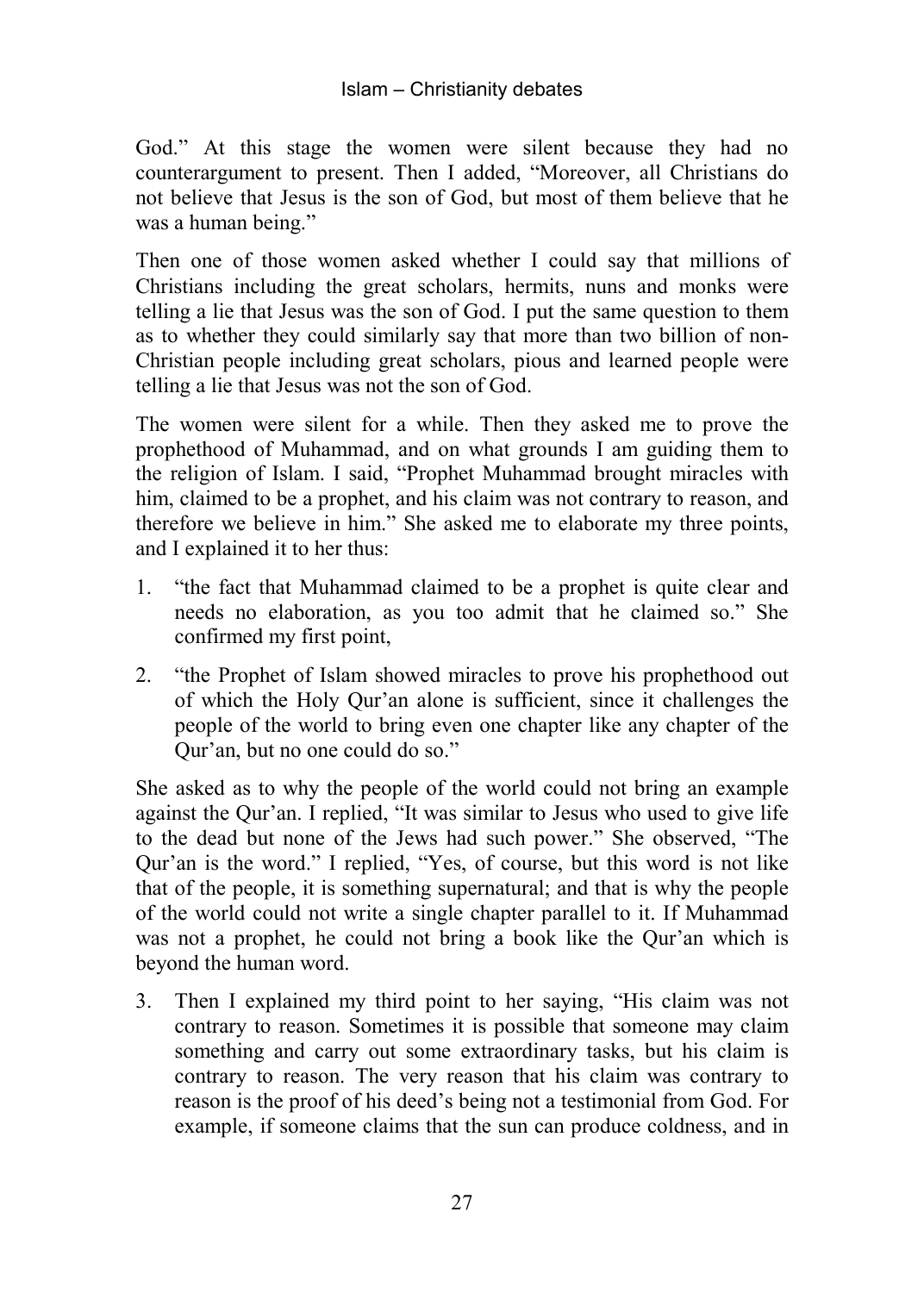God." At this stage the women were silent because they had no counterargument to present. Then I added, "Moreover, all Christians do not believe that Jesus is the son of God, but most of them believe that he was a human being."

Then one of those women asked whether I could say that millions of Christians including the great scholars, hermits, nuns and monks were telling a lie that Jesus was the son of God. I put the same question to them as to whether they could similarly say that more than two billion of non-Christian people including great scholars, pious and learned people were telling a lie that Jesus was not the son of God.

The women were silent for a while. Then they asked me to prove the prophethood of Muhammad, and on what grounds I am guiding them to the religion of Islam. I said, "Prophet Muhammad brought miracles with him, claimed to be a prophet, and his claim was not contrary to reason, and therefore we believe in him." She asked me to elaborate my three points, and I explained it to her thus:

1. "the fact that Muhammad claimed to be a prophet is quite clear and needs no elaboration, as you too admit that he claimed so." She confirmed my first point,
2. "the Prophet of Islam showed miracles to prove his prophethood out of which the Holy Qur'an alone is sufficient, since it challenges the people of the world to bring even one chapter like any chapter of the Qur'an, but no one could do so."

She asked as to why the people of the world could not bring an example against the Qur'an. I replied, "It was similar to Jesus who used to give life to the dead but none of the Jews had such power." She observed, "The Qur'an is the word." I replied, "Yes, of course, but this word is not like that of the people, it is something supernatural; and that is why the people of the world could not write a single chapter parallel to it. If Muhammad was not a prophet, he could not bring a book like the Qur'an which is beyond the human word.

3. Then I explained my third point to her saying, "His claim was not contrary to reason. Sometimes it is possible that someone may claim something and carry out some extraordinary tasks, but his claim is contrary to reason. The very reason that his claim was contrary to reason is the proof of his deed's being not a testimonial from God. For example, if someone claims that the sun can produce coldness, and in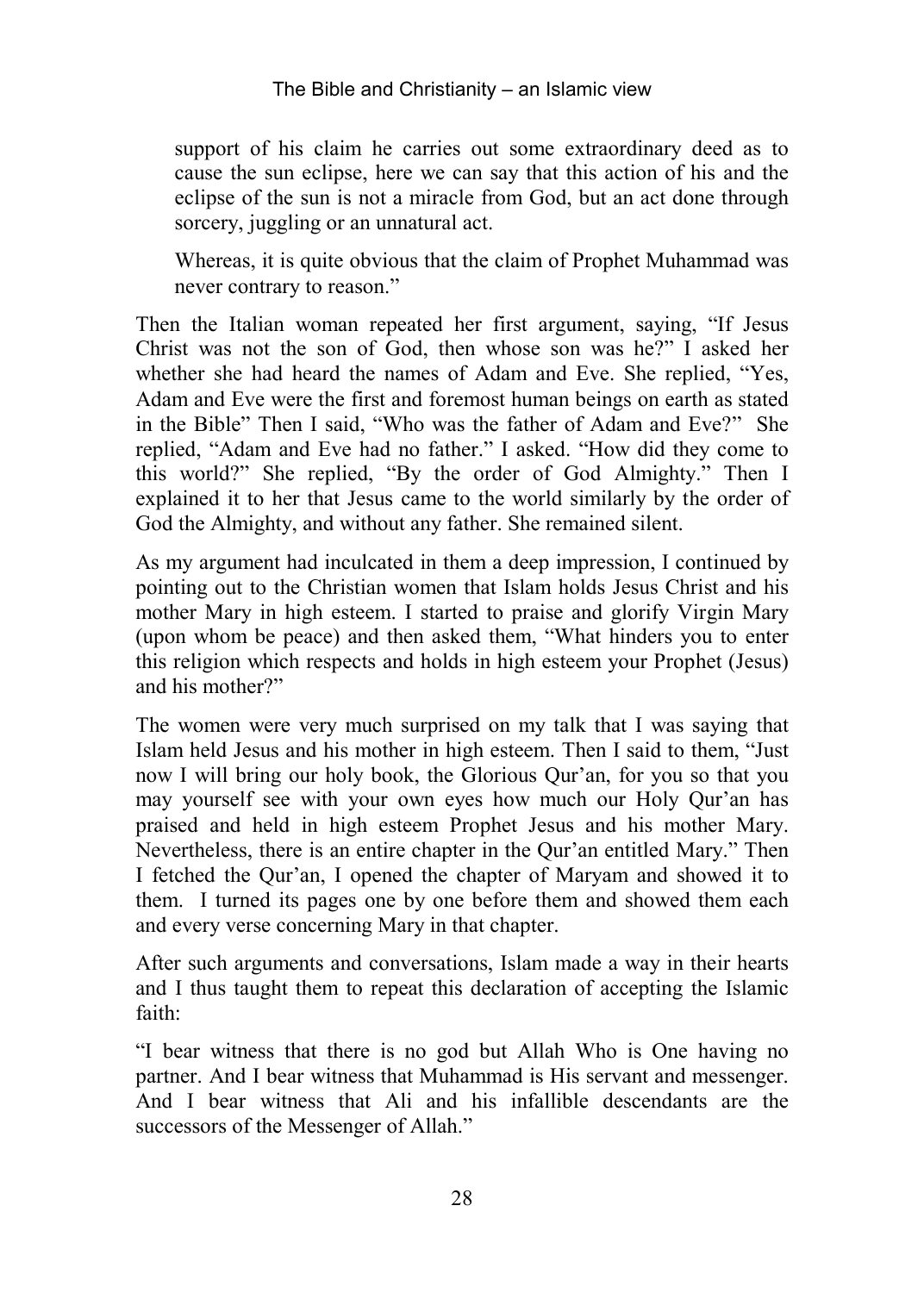support of his claim he carries out some extraordinary deed as to cause the sun eclipse, here we can say that this action of his and the eclipse of the sun is not a miracle from God, but an act done through sorcery, juggling or an unnatural act.

Whereas, it is quite obvious that the claim of Prophet Muhammad was never contrary to reason."

Then the Italian woman repeated her first argument, saying, "If Jesus Christ was not the son of God, then whose son was he?" I asked her whether she had heard the names of Adam and Eve. She replied, "Yes, Adam and Eve were the first and foremost human beings on earth as stated in the Bible" Then I said, "Who was the father of Adam and Eve?" She replied, "Adam and Eve had no father." I asked. "How did they come to this world?" She replied, "By the order of God Almighty." Then I explained it to her that Jesus came to the world similarly by the order of God the Almighty, and without any father. She remained silent.

As my argument had inculcated in them a deep impression, I continued by pointing out to the Christian women that Islam holds Jesus Christ and his mother Mary in high esteem. I started to praise and glorify Virgin Mary (upon whom be peace) and then asked them, "What hinders you to enter this religion which respects and holds in high esteem your Prophet (Jesus) and his mother?"

The women were very much surprised on my talk that I was saying that Islam held Jesus and his mother in high esteem. Then I said to them, "Just now I will bring our holy book, the Glorious Qur'an, for you so that you may yourself see with your own eyes how much our Holy Qur'an has praised and held in high esteem Prophet Jesus and his mother Mary. Nevertheless, there is an entire chapter in the Qur'an entitled Mary." Then I fetched the Qur'an, I opened the chapter of Maryam and showed it to them. I turned its pages one by one before them and showed them each and every verse concerning Mary in that chapter.

After such arguments and conversations, Islam made a way in their hearts and I thus taught them to repeat this declaration of accepting the Islamic faith:

"I bear witness that there is no god but Allah Who is One having no partner. And I bear witness that Muhammad is His servant and messenger. And I bear witness that Ali and his infallible descendants are the successors of the Messenger of Allah."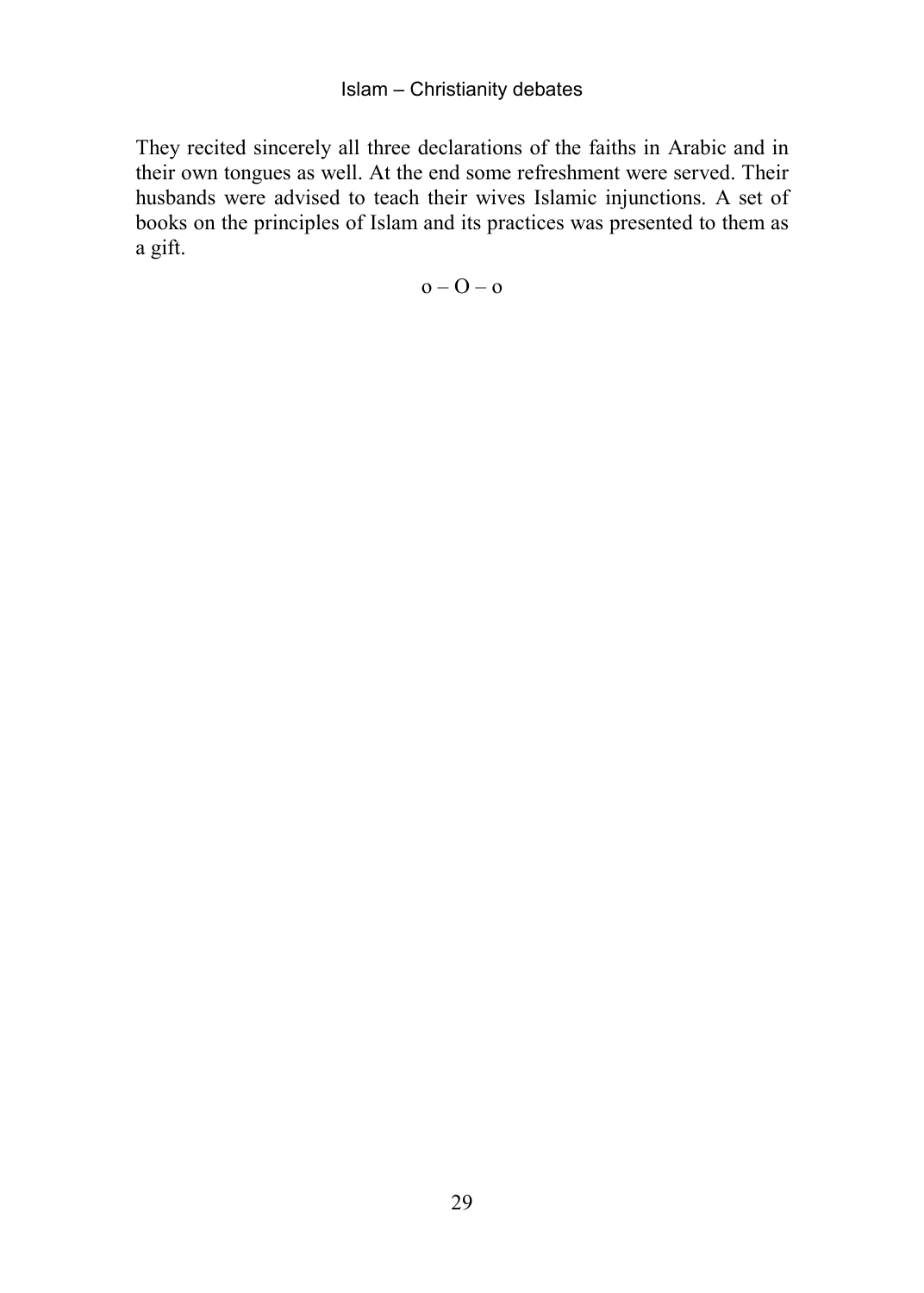They recited sincerely all three declarations of the faiths in Arabic and in their own tongues as well. At the end some refreshment were served. Their husbands were advised to teach their wives Islamic injunctions. A set of books on the principles of Islam and its practices was presented to them as a gift.

o – O – o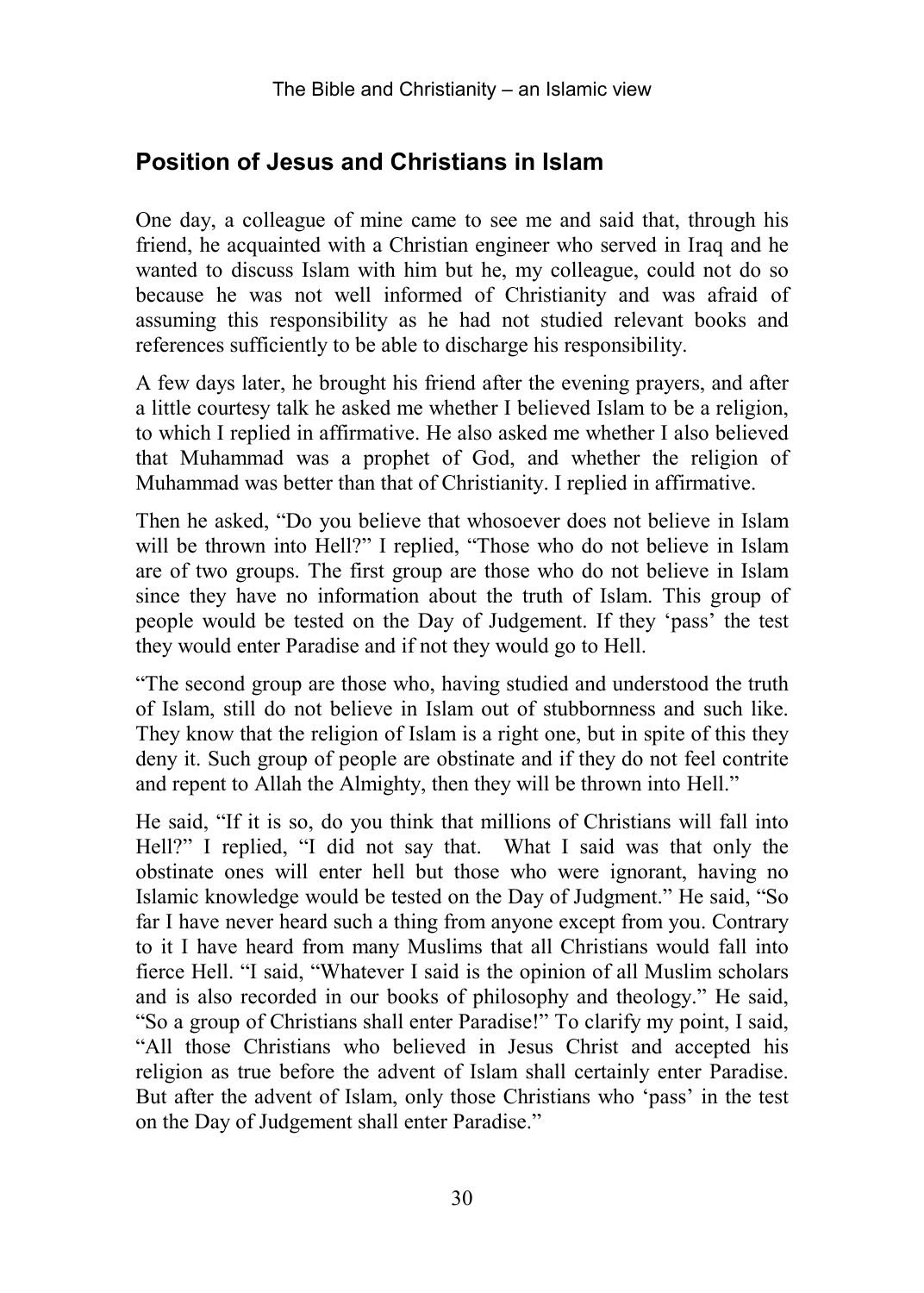## Position of Jesus and Christians in Islam

One day, a colleague of mine came to see me and said that, through his friend, he acquainted with a Christian engineer who served in Iraq and he wanted to discuss Islam with him but he, my colleague, could not do so because he was not well informed of Christianity and was afraid of assuming this responsibility as he had not studied relevant books and references sufficiently to be able to discharge his responsibility.

A few days later, he brought his friend after the evening prayers, and after a little courtesy talk he asked me whether I believed Islam to be a religion, to which I replied in affirmative. He also asked me whether I also believed that Muhammad was a prophet of God, and whether the religion of Muhammad was better than that of Christianity. I replied in affirmative.

Then he asked, "Do you believe that whosoever does not believe in Islam will be thrown into Hell?" I replied, "Those who do not believe in Islam are of two groups. The first group are those who do not believe in Islam since they have no information about the truth of Islam. This group of people would be tested on the Day of Judgement. If they 'pass' the test they would enter Paradise and if not they would go to Hell.

"The second group are those who, having studied and understood the truth of Islam, still do not believe in Islam out of stubbornness and such like. They know that the religion of Islam is a right one, but in spite of this they deny it. Such group of people are obstinate and if they do not feel contrite and repent to Allah the Almighty, then they will be thrown into Hell."

He said, "If it is so, do you think that millions of Christians will fall into Hell?" I replied, "I did not say that. What I said was that only the obstinate ones will enter hell but those who were ignorant, having no Islamic knowledge would be tested on the Day of Judgment." He said, "So far I have never heard such a thing from anyone except from you. Contrary to it I have heard from many Muslims that all Christians would fall into fierce Hell. "I said, "Whatever I said is the opinion of all Muslim scholars and is also recorded in our books of philosophy and theology." He said, "So a group of Christians shall enter Paradise!" To clarify my point, I said, "All those Christians who believed in Jesus Christ and accepted his religion as true before the advent of Islam shall certainly enter Paradise. But after the advent of Islam, only those Christians who 'pass' in the test on the Day of Judgement shall enter Paradise."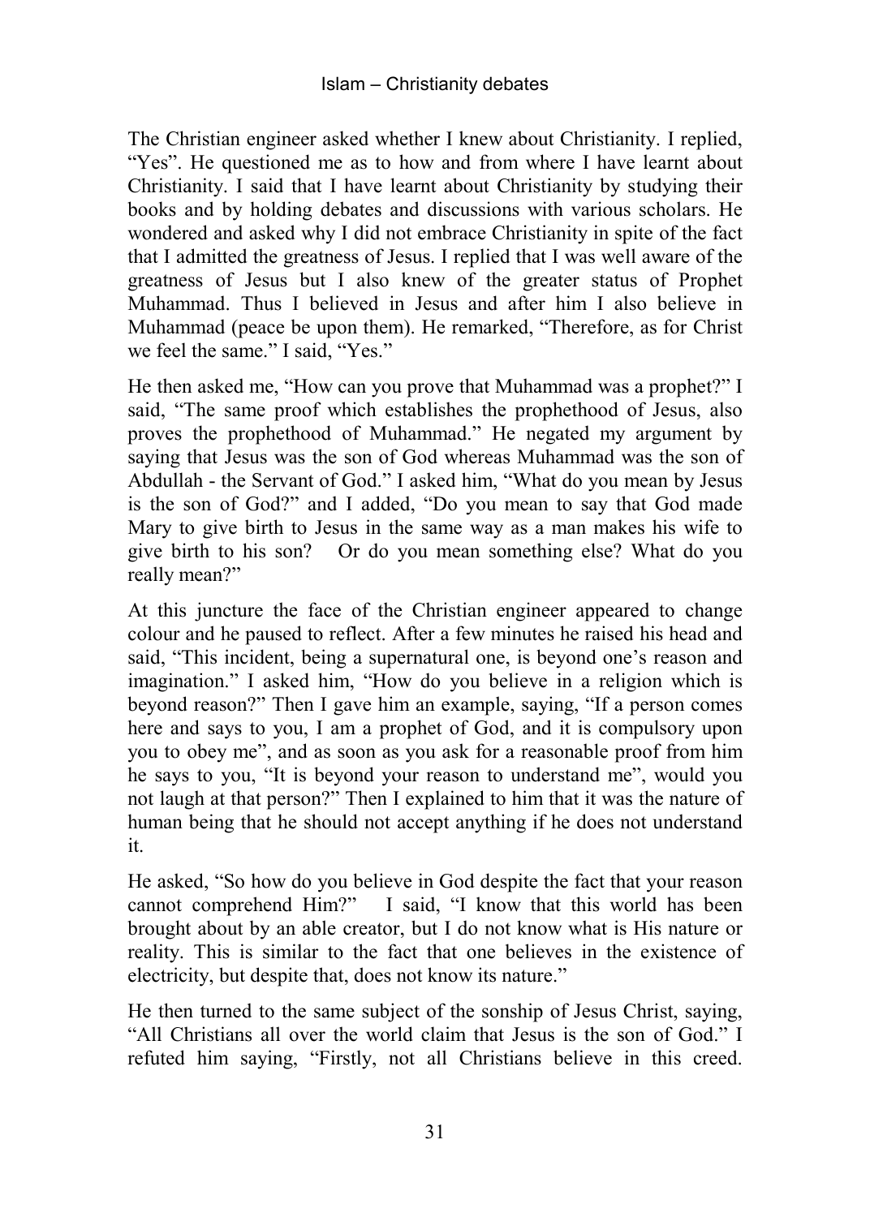The Christian engineer asked whether I knew about Christianity. I replied, "Yes". He questioned me as to how and from where I have learnt about Christianity. I said that I have learnt about Christianity by studying their books and by holding debates and discussions with various scholars. He wondered and asked why I did not embrace Christianity in spite of the fact that I admitted the greatness of Jesus. I replied that I was well aware of the greatness of Jesus but I also knew of the greater status of Prophet Muhammad. Thus I believed in Jesus and after him I also believe in Muhammad (peace be upon them). He remarked, "Therefore, as for Christ we feel the same." I said, "Yes."

He then asked me, "How can you prove that Muhammad was a prophet?" I said, "The same proof which establishes the prophethood of Jesus, also proves the prophethood of Muhammad." He negated my argument by saying that Jesus was the son of God whereas Muhammad was the son of Abdullah - the Servant of God." I asked him, "What do you mean by Jesus is the son of God?" and I added, "Do you mean to say that God made Mary to give birth to Jesus in the same way as a man makes his wife to give birth to his son? Or do you mean something else? What do you really mean?"

At this juncture the face of the Christian engineer appeared to change colour and he paused to reflect. After a few minutes he raised his head and said, "This incident, being a supernatural one, is beyond one's reason and imagination." I asked him, "How do you believe in a religion which is beyond reason?" Then I gave him an example, saying, "If a person comes here and says to you, I am a prophet of God, and it is compulsory upon you to obey me", and as soon as you ask for a reasonable proof from him he says to you, "It is beyond your reason to understand me", would you not laugh at that person?" Then I explained to him that it was the nature of human being that he should not accept anything if he does not understand it.

He asked, "So how do you believe in God despite the fact that your reason cannot comprehend Him?" I said, "I know that this world has been brought about by an able creator, but I do not know what is His nature or reality. This is similar to the fact that one believes in the existence of electricity, but despite that, does not know its nature."

He then turned to the same subject of the sonship of Jesus Christ, saying, "All Christians all over the world claim that Jesus is the son of God." I refuted him saying, "Firstly, not all Christians believe in this creed.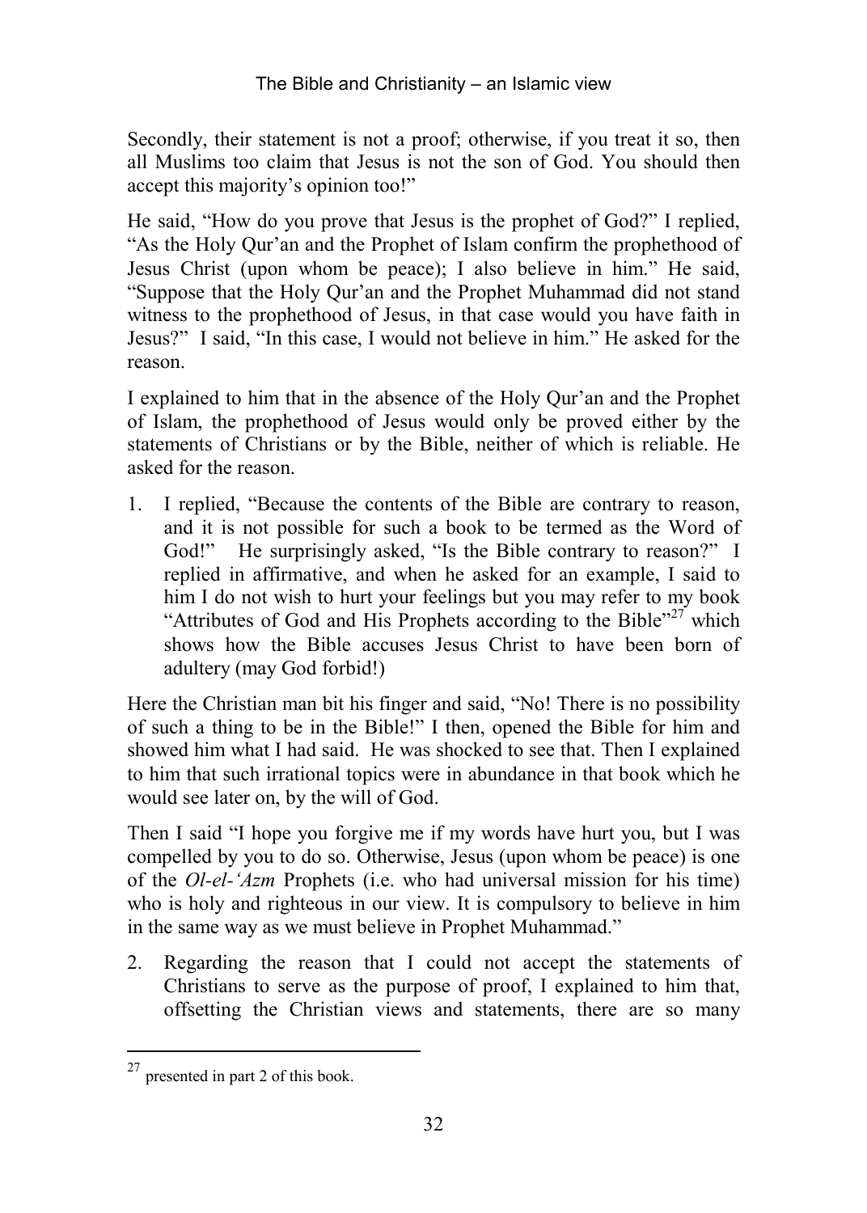Secondly, their statement is not a proof; otherwise, if you treat it so, then all Muslims too claim that Jesus is not the son of God. You should then accept this majority's opinion too!"

He said, "How do you prove that Jesus is the prophet of God?" I replied, "As the Holy Qur'an and the Prophet of Islam confirm the prophethood of Jesus Christ (upon whom be peace); I also believe in him." He said, "Suppose that the Holy Qur'an and the Prophet Muhammad did not stand witness to the prophethood of Jesus, in that case would you have faith in Jesus?" I said, "In this case, I would not believe in him." He asked for the reason.

I explained to him that in the absence of the Holy Qur'an and the Prophet of Islam, the prophethood of Jesus would only be proved either by the statements of Christians or by the Bible, neither of which is reliable. He asked for the reason.

1. I replied, "Because the contents of the Bible are contrary to reason, and it is not possible for such a book to be termed as the Word of God!" He surprisingly asked, "Is the Bible contrary to reason?" I replied in affirmative, and when he asked for an example, I said to him I do not wish to hurt your feelings but you may refer to my book "Attributes of God and His Prophets according to the Bible"[27] which shows how the Bible accuses Jesus Christ to have been born of adultery (may God forbid!)

Here the Christian man bit his finger and said, "No! There is no possibility of such a thing to be in the Bible!" I then, opened the Bible for him and showed him what I had said. He was shocked to see that. Then I explained to him that such irrational topics were in abundance in that book which he would see later on, by the will of God.

Then I said "I hope you forgive me if my words have hurt you, but I was compelled by you to do so. Otherwise, Jesus (upon whom be peace) is one of the *Ol-el-'Azm* Prophets (i.e. who had universal mission for his time) who is holy and righteous in our view. It is compulsory to believe in him in the same way as we must believe in Prophet Muhammad."

2. Regarding the reason that I could not accept the statements of Christians to serve as the purpose of proof, I explained to him that, offsetting the Christian views and statements, there are so many

---

[27] presented in part 2 of this book.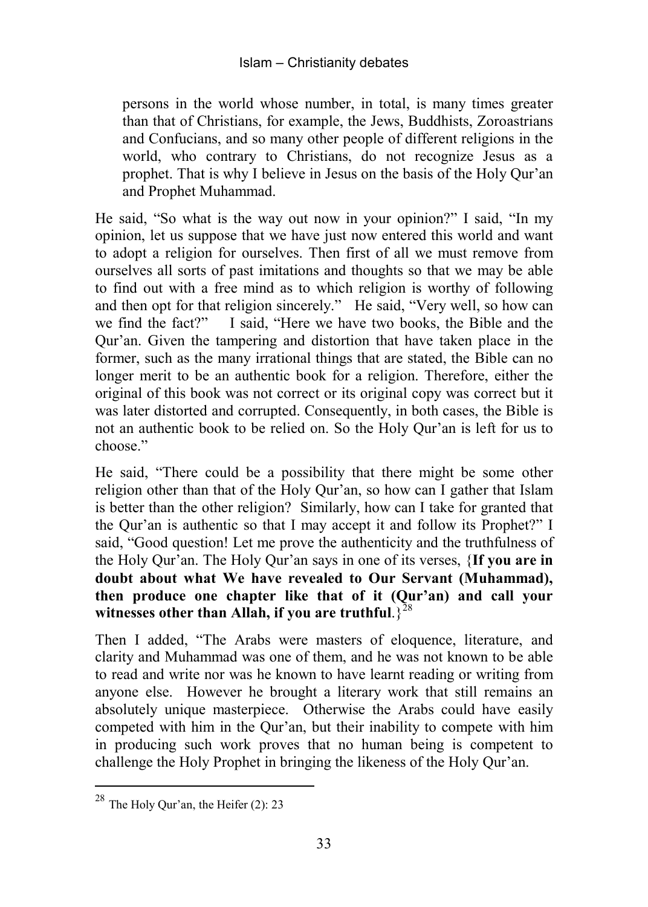persons in the world whose number, in total, is many times greater than that of Christians, for example, the Jews, Buddhists, Zoroastrians and Confucians, and so many other people of different religions in the world, who contrary to Christians, do not recognize Jesus as a prophet. That is why I believe in Jesus on the basis of the Holy Qur'an and Prophet Muhammad.

He said, "So what is the way out now in your opinion?" I said, "In my opinion, let us suppose that we have just now entered this world and want to adopt a religion for ourselves. Then first of all we must remove from ourselves all sorts of past imitations and thoughts so that we may be able to find out with a free mind as to which religion is worthy of following and then opt for that religion sincerely." He said, "Very well, so how can we find the fact?" I said, "Here we have two books, the Bible and the Qur'an. Given the tampering and distortion that have taken place in the former, such as the many irrational things that are stated, the Bible can no longer merit to be an authentic book for a religion. Therefore, either the original of this book was not correct or its original copy was correct but it was later distorted and corrupted. Consequently, in both cases, the Bible is not an authentic book to be relied on. So the Holy Qur'an is left for us to choose."

He said, "There could be a possibility that there might be some other religion other than that of the Holy Qur'an, so how can I gather that Islam is better than the other religion? Similarly, how can I take for granted that the Qur'an is authentic so that I may accept it and follow its Prophet?" I said, "Good question! Let me prove the authenticity and the truthfulness of the Holy Qur'an. The Holy Qur'an says in one of its verses, {**If you are in doubt about what We have revealed to Our Servant (Muhammad), then produce one chapter like that of it (Qur'an) and call your witnesses other than Allah, if you are truthful**.}[28]

Then I added, "The Arabs were masters of eloquence, literature, and clarity and Muhammad was one of them, and he was not known to be able to read and write nor was he known to have learnt reading or writing from anyone else. However he brought a literary work that still remains an absolutely unique masterpiece. Otherwise the Arabs could have easily competed with him in the Qur'an, but their inability to compete with him in producing such work proves that no human being is competent to challenge the Holy Prophet in bringing the likeness of the Holy Qur'an.

---

[28] The Holy Qur'an, the Heifer (2): 23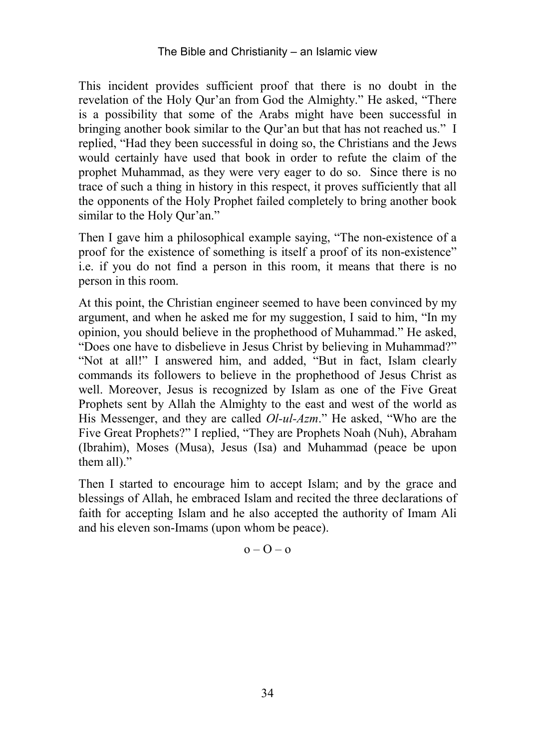This incident provides sufficient proof that there is no doubt in the revelation of the Holy Qur'an from God the Almighty." He asked, "There is a possibility that some of the Arabs might have been successful in bringing another book similar to the Qur'an but that has not reached us." I replied, "Had they been successful in doing so, the Christians and the Jews would certainly have used that book in order to refute the claim of the prophet Muhammad, as they were very eager to do so. Since there is no trace of such a thing in history in this respect, it proves sufficiently that all the opponents of the Holy Prophet failed completely to bring another book similar to the Holy Qur'an."

Then I gave him a philosophical example saying, "The non-existence of a proof for the existence of something is itself a proof of its non-existence" i.e. if you do not find a person in this room, it means that there is no person in this room.

At this point, the Christian engineer seemed to have been convinced by my argument, and when he asked me for my suggestion, I said to him, "In my opinion, you should believe in the prophethood of Muhammad." He asked, "Does one have to disbelieve in Jesus Christ by believing in Muhammad?" "Not at all!" I answered him, and added, "But in fact, Islam clearly commands its followers to believe in the prophethood of Jesus Christ as well. Moreover, Jesus is recognized by Islam as one of the Five Great Prophets sent by Allah the Almighty to the east and west of the world as His Messenger, and they are called *Ol-ul-Azm*." He asked, "Who are the Five Great Prophets?" I replied, "They are Prophets Noah (Nuh), Abraham (Ibrahim), Moses (Musa), Jesus (Isa) and Muhammad (peace be upon them all)."

Then I started to encourage him to accept Islam; and by the grace and blessings of Allah, he embraced Islam and recited the three declarations of faith for accepting Islam and he also accepted the authority of Imam Ali and his eleven son-Imams (upon whom be peace).

o – O – o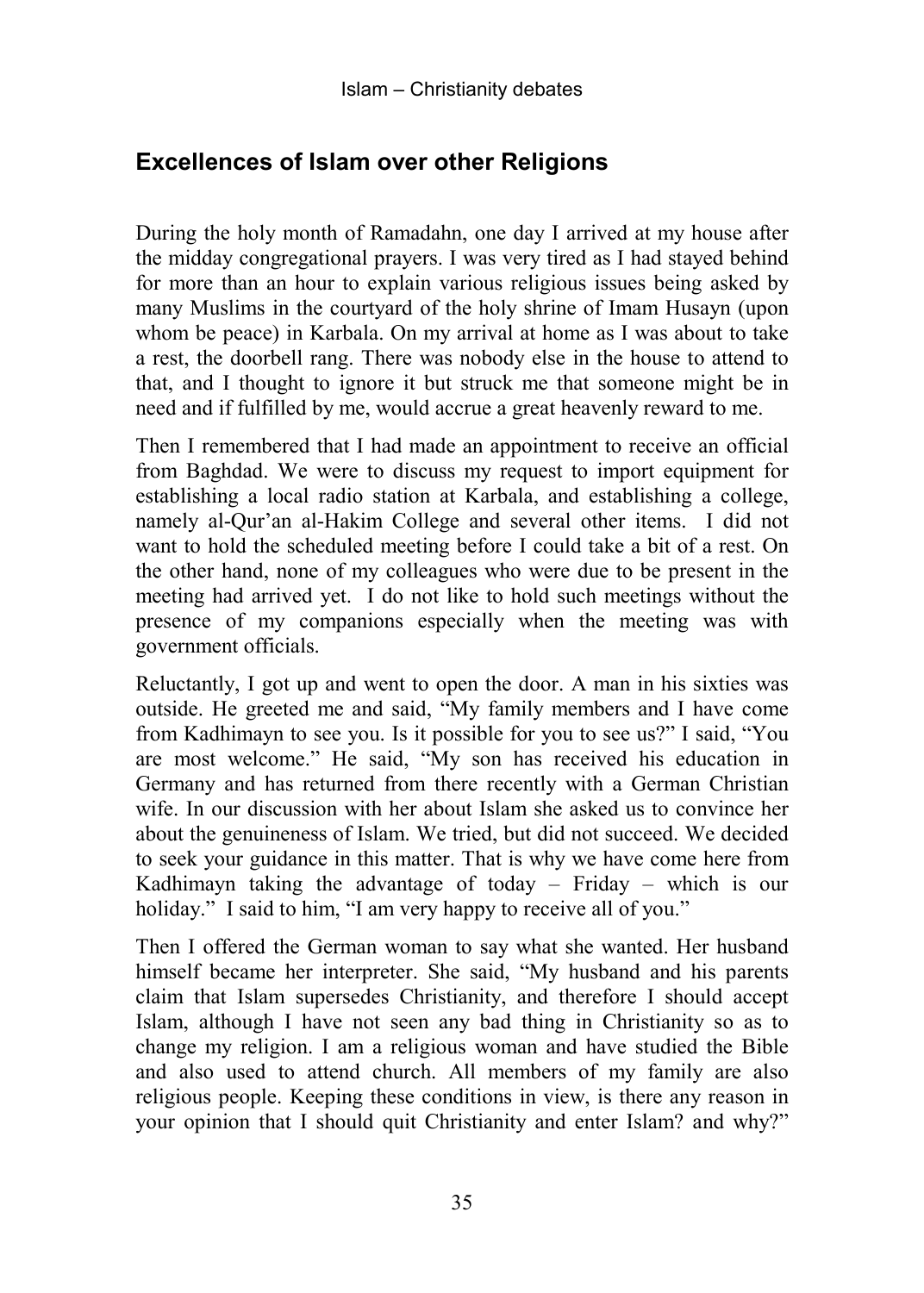## Excellences of Islam over other Religions

During the holy month of Ramadahn, one day I arrived at my house after the midday congregational prayers. I was very tired as I had stayed behind for more than an hour to explain various religious issues being asked by many Muslims in the courtyard of the holy shrine of Imam Husayn (upon whom be peace) in Karbala. On my arrival at home as I was about to take a rest, the doorbell rang. There was nobody else in the house to attend to that, and I thought to ignore it but struck me that someone might be in need and if fulfilled by me, would accrue a great heavenly reward to me.

Then I remembered that I had made an appointment to receive an official from Baghdad. We were to discuss my request to import equipment for establishing a local radio station at Karbala, and establishing a college, namely al-Qur'an al-Hakim College and several other items. I did not want to hold the scheduled meeting before I could take a bit of a rest. On the other hand, none of my colleagues who were due to be present in the meeting had arrived yet. I do not like to hold such meetings without the presence of my companions especially when the meeting was with government officials.

Reluctantly, I got up and went to open the door. A man in his sixties was outside. He greeted me and said, "My family members and I have come from Kadhimayn to see you. Is it possible for you to see us?" I said, "You are most welcome." He said, "My son has received his education in Germany and has returned from there recently with a German Christian wife. In our discussion with her about Islam she asked us to convince her about the genuineness of Islam. We tried, but did not succeed. We decided to seek your guidance in this matter. That is why we have come here from Kadhimayn taking the advantage of today – Friday – which is our holiday." I said to him, "I am very happy to receive all of you."

Then I offered the German woman to say what she wanted. Her husband himself became her interpreter. She said, "My husband and his parents claim that Islam supersedes Christianity, and therefore I should accept Islam, although I have not seen any bad thing in Christianity so as to change my religion. I am a religious woman and have studied the Bible and also used to attend church. All members of my family are also religious people. Keeping these conditions in view, is there any reason in your opinion that I should quit Christianity and enter Islam? and why?"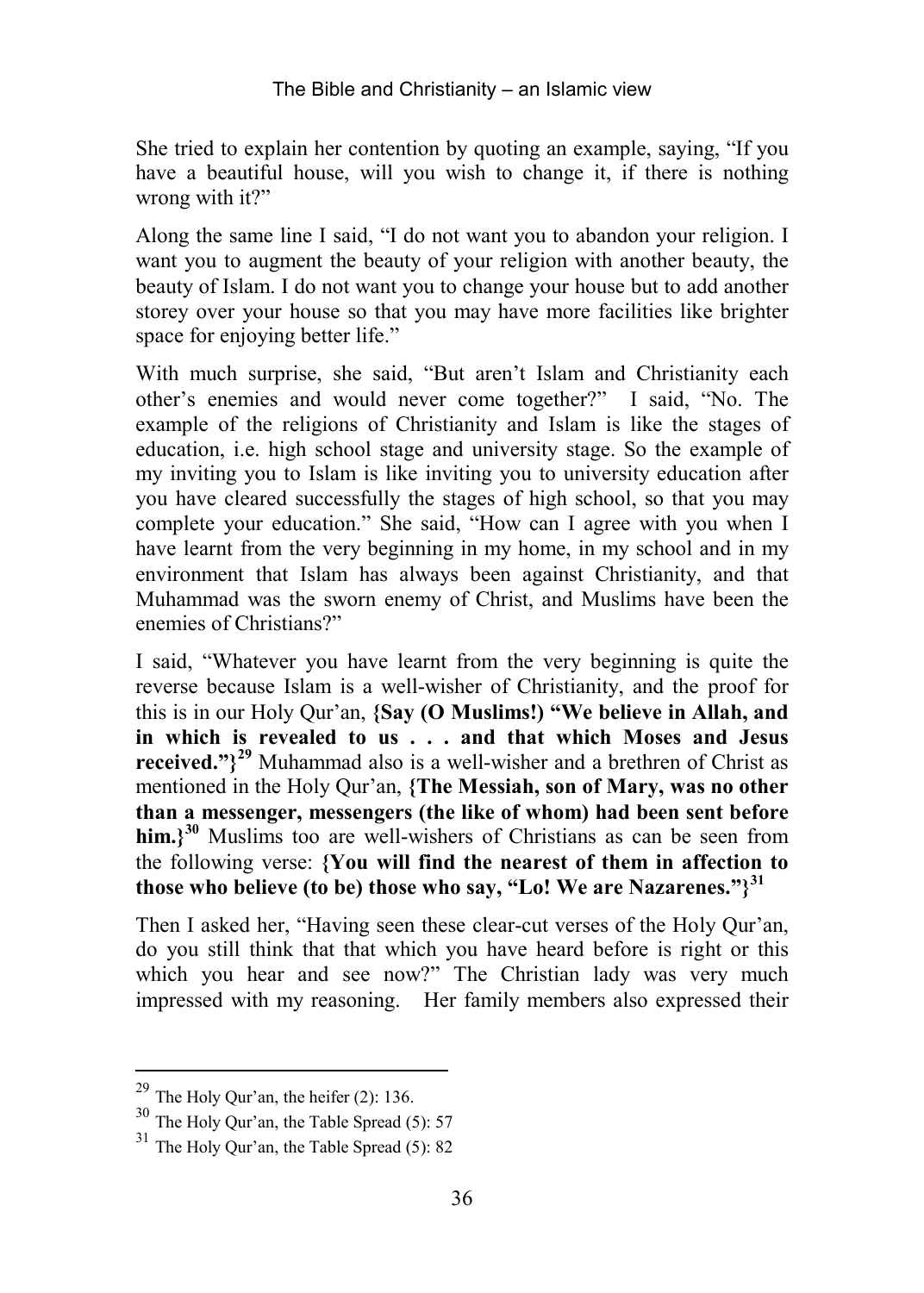She tried to explain her contention by quoting an example, saying, "If you have a beautiful house, will you wish to change it, if there is nothing wrong with it?"

Along the same line I said, "I do not want you to abandon your religion. I want you to augment the beauty of your religion with another beauty, the beauty of Islam. I do not want you to change your house but to add another storey over your house so that you may have more facilities like brighter space for enjoying better life."

With much surprise, she said, "But aren't Islam and Christianity each other's enemies and would never come together?" I said, "No. The example of the religions of Christianity and Islam is like the stages of education, i.e. high school stage and university stage. So the example of my inviting you to Islam is like inviting you to university education after you have cleared successfully the stages of high school, so that you may complete your education." She said, "How can I agree with you when I have learnt from the very beginning in my home, in my school and in my environment that Islam has always been against Christianity, and that Muhammad was the sworn enemy of Christ, and Muslims have been the enemies of Christians?"

I said, "Whatever you have learnt from the very beginning is quite the reverse because Islam is a well-wisher of Christianity, and the proof for this is in our Holy Qur'an, **{Say (O Muslims!) "We believe in Allah, and in which is revealed to us . . . and that which Moses and Jesus received."}**[29] Muhammad also is a well-wisher and a brethren of Christ as mentioned in the Holy Qur'an, **{The Messiah, son of Mary, was no other than a messenger, messengers (the like of whom) had been sent before him.}**[30] Muslims too are well-wishers of Christians as can be seen from the following verse: **{You will find the nearest of them in affection to those who believe (to be) those who say, "Lo! We are Nazarenes."}**[31]

Then I asked her, "Having seen these clear-cut verses of the Holy Qur'an, do you still think that that which you have heard before is right or this which you hear and see now?" The Christian lady was very much impressed with my reasoning. Her family members also expressed their

---

[29] The Holy Qur'an, the heifer (2): 136.

[30] The Holy Qur'an, the Table Spread (5): 57

[31] The Holy Qur'an, the Table Spread (5): 82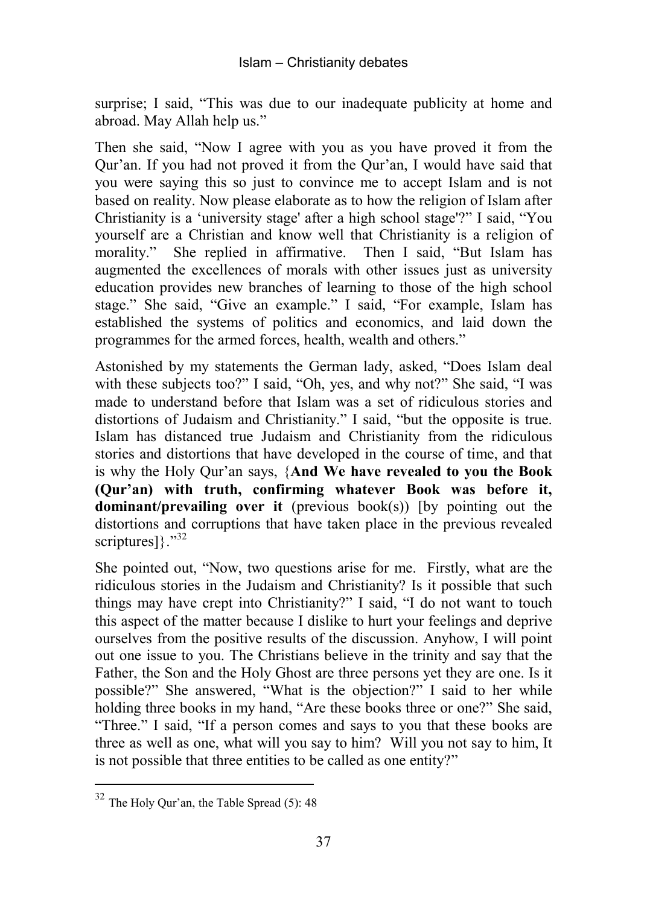surprise; I said, "This was due to our inadequate publicity at home and abroad. May Allah help us."

Then she said, "Now I agree with you as you have proved it from the Qur'an. If you had not proved it from the Qur'an, I would have said that you were saying this so just to convince me to accept Islam and is not based on reality. Now please elaborate as to how the religion of Islam after Christianity is a 'university stage' after a high school stage'?" I said, "You yourself are a Christian and know well that Christianity is a religion of morality." She replied in affirmative. Then I said, "But Islam has augmented the excellences of morals with other issues just as university education provides new branches of learning to those of the high school stage." She said, "Give an example." I said, "For example, Islam has established the systems of politics and economics, and laid down the programmes for the armed forces, health, wealth and others."

Astonished by my statements the German lady, asked, "Does Islam deal with these subjects too?" I said, "Oh, yes, and why not?" She said, "I was made to understand before that Islam was a set of ridiculous stories and distortions of Judaism and Christianity." I said, "but the opposite is true. Islam has distanced true Judaism and Christianity from the ridiculous stories and distortions that have developed in the course of time, and that is why the Holy Qur'an says, {**And We have revealed to you the Book (Qur'an) with truth, confirming whatever Book was before it, dominant/prevailing over it** (previous book(s)) [by pointing out the distortions and corruptions that have taken place in the previous revealed scriptures]}."[32]

She pointed out, "Now, two questions arise for me. Firstly, what are the ridiculous stories in the Judaism and Christianity? Is it possible that such things may have crept into Christianity?" I said, "I do not want to touch this aspect of the matter because I dislike to hurt your feelings and deprive ourselves from the positive results of the discussion. Anyhow, I will point out one issue to you. The Christians believe in the trinity and say that the Father, the Son and the Holy Ghost are three persons yet they are one. Is it possible?" She answered, "What is the objection?" I said to her while holding three books in my hand, "Are these books three or one?" She said, "Three." I said, "If a person comes and says to you that these books are three as well as one, what will you say to him? Will you not say to him, It is not possible that three entities to be called as one entity?"

---

[32] The Holy Qur'an, the Table Spread (5): 48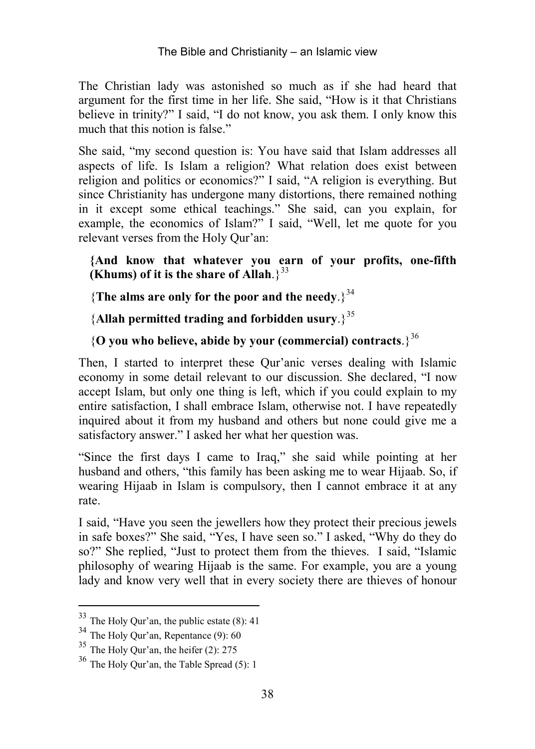The Christian lady was astonished so much as if she had heard that argument for the first time in her life. She said, "How is it that Christians believe in trinity?" I said, "I do not know, you ask them. I only know this much that this notion is false."

She said, "my second question is: You have said that Islam addresses all aspects of life. Is Islam a religion? What relation does exist between religion and politics or economics?" I said, "A religion is everything. But since Christianity has undergone many distortions, there remained nothing in it except some ethical teachings." She said, can you explain, for example, the economics of Islam?" I said, "Well, let me quote for you relevant verses from the Holy Qur'an:

> **{And know that whatever you earn of your profits, one-fifth (Khums) of it is the share of Allah**.}[33]
>
> {**The alms are only for the poor and the needy**.}[34]
>
> {**Allah permitted trading and forbidden usury**.}[35]
>
> {**O you who believe, abide by your (commercial) contracts**.}[36]

Then, I started to interpret these Qur'anic verses dealing with Islamic economy in some detail relevant to our discussion. She declared, "I now accept Islam, but only one thing is left, which if you could explain to my entire satisfaction, I shall embrace Islam, otherwise not. I have repeatedly inquired about it from my husband and others but none could give me a satisfactory answer." I asked her what her question was.

"Since the first days I came to Iraq," she said while pointing at her husband and others, "this family has been asking me to wear Hijaab. So, if wearing Hijaab in Islam is compulsory, then I cannot embrace it at any rate.

I said, "Have you seen the jewellers how they protect their precious jewels in safe boxes?" She said, "Yes, I have seen so." I asked, "Why do they do so?" She replied, "Just to protect them from the thieves. I said, "Islamic philosophy of wearing Hijaab is the same. For example, you are a young lady and know very well that in every society there are thieves of honour

---

[33] The Holy Qur'an, the public estate (8): 41

[34] The Holy Qur'an, Repentance (9): 60

[35] The Holy Qur'an, the heifer (2): 275

[36] The Holy Qur'an, the Table Spread (5): 1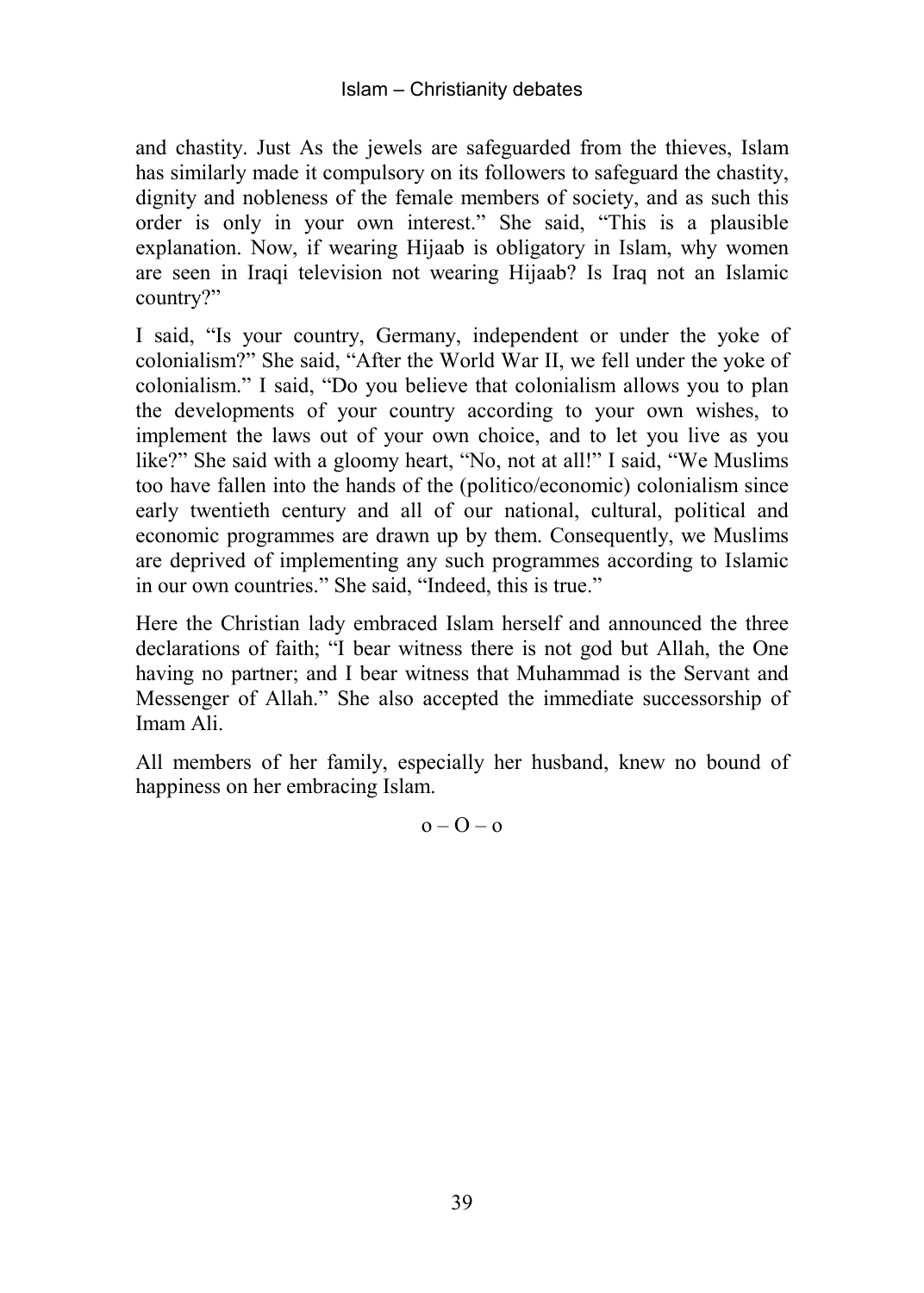and chastity. Just As the jewels are safeguarded from the thieves, Islam has similarly made it compulsory on its followers to safeguard the chastity, dignity and nobleness of the female members of society, and as such this order is only in your own interest." She said, "This is a plausible explanation. Now, if wearing Hijaab is obligatory in Islam, why women are seen in Iraqi television not wearing Hijaab? Is Iraq not an Islamic country?"

I said, "Is your country, Germany, independent or under the yoke of colonialism?" She said, "After the World War II, we fell under the yoke of colonialism." I said, "Do you believe that colonialism allows you to plan the developments of your country according to your own wishes, to implement the laws out of your own choice, and to let you live as you like?" She said with a gloomy heart, "No, not at all!" I said, "We Muslims too have fallen into the hands of the (politico/economic) colonialism since early twentieth century and all of our national, cultural, political and economic programmes are drawn up by them. Consequently, we Muslims are deprived of implementing any such programmes according to Islamic in our own countries." She said, "Indeed, this is true."

Here the Christian lady embraced Islam herself and announced the three declarations of faith; "I bear witness there is not god but Allah, the One having no partner; and I bear witness that Muhammad is the Servant and Messenger of Allah." She also accepted the immediate successorship of Imam Ali.

All members of her family, especially her husband, knew no bound of happiness on her embracing Islam.

o – O – o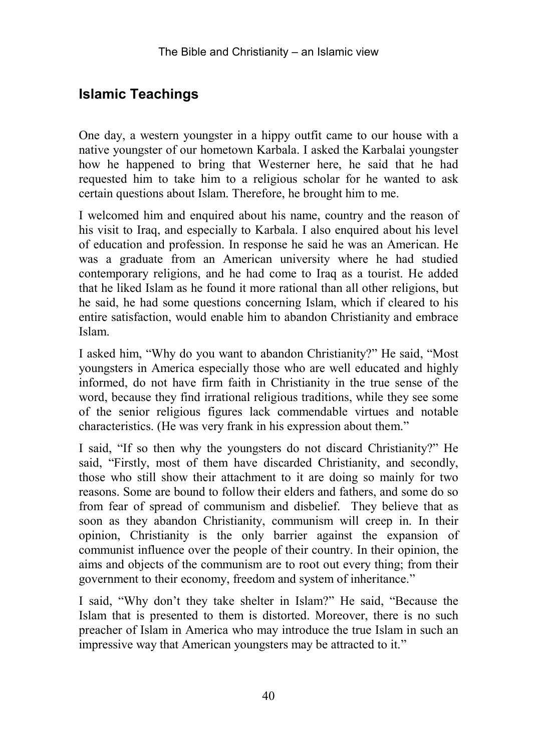## Islamic Teachings

One day, a western youngster in a hippy outfit came to our house with a native youngster of our hometown Karbala. I asked the Karbalai youngster how he happened to bring that Westerner here, he said that he had requested him to take him to a religious scholar for he wanted to ask certain questions about Islam. Therefore, he brought him to me.

I welcomed him and enquired about his name, country and the reason of his visit to Iraq, and especially to Karbala. I also enquired about his level of education and profession. In response he said he was an American. He was a graduate from an American university where he had studied contemporary religions, and he had come to Iraq as a tourist. He added that he liked Islam as he found it more rational than all other religions, but he said, he had some questions concerning Islam, which if cleared to his entire satisfaction, would enable him to abandon Christianity and embrace Islam.

I asked him, "Why do you want to abandon Christianity?" He said, "Most youngsters in America especially those who are well educated and highly informed, do not have firm faith in Christianity in the true sense of the word, because they find irrational religious traditions, while they see some of the senior religious figures lack commendable virtues and notable characteristics. (He was very frank in his expression about them."

I said, "If so then why the youngsters do not discard Christianity?" He said, "Firstly, most of them have discarded Christianity, and secondly, those who still show their attachment to it are doing so mainly for two reasons. Some are bound to follow their elders and fathers, and some do so from fear of spread of communism and disbelief. They believe that as soon as they abandon Christianity, communism will creep in. In their opinion, Christianity is the only barrier against the expansion of communist influence over the people of their country. In their opinion, the aims and objects of the communism are to root out every thing; from their government to their economy, freedom and system of inheritance."

I said, "Why don't they take shelter in Islam?" He said, "Because the Islam that is presented to them is distorted. Moreover, there is no such preacher of Islam in America who may introduce the true Islam in such an impressive way that American youngsters may be attracted to it."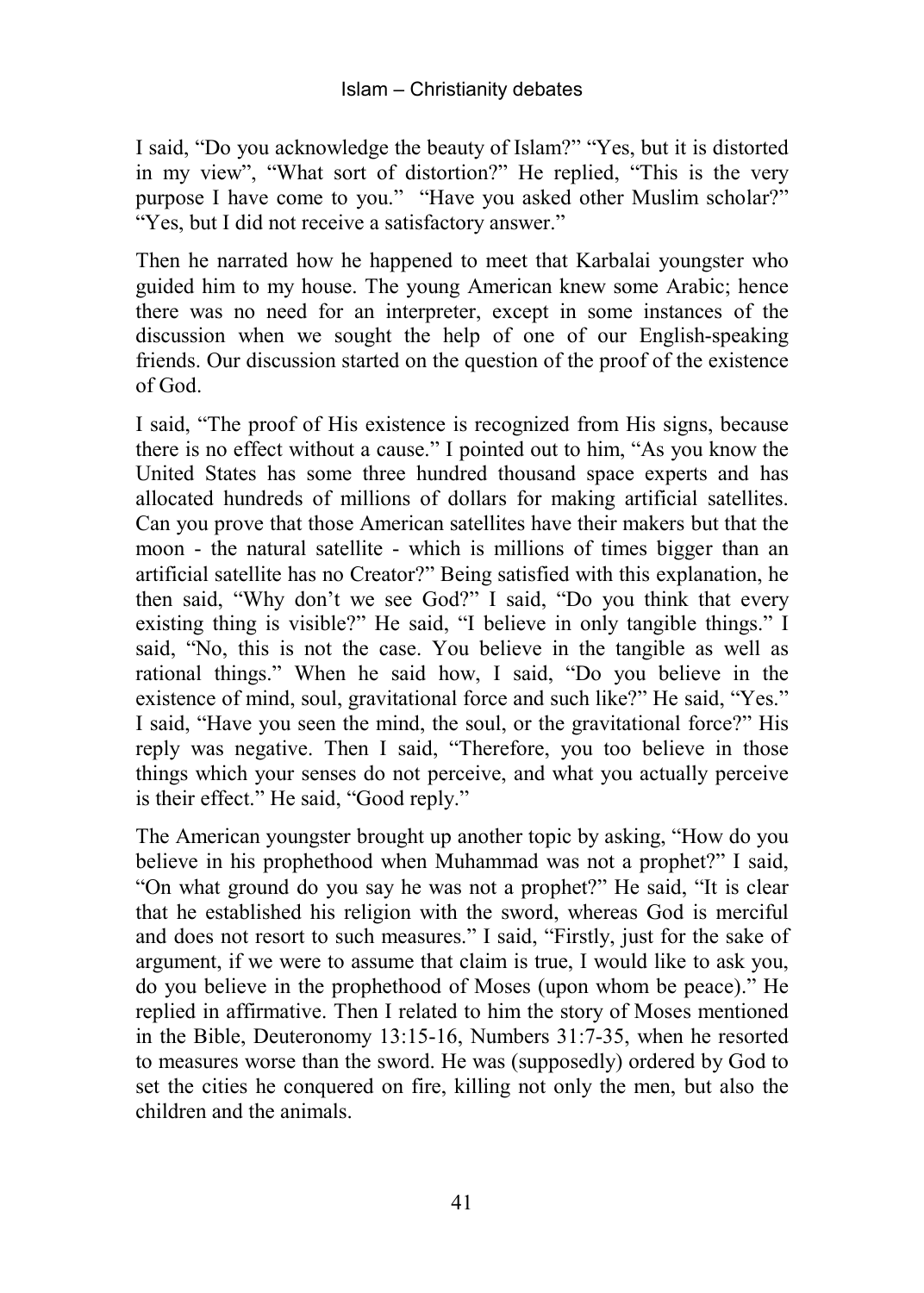I said, "Do you acknowledge the beauty of Islam?" "Yes, but it is distorted in my view", "What sort of distortion?" He replied, "This is the very purpose I have come to you." "Have you asked other Muslim scholar?" "Yes, but I did not receive a satisfactory answer."

Then he narrated how he happened to meet that Karbalai youngster who guided him to my house. The young American knew some Arabic; hence there was no need for an interpreter, except in some instances of the discussion when we sought the help of one of our English-speaking friends. Our discussion started on the question of the proof of the existence of God.

I said, "The proof of His existence is recognized from His signs, because there is no effect without a cause." I pointed out to him, "As you know the United States has some three hundred thousand space experts and has allocated hundreds of millions of dollars for making artificial satellites. Can you prove that those American satellites have their makers but that the moon - the natural satellite - which is millions of times bigger than an artificial satellite has no Creator?" Being satisfied with this explanation, he then said, "Why don't we see God?" I said, "Do you think that every existing thing is visible?" He said, "I believe in only tangible things." I said, "No, this is not the case. You believe in the tangible as well as rational things." When he said how, I said, "Do you believe in the existence of mind, soul, gravitational force and such like?" He said, "Yes." I said, "Have you seen the mind, the soul, or the gravitational force?" His reply was negative. Then I said, "Therefore, you too believe in those things which your senses do not perceive, and what you actually perceive is their effect." He said, "Good reply."

The American youngster brought up another topic by asking, "How do you believe in his prophethood when Muhammad was not a prophet?" I said, "On what ground do you say he was not a prophet?" He said, "It is clear that he established his religion with the sword, whereas God is merciful and does not resort to such measures." I said, "Firstly, just for the sake of argument, if we were to assume that claim is true, I would like to ask you, do you believe in the prophethood of Moses (upon whom be peace)." He replied in affirmative. Then I related to him the story of Moses mentioned in the Bible, Deuteronomy 13:15-16, Numbers 31:7-35, when he resorted to measures worse than the sword. He was (supposedly) ordered by God to set the cities he conquered on fire, killing not only the men, but also the children and the animals.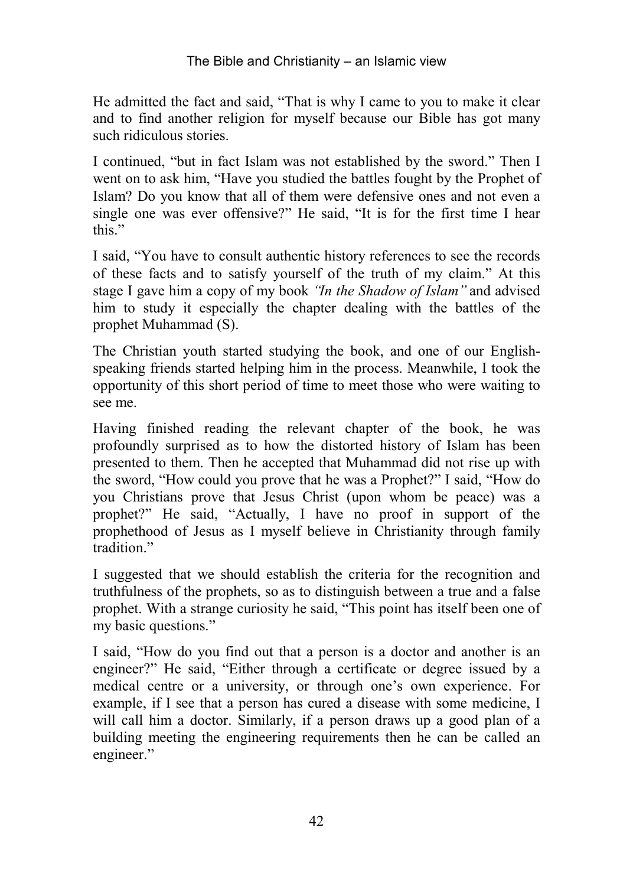He admitted the fact and said, “That is why I came to you to make it clear and to find another religion for myself because our Bible has got many such ridiculous stories.

I continued, “but in fact Islam was not established by the sword.” Then I went on to ask him, “Have you studied the battles fought by the Prophet of Islam? Do you know that all of them were defensive ones and not even a single one was ever offensive?” He said, “It is for the first time I hear this.”

I said, “You have to consult authentic history references to see the records of these facts and to satisfy yourself of the truth of my claim.” At this stage I gave him a copy of my book *“In the Shadow of Islam”* and advised him to study it especially the chapter dealing with the battles of the prophet Muhammad (S).

The Christian youth started studying the book, and one of our English-speaking friends started helping him in the process. Meanwhile, I took the opportunity of this short period of time to meet those who were waiting to see me.

Having finished reading the relevant chapter of the book, he was profoundly surprised as to how the distorted history of Islam has been presented to them. Then he accepted that Muhammad did not rise up with the sword, “How could you prove that he was a Prophet?” I said, “How do you Christians prove that Jesus Christ (upon whom be peace) was a prophet?” He said, “Actually, I have no proof in support of the prophethood of Jesus as I myself believe in Christianity through family tradition.”

I suggested that we should establish the criteria for the recognition and truthfulness of the prophets, so as to distinguish between a true and a false prophet. With a strange curiosity he said, “This point has itself been one of my basic questions.”

I said, “How do you find out that a person is a doctor and another is an engineer?” He said, “Either through a certificate or degree issued by a medical centre or a university, or through one’s own experience. For example, if I see that a person has cured a disease with some medicine, I will call him a doctor. Similarly, if a person draws up a good plan of a building meeting the engineering requirements then he can be called an engineer.”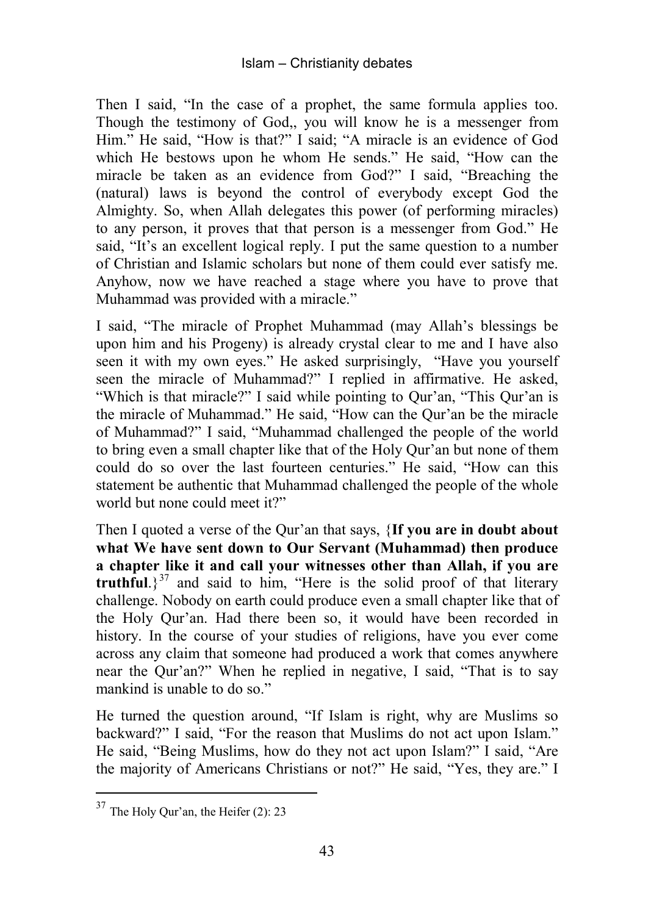Then I said, "In the case of a prophet, the same formula applies too. Though the testimony of God,, you will know he is a messenger from Him." He said, "How is that?" I said; "A miracle is an evidence of God which He bestows upon he whom He sends." He said, "How can the miracle be taken as an evidence from God?" I said, "Breaching the (natural) laws is beyond the control of everybody except God the Almighty. So, when Allah delegates this power (of performing miracles) to any person, it proves that that person is a messenger from God." He said, "It's an excellent logical reply. I put the same question to a number of Christian and Islamic scholars but none of them could ever satisfy me. Anyhow, now we have reached a stage where you have to prove that Muhammad was provided with a miracle."

I said, "The miracle of Prophet Muhammad (may Allah's blessings be upon him and his Progeny) is already crystal clear to me and I have also seen it with my own eyes." He asked surprisingly, "Have you yourself seen the miracle of Muhammad?" I replied in affirmative. He asked, "Which is that miracle?" I said while pointing to Qur'an, "This Qur'an is the miracle of Muhammad." He said, "How can the Qur'an be the miracle of Muhammad?" I said, "Muhammad challenged the people of the world to bring even a small chapter like that of the Holy Qur'an but none of them could do so over the last fourteen centuries." He said, "How can this statement be authentic that Muhammad challenged the people of the whole world but none could meet it?"

Then I quoted a verse of the Qur'an that says, {**If you are in doubt about what We have sent down to Our Servant (Muhammad) then produce a chapter like it and call your witnesses other than Allah, if you are truthful**.}[37] and said to him, "Here is the solid proof of that literary challenge. Nobody on earth could produce even a small chapter like that of the Holy Qur'an. Had there been so, it would have been recorded in history. In the course of your studies of religions, have you ever come across any claim that someone had produced a work that comes anywhere near the Qur'an?" When he replied in negative, I said, "That is to say mankind is unable to do so."

He turned the question around, "If Islam is right, why are Muslims so backward?" I said, "For the reason that Muslims do not act upon Islam." He said, "Being Muslims, how do they not act upon Islam?" I said, "Are the majority of Americans Christians or not?" He said, "Yes, they are." I

---

[37] The Holy Qur'an, the Heifer (2): 23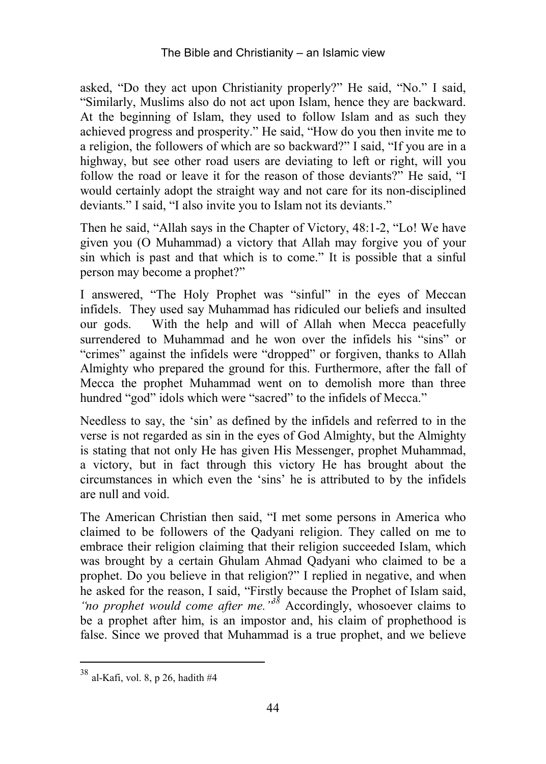asked, "Do they act upon Christianity properly?" He said, "No." I said, "Similarly, Muslims also do not act upon Islam, hence they are backward. At the beginning of Islam, they used to follow Islam and as such they achieved progress and prosperity." He said, "How do you then invite me to a religion, the followers of which are so backward?" I said, "If you are in a highway, but see other road users are deviating to left or right, will you follow the road or leave it for the reason of those deviants?" He said, "I would certainly adopt the straight way and not care for its non-disciplined deviants." I said, "I also invite you to Islam not its deviants."

Then he said, "Allah says in the Chapter of Victory, 48:1-2, "Lo! We have given you (O Muhammad) a victory that Allah may forgive you of your sin which is past and that which is to come." It is possible that a sinful person may become a prophet?"

I answered, "The Holy Prophet was "sinful" in the eyes of Meccan infidels. They used say Muhammad has ridiculed our beliefs and insulted our gods. With the help and will of Allah when Mecca peacefully surrendered to Muhammad and he won over the infidels his "sins" or "crimes" against the infidels were "dropped" or forgiven, thanks to Allah Almighty who prepared the ground for this. Furthermore, after the fall of Mecca the prophet Muhammad went on to demolish more than three hundred "god" idols which were "sacred" to the infidels of Mecca."

Needless to say, the 'sin' as defined by the infidels and referred to in the verse is not regarded as sin in the eyes of God Almighty, but the Almighty is stating that not only He has given His Messenger, prophet Muhammad, a victory, but in fact through this victory He has brought about the circumstances in which even the 'sins' he is attributed to by the infidels are null and void.

The American Christian then said, "I met some persons in America who claimed to be followers of the Qadyani religion. They called on me to embrace their religion claiming that their religion succeeded Islam, which was brought by a certain Ghulam Ahmad Qadyani who claimed to be a prophet. Do you believe in that religion?" I replied in negative, and when he asked for the reason, I said, "Firstly because the Prophet of Islam said, *"no prophet would come after me."*[38] Accordingly, whosoever claims to be a prophet after him, is an impostor and, his claim of prophethood is false. Since we proved that Muhammad is a true prophet, and we believe

---

[38] al-Kafi, vol. 8, p 26, hadith #4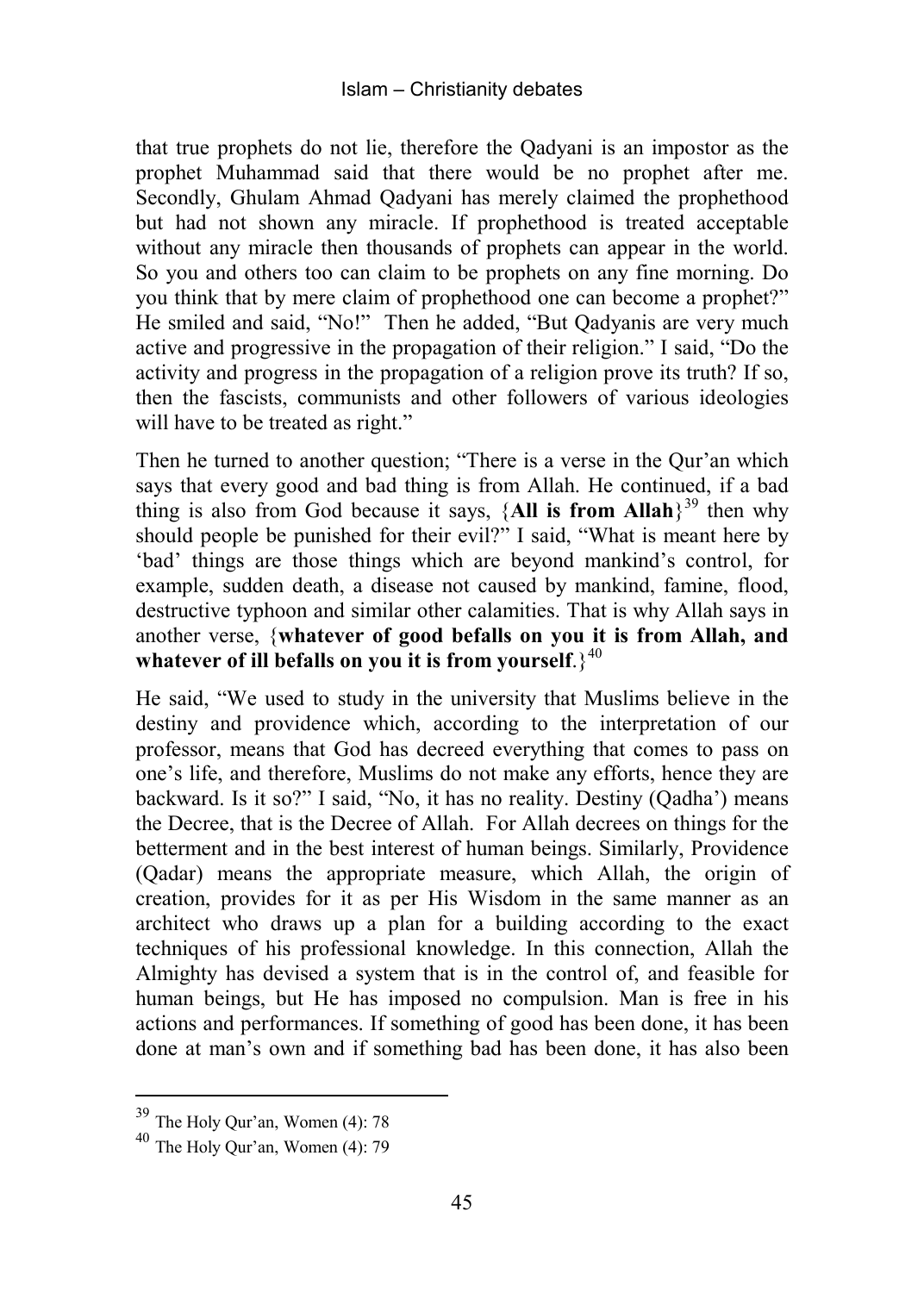that true prophets do not lie, therefore the Qadyani is an impostor as the prophet Muhammad said that there would be no prophet after me. Secondly, Ghulam Ahmad Qadyani has merely claimed the prophethood but had not shown any miracle. If prophethood is treated acceptable without any miracle then thousands of prophets can appear in the world. So you and others too can claim to be prophets on any fine morning. Do you think that by mere claim of prophethood one can become a prophet?" He smiled and said, "No!" Then he added, "But Qadyanis are very much active and progressive in the propagation of their religion." I said, "Do the activity and progress in the propagation of a religion prove its truth? If so, then the fascists, communists and other followers of various ideologies will have to be treated as right."

Then he turned to another question; "There is a verse in the Qur'an which says that every good and bad thing is from Allah. He continued, if a bad thing is also from God because it says, {**All is from Allah**}[39] then why should people be punished for their evil?" I said, "What is meant here by 'bad' things are those things which are beyond mankind's control, for example, sudden death, a disease not caused by mankind, famine, flood, destructive typhoon and similar other calamities. That is why Allah says in another verse, {**whatever of good befalls on you it is from Allah, and whatever of ill befalls on you it is from yourself**.}[40]

He said, "We used to study in the university that Muslims believe in the destiny and providence which, according to the interpretation of our professor, means that God has decreed everything that comes to pass on one's life, and therefore, Muslims do not make any efforts, hence they are backward. Is it so?" I said, "No, it has no reality. Destiny (Qadha') means the Decree, that is the Decree of Allah. For Allah decrees on things for the betterment and in the best interest of human beings. Similarly, Providence (Qadar) means the appropriate measure, which Allah, the origin of creation, provides for it as per His Wisdom in the same manner as an architect who draws up a plan for a building according to the exact techniques of his professional knowledge. In this connection, Allah the Almighty has devised a system that is in the control of, and feasible for human beings, but He has imposed no compulsion. Man is free in his actions and performances. If something of good has been done, it has been done at man's own and if something bad has been done, it has also been

---

[39] The Holy Qur'an, Women (4): 78

[40] The Holy Qur'an, Women (4): 79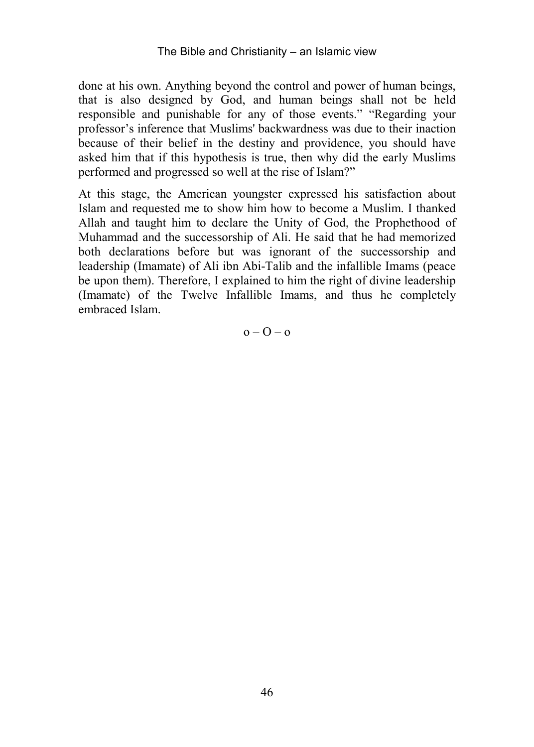done at his own. Anything beyond the control and power of human beings, that is also designed by God, and human beings shall not be held responsible and punishable for any of those events." "Regarding your professor's inference that Muslims' backwardness was due to their inaction because of their belief in the destiny and providence, you should have asked him that if this hypothesis is true, then why did the early Muslims performed and progressed so well at the rise of Islam?"

At this stage, the American youngster expressed his satisfaction about Islam and requested me to show him how to become a Muslim. I thanked Allah and taught him to declare the Unity of God, the Prophethood of Muhammad and the successorship of Ali. He said that he had memorized both declarations before but was ignorant of the successorship and leadership (Imamate) of Ali ibn Abi-Talib and the infallible Imams (peace be upon them). Therefore, I explained to him the right of divine leadership (Imamate) of the Twelve Infallible Imams, and thus he completely embraced Islam.

o – O – o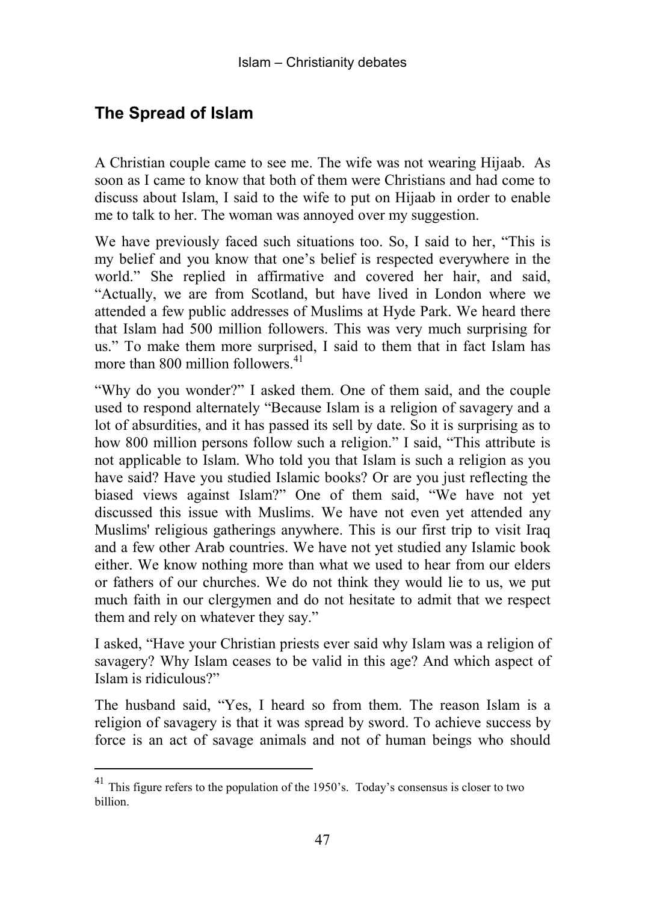## The Spread of Islam

A Christian couple came to see me. The wife was not wearing Hijaab. As soon as I came to know that both of them were Christians and had come to discuss about Islam, I said to the wife to put on Hijaab in order to enable me to talk to her. The woman was annoyed over my suggestion.

We have previously faced such situations too. So, I said to her, "This is my belief and you know that one's belief is respected everywhere in the world." She replied in affirmative and covered her hair, and said, "Actually, we are from Scotland, but have lived in London where we attended a few public addresses of Muslims at Hyde Park. We heard there that Islam had 500 million followers. This was very much surprising for us." To make them more surprised, I said to them that in fact Islam has more than 800 million followers.[41]

"Why do you wonder?" I asked them. One of them said, and the couple used to respond alternately "Because Islam is a religion of savagery and a lot of absurdities, and it has passed its sell by date. So it is surprising as to how 800 million persons follow such a religion." I said, "This attribute is not applicable to Islam. Who told you that Islam is such a religion as you have said? Have you studied Islamic books? Or are you just reflecting the biased views against Islam?" One of them said, "We have not yet discussed this issue with Muslims. We have not even yet attended any Muslims' religious gatherings anywhere. This is our first trip to visit Iraq and a few other Arab countries. We have not yet studied any Islamic book either. We know nothing more than what we used to hear from our elders or fathers of our churches. We do not think they would lie to us, we put much faith in our clergymen and do not hesitate to admit that we respect them and rely on whatever they say."

I asked, "Have your Christian priests ever said why Islam was a religion of savagery? Why Islam ceases to be valid in this age? And which aspect of Islam is ridiculous?"

The husband said, "Yes, I heard so from them. The reason Islam is a religion of savagery is that it was spread by sword. To achieve success by force is an act of savage animals and not of human beings who should

---

[41] This figure refers to the population of the 1950's. Today's consensus is closer to two billion.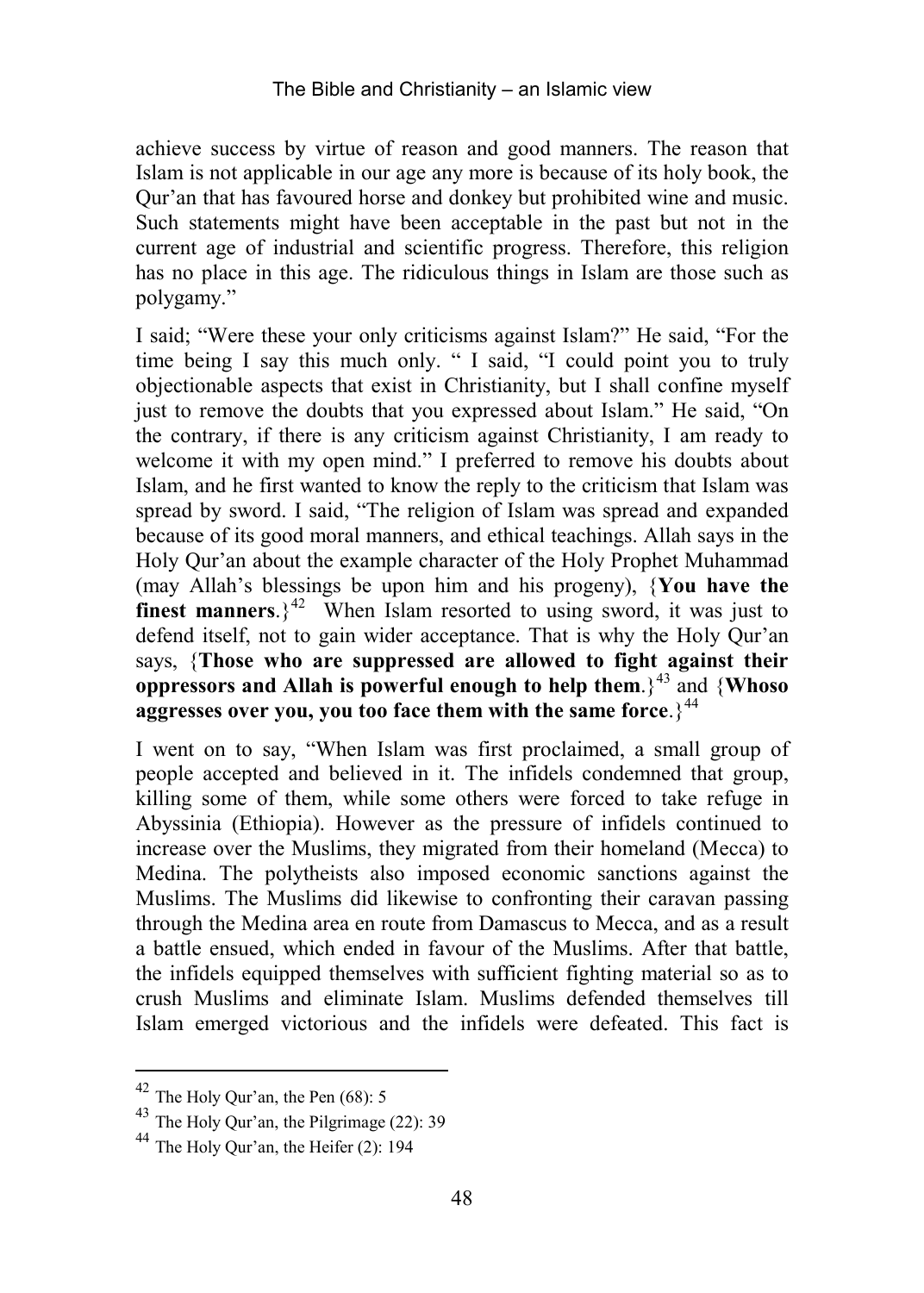achieve success by virtue of reason and good manners. The reason that Islam is not applicable in our age any more is because of its holy book, the Qur'an that has favoured horse and donkey but prohibited wine and music. Such statements might have been acceptable in the past but not in the current age of industrial and scientific progress. Therefore, this religion has no place in this age. The ridiculous things in Islam are those such as polygamy."

I said; "Were these your only criticisms against Islam?" He said, "For the time being I say this much only. " I said, "I could point you to truly objectionable aspects that exist in Christianity, but I shall confine myself just to remove the doubts that you expressed about Islam." He said, "On the contrary, if there is any criticism against Christianity, I am ready to welcome it with my open mind." I preferred to remove his doubts about Islam, and he first wanted to know the reply to the criticism that Islam was spread by sword. I said, "The religion of Islam was spread and expanded because of its good moral manners, and ethical teachings. Allah says in the Holy Qur'an about the example character of the Holy Prophet Muhammad (may Allah's blessings be upon him and his progeny), {**You have the finest manners**.}[42] When Islam resorted to using sword, it was just to defend itself, not to gain wider acceptance. That is why the Holy Qur'an says, {**Those who are suppressed are allowed to fight against their oppressors and Allah is powerful enough to help them**.}[43] and {**Whoso aggresses over you, you too face them with the same force**.}[44]

I went on to say, "When Islam was first proclaimed, a small group of people accepted and believed in it. The infidels condemned that group, killing some of them, while some others were forced to take refuge in Abyssinia (Ethiopia). However as the pressure of infidels continued to increase over the Muslims, they migrated from their homeland (Mecca) to Medina. The polytheists also imposed economic sanctions against the Muslims. The Muslims did likewise to confronting their caravan passing through the Medina area en route from Damascus to Mecca, and as a result a battle ensued, which ended in favour of the Muslims. After that battle, the infidels equipped themselves with sufficient fighting material so as to crush Muslims and eliminate Islam. Muslims defended themselves till Islam emerged victorious and the infidels were defeated. This fact is

---

[42] The Holy Qur'an, the Pen (68): 5

[43] The Holy Qur'an, the Pilgrimage (22): 39

[44] The Holy Qur'an, the Heifer (2): 194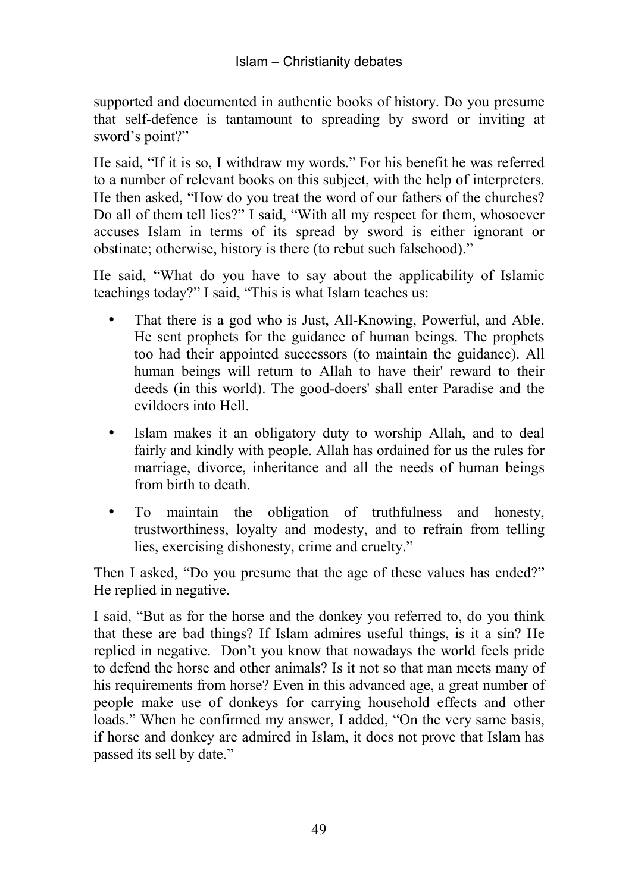supported and documented in authentic books of history. Do you presume that self-defence is tantamount to spreading by sword or inviting at sword's point?"

He said, "If it is so, I withdraw my words." For his benefit he was referred to a number of relevant books on this subject, with the help of interpreters. He then asked, "How do you treat the word of our fathers of the churches? Do all of them tell lies?" I said, "With all my respect for them, whosoever accuses Islam in terms of its spread by sword is either ignorant or obstinate; otherwise, history is there (to rebut such falsehood)."

He said, "What do you have to say about the applicability of Islamic teachings today?" I said, "This is what Islam teaches us:

- That there is a god who is Just, All-Knowing, Powerful, and Able. He sent prophets for the guidance of human beings. The prophets too had their appointed successors (to maintain the guidance). All human beings will return to Allah to have their' reward to their deeds (in this world). The good-doers' shall enter Paradise and the evildoers into Hell.
- Islam makes it an obligatory duty to worship Allah, and to deal fairly and kindly with people. Allah has ordained for us the rules for marriage, divorce, inheritance and all the needs of human beings from birth to death.
- To maintain the obligation of truthfulness and honesty, trustworthiness, loyalty and modesty, and to refrain from telling lies, exercising dishonesty, crime and cruelty."

Then I asked, "Do you presume that the age of these values has ended?" He replied in negative.

I said, "But as for the horse and the donkey you referred to, do you think that these are bad things? If Islam admires useful things, is it a sin? He replied in negative. Don't you know that nowadays the world feels pride to defend the horse and other animals? Is it not so that man meets many of his requirements from horse? Even in this advanced age, a great number of people make use of donkeys for carrying household effects and other loads." When he confirmed my answer, I added, "On the very same basis, if horse and donkey are admired in Islam, it does not prove that Islam has passed its sell by date."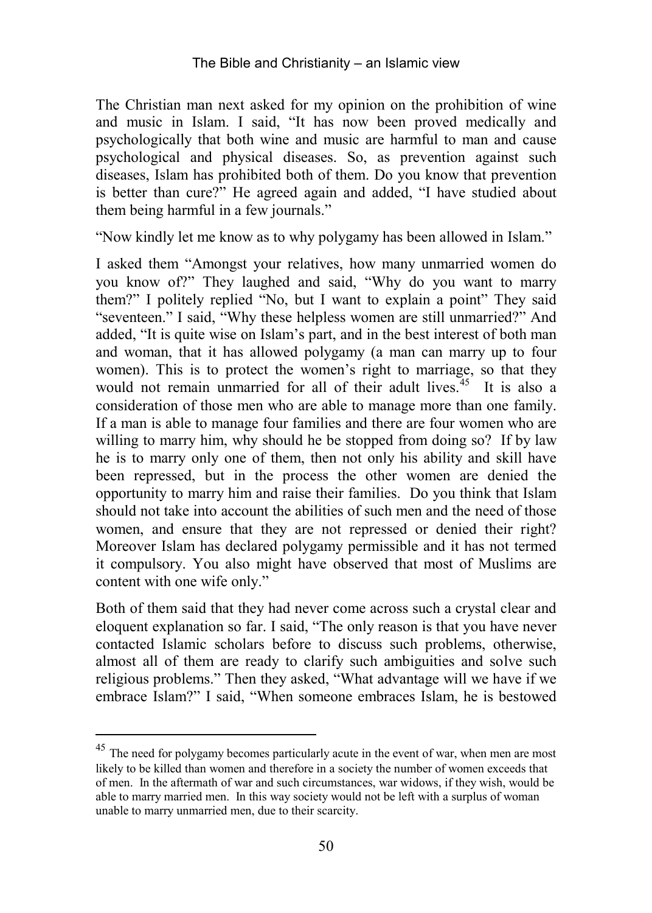The Christian man next asked for my opinion on the prohibition of wine and music in Islam. I said, "It has now been proved medically and psychologically that both wine and music are harmful to man and cause psychological and physical diseases. So, as prevention against such diseases, Islam has prohibited both of them. Do you know that prevention is better than cure?" He agreed again and added, "I have studied about them being harmful in a few journals."

"Now kindly let me know as to why polygamy has been allowed in Islam."

I asked them "Amongst your relatives, how many unmarried women do you know of?" They laughed and said, "Why do you want to marry them?" I politely replied "No, but I want to explain a point" They said "seventeen." I said, "Why these helpless women are still unmarried?" And added, "It is quite wise on Islam's part, and in the best interest of both man and woman, that it has allowed polygamy (a man can marry up to four women). This is to protect the women's right to marriage, so that they would not remain unmarried for all of their adult lives.[45] It is also a consideration of those men who are able to manage more than one family. If a man is able to manage four families and there are four women who are willing to marry him, why should he be stopped from doing so? If by law he is to marry only one of them, then not only his ability and skill have been repressed, but in the process the other women are denied the opportunity to marry him and raise their families. Do you think that Islam should not take into account the abilities of such men and the need of those women, and ensure that they are not repressed or denied their right? Moreover Islam has declared polygamy permissible and it has not termed it compulsory. You also might have observed that most of Muslims are content with one wife only."

Both of them said that they had never come across such a crystal clear and eloquent explanation so far. I said, "The only reason is that you have never contacted Islamic scholars before to discuss such problems, otherwise, almost all of them are ready to clarify such ambiguities and solve such religious problems." Then they asked, "What advantage will we have if we embrace Islam?" I said, "When someone embraces Islam, he is bestowed

---

[45] The need for polygamy becomes particularly acute in the event of war, when men are most likely to be killed than women and therefore in a society the number of women exceeds that of men. In the aftermath of war and such circumstances, war widows, if they wish, would be able to marry married men. In this way society would not be left with a surplus of woman unable to marry unmarried men, due to their scarcity.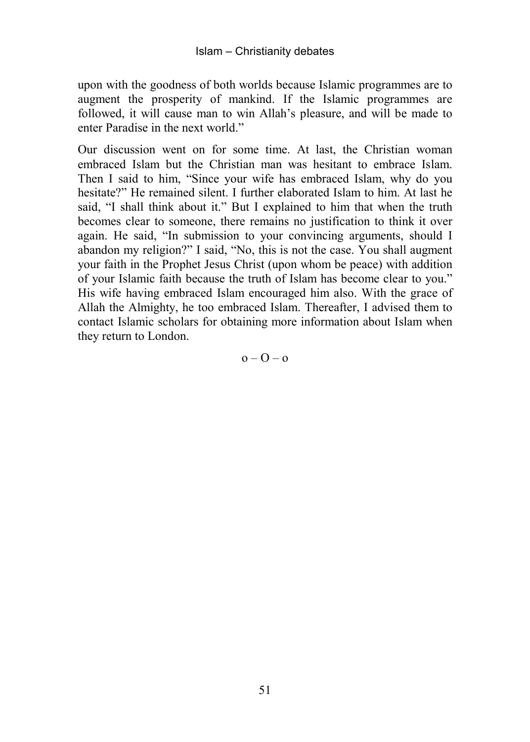upon with the goodness of both worlds because Islamic programmes are to augment the prosperity of mankind. If the Islamic programmes are followed, it will cause man to win Allah's pleasure, and will be made to enter Paradise in the next world."

Our discussion went on for some time. At last, the Christian woman embraced Islam but the Christian man was hesitant to embrace Islam. Then I said to him, "Since your wife has embraced Islam, why do you hesitate?" He remained silent. I further elaborated Islam to him. At last he said, "I shall think about it." But I explained to him that when the truth becomes clear to someone, there remains no justification to think it over again. He said, "In submission to your convincing arguments, should I abandon my religion?" I said, "No, this is not the case. You shall augment your faith in the Prophet Jesus Christ (upon whom be peace) with addition of your Islamic faith because the truth of Islam has become clear to you." His wife having embraced Islam encouraged him also. With the grace of Allah the Almighty, he too embraced Islam. Thereafter, I advised them to contact Islamic scholars for obtaining more information about Islam when they return to London.

o – O – o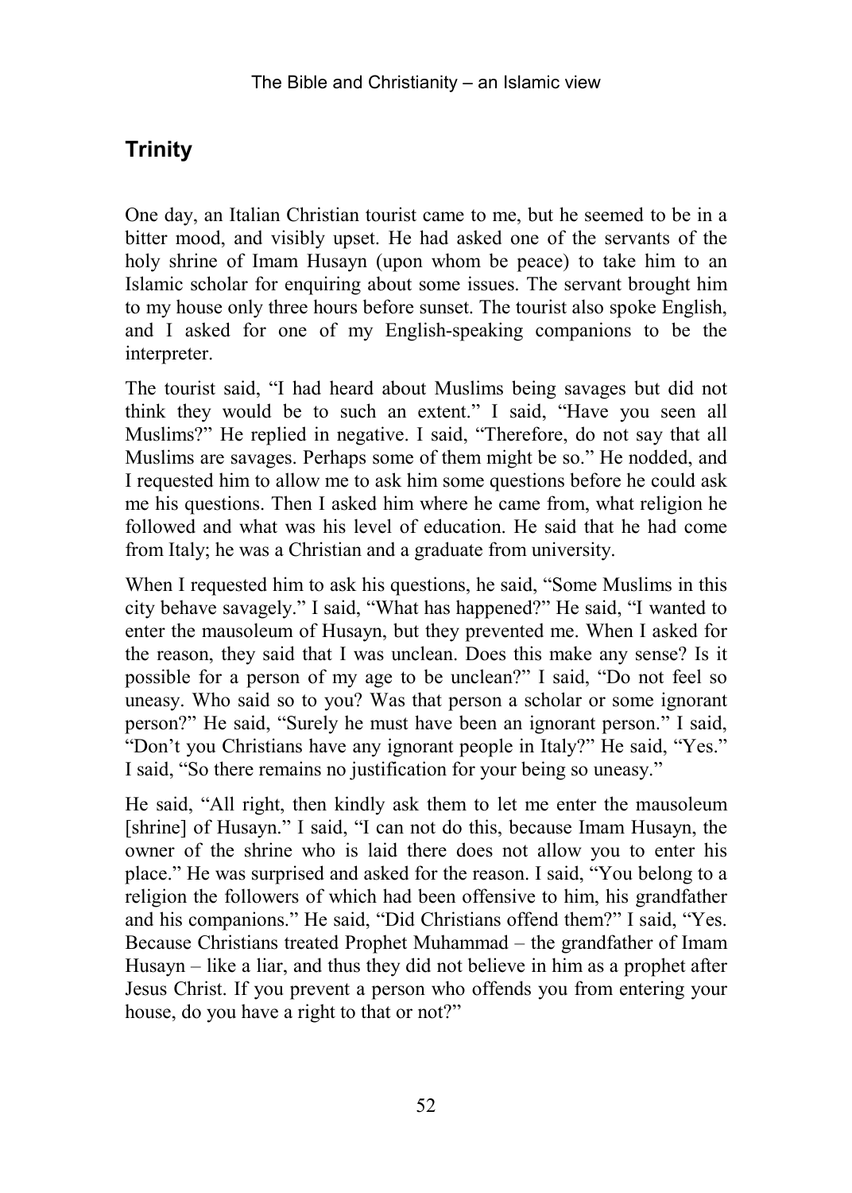## Trinity

One day, an Italian Christian tourist came to me, but he seemed to be in a bitter mood, and visibly upset. He had asked one of the servants of the holy shrine of Imam Husayn (upon whom be peace) to take him to an Islamic scholar for enquiring about some issues. The servant brought him to my house only three hours before sunset. The tourist also spoke English, and I asked for one of my English-speaking companions to be the interpreter.

The tourist said, "I had heard about Muslims being savages but did not think they would be to such an extent." I said, "Have you seen all Muslims?" He replied in negative. I said, "Therefore, do not say that all Muslims are savages. Perhaps some of them might be so." He nodded, and I requested him to allow me to ask him some questions before he could ask me his questions. Then I asked him where he came from, what religion he followed and what was his level of education. He said that he had come from Italy; he was a Christian and a graduate from university.

When I requested him to ask his questions, he said, "Some Muslims in this city behave savagely." I said, "What has happened?" He said, "I wanted to enter the mausoleum of Husayn, but they prevented me. When I asked for the reason, they said that I was unclean. Does this make any sense? Is it possible for a person of my age to be unclean?" I said, "Do not feel so uneasy. Who said so to you? Was that person a scholar or some ignorant person?" He said, "Surely he must have been an ignorant person." I said, "Don't you Christians have any ignorant people in Italy?" He said, "Yes." I said, "So there remains no justification for your being so uneasy."

He said, "All right, then kindly ask them to let me enter the mausoleum [shrine] of Husayn." I said, "I can not do this, because Imam Husayn, the owner of the shrine who is laid there does not allow you to enter his place." He was surprised and asked for the reason. I said, "You belong to a religion the followers of which had been offensive to him, his grandfather and his companions." He said, "Did Christians offend them?" I said, "Yes. Because Christians treated Prophet Muhammad – the grandfather of Imam Husayn – like a liar, and thus they did not believe in him as a prophet after Jesus Christ. If you prevent a person who offends you from entering your house, do you have a right to that or not?"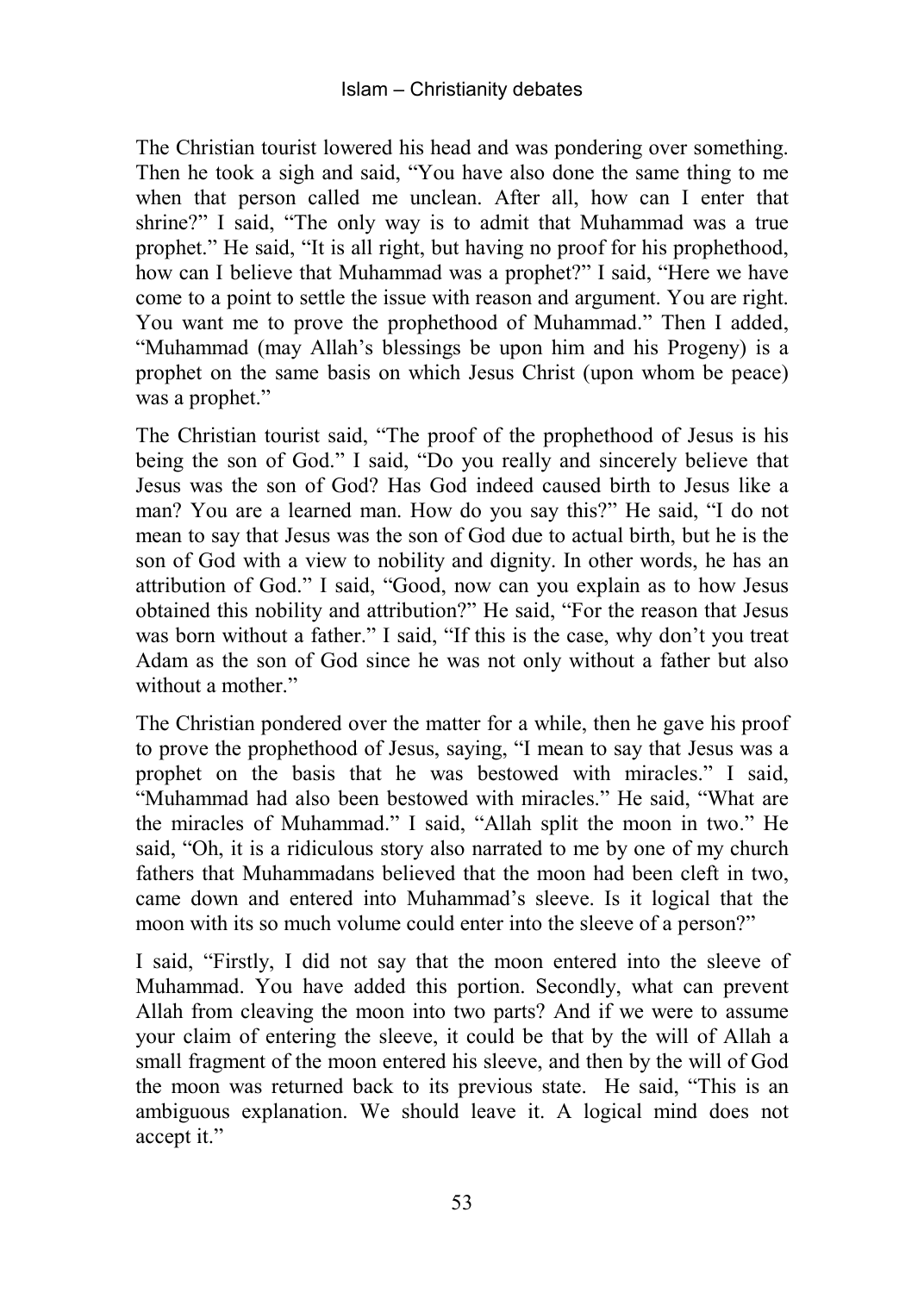The Christian tourist lowered his head and was pondering over something. Then he took a sigh and said, "You have also done the same thing to me when that person called me unclean. After all, how can I enter that shrine?" I said, "The only way is to admit that Muhammad was a true prophet." He said, "It is all right, but having no proof for his prophethood, how can I believe that Muhammad was a prophet?" I said, "Here we have come to a point to settle the issue with reason and argument. You are right. You want me to prove the prophethood of Muhammad." Then I added, "Muhammad (may Allah's blessings be upon him and his Progeny) is a prophet on the same basis on which Jesus Christ (upon whom be peace) was a prophet."

The Christian tourist said, "The proof of the prophethood of Jesus is his being the son of God." I said, "Do you really and sincerely believe that Jesus was the son of God? Has God indeed caused birth to Jesus like a man? You are a learned man. How do you say this?" He said, "I do not mean to say that Jesus was the son of God due to actual birth, but he is the son of God with a view to nobility and dignity. In other words, he has an attribution of God." I said, "Good, now can you explain as to how Jesus obtained this nobility and attribution?" He said, "For the reason that Jesus was born without a father." I said, "If this is the case, why don't you treat Adam as the son of God since he was not only without a father but also without a mother."

The Christian pondered over the matter for a while, then he gave his proof to prove the prophethood of Jesus, saying, "I mean to say that Jesus was a prophet on the basis that he was bestowed with miracles." I said, "Muhammad had also been bestowed with miracles." He said, "What are the miracles of Muhammad." I said, "Allah split the moon in two." He said, "Oh, it is a ridiculous story also narrated to me by one of my church fathers that Muhammadans believed that the moon had been cleft in two, came down and entered into Muhammad's sleeve. Is it logical that the moon with its so much volume could enter into the sleeve of a person?"

I said, "Firstly, I did not say that the moon entered into the sleeve of Muhammad. You have added this portion. Secondly, what can prevent Allah from cleaving the moon into two parts? And if we were to assume your claim of entering the sleeve, it could be that by the will of Allah a small fragment of the moon entered his sleeve, and then by the will of God the moon was returned back to its previous state. He said, "This is an ambiguous explanation. We should leave it. A logical mind does not accept it."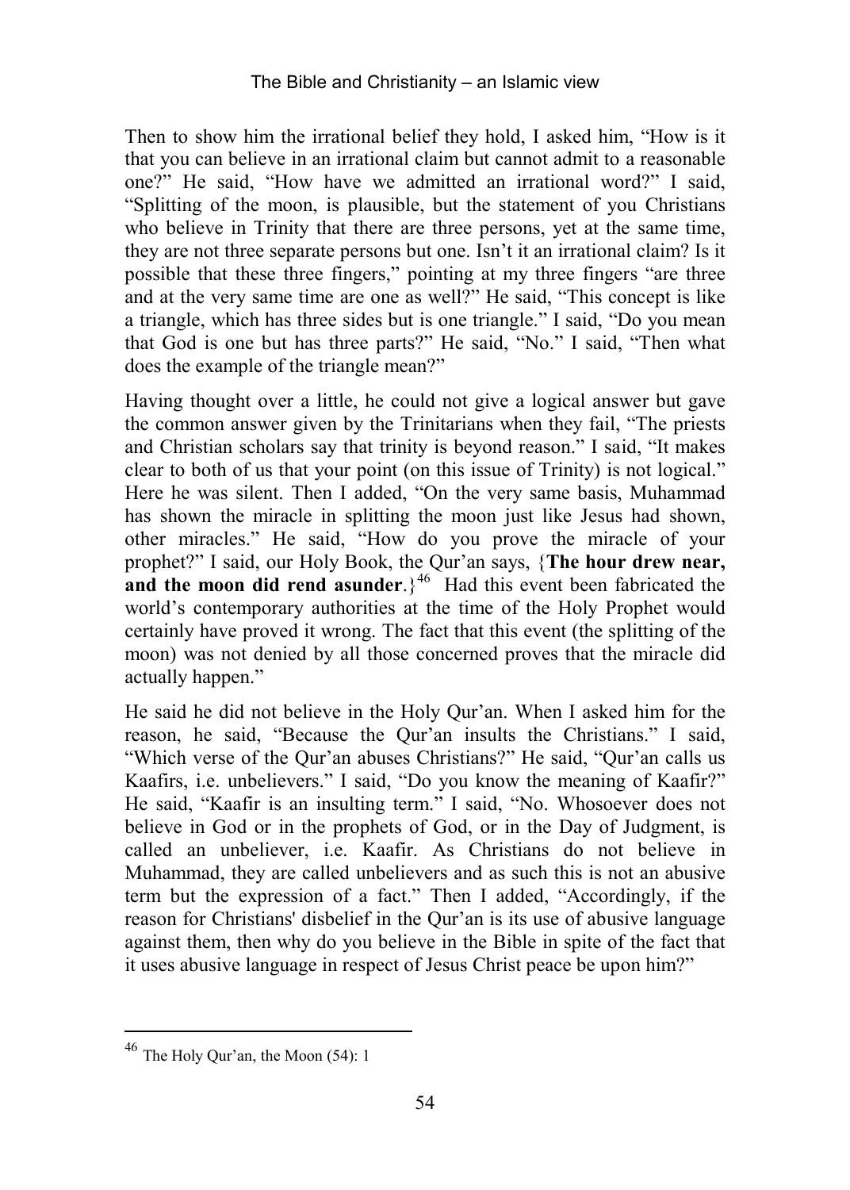Then to show him the irrational belief they hold, I asked him, "How is it that you can believe in an irrational claim but cannot admit to a reasonable one?" He said, "How have we admitted an irrational word?" I said, "Splitting of the moon, is plausible, but the statement of you Christians who believe in Trinity that there are three persons, yet at the same time, they are not three separate persons but one. Isn't it an irrational claim? Is it possible that these three fingers," pointing at my three fingers "are three and at the very same time are one as well?" He said, "This concept is like a triangle, which has three sides but is one triangle." I said, "Do you mean that God is one but has three parts?" He said, "No." I said, "Then what does the example of the triangle mean?"

Having thought over a little, he could not give a logical answer but gave the common answer given by the Trinitarians when they fail, "The priests and Christian scholars say that trinity is beyond reason." I said, "It makes clear to both of us that your point (on this issue of Trinity) is not logical." Here he was silent. Then I added, "On the very same basis, Muhammad has shown the miracle in splitting the moon just like Jesus had shown, other miracles." He said, "How do you prove the miracle of your prophet?" I said, our Holy Book, the Qur'an says, {**The hour drew near, and the moon did rend asunder**.}[46] Had this event been fabricated the world's contemporary authorities at the time of the Holy Prophet would certainly have proved it wrong. The fact that this event (the splitting of the moon) was not denied by all those concerned proves that the miracle did actually happen."

He said he did not believe in the Holy Qur'an. When I asked him for the reason, he said, "Because the Qur'an insults the Christians." I said, "Which verse of the Qur'an abuses Christians?" He said, "Qur'an calls us Kaafirs, i.e. unbelievers." I said, "Do you know the meaning of Kaafir?" He said, "Kaafir is an insulting term." I said, "No. Whosoever does not believe in God or in the prophets of God, or in the Day of Judgment, is called an unbeliever, i.e. Kaafir. As Christians do not believe in Muhammad, they are called unbelievers and as such this is not an abusive term but the expression of a fact." Then I added, "Accordingly, if the reason for Christians' disbelief in the Qur'an is its use of abusive language against them, then why do you believe in the Bible in spite of the fact that it uses abusive language in respect of Jesus Christ peace be upon him?"

---

[46] The Holy Qur'an, the Moon (54): 1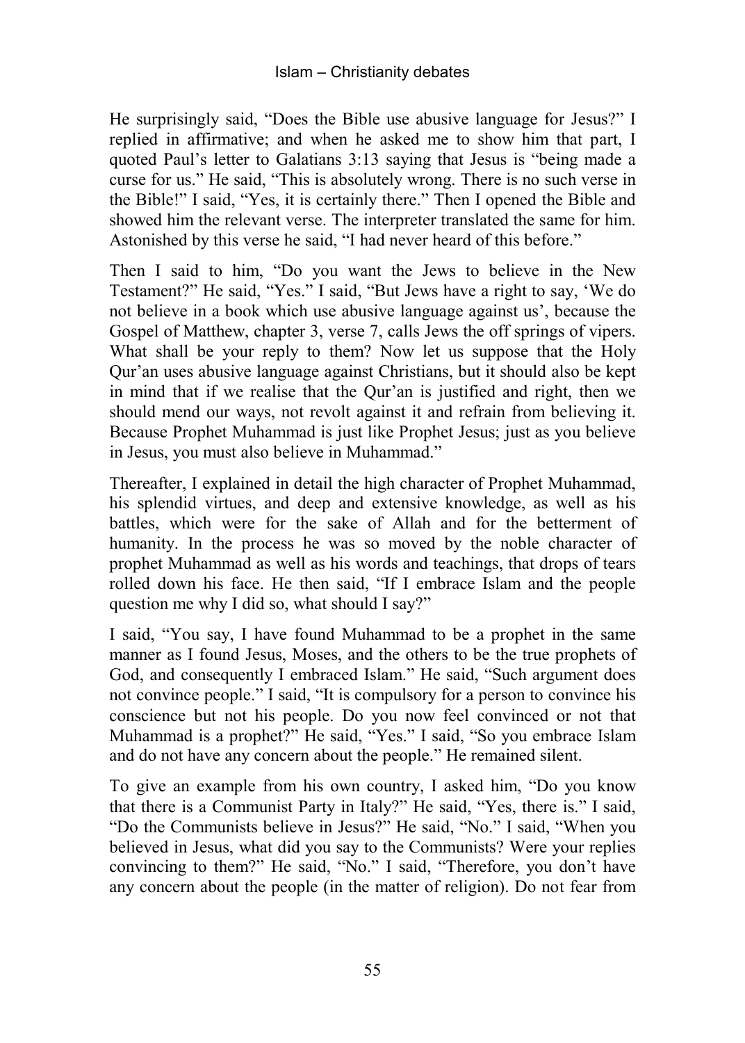He surprisingly said, “Does the Bible use abusive language for Jesus?” I replied in affirmative; and when he asked me to show him that part, I quoted Paul’s letter to Galatians 3:13 saying that Jesus is “being made a curse for us.” He said, “This is absolutely wrong. There is no such verse in the Bible!” I said, “Yes, it is certainly there.” Then I opened the Bible and showed him the relevant verse. The interpreter translated the same for him. Astonished by this verse he said, “I had never heard of this before.”

Then I said to him, “Do you want the Jews to believe in the New Testament?” He said, “Yes.” I said, “But Jews have a right to say, ‘We do not believe in a book which use abusive language against us’, because the Gospel of Matthew, chapter 3, verse 7, calls Jews the off springs of vipers. What shall be your reply to them? Now let us suppose that the Holy Qur’an uses abusive language against Christians, but it should also be kept in mind that if we realise that the Qur’an is justified and right, then we should mend our ways, not revolt against it and refrain from believing it. Because Prophet Muhammad is just like Prophet Jesus; just as you believe in Jesus, you must also believe in Muhammad.”

Thereafter, I explained in detail the high character of Prophet Muhammad, his splendid virtues, and deep and extensive knowledge, as well as his battles, which were for the sake of Allah and for the betterment of humanity. In the process he was so moved by the noble character of prophet Muhammad as well as his words and teachings, that drops of tears rolled down his face. He then said, “If I embrace Islam and the people question me why I did so, what should I say?”

I said, “You say, I have found Muhammad to be a prophet in the same manner as I found Jesus, Moses, and the others to be the true prophets of God, and consequently I embraced Islam.” He said, “Such argument does not convince people.” I said, “It is compulsory for a person to convince his conscience but not his people. Do you now feel convinced or not that Muhammad is a prophet?” He said, “Yes.” I said, “So you embrace Islam and do not have any concern about the people.” He remained silent.

To give an example from his own country, I asked him, “Do you know that there is a Communist Party in Italy?” He said, “Yes, there is.” I said, “Do the Communists believe in Jesus?” He said, “No.” I said, “When you believed in Jesus, what did you say to the Communists? Were your replies convincing to them?” He said, “No.” I said, “Therefore, you don’t have any concern about the people (in the matter of religion). Do not fear from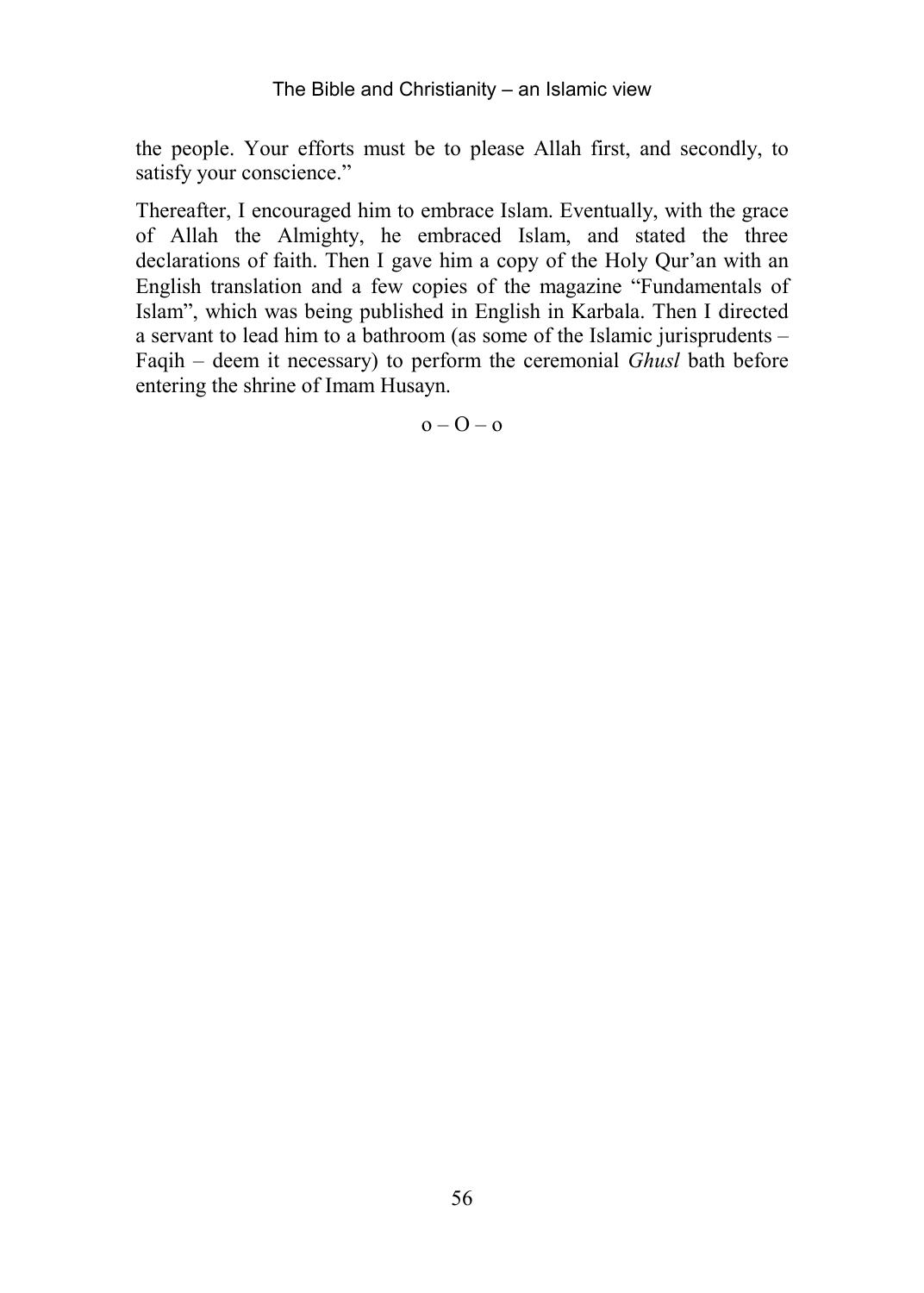the people. Your efforts must be to please Allah first, and secondly, to satisfy your conscience."

Thereafter, I encouraged him to embrace Islam. Eventually, with the grace of Allah the Almighty, he embraced Islam, and stated the three declarations of faith. Then I gave him a copy of the Holy Qur'an with an English translation and a few copies of the magazine "Fundamentals of Islam", which was being published in English in Karbala. Then I directed a servant to lead him to a bathroom (as some of the Islamic jurisprudents – Faqih – deem it necessary) to perform the ceremonial *Ghusl* bath before entering the shrine of Imam Husayn.

o – O – o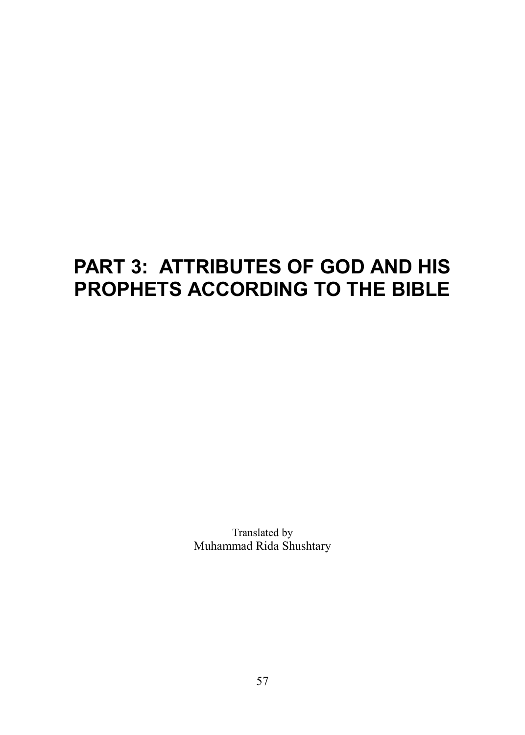# PART 3: ATTRIBUTES OF GOD AND HIS PROPHETS ACCORDING TO THE BIBLE

Translated by
Muhammad Rida Shushtary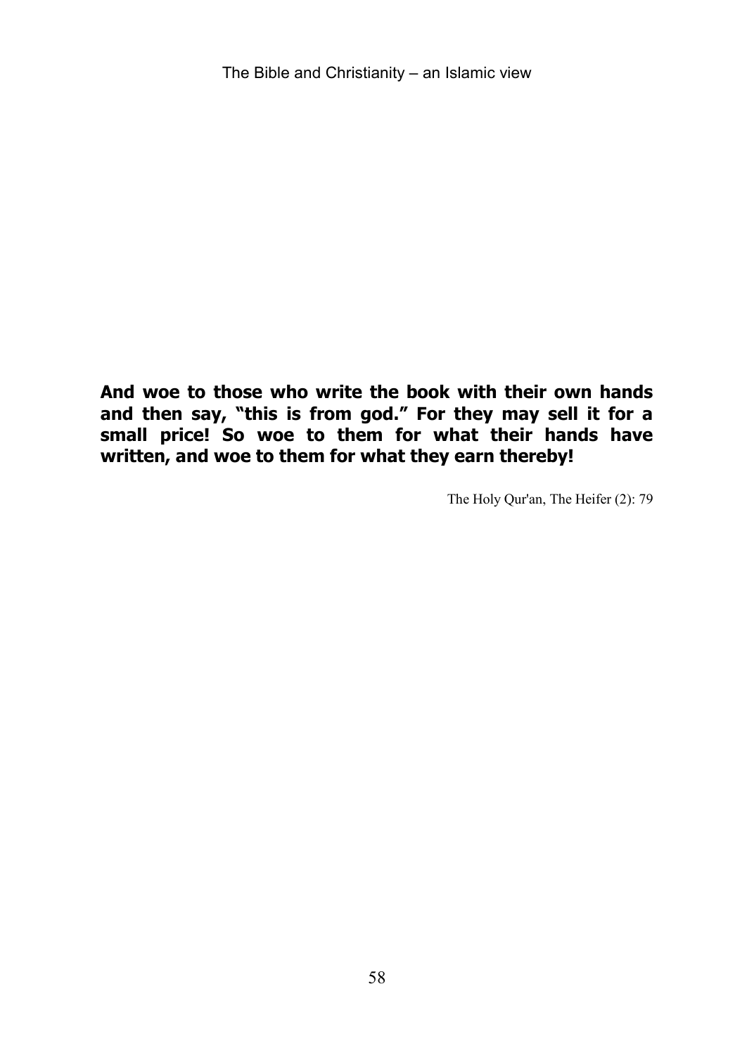**And woe to those who write the book with their own hands and then say, "this is from god." For they may sell it for a small price! So woe to them for what their hands have written, and woe to them for what they earn thereby!**

The Holy Qur'an, The Heifer (2): 79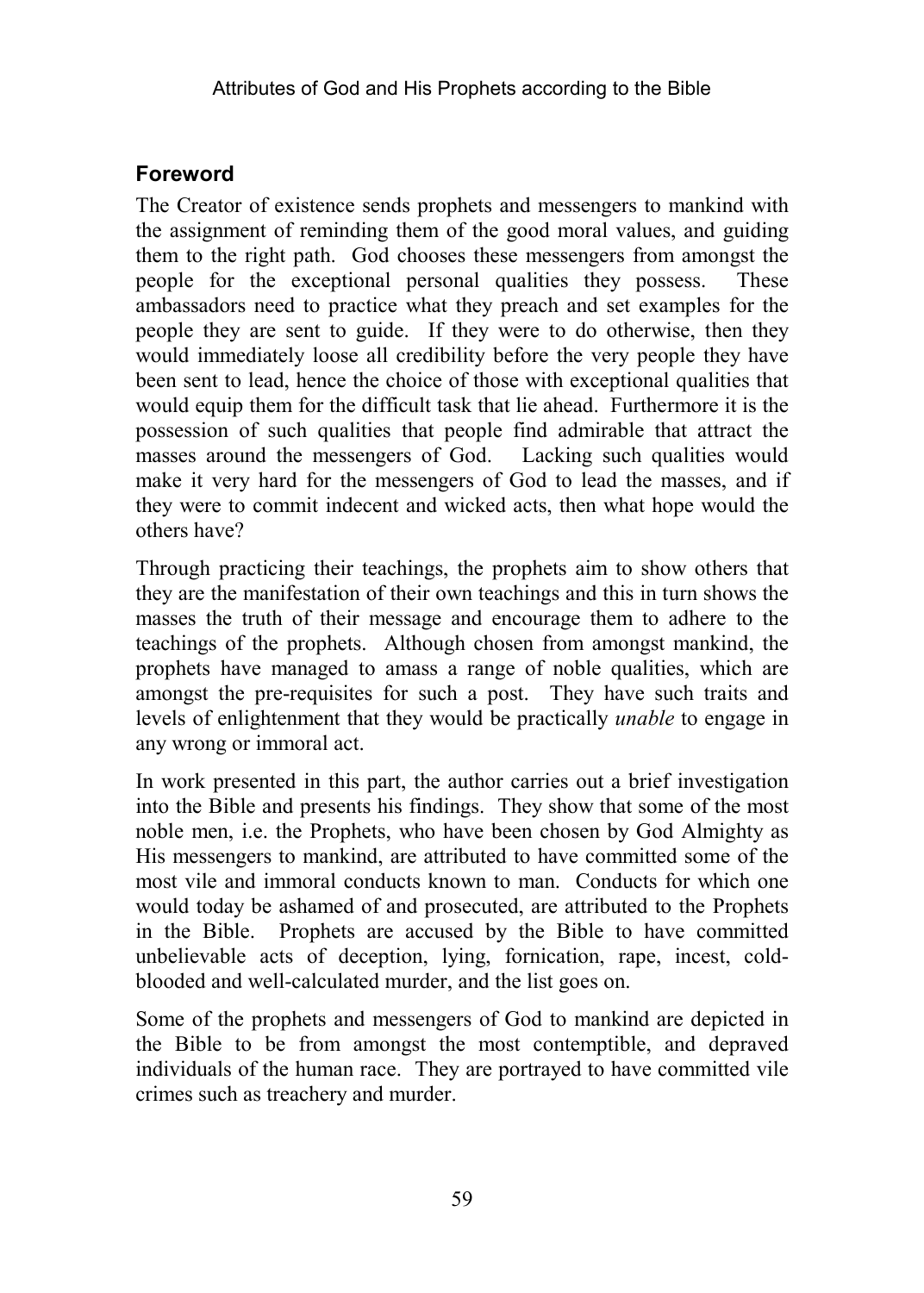## Foreword

The Creator of existence sends prophets and messengers to mankind with the assignment of reminding them of the good moral values, and guiding them to the right path. God chooses these messengers from amongst the people for the exceptional personal qualities they possess. These ambassadors need to practice what they preach and set examples for the people they are sent to guide. If they were to do otherwise, then they would immediately loose all credibility before the very people they have been sent to lead, hence the choice of those with exceptional qualities that would equip them for the difficult task that lie ahead. Furthermore it is the possession of such qualities that people find admirable that attract the masses around the messengers of God. Lacking such qualities would make it very hard for the messengers of God to lead the masses, and if they were to commit indecent and wicked acts, then what hope would the others have?

Through practicing their teachings, the prophets aim to show others that they are the manifestation of their own teachings and this in turn shows the masses the truth of their message and encourage them to adhere to the teachings of the prophets. Although chosen from amongst mankind, the prophets have managed to amass a range of noble qualities, which are amongst the pre-requisites for such a post. They have such traits and levels of enlightenment that they would be practically *unable* to engage in any wrong or immoral act.

In work presented in this part, the author carries out a brief investigation into the Bible and presents his findings. They show that some of the most noble men, i.e. the Prophets, who have been chosen by God Almighty as His messengers to mankind, are attributed to have committed some of the most vile and immoral conducts known to man. Conducts for which one would today be ashamed of and prosecuted, are attributed to the Prophets in the Bible. Prophets are accused by the Bible to have committed unbelievable acts of deception, lying, fornication, rape, incest, cold-blooded and well-calculated murder, and the list goes on.

Some of the prophets and messengers of God to mankind are depicted in the Bible to be from amongst the most contemptible, and depraved individuals of the human race. They are portrayed to have committed vile crimes such as treachery and murder.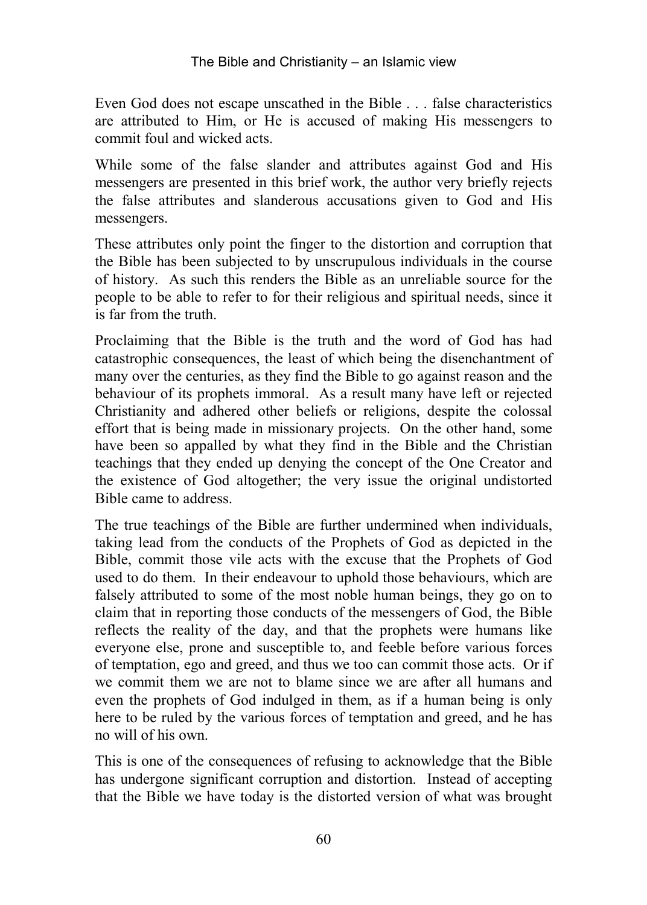Even God does not escape unscathed in the Bible . . . false characteristics are attributed to Him, or He is accused of making His messengers to commit foul and wicked acts.

While some of the false slander and attributes against God and His messengers are presented in this brief work, the author very briefly rejects the false attributes and slanderous accusations given to God and His messengers.

These attributes only point the finger to the distortion and corruption that the Bible has been subjected to by unscrupulous individuals in the course of history. As such this renders the Bible as an unreliable source for the people to be able to refer to for their religious and spiritual needs, since it is far from the truth.

Proclaiming that the Bible is the truth and the word of God has had catastrophic consequences, the least of which being the disenchantment of many over the centuries, as they find the Bible to go against reason and the behaviour of its prophets immoral. As a result many have left or rejected Christianity and adhered other beliefs or religions, despite the colossal effort that is being made in missionary projects. On the other hand, some have been so appalled by what they find in the Bible and the Christian teachings that they ended up denying the concept of the One Creator and the existence of God altogether; the very issue the original undistorted Bible came to address.

The true teachings of the Bible are further undermined when individuals, taking lead from the conducts of the Prophets of God as depicted in the Bible, commit those vile acts with the excuse that the Prophets of God used to do them. In their endeavour to uphold those behaviours, which are falsely attributed to some of the most noble human beings, they go on to claim that in reporting those conducts of the messengers of God, the Bible reflects the reality of the day, and that the prophets were humans like everyone else, prone and susceptible to, and feeble before various forces of temptation, ego and greed, and thus we too can commit those acts. Or if we commit them we are not to blame since we are after all humans and even the prophets of God indulged in them, as if a human being is only here to be ruled by the various forces of temptation and greed, and he has no will of his own.

This is one of the consequences of refusing to acknowledge that the Bible has undergone significant corruption and distortion. Instead of accepting that the Bible we have today is the distorted version of what was brought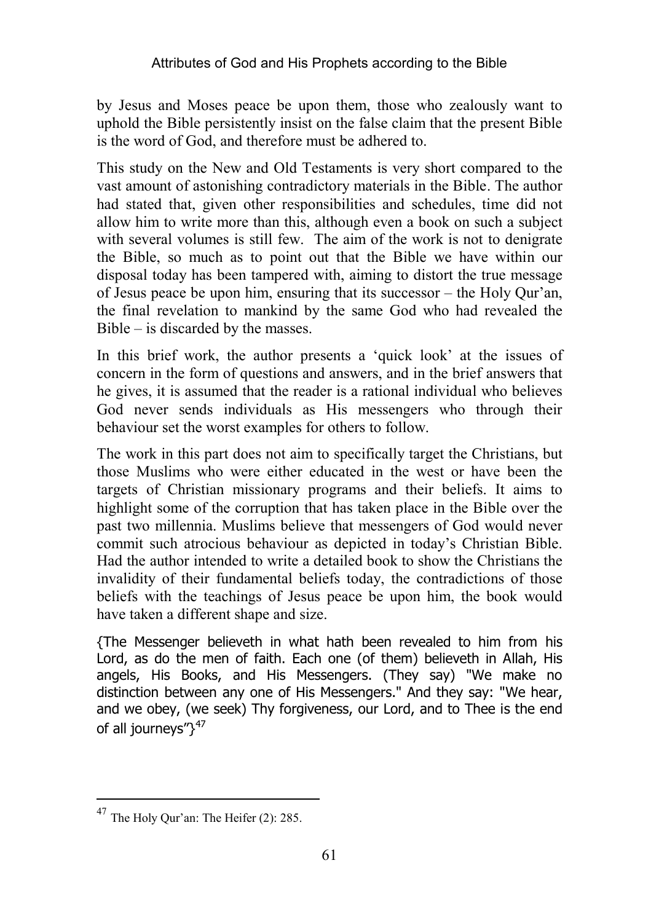by Jesus and Moses peace be upon them, those who zealously want to uphold the Bible persistently insist on the false claim that the present Bible is the word of God, and therefore must be adhered to.

This study on the New and Old Testaments is very short compared to the vast amount of astonishing contradictory materials in the Bible. The author had stated that, given other responsibilities and schedules, time did not allow him to write more than this, although even a book on such a subject with several volumes is still few. The aim of the work is not to denigrate the Bible, so much as to point out that the Bible we have within our disposal today has been tampered with, aiming to distort the true message of Jesus peace be upon him, ensuring that its successor – the Holy Qur'an, the final revelation to mankind by the same God who had revealed the Bible – is discarded by the masses.

In this brief work, the author presents a 'quick look' at the issues of concern in the form of questions and answers, and in the brief answers that he gives, it is assumed that the reader is a rational individual who believes God never sends individuals as His messengers who through their behaviour set the worst examples for others to follow.

The work in this part does not aim to specifically target the Christians, but those Muslims who were either educated in the west or have been the targets of Christian missionary programs and their beliefs. It aims to highlight some of the corruption that has taken place in the Bible over the past two millennia. Muslims believe that messengers of God would never commit such atrocious behaviour as depicted in today's Christian Bible. Had the author intended to write a detailed book to show the Christians the invalidity of their fundamental beliefs today, the contradictions of those beliefs with the teachings of Jesus peace be upon him, the book would have taken a different shape and size.

{The Messenger believeth in what hath been revealed to him from his Lord, as do the men of faith. Each one (of them) believeth in Allah, His angels, His Books, and His Messengers. (They say) "We make no distinction between any one of His Messengers." And they say: "We hear, and we obey, (we seek) Thy forgiveness, our Lord, and to Thee is the end of all journeys"}[47]

---

[47] The Holy Qur'an: The Heifer (2): 285.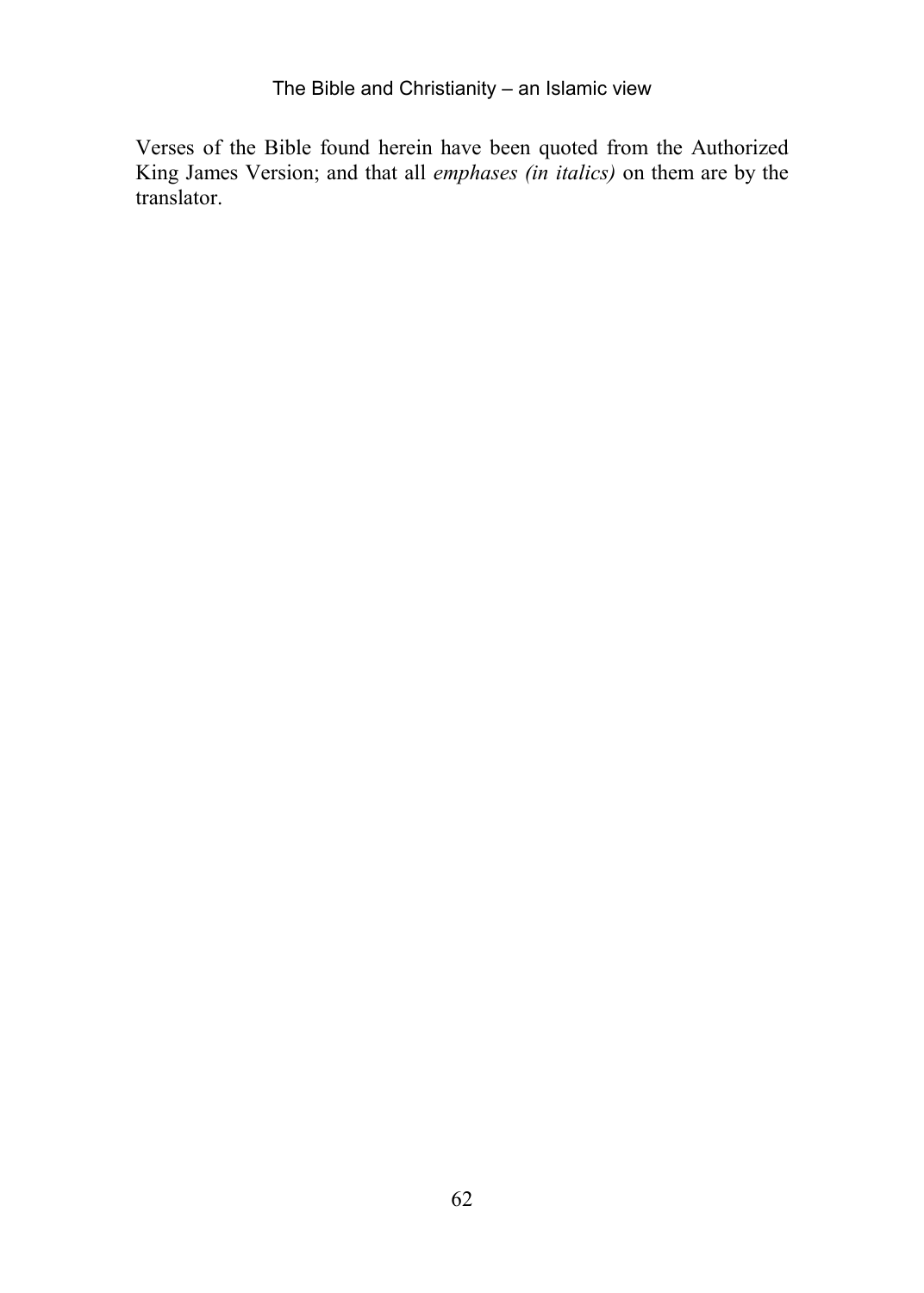Verses of the Bible found herein have been quoted from the Authorized King James Version; and that all *emphases (in italics)* on them are by the translator.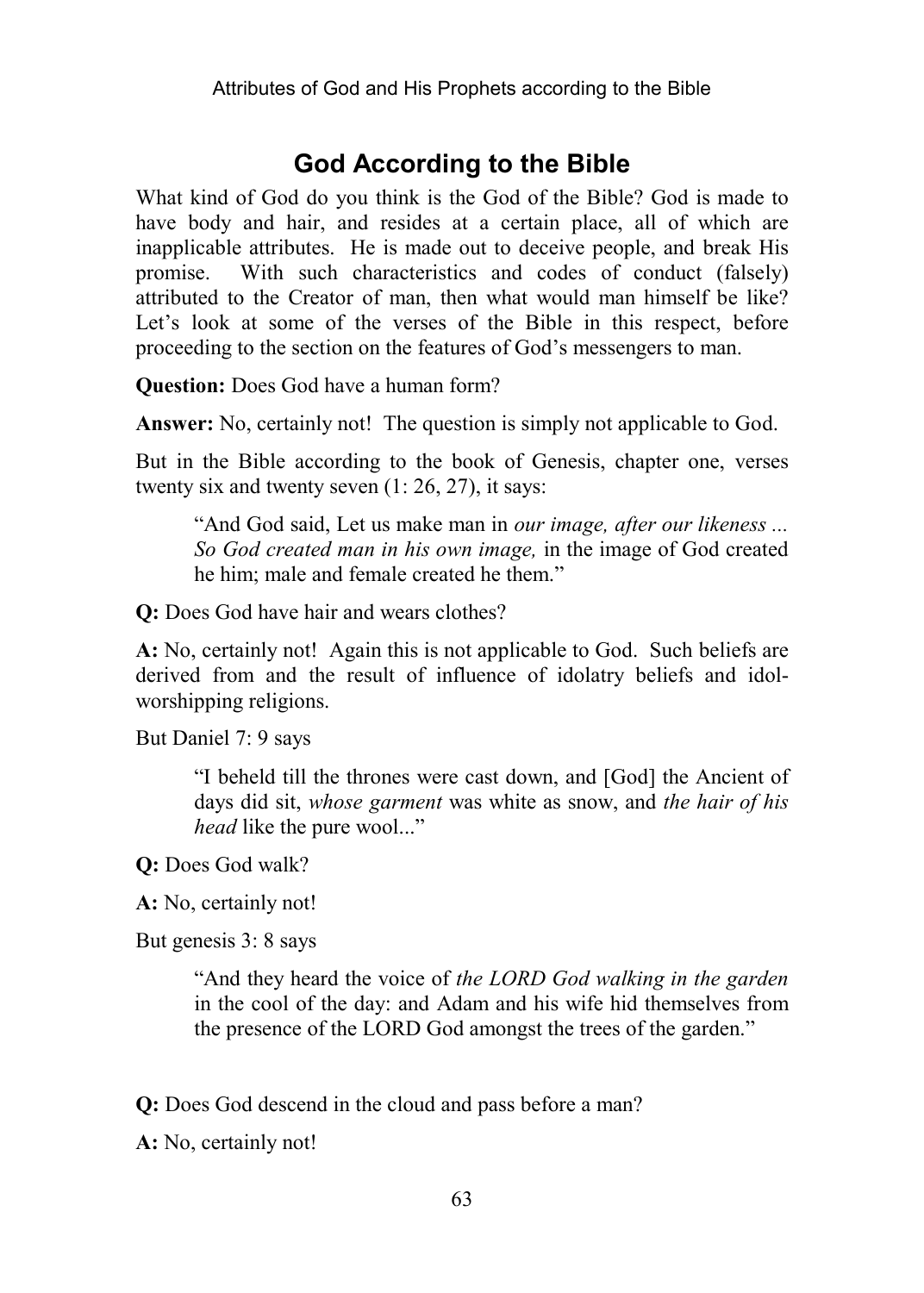## God According to the Bible

What kind of God do you think is the God of the Bible? God is made to have body and hair, and resides at a certain place, all of which are inapplicable attributes. He is made out to deceive people, and break His promise. With such characteristics and codes of conduct (falsely) attributed to the Creator of man, then what would man himself be like? Let's look at some of the verses of the Bible in this respect, before proceeding to the section on the features of God's messengers to man.

**Question:** Does God have a human form?

**Answer:** No, certainly not! The question is simply not applicable to God.

But in the Bible according to the book of Genesis, chapter one, verses twenty six and twenty seven (1: 26, 27), it says:

> "And God said, Let us make man in *our image, after our likeness ... So God created man in his own image,* in the image of God created he him; male and female created he them."

**Q:** Does God have hair and wears clothes?

**A:** No, certainly not! Again this is not applicable to God. Such beliefs are derived from and the result of influence of idolatry beliefs and idol-worshipping religions.

But Daniel 7: 9 says

> "I beheld till the thrones were cast down, and [God] the Ancient of days did sit, *whose garment* was white as snow, and *the hair of his head* like the pure wool..."

**Q:** Does God walk?

**A:** No, certainly not!

But genesis 3: 8 says

> "And they heard the voice of *the LORD God walking in the garden* in the cool of the day: and Adam and his wife hid themselves from the presence of the LORD God amongst the trees of the garden."

**Q:** Does God descend in the cloud and pass before a man?

**A:** No, certainly not!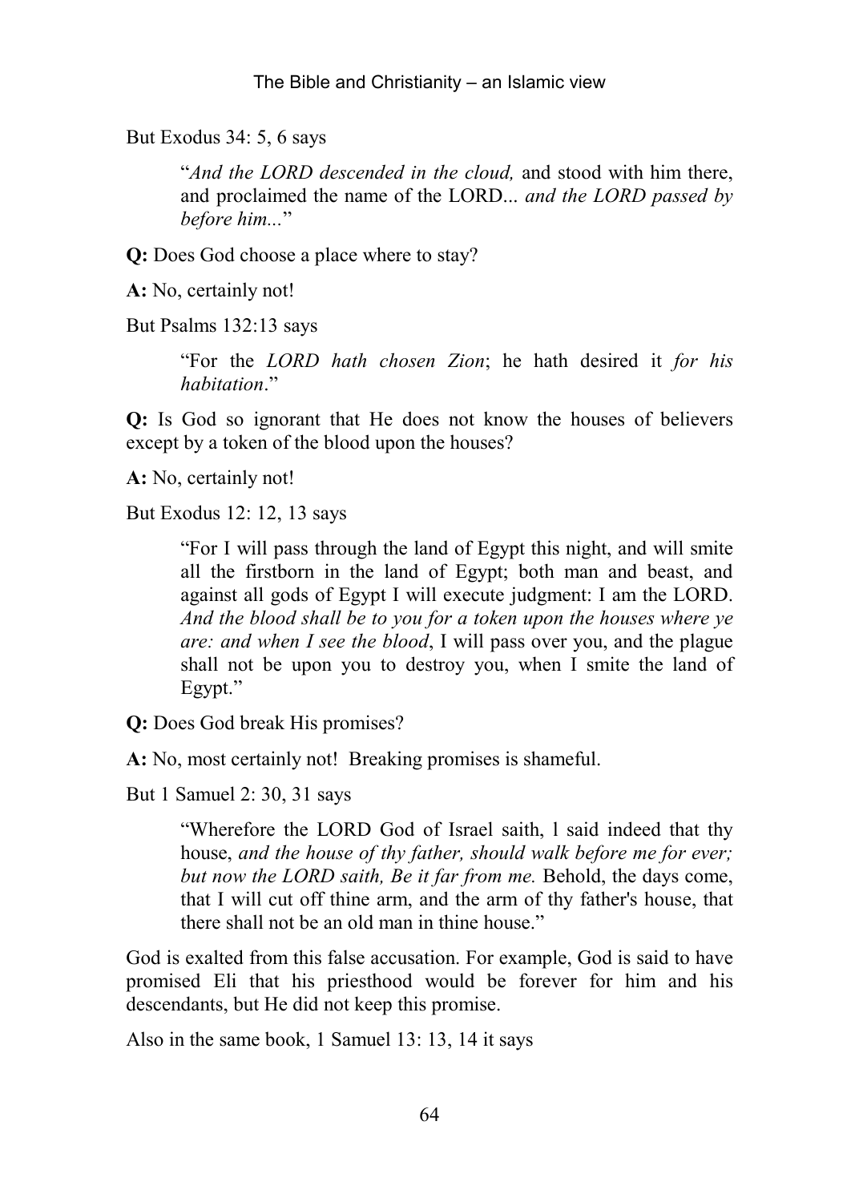But Exodus 34: 5, 6 says

> "*And the LORD descended in the cloud,* and stood with him there, and proclaimed the name of the LORD... *and the LORD passed by before him...*"

**Q:** Does God choose a place where to stay?

**A:** No, certainly not!

But Psalms 132:13 says

> "For the *LORD hath chosen Zion*; he hath desired it *for his habitation*."

**Q:** Is God so ignorant that He does not know the houses of believers except by a token of the blood upon the houses?

**A:** No, certainly not!

But Exodus 12: 12, 13 says

> "For I will pass through the land of Egypt this night, and will smite all the firstborn in the land of Egypt; both man and beast, and against all gods of Egypt I will execute judgment: I am the LORD. *And the blood shall be to you for a token upon the houses where ye are: and when I see the blood*, I will pass over you, and the plague shall not be upon you to destroy you, when I smite the land of Egypt."

**Q:** Does God break His promises?

**A:** No, most certainly not! Breaking promises is shameful.

But 1 Samuel 2: 30, 31 says

> "Wherefore the LORD God of Israel saith, l said indeed that thy house, *and the house of thy father, should walk before me for ever; but now the LORD saith, Be it far from me.* Behold, the days come, that I will cut off thine arm, and the arm of thy father's house, that there shall not be an old man in thine house."

God is exalted from this false accusation. For example, God is said to have promised Eli that his priesthood would be forever for him and his descendants, but He did not keep this promise.

Also in the same book, 1 Samuel 13: 13, 14 it says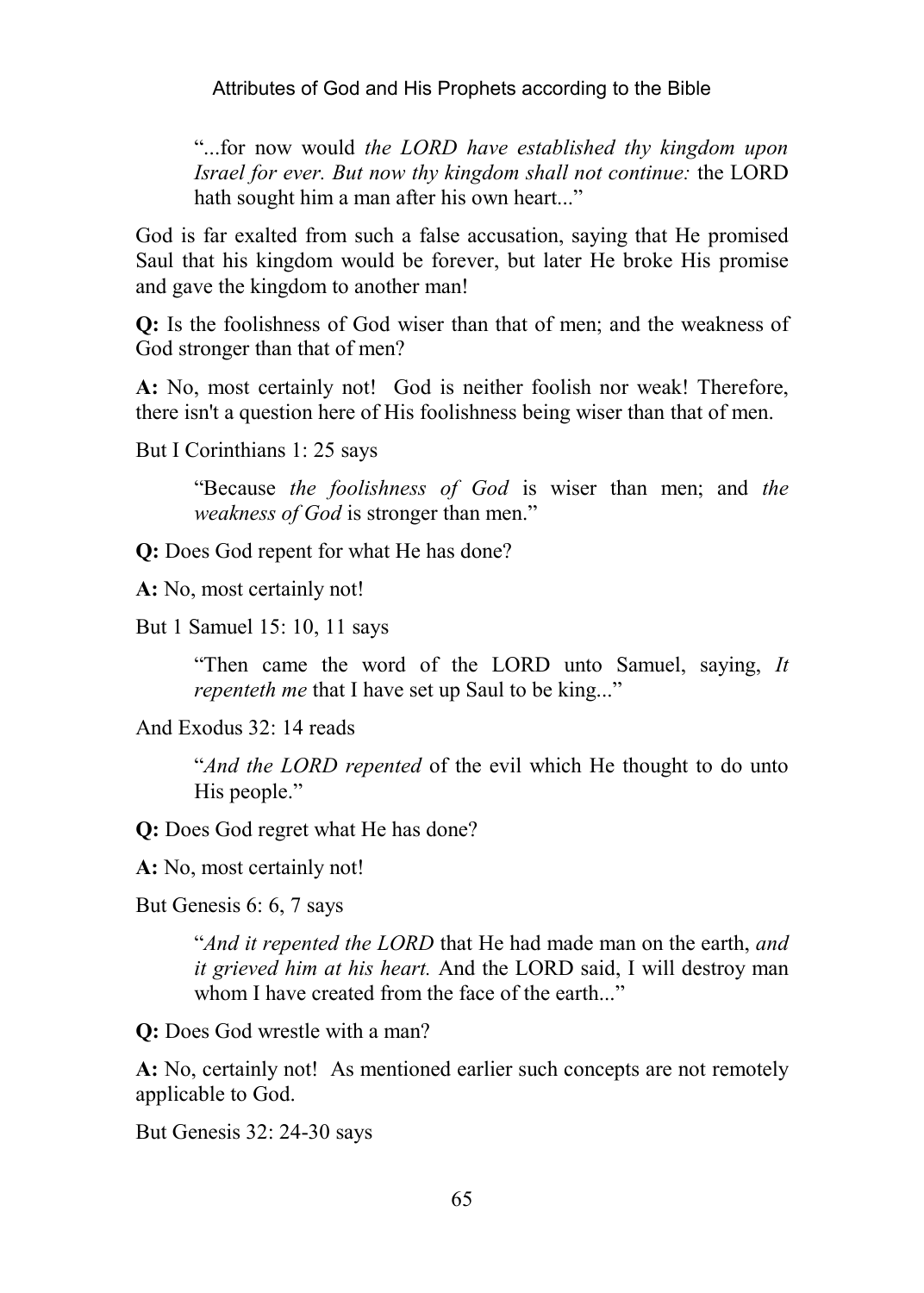> "...for now would *the LORD have established thy kingdom upon Israel for ever. But now thy kingdom shall not continue:* the LORD hath sought him a man after his own heart..."

God is far exalted from such a false accusation, saying that He promised Saul that his kingdom would be forever, but later He broke His promise and gave the kingdom to another man!

**Q:** Is the foolishness of God wiser than that of men; and the weakness of God stronger than that of men?

**A:** No, most certainly not! God is neither foolish nor weak! Therefore, there isn't a question here of His foolishness being wiser than that of men.

But I Corinthians 1: 25 says

> "Because *the foolishness of God* is wiser than men; and *the weakness of God* is stronger than men."

**Q:** Does God repent for what He has done?

**A:** No, most certainly not!

But 1 Samuel 15: 10, 11 says

> "Then came the word of the LORD unto Samuel, saying, *It repenteth me* that I have set up Saul to be king..."

And Exodus 32: 14 reads

> "*And the LORD repented* of the evil which He thought to do unto His people."

**Q:** Does God regret what He has done?

**A:** No, most certainly not!

But Genesis 6: 6, 7 says

> "*And it repented the LORD* that He had made man on the earth, *and it grieved him at his heart.* And the LORD said, I will destroy man whom I have created from the face of the earth..."

**Q:** Does God wrestle with a man?

**A:** No, certainly not! As mentioned earlier such concepts are not remotely applicable to God.

But Genesis 32: 24-30 says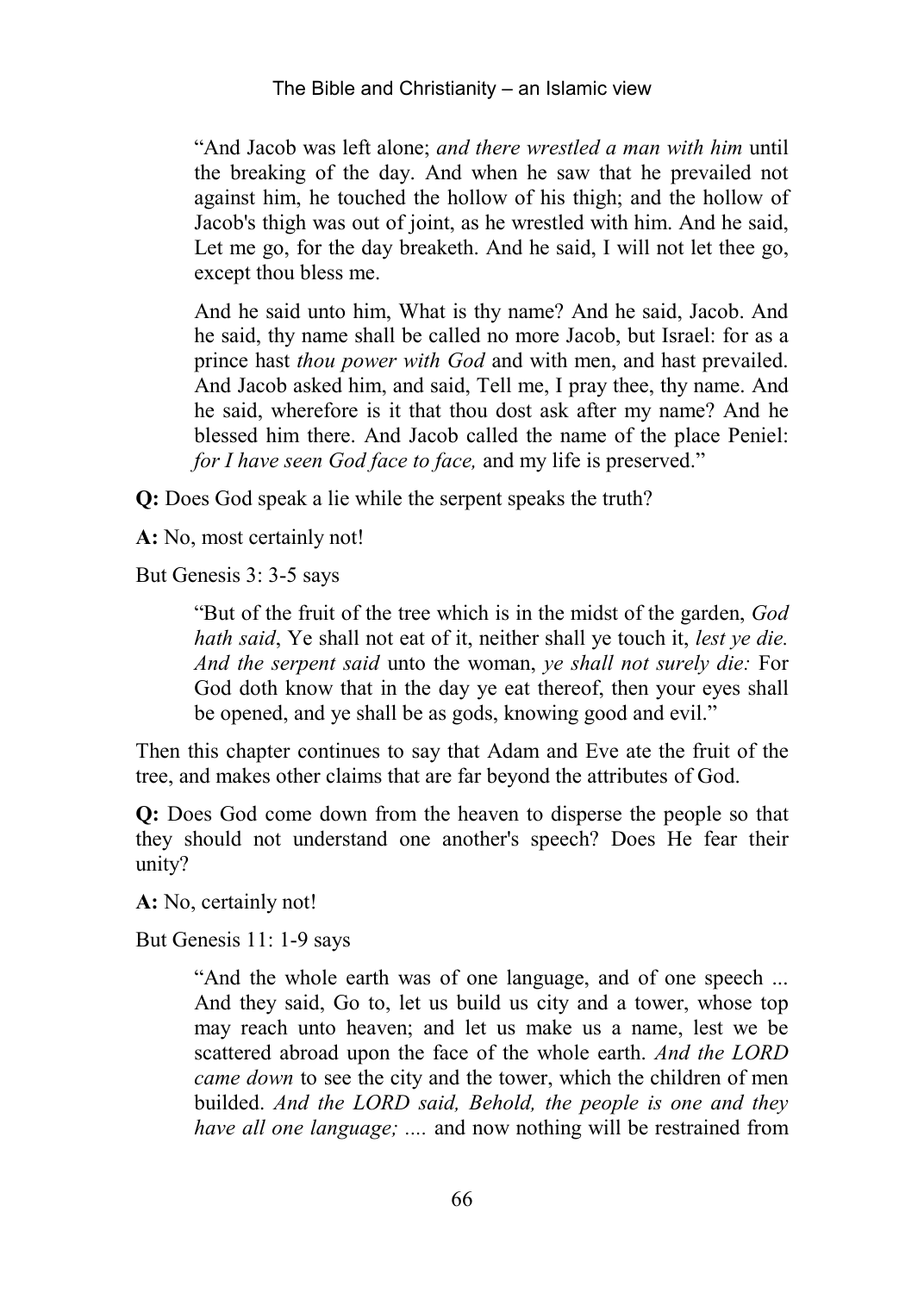> "And Jacob was left alone; *and there wrestled a man with him* until the breaking of the day. And when he saw that he prevailed not against him, he touched the hollow of his thigh; and the hollow of Jacob's thigh was out of joint, as he wrestled with him. And he said, Let me go, for the day breaketh. And he said, I will not let thee go, except thou bless me.
>
> And he said unto him, What is thy name? And he said, Jacob. And he said, thy name shall be called no more Jacob, but Israel: for as a prince hast *thou power with God* and with men, and hast prevailed. And Jacob asked him, and said, Tell me, I pray thee, thy name. And he said, wherefore is it that thou dost ask after my name? And he blessed him there. And Jacob called the name of the place Peniel: *for I have seen God face to face,* and my life is preserved."

**Q:** Does God speak a lie while the serpent speaks the truth?

**A:** No, most certainly not!

But Genesis 3: 3-5 says

> "But of the fruit of the tree which is in the midst of the garden, *God hath said*, Ye shall not eat of it, neither shall ye touch it, *lest ye die. And the serpent said* unto the woman, *ye shall not surely die:* For God doth know that in the day ye eat thereof, then your eyes shall be opened, and ye shall be as gods, knowing good and evil."

Then this chapter continues to say that Adam and Eve ate the fruit of the tree, and makes other claims that are far beyond the attributes of God.

**Q:** Does God come down from the heaven to disperse the people so that they should not understand one another's speech? Does He fear their unity?

**A:** No, certainly not!

But Genesis 11: 1-9 says

> "And the whole earth was of one language, and of one speech ... And they said, Go to, let us build us city and a tower, whose top may reach unto heaven; and let us make us a name, lest we be scattered abroad upon the face of the whole earth. *And the LORD came down* to see the city and the tower, which the children of men builded. *And the LORD said, Behold, the people is one and they have all one language; ....* and now nothing will be restrained from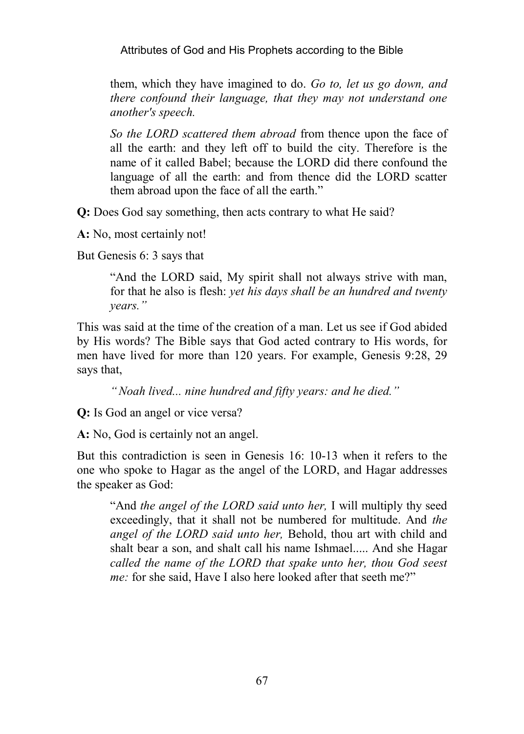> them, which they have imagined to do. *Go to, let us go down, and there confound their language, that they may not understand one another's speech.*
>
> *So the LORD scattered them abroad* from thence upon the face of all the earth: and they left off to build the city. Therefore is the name of it called Babel; because the LORD did there confound the language of all the earth: and from thence did the LORD scatter them abroad upon the face of all the earth."

**Q:** Does God say something, then acts contrary to what He said?

**A:** No, most certainly not!

But Genesis 6: 3 says that

> "And the LORD said, My spirit shall not always strive with man, for that he also is flesh: *yet his days shall be an hundred and twenty years."*

This was said at the time of the creation of a man. Let us see if God abided by His words? The Bible says that God acted contrary to His words, for men have lived for more than 120 years. For example, Genesis 9:28, 29 says that,

> *"Noah lived... nine hundred and fifty years: and he died."*

**Q:** Is God an angel or vice versa?

**A:** No, God is certainly not an angel.

But this contradiction is seen in Genesis 16: 10-13 when it refers to the one who spoke to Hagar as the angel of the LORD, and Hagar addresses the speaker as God:

> "And *the angel of the LORD said unto her,* I will multiply thy seed exceedingly, that it shall not be numbered for multitude. And *the angel of the LORD said unto her,* Behold, thou art with child and shalt bear a son, and shalt call his name Ishmael..... And she Hagar *called the name of the LORD that spake unto her, thou God seest me:* for she said, Have I also here looked after that seeth me?"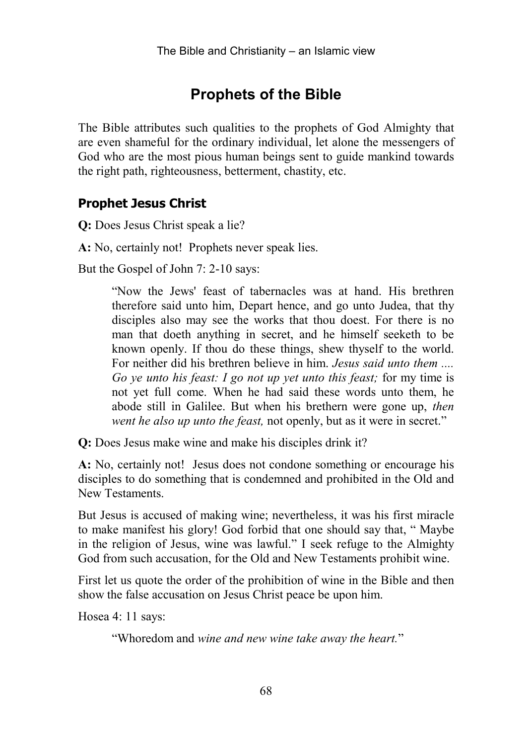# Prophets of the Bible

The Bible attributes such qualities to the prophets of God Almighty that are even shameful for the ordinary individual, let alone the messengers of God who are the most pious human beings sent to guide mankind towards the right path, righteousness, betterment, chastity, etc.

## Prophet Jesus Christ

**Q:** Does Jesus Christ speak a lie?

**A:** No, certainly not! Prophets never speak lies.

But the Gospel of John 7: 2-10 says:

> "Now the Jews' feast of tabernacles was at hand. His brethren therefore said unto him, Depart hence, and go unto Judea, that thy disciples also may see the works that thou doest. For there is no man that doeth anything in secret, and he himself seeketh to be known openly. If thou do these things, shew thyself to the world. For neither did his brethren believe in him. *Jesus said unto them .... Go ye unto his feast: I go not up yet unto this feast;* for my time is not yet full come. When he had said these words unto them, he abode still in Galilee. But when his brethern were gone up, *then went he also up unto the feast,* not openly, but as it were in secret."

**Q:** Does Jesus make wine and make his disciples drink it?

**A:** No, certainly not! Jesus does not condone something or encourage his disciples to do something that is condemned and prohibited in the Old and New Testaments.

But Jesus is accused of making wine; nevertheless, it was his first miracle to make manifest his glory! God forbid that one should say that, " Maybe in the religion of Jesus, wine was lawful." I seek refuge to the Almighty God from such accusation, for the Old and New Testaments prohibit wine.

First let us quote the order of the prohibition of wine in the Bible and then show the false accusation on Jesus Christ peace be upon him.

Hosea 4: 11 says:

> "Whoredom and *wine and new wine take away the heart.*"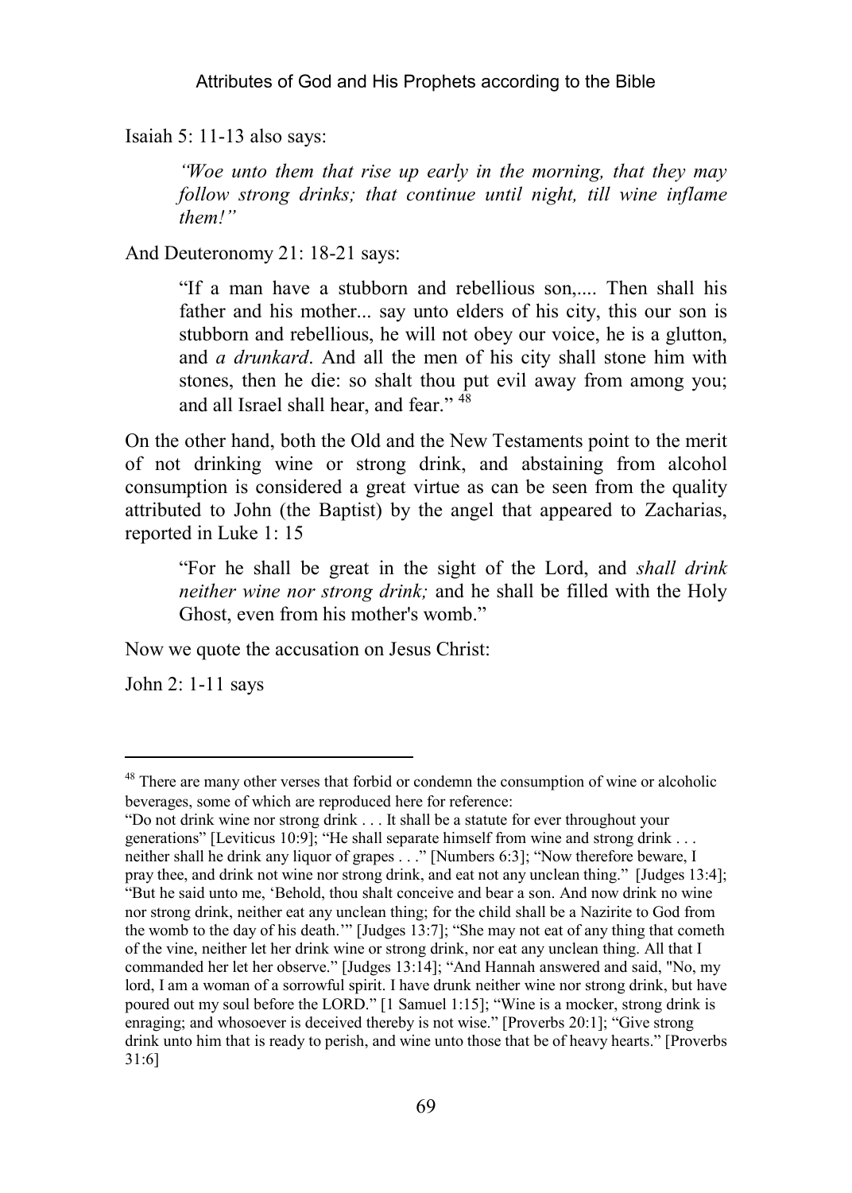Isaiah 5: 11-13 also says:

> *"Woe unto them that rise up early in the morning, that they may follow strong drinks; that continue until night, till wine inflame them!"*

And Deuteronomy 21: 18-21 says:

> "If a man have a stubborn and rebellious son,.... Then shall his father and his mother... say unto elders of his city, this our son is stubborn and rebellious, he will not obey our voice, he is a glutton, and *a drunkard*. And all the men of his city shall stone him with stones, then he die: so shalt thou put evil away from among you; and all Israel shall hear, and fear." [48]

On the other hand, both the Old and the New Testaments point to the merit of not drinking wine or strong drink, and abstaining from alcohol consumption is considered a great virtue as can be seen from the quality attributed to John (the Baptist) by the angel that appeared to Zacharias, reported in Luke 1: 15

> "For he shall be great in the sight of the Lord, and *shall drink neither wine nor strong drink;* and he shall be filled with the Holy Ghost, even from his mother's womb."

Now we quote the accusation on Jesus Christ:

John 2: 1-11 says

---

[48] There are many other verses that forbid or condemn the consumption of wine or alcoholic beverages, some of which are reproduced here for reference:
"Do not drink wine nor strong drink . . . It shall be a statute for ever throughout your generations" [Leviticus 10:9]; "He shall separate himself from wine and strong drink . . . neither shall he drink any liquor of grapes . . ." [Numbers 6:3]; "Now therefore beware, I pray thee, and drink not wine nor strong drink, and eat not any unclean thing." [Judges 13:4]; "But he said unto me, 'Behold, thou shalt conceive and bear a son. And now drink no wine nor strong drink, neither eat any unclean thing; for the child shall be a Nazirite to God from the womb to the day of his death.'" [Judges 13:7]; "She may not eat of any thing that cometh of the vine, neither let her drink wine or strong drink, nor eat any unclean thing. All that I commanded her let her observe." [Judges 13:14]; "And Hannah answered and said, "No, my lord, I am a woman of a sorrowful spirit. I have drunk neither wine nor strong drink, but have poured out my soul before the LORD." [1 Samuel 1:15]; "Wine is a mocker, strong drink is enraging; and whosoever is deceived thereby is not wise." [Proverbs 20:1]; "Give strong drink unto him that is ready to perish, and wine unto those that be of heavy hearts." [Proverbs 31:6]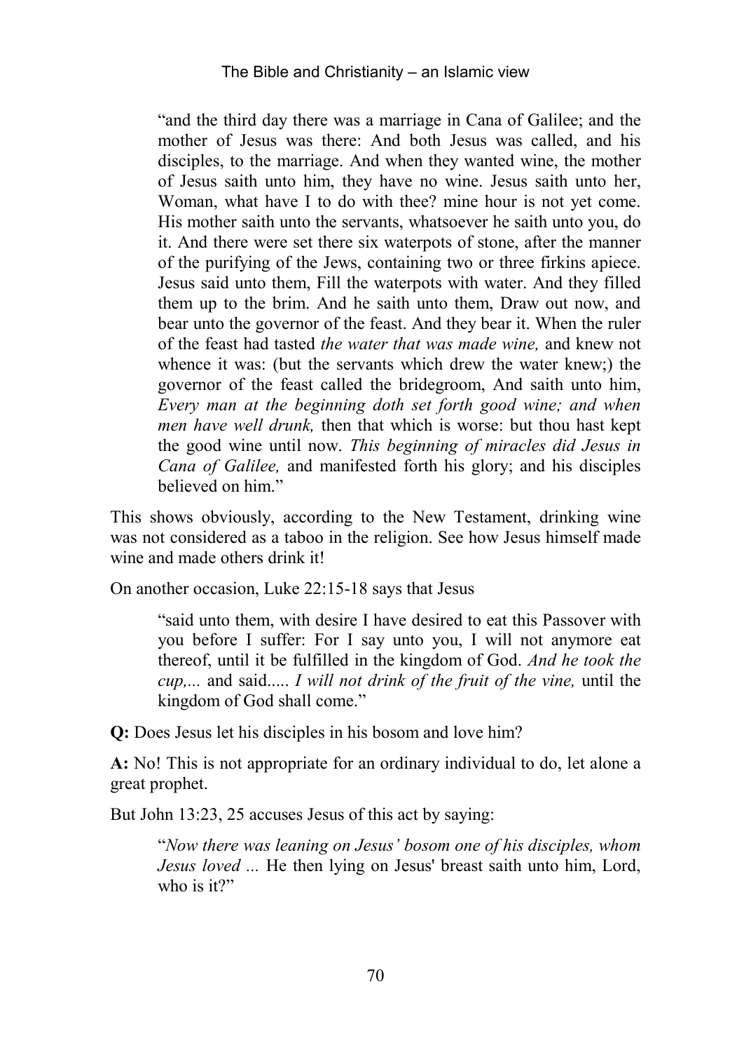> "and the third day there was a marriage in Cana of Galilee; and the mother of Jesus was there: And both Jesus was called, and his disciples, to the marriage. And when they wanted wine, the mother of Jesus saith unto him, they have no wine. Jesus saith unto her, Woman, what have I to do with thee? mine hour is not yet come. His mother saith unto the servants, whatsoever he saith unto you, do it. And there were set there six waterpots of stone, after the manner of the purifying of the Jews, containing two or three firkins apiece. Jesus said unto them, Fill the waterpots with water. And they filled them up to the brim. And he saith unto them, Draw out now, and bear unto the governor of the feast. And they bear it. When the ruler of the feast had tasted *the water that was made wine,* and knew not whence it was: (but the servants which drew the water knew;) the governor of the feast called the bridegroom, And saith unto him, *Every man at the beginning doth set forth good wine; and when men have well drunk,* then that which is worse: but thou hast kept the good wine until now. *This beginning of miracles did Jesus in Cana of Galilee,* and manifested forth his glory; and his disciples believed on him."

This shows obviously, according to the New Testament, drinking wine was not considered as a taboo in the religion. See how Jesus himself made wine and made others drink it!

On another occasion, Luke 22:15-18 says that Jesus

> "said unto them, with desire I have desired to eat this Passover with you before I suffer: For I say unto you, I will not anymore eat thereof, until it be fulfilled in the kingdom of God. *And he took the cup,...* and said..... *I will not drink of the fruit of the vine,* until the kingdom of God shall come."

**Q:** Does Jesus let his disciples in his bosom and love him?

**A:** No! This is not appropriate for an ordinary individual to do, let alone a great prophet.

But John 13:23, 25 accuses Jesus of this act by saying:

> "*Now there was leaning on Jesus' bosom one of his disciples, whom Jesus loved ...* He then lying on Jesus' breast saith unto him, Lord, who is it?"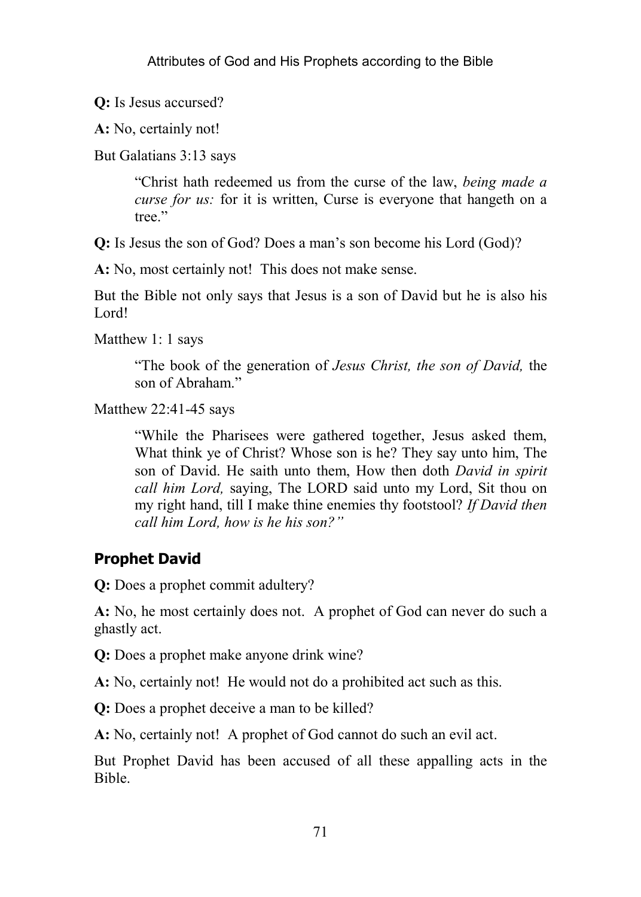**Q:** Is Jesus accursed?

**A:** No, certainly not!

But Galatians 3:13 says

> "Christ hath redeemed us from the curse of the law, *being made a curse for us:* for it is written, Curse is everyone that hangeth on a tree."

**Q:** Is Jesus the son of God? Does a man's son become his Lord (God)?

**A:** No, most certainly not! This does not make sense.

But the Bible not only says that Jesus is a son of David but he is also his Lord!

Matthew 1: 1 says

> "The book of the generation of *Jesus Christ, the son of David,* the son of Abraham."

Matthew 22:41-45 says

> "While the Pharisees were gathered together, Jesus asked them, What think ye of Christ? Whose son is he? They say unto him, The son of David. He saith unto them, How then doth *David in spirit call him Lord,* saying, The LORD said unto my Lord, Sit thou on my right hand, till I make thine enemies thy footstool? *If David then call him Lord, how is he his son?"*

## Prophet David

**Q:** Does a prophet commit adultery?

**A:** No, he most certainly does not. A prophet of God can never do such a ghastly act.

**Q:** Does a prophet make anyone drink wine?

**A:** No, certainly not! He would not do a prohibited act such as this.

**Q:** Does a prophet deceive a man to be killed?

**A:** No, certainly not! A prophet of God cannot do such an evil act.

But Prophet David has been accused of all these appalling acts in the Bible.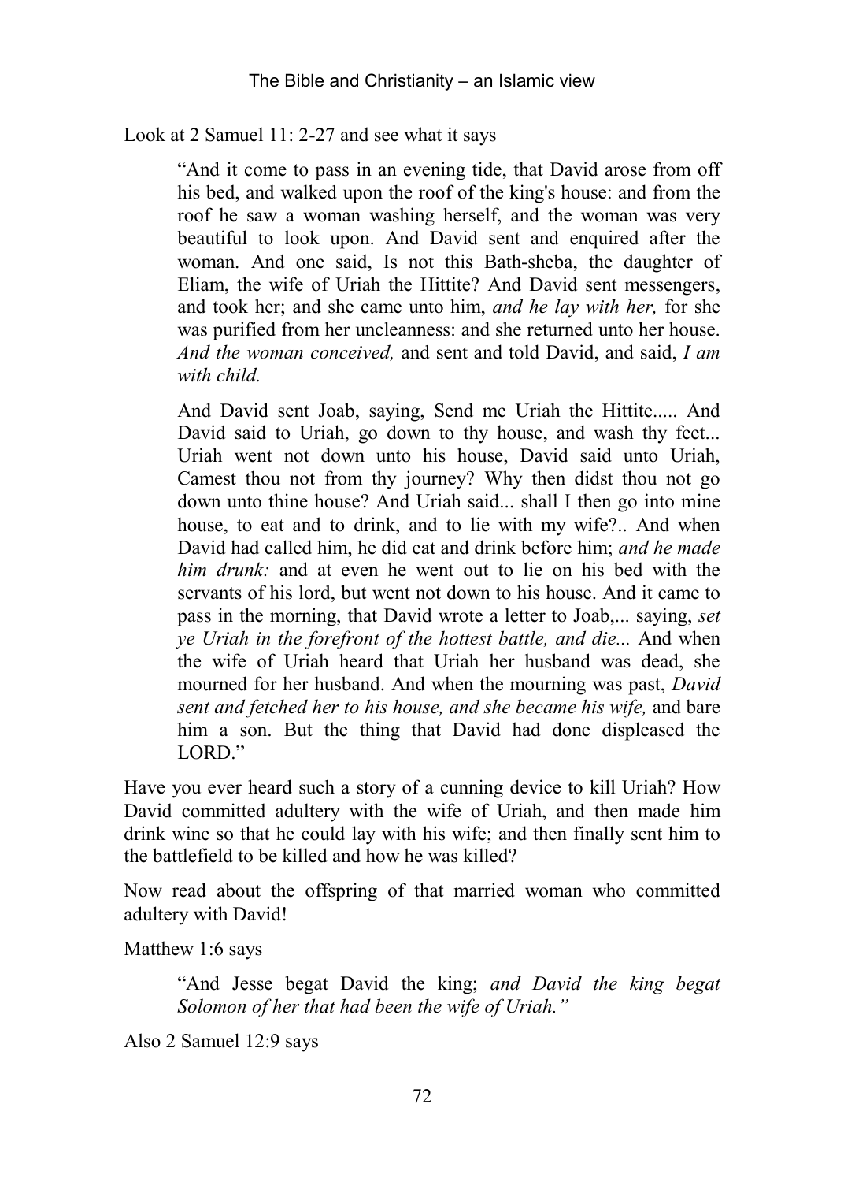Look at 2 Samuel 11: 2-27 and see what it says

> "And it come to pass in an evening tide, that David arose from off his bed, and walked upon the roof of the king's house: and from the roof he saw a woman washing herself, and the woman was very beautiful to look upon. And David sent and enquired after the woman. And one said, Is not this Bath-sheba, the daughter of Eliam, the wife of Uriah the Hittite? And David sent messengers, and took her; and she came unto him, *and he lay with her,* for she was purified from her uncleanness: and she returned unto her house. *And the woman conceived,* and sent and told David, and said, *I am with child.*
>
> And David sent Joab, saying, Send me Uriah the Hittite..... And David said to Uriah, go down to thy house, and wash thy feet... Uriah went not down unto his house, David said unto Uriah, Camest thou not from thy journey? Why then didst thou not go down unto thine house? And Uriah said... shall I then go into mine house, to eat and to drink, and to lie with my wife?.. And when David had called him, he did eat and drink before him; *and he made him drunk:* and at even he went out to lie on his bed with the servants of his lord, but went not down to his house. And it came to pass in the morning, that David wrote a letter to Joab,... saying, *set ye Uriah in the forefront of the hottest battle, and die...* And when the wife of Uriah heard that Uriah her husband was dead, she mourned for her husband. And when the mourning was past, *David sent and fetched her to his house, and she became his wife,* and bare him a son. But the thing that David had done displeased the LORD."

Have you ever heard such a story of a cunning device to kill Uriah? How David committed adultery with the wife of Uriah, and then made him drink wine so that he could lay with his wife; and then finally sent him to the battlefield to be killed and how he was killed?

Now read about the offspring of that married woman who committed adultery with David!

Matthew 1:6 says

> "And Jesse begat David the king; *and David the king begat Solomon of her that had been the wife of Uriah."*

Also 2 Samuel 12:9 says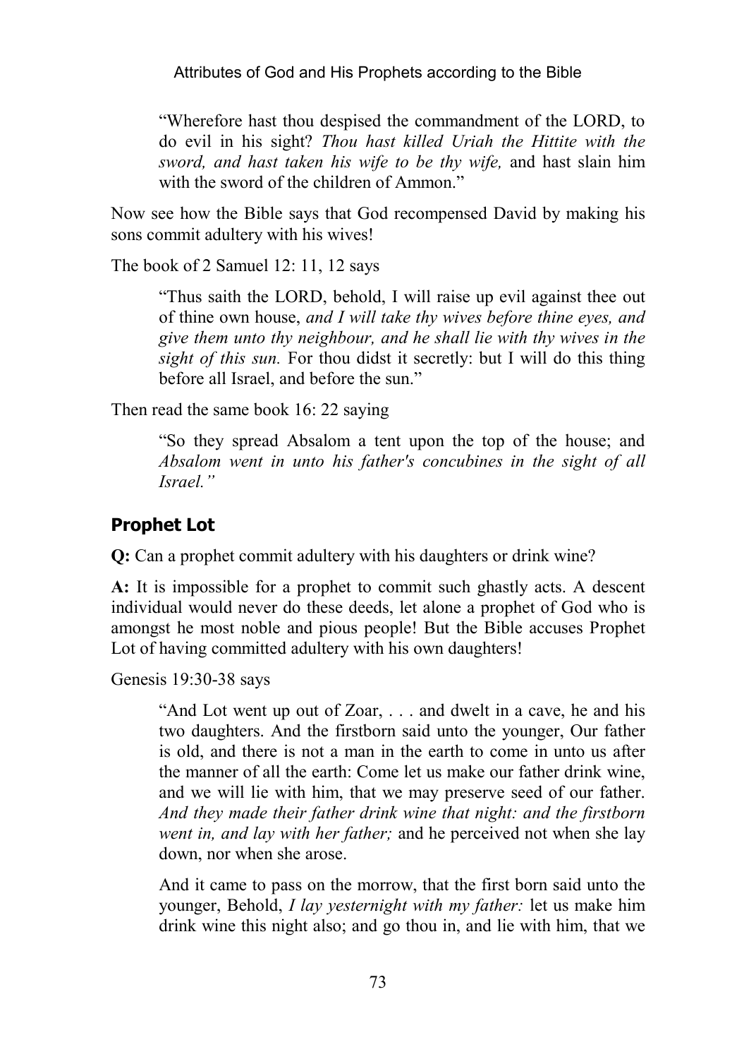> "Wherefore hast thou despised the commandment of the LORD, to do evil in his sight? *Thou hast killed Uriah the Hittite with the sword, and hast taken his wife to be thy wife,* and hast slain him with the sword of the children of Ammon."

Now see how the Bible says that God recompensed David by making his sons commit adultery with his wives!

The book of 2 Samuel 12: 11, 12 says

> "Thus saith the LORD, behold, I will raise up evil against thee out of thine own house, *and I will take thy wives before thine eyes, and give them unto thy neighbour, and he shall lie with thy wives in the sight of this sun.* For thou didst it secretly: but I will do this thing before all Israel, and before the sun."

Then read the same book 16: 22 saying

> "So they spread Absalom a tent upon the top of the house; and *Absalom went in unto his father's concubines in the sight of all Israel."*

## Prophet Lot

**Q:** Can a prophet commit adultery with his daughters or drink wine?

**A:** It is impossible for a prophet to commit such ghastly acts. A descent individual would never do these deeds, let alone a prophet of God who is amongst he most noble and pious people! But the Bible accuses Prophet Lot of having committed adultery with his own daughters!

Genesis 19:30-38 says

> "And Lot went up out of Zoar, . . . and dwelt in a cave, he and his two daughters. And the firstborn said unto the younger, Our father is old, and there is not a man in the earth to come in unto us after the manner of all the earth: Come let us make our father drink wine, and we will lie with him, that we may preserve seed of our father. *And they made their father drink wine that night: and the firstborn went in, and lay with her father;* and he perceived not when she lay down, nor when she arose.
>
> And it came to pass on the morrow, that the first born said unto the younger, Behold, *I lay yesternight with my father:* let us make him drink wine this night also; and go thou in, and lie with him, that we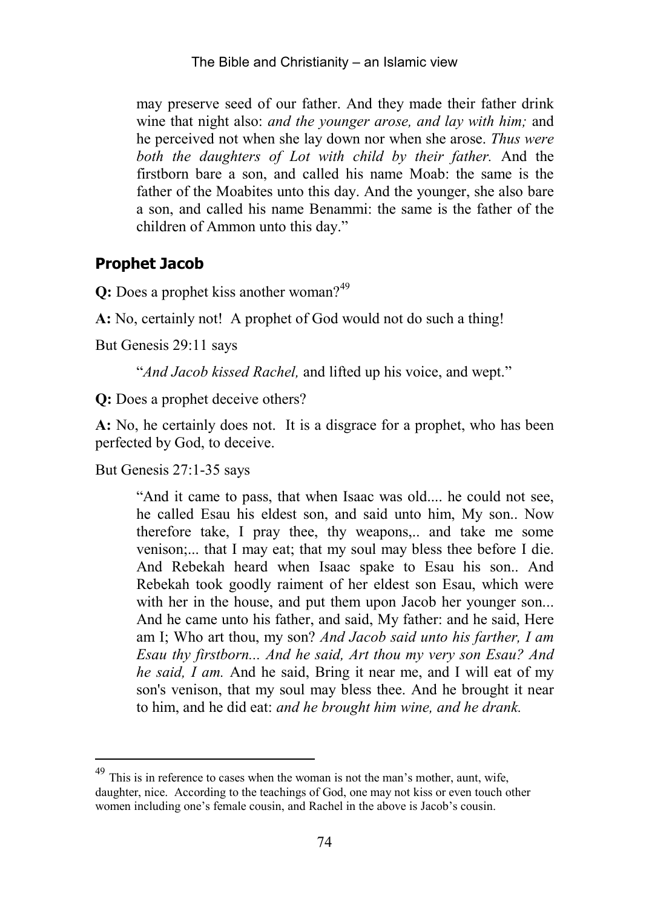may preserve seed of our father. And they made their father drink wine that night also: *and the younger arose, and lay with him;* and he perceived not when she lay down nor when she arose. *Thus were both the daughters of Lot with child by their father.* And the firstborn bare a son, and called his name Moab: the same is the father of the Moabites unto this day. And the younger, she also bare a son, and called his name Benammi: the same is the father of the children of Ammon unto this day."

## Prophet Jacob

**Q:** Does a prophet kiss another woman?[49]

**A:** No, certainly not! A prophet of God would not do such a thing!

But Genesis 29:11 says

> "*And Jacob kissed Rachel,* and lifted up his voice, and wept."

**Q:** Does a prophet deceive others?

**A:** No, he certainly does not. It is a disgrace for a prophet, who has been perfected by God, to deceive.

But Genesis 27:1-35 says

> "And it came to pass, that when Isaac was old.... he could not see, he called Esau his eldest son, and said unto him, My son.. Now therefore take, I pray thee, thy weapons,.. and take me some venison;... that I may eat; that my soul may bless thee before I die. And Rebekah heard when Isaac spake to Esau his son.. And Rebekah took goodly raiment of her eldest son Esau, which were with her in the house, and put them upon Jacob her younger son... And he came unto his father, and said, My father: and he said, Here am I; Who art thou, my son? *And Jacob said unto his farther, I am Esau thy firstborn... And he said, Art thou my very son Esau? And he said, I am.* And he said, Bring it near me, and I will eat of my son's venison, that my soul may bless thee. And he brought it near to him, and he did eat: *and he brought him wine, and he drank.*

---

[49] This is in reference to cases when the woman is not the man's mother, aunt, wife, daughter, nice. According to the teachings of God, one may not kiss or even touch other women including one's female cousin, and Rachel in the above is Jacob's cousin.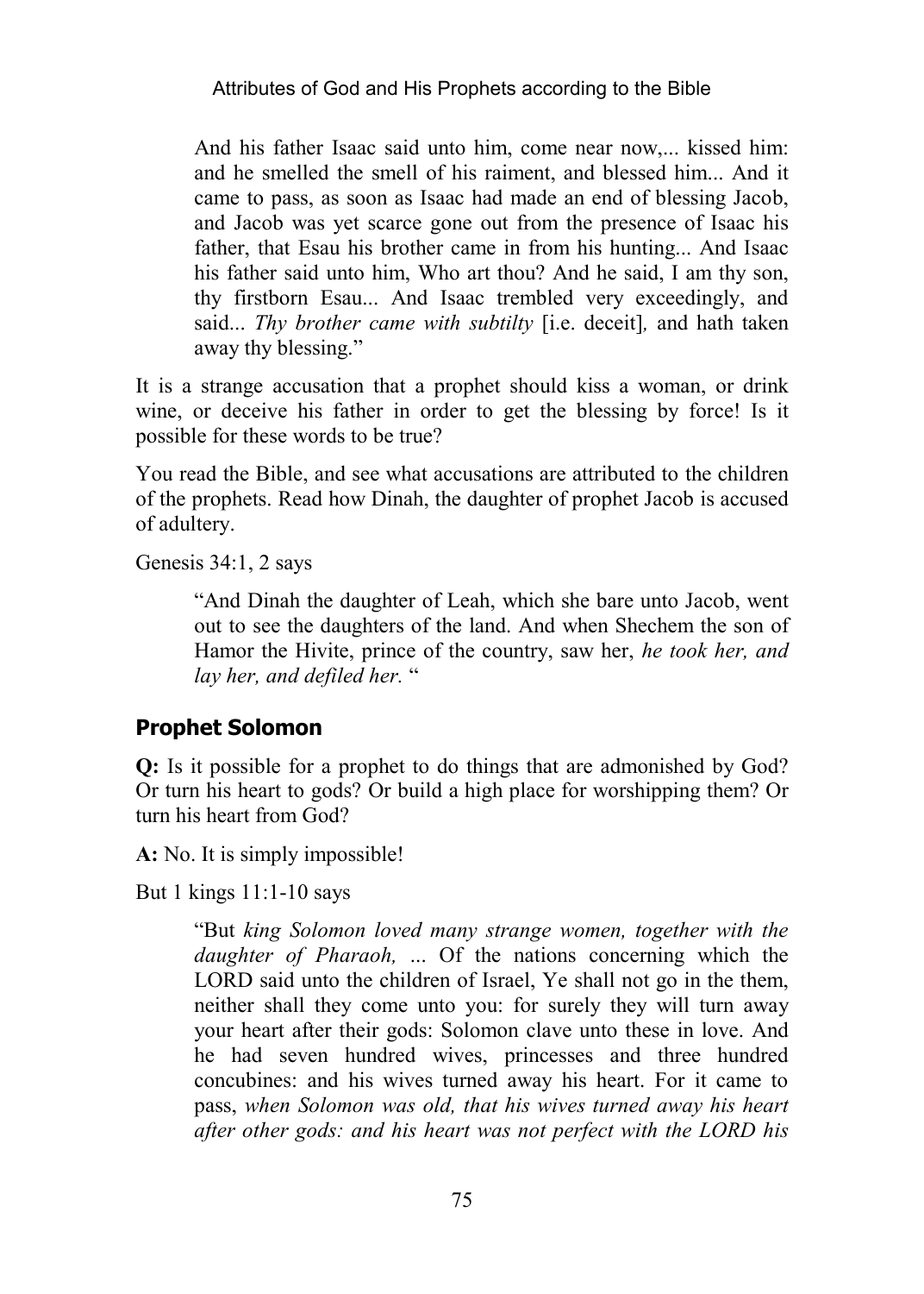> And his father Isaac said unto him, come near now,... kissed him: and he smelled the smell of his raiment, and blessed him... And it came to pass, as soon as Isaac had made an end of blessing Jacob, and Jacob was yet scarce gone out from the presence of Isaac his father, that Esau his brother came in from his hunting... And Isaac his father said unto him, Who art thou? And he said, I am thy son, thy firstborn Esau... And Isaac trembled very exceedingly, and said... *Thy brother came with subtilty* [i.e. deceit]*,* and hath taken away thy blessing."

It is a strange accusation that a prophet should kiss a woman, or drink wine, or deceive his father in order to get the blessing by force! Is it possible for these words to be true?

You read the Bible, and see what accusations are attributed to the children of the prophets. Read how Dinah, the daughter of prophet Jacob is accused of adultery.

Genesis 34:1, 2 says

> "And Dinah the daughter of Leah, which she bare unto Jacob, went out to see the daughters of the land. And when Shechem the son of Hamor the Hivite, prince of the country, saw her, *he took her, and lay her, and defiled her.* "

## Prophet Solomon

**Q:** Is it possible for a prophet to do things that are admonished by God? Or turn his heart to gods? Or build a high place for worshipping them? Or turn his heart from God?

**A:** No. It is simply impossible!

But 1 kings 11:1-10 says

> "But *king Solomon loved many strange women, together with the daughter of Pharaoh, ...* Of the nations concerning which the LORD said unto the children of Israel, Ye shall not go in the them, neither shall they come unto you: for surely they will turn away your heart after their gods: Solomon clave unto these in love. And he had seven hundred wives, princesses and three hundred concubines: and his wives turned away his heart. For it came to pass, *when Solomon was old, that his wives turned away his heart after other gods: and his heart was not perfect with the LORD his*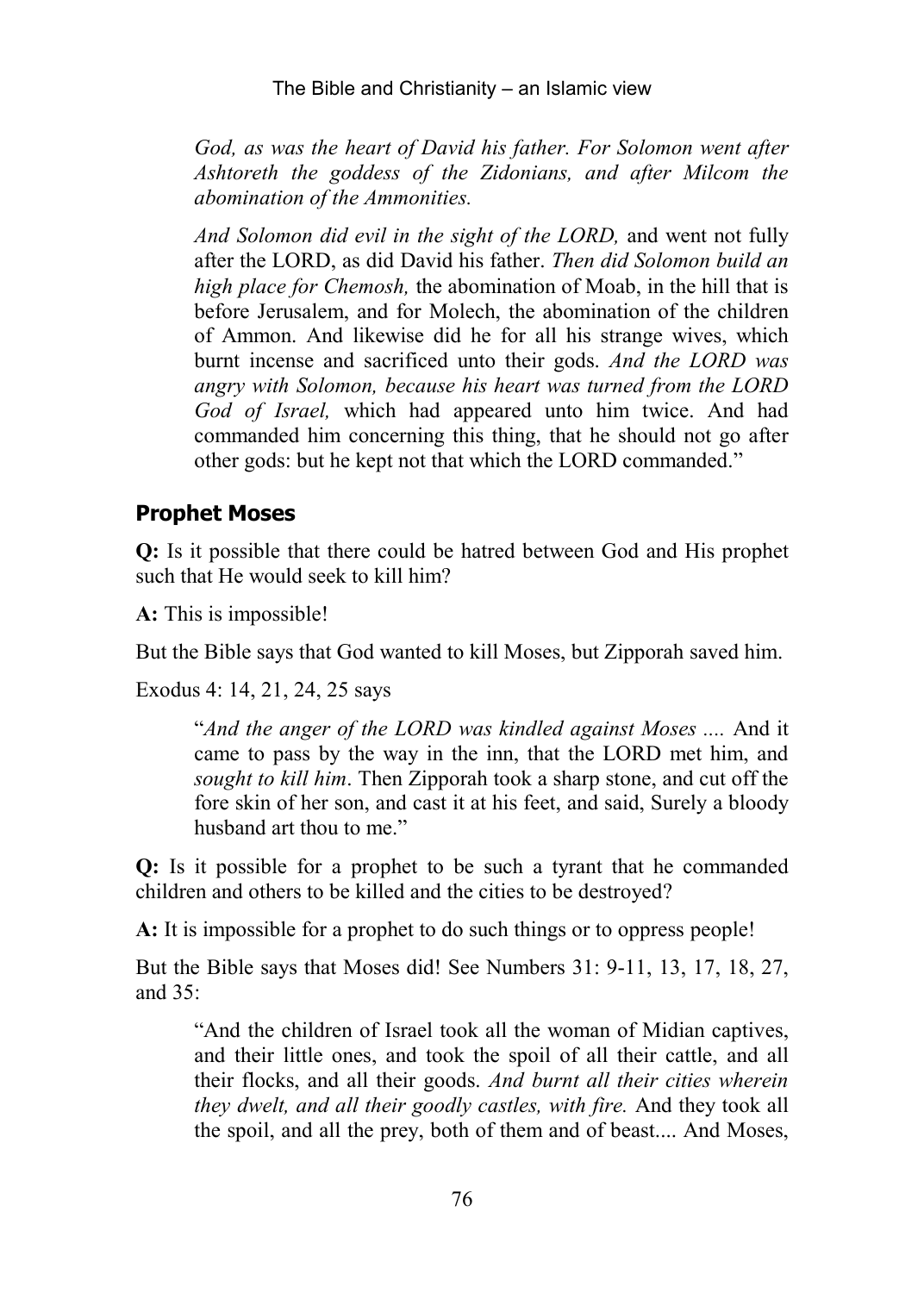*God, as was the heart of David his father. For Solomon went after Ashtoreth the goddess of the Zidonians, and after Milcom the abomination of the Ammonities.*

*And Solomon did evil in the sight of the LORD,* and went not fully after the LORD, as did David his father. *Then did Solomon build an high place for Chemosh,* the abomination of Moab, in the hill that is before Jerusalem, and for Molech, the abomination of the children of Ammon. And likewise did he for all his strange wives, which burnt incense and sacrificed unto their gods. *And the LORD was angry with Solomon, because his heart was turned from the LORD God of Israel,* which had appeared unto him twice. And had commanded him concerning this thing, that he should not go after other gods: but he kept not that which the LORD commanded."

## Prophet Moses

**Q:** Is it possible that there could be hatred between God and His prophet such that He would seek to kill him?

**A:** This is impossible!

But the Bible says that God wanted to kill Moses, but Zipporah saved him.

Exodus 4: 14, 21, 24, 25 says

> "*And the anger of the LORD was kindled against Moses ....* And it came to pass by the way in the inn, that the LORD met him, and *sought to kill him*. Then Zipporah took a sharp stone, and cut off the fore skin of her son, and cast it at his feet, and said, Surely a bloody husband art thou to me."

**Q:** Is it possible for a prophet to be such a tyrant that he commanded children and others to be killed and the cities to be destroyed?

**A:** It is impossible for a prophet to do such things or to oppress people!

But the Bible says that Moses did! See Numbers 31: 9-11, 13, 17, 18, 27, and 35:

> "And the children of Israel took all the woman of Midian captives, and their little ones, and took the spoil of all their cattle, and all their flocks, and all their goods. *And burnt all their cities wherein they dwelt, and all their goodly castles, with fire.* And they took all the spoil, and all the prey, both of them and of beast.... And Moses,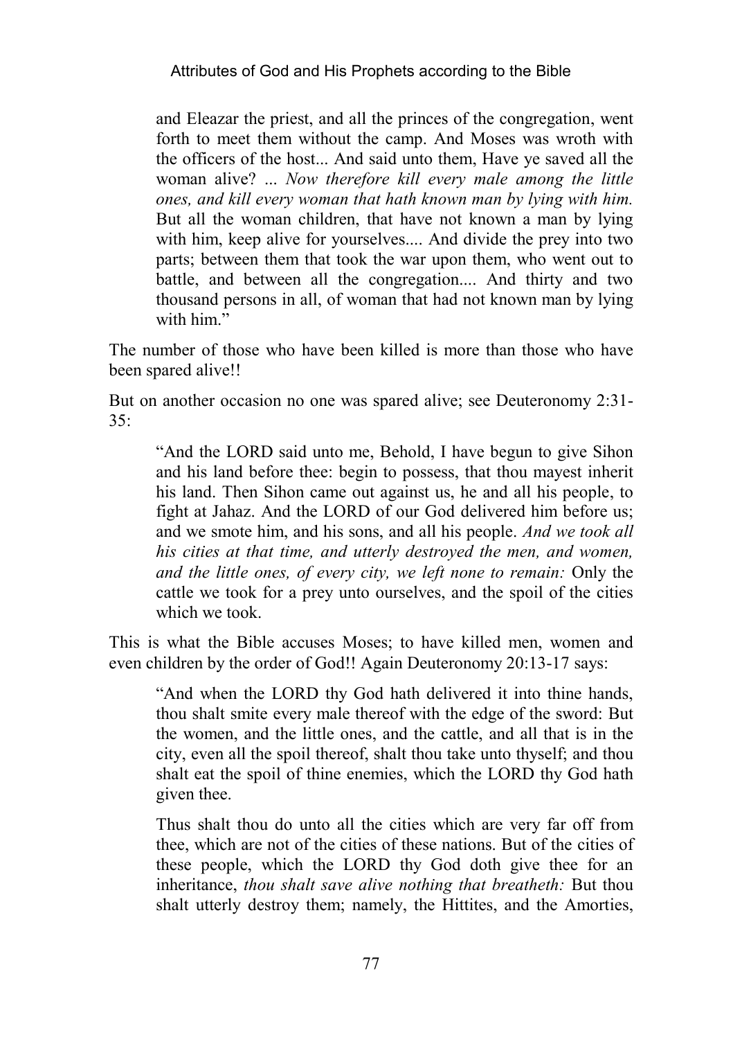> and Eleazar the priest, and all the princes of the congregation, went forth to meet them without the camp. And Moses was wroth with the officers of the host... And said unto them, Have ye saved all the woman alive? ... *Now therefore kill every male among the little ones, and kill every woman that hath known man by lying with him.* But all the woman children, that have not known a man by lying with him, keep alive for yourselves.... And divide the prey into two parts; between them that took the war upon them, who went out to battle, and between all the congregation.... And thirty and two thousand persons in all, of woman that had not known man by lying with him."

The number of those who have been killed is more than those who have been spared alive!!

But on another occasion no one was spared alive; see Deuteronomy 2:31-35:

> "And the LORD said unto me, Behold, I have begun to give Sihon and his land before thee: begin to possess, that thou mayest inherit his land. Then Sihon came out against us, he and all his people, to fight at Jahaz. And the LORD of our God delivered him before us; and we smote him, and his sons, and all his people. *And we took all his cities at that time, and utterly destroyed the men, and women, and the little ones, of every city, we left none to remain:* Only the cattle we took for a prey unto ourselves, and the spoil of the cities which we took.

This is what the Bible accuses Moses; to have killed men, women and even children by the order of God!! Again Deuteronomy 20:13-17 says:

> "And when the LORD thy God hath delivered it into thine hands, thou shalt smite every male thereof with the edge of the sword: But the women, and the little ones, and the cattle, and all that is in the city, even all the spoil thereof, shalt thou take unto thyself; and thou shalt eat the spoil of thine enemies, which the LORD thy God hath given thee.
>
> Thus shalt thou do unto all the cities which are very far off from thee, which are not of the cities of these nations. But of the cities of these people, which the LORD thy God doth give thee for an inheritance, *thou shalt save alive nothing that breatheth:* But thou shalt utterly destroy them; namely, the Hittites, and the Amorties,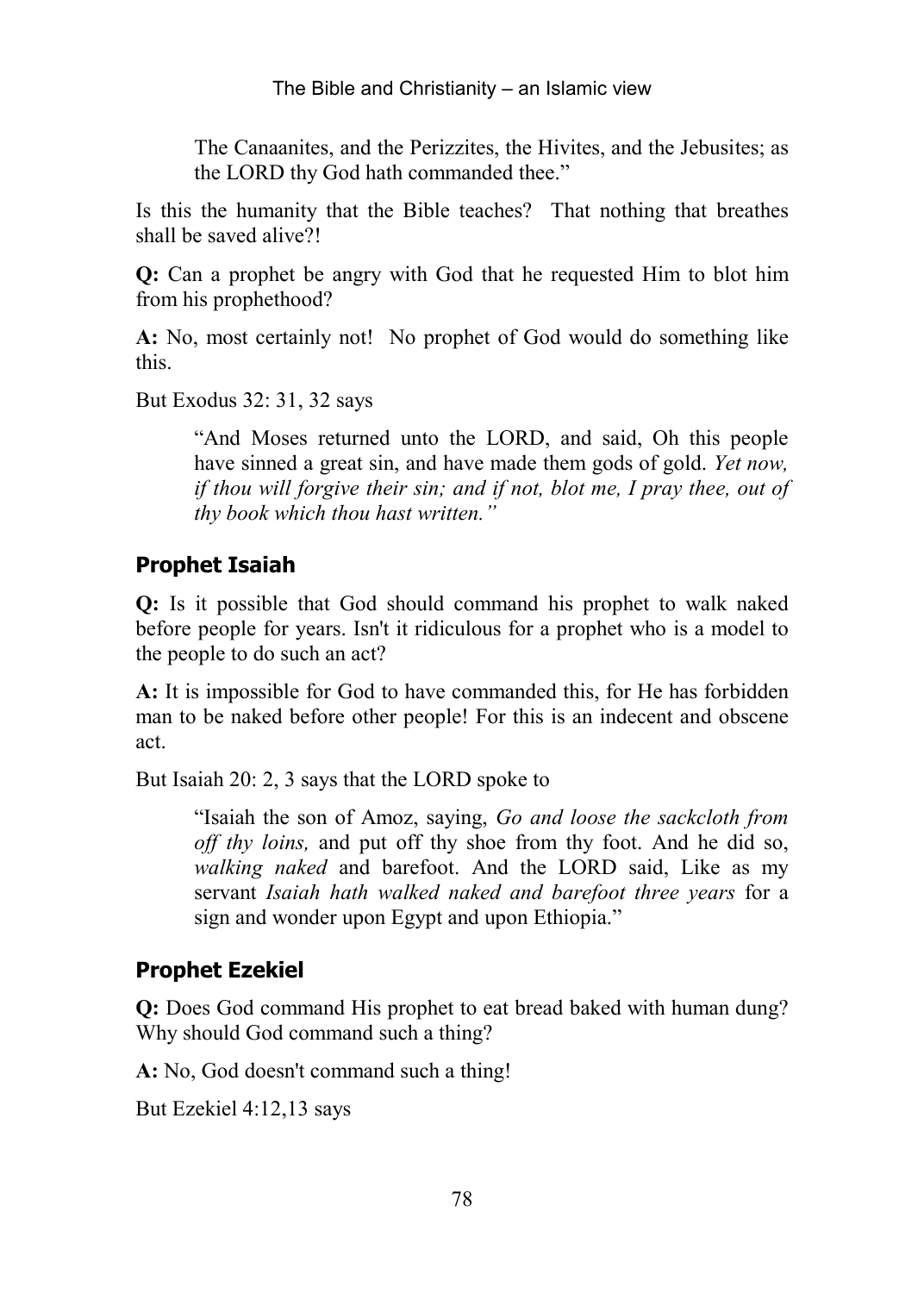> The Canaanites, and the Perizzites, the Hivites, and the Jebusites; as the LORD thy God hath commanded thee."

Is this the humanity that the Bible teaches? That nothing that breathes shall be saved alive?!

**Q:** Can a prophet be angry with God that he requested Him to blot him from his prophethood?

**A:** No, most certainly not! No prophet of God would do something like this.

But Exodus 32: 31, 32 says

> "And Moses returned unto the LORD, and said, Oh this people have sinned a great sin, and have made them gods of gold. *Yet now, if thou will forgive their sin; and if not, blot me, I pray thee, out of thy book which thou hast written."*

## Prophet Isaiah

**Q:** Is it possible that God should command his prophet to walk naked before people for years. Isn't it ridiculous for a prophet who is a model to the people to do such an act?

**A:** It is impossible for God to have commanded this, for He has forbidden man to be naked before other people! For this is an indecent and obscene act.

But Isaiah 20: 2, 3 says that the LORD spoke to

> "Isaiah the son of Amoz, saying, *Go and loose the sackcloth from off thy loins,* and put off thy shoe from thy foot. And he did so, *walking naked* and barefoot. And the LORD said, Like as my servant *Isaiah hath walked naked and barefoot three years* for a sign and wonder upon Egypt and upon Ethiopia."

## Prophet Ezekiel

**Q:** Does God command His prophet to eat bread baked with human dung? Why should God command such a thing?

**A:** No, God doesn't command such a thing!

But Ezekiel 4:12,13 says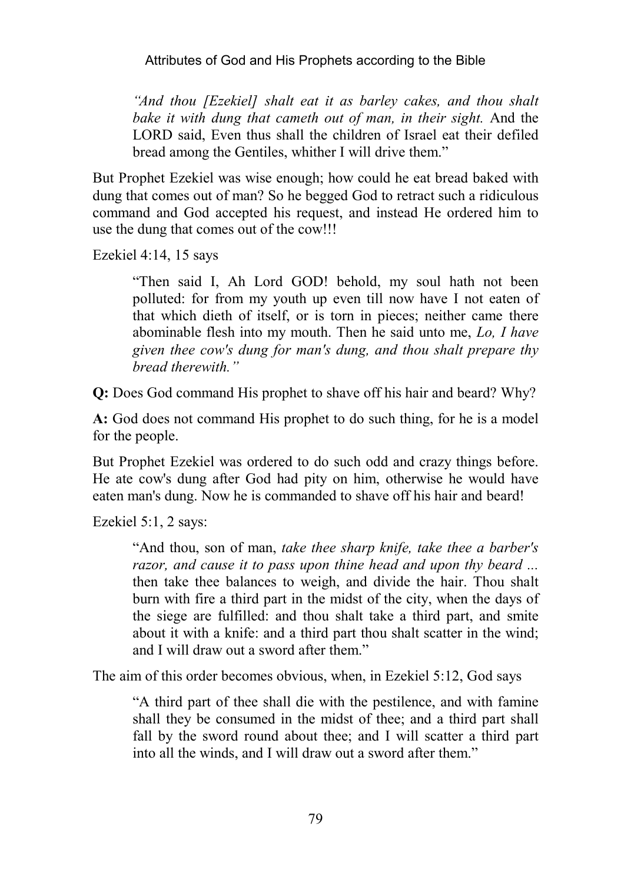> *"And thou [Ezekiel] shalt eat it as barley cakes, and thou shalt bake it with dung that cameth out of man, in their sight.* And the LORD said, Even thus shall the children of Israel eat their defiled bread among the Gentiles, whither I will drive them."

But Prophet Ezekiel was wise enough; how could he eat bread baked with dung that comes out of man? So he begged God to retract such a ridiculous command and God accepted his request, and instead He ordered him to use the dung that comes out of the cow!!!

Ezekiel 4:14, 15 says

> "Then said I, Ah Lord GOD! behold, my soul hath not been polluted: for from my youth up even till now have I not eaten of that which dieth of itself, or is torn in pieces; neither came there abominable flesh into my mouth. Then he said unto me, *Lo, I have given thee cow's dung for man's dung, and thou shalt prepare thy bread therewith."*

**Q:** Does God command His prophet to shave off his hair and beard? Why?

**A:** God does not command His prophet to do such thing, for he is a model for the people.

But Prophet Ezekiel was ordered to do such odd and crazy things before. He ate cow's dung after God had pity on him, otherwise he would have eaten man's dung. Now he is commanded to shave off his hair and beard!

Ezekiel 5:1, 2 says:

> "And thou, son of man, *take thee sharp knife, take thee a barber's razor, and cause it to pass upon thine head and upon thy beard ...* then take thee balances to weigh, and divide the hair. Thou shalt burn with fire a third part in the midst of the city, when the days of the siege are fulfilled: and thou shalt take a third part, and smite about it with a knife: and a third part thou shalt scatter in the wind; and I will draw out a sword after them."

The aim of this order becomes obvious, when, in Ezekiel 5:12, God says

> "A third part of thee shall die with the pestilence, and with famine shall they be consumed in the midst of thee; and a third part shall fall by the sword round about thee; and I will scatter a third part into all the winds, and I will draw out a sword after them."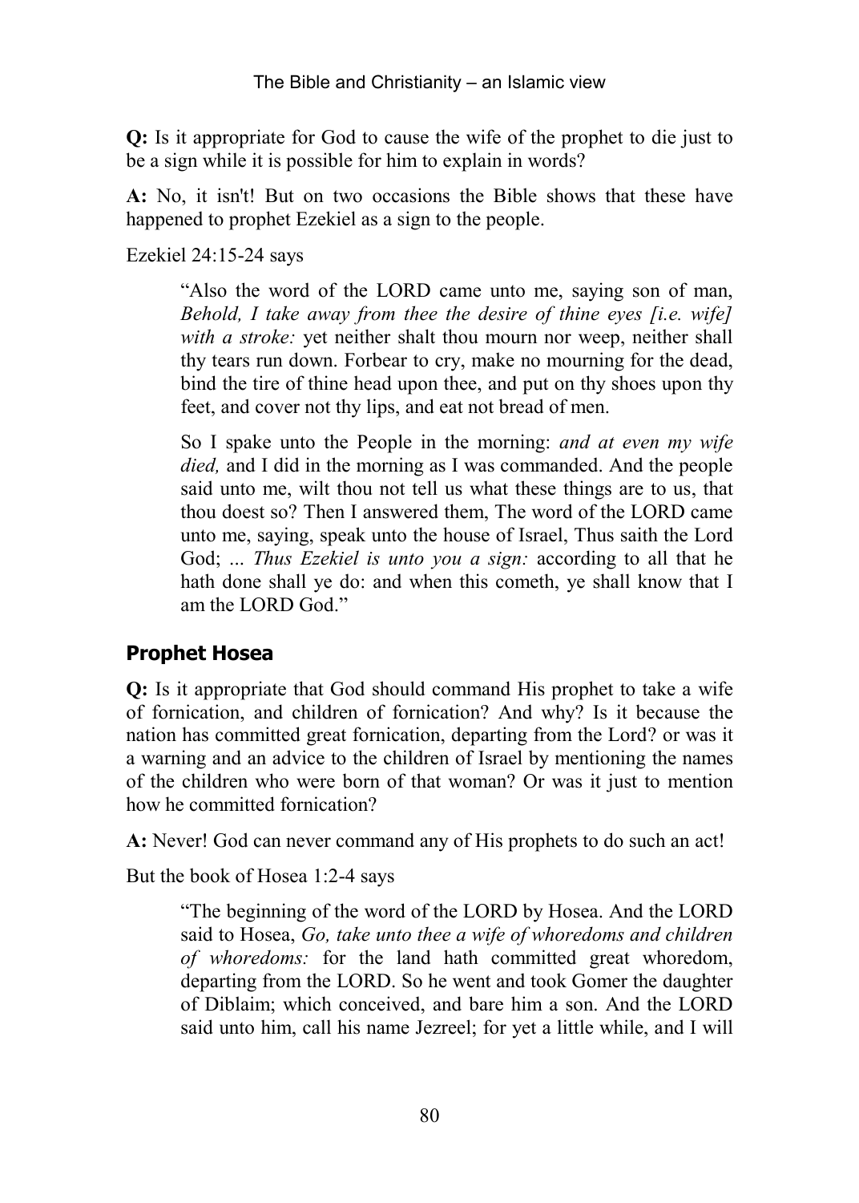**Q:** Is it appropriate for God to cause the wife of the prophet to die just to be a sign while it is possible for him to explain in words?

**A:** No, it isn't! But on two occasions the Bible shows that these have happened to prophet Ezekiel as a sign to the people.

Ezekiel 24:15-24 says

> "Also the word of the LORD came unto me, saying son of man, *Behold, I take away from thee the desire of thine eyes [i.e. wife] with a stroke:* yet neither shalt thou mourn nor weep, neither shall thy tears run down. Forbear to cry, make no mourning for the dead, bind the tire of thine head upon thee, and put on thy shoes upon thy feet, and cover not thy lips, and eat not bread of men.
>
> So I spake unto the People in the morning: *and at even my wife died,* and I did in the morning as I was commanded. And the people said unto me, wilt thou not tell us what these things are to us, that thou doest so? Then I answered them, The word of the LORD came unto me, saying, speak unto the house of Israel, Thus saith the Lord God; ... *Thus Ezekiel is unto you a sign:* according to all that he hath done shall ye do: and when this cometh, ye shall know that I am the LORD God."

## Prophet Hosea

**Q:** Is it appropriate that God should command His prophet to take a wife of fornication, and children of fornication? And why? Is it because the nation has committed great fornication, departing from the Lord? or was it a warning and an advice to the children of Israel by mentioning the names of the children who were born of that woman? Or was it just to mention how he committed fornication?

**A:** Never! God can never command any of His prophets to do such an act!

But the book of Hosea 1:2-4 says

> "The beginning of the word of the LORD by Hosea. And the LORD said to Hosea, *Go, take unto thee a wife of whoredoms and children of whoredoms:* for the land hath committed great whoredom, departing from the LORD. So he went and took Gomer the daughter of Diblaim; which conceived, and bare him a son. And the LORD said unto him, call his name Jezreel; for yet a little while, and I will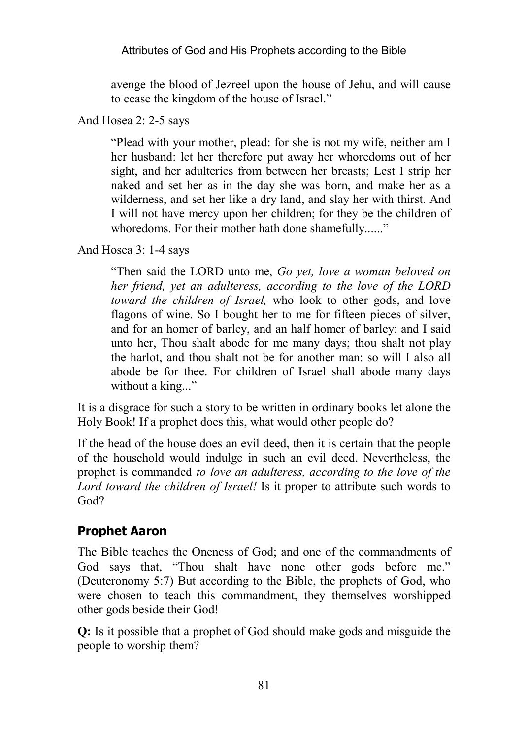> avenge the blood of Jezreel upon the house of Jehu, and will cause to cease the kingdom of the house of Israel."

And Hosea 2: 2-5 says

> "Plead with your mother, plead: for she is not my wife, neither am I her husband: let her therefore put away her whoredoms out of her sight, and her adulteries from between her breasts; Lest I strip her naked and set her as in the day she was born, and make her as a wilderness, and set her like a dry land, and slay her with thirst. And I will not have mercy upon her children; for they be the children of whoredoms. For their mother hath done shamefully......"

And Hosea 3: 1-4 says

> "Then said the LORD unto me, *Go yet, love a woman beloved on her friend, yet an adulteress, according to the love of the LORD toward the children of Israel,* who look to other gods, and love flagons of wine. So I bought her to me for fifteen pieces of silver, and for an homer of barley, and an half homer of barley: and I said unto her, Thou shalt abode for me many days; thou shalt not play the harlot, and thou shalt not be for another man: so will I also all abode be for thee. For children of Israel shall abode many days without a king..."

It is a disgrace for such a story to be written in ordinary books let alone the Holy Book! If a prophet does this, what would other people do?

If the head of the house does an evil deed, then it is certain that the people of the household would indulge in such an evil deed. Nevertheless, the prophet is commanded *to love an adulteress, according to the love of the Lord toward the children of Israel!* Is it proper to attribute such words to God?

## Prophet Aaron

The Bible teaches the Oneness of God; and one of the commandments of God says that, "Thou shalt have none other gods before me." (Deuteronomy 5:7) But according to the Bible, the prophets of God, who were chosen to teach this commandment, they themselves worshipped other gods beside their God!

**Q:** Is it possible that a prophet of God should make gods and misguide the people to worship them?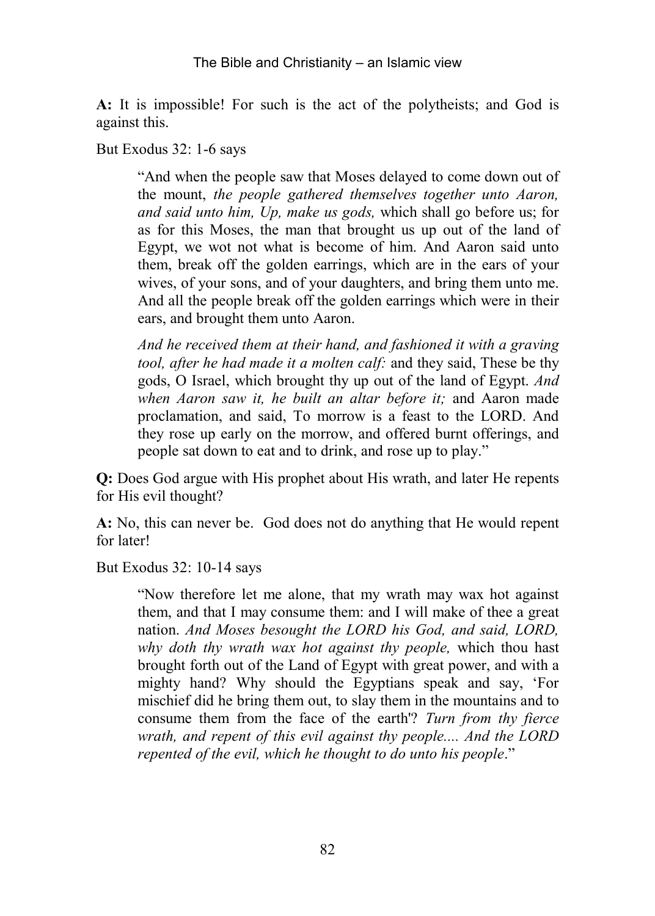**A:** It is impossible! For such is the act of the polytheists; and God is against this.

But Exodus 32: 1-6 says

> "And when the people saw that Moses delayed to come down out of the mount, *the people gathered themselves together unto Aaron, and said unto him, Up, make us gods,* which shall go before us; for as for this Moses, the man that brought us up out of the land of Egypt, we wot not what is become of him. And Aaron said unto them, break off the golden earrings, which are in the ears of your wives, of your sons, and of your daughters, and bring them unto me. And all the people break off the golden earrings which were in their ears, and brought them unto Aaron.
>
> *And he received them at their hand, and fashioned it with a graving tool, after he had made it a molten calf:* and they said, These be thy gods, O Israel, which brought thy up out of the land of Egypt. *And when Aaron saw it, he built an altar before it;* and Aaron made proclamation, and said, To morrow is a feast to the LORD. And they rose up early on the morrow, and offered burnt offerings, and people sat down to eat and to drink, and rose up to play."

**Q:** Does God argue with His prophet about His wrath, and later He repents for His evil thought?

**A:** No, this can never be. God does not do anything that He would repent for later!

But Exodus 32: 10-14 says

> "Now therefore let me alone, that my wrath may wax hot against them, and that I may consume them: and I will make of thee a great nation. *And Moses besought the LORD his God, and said, LORD, why doth thy wrath wax hot against thy people,* which thou hast brought forth out of the Land of Egypt with great power, and with a mighty hand? Why should the Egyptians speak and say, 'For mischief did he bring them out, to slay them in the mountains and to consume them from the face of the earth'? *Turn from thy fierce wrath, and repent of this evil against thy people.... And the LORD repented of the evil, which he thought to do unto his people*."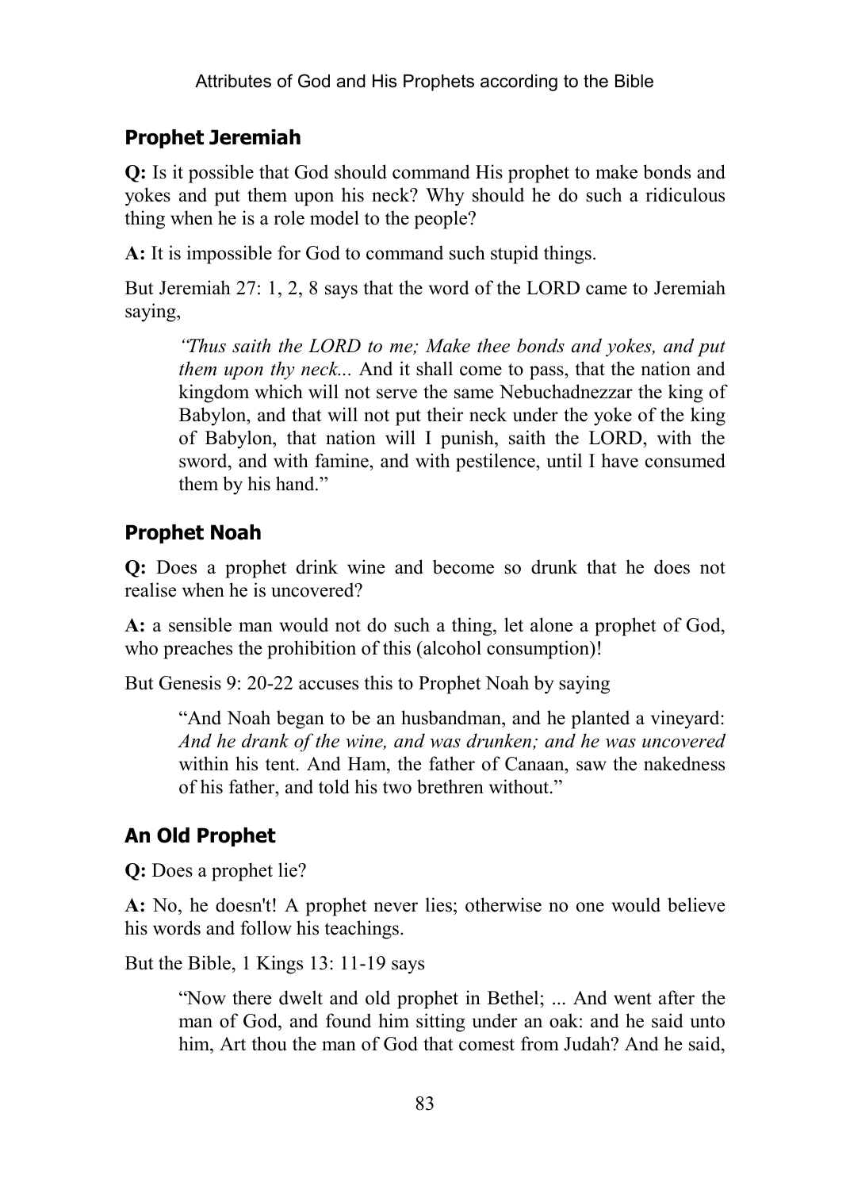## Prophet Jeremiah

**Q:** Is it possible that God should command His prophet to make bonds and yokes and put them upon his neck? Why should he do such a ridiculous thing when he is a role model to the people?

**A:** It is impossible for God to command such stupid things.

But Jeremiah 27: 1, 2, 8 says that the word of the LORD came to Jeremiah saying,

> *"Thus saith the LORD to me; Make thee bonds and yokes, and put them upon thy neck...* And it shall come to pass, that the nation and kingdom which will not serve the same Nebuchadnezzar the king of Babylon, and that will not put their neck under the yoke of the king of Babylon, that nation will I punish, saith the LORD, with the sword, and with famine, and with pestilence, until I have consumed them by his hand."

## Prophet Noah

**Q:** Does a prophet drink wine and become so drunk that he does not realise when he is uncovered?

**A:** a sensible man would not do such a thing, let alone a prophet of God, who preaches the prohibition of this (alcohol consumption)!

But Genesis 9: 20-22 accuses this to Prophet Noah by saying

> "And Noah began to be an husbandman, and he planted a vineyard: *And he drank of the wine, and was drunken; and he was uncovered* within his tent. And Ham, the father of Canaan, saw the nakedness of his father, and told his two brethren without."

## An Old Prophet

**Q:** Does a prophet lie?

**A:** No, he doesn't! A prophet never lies; otherwise no one would believe his words and follow his teachings.

But the Bible, 1 Kings 13: 11-19 says

> "Now there dwelt and old prophet in Bethel; ... And went after the man of God, and found him sitting under an oak: and he said unto him, Art thou the man of God that comest from Judah? And he said,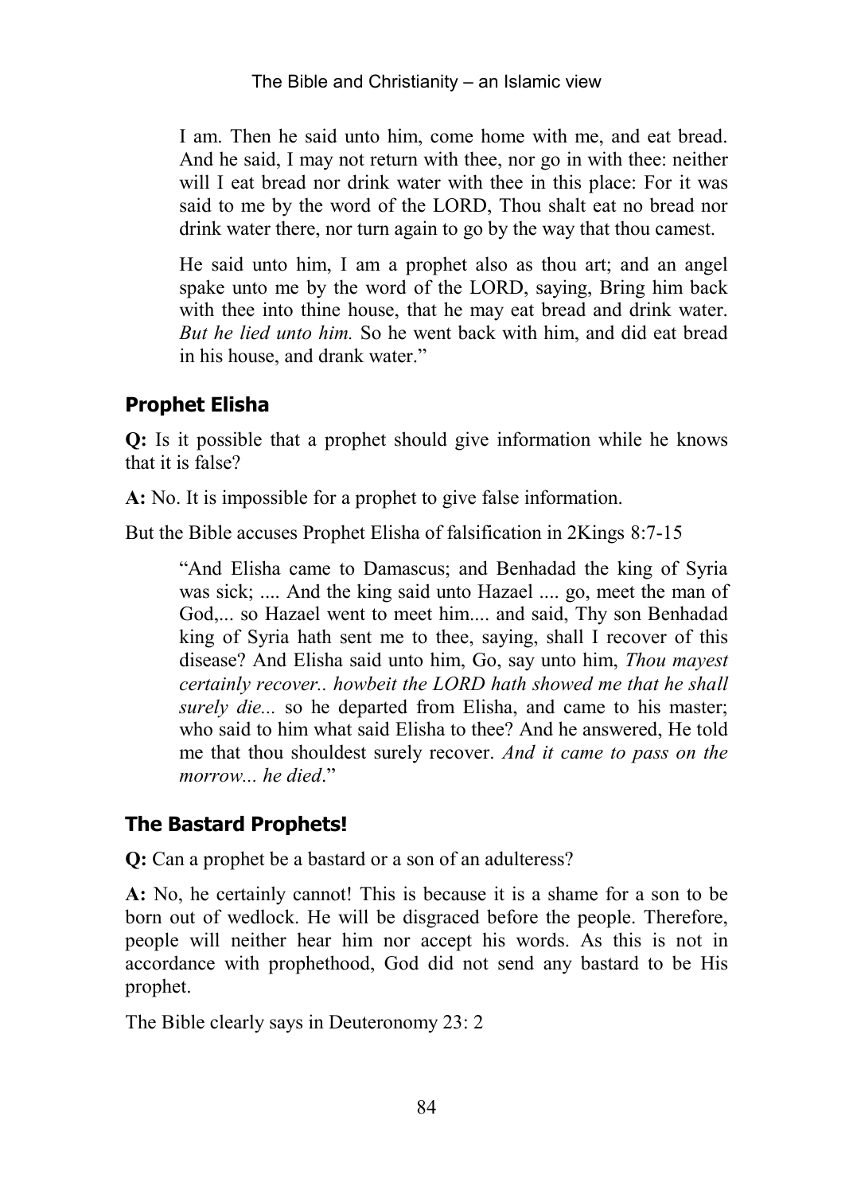> I am. Then he said unto him, come home with me, and eat bread. And he said, I may not return with thee, nor go in with thee: neither will I eat bread nor drink water with thee in this place: For it was said to me by the word of the LORD, Thou shalt eat no bread nor drink water there, nor turn again to go by the way that thou camest.
>
> He said unto him, I am a prophet also as thou art; and an angel spake unto me by the word of the LORD, saying, Bring him back with thee into thine house, that he may eat bread and drink water. *But he lied unto him.* So he went back with him, and did eat bread in his house, and drank water."

## Prophet Elisha

**Q:** Is it possible that a prophet should give information while he knows that it is false?

**A:** No. It is impossible for a prophet to give false information.

But the Bible accuses Prophet Elisha of falsification in 2Kings 8:7-15

> "And Elisha came to Damascus; and Benhadad the king of Syria was sick; .... And the king said unto Hazael .... go, meet the man of God,... so Hazael went to meet him.... and said, Thy son Benhadad king of Syria hath sent me to thee, saying, shall I recover of this disease? And Elisha said unto him, Go, say unto him, *Thou mayest certainly recover.. howbeit the LORD hath showed me that he shall surely die...* so he departed from Elisha, and came to his master; who said to him what said Elisha to thee? And he answered, He told me that thou shouldest surely recover. *And it came to pass on the morrow... he died*."

## The Bastard Prophets!

**Q:** Can a prophet be a bastard or a son of an adulteress?

**A:** No, he certainly cannot! This is because it is a shame for a son to be born out of wedlock. He will be disgraced before the people. Therefore, people will neither hear him nor accept his words. As this is not in accordance with prophethood, God did not send any bastard to be His prophet.

The Bible clearly says in Deuteronomy 23: 2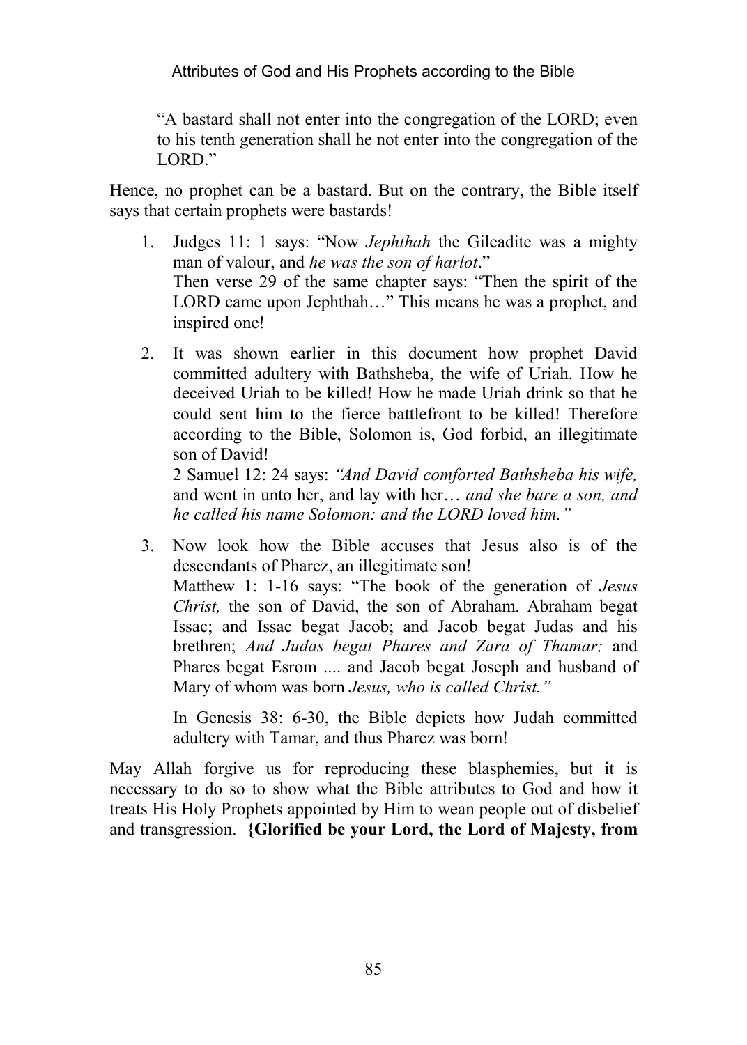> "A bastard shall not enter into the congregation of the LORD; even to his tenth generation shall he not enter into the congregation of the LORD."

Hence, no prophet can be a bastard. But on the contrary, the Bible itself says that certain prophets were bastards!

1. Judges 11: 1 says: "Now *Jephthah* the Gileadite was a mighty man of valour, and *he was the son of harlot*."
   Then verse 29 of the same chapter says: "Then the spirit of the LORD came upon Jephthah…" This means he was a prophet, and inspired one!

2. It was shown earlier in this document how prophet David committed adultery with Bathsheba, the wife of Uriah. How he deceived Uriah to be killed! How he made Uriah drink so that he could sent him to the fierce battlefront to be killed! Therefore according to the Bible, Solomon is, God forbid, an illegitimate son of David!
   2 Samuel 12: 24 says: *"And David comforted Bathsheba his wife,* and went in unto her, and lay with her… *and she bare a son, and he called his name Solomon: and the LORD loved him."*

3. Now look how the Bible accuses that Jesus also is of the descendants of Pharez, an illegitimate son!
   Matthew 1: 1-16 says: "The book of the generation of *Jesus Christ,* the son of David, the son of Abraham. Abraham begat Issac; and Issac begat Jacob; and Jacob begat Judas and his brethren; *And Judas begat Phares and Zara of Thamar;* and Phares begat Esrom .... and Jacob begat Joseph and husband of Mary of whom was born *Jesus, who is called Christ."*

   In Genesis 38: 6-30, the Bible depicts how Judah committed adultery with Tamar, and thus Pharez was born!

May Allah forgive us for reproducing these blasphemies, but it is necessary to do so to show what the Bible attributes to God and how it treats His Holy Prophets appointed by Him to wean people out of disbelief and transgression. **{Glorified be your Lord, the Lord of Majesty, from**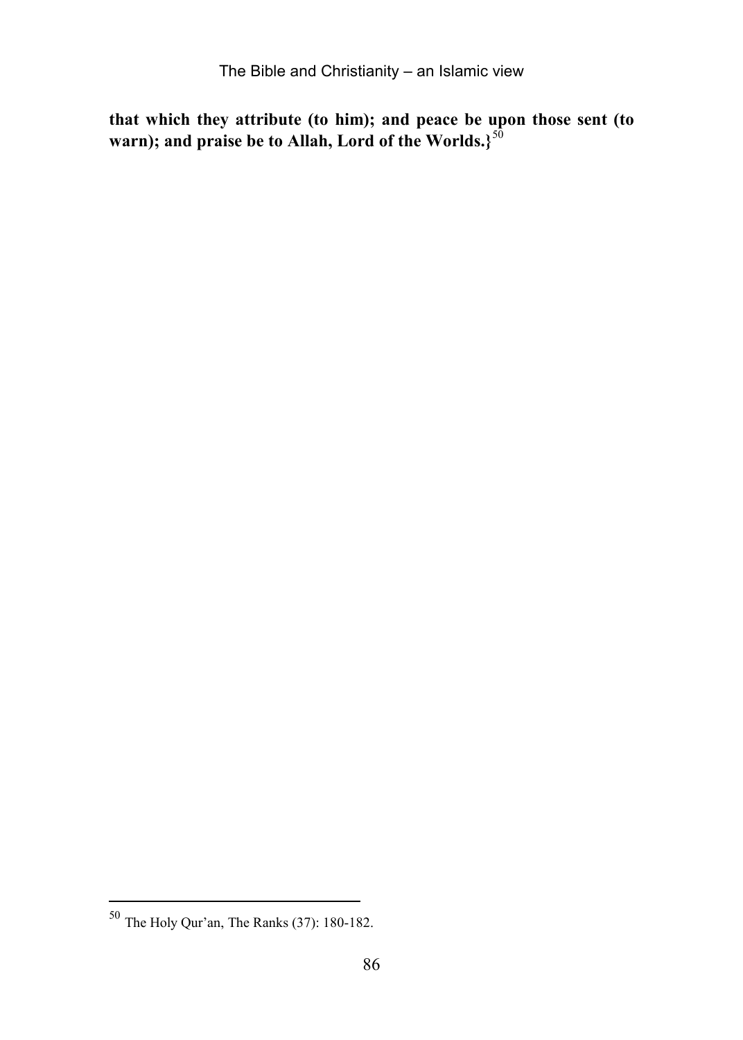**that which they attribute (to him); and peace be upon those sent (to warn); and praise be to Allah, Lord of the Worlds.}**[50]

---

[50] The Holy Qur'an, The Ranks (37): 180-182.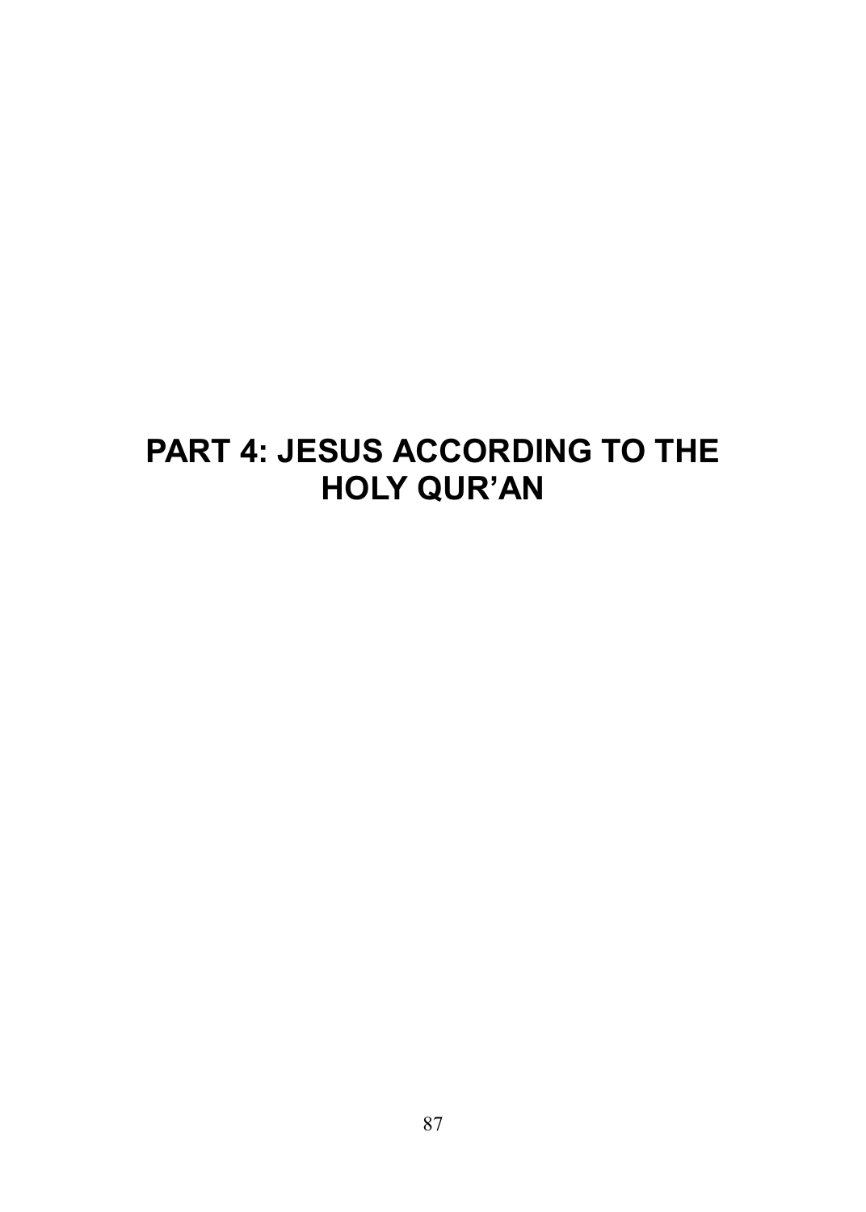# PART 4: JESUS ACCORDING TO THE HOLY QUR'AN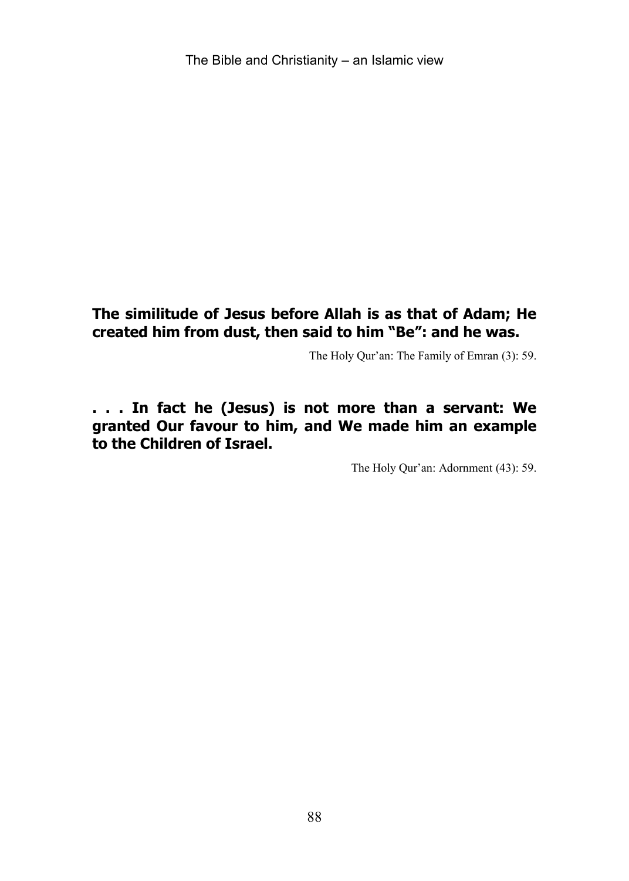**The similitude of Jesus before Allah is as that of Adam; He created him from dust, then said to him "Be": and he was.**

The Holy Qur'an: The Family of Emran (3): 59.

**. . . In fact he (Jesus) is not more than a servant: We granted Our favour to him, and We made him an example to the Children of Israel.**

The Holy Qur'an: Adornment (43): 59.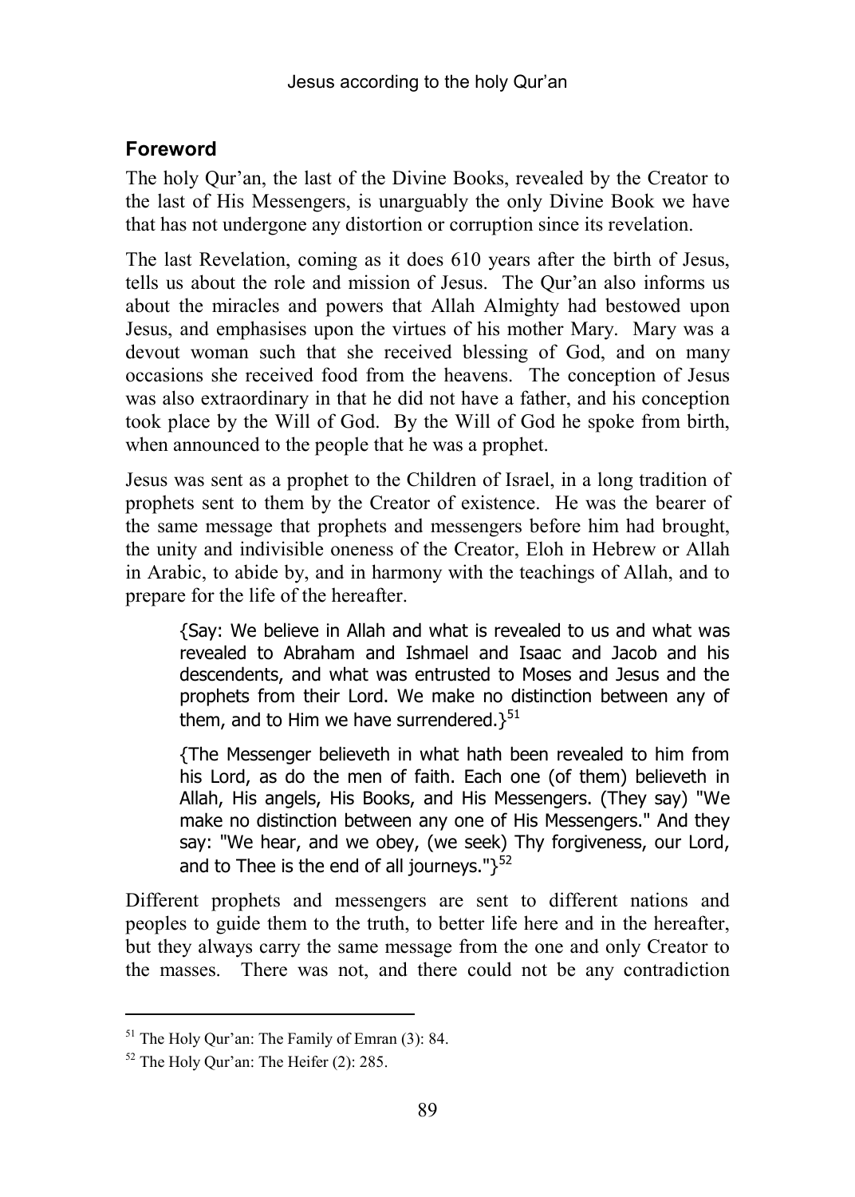## Foreword

The holy Qur'an, the last of the Divine Books, revealed by the Creator to the last of His Messengers, is unarguably the only Divine Book we have that has not undergone any distortion or corruption since its revelation.

The last Revelation, coming as it does 610 years after the birth of Jesus, tells us about the role and mission of Jesus. The Qur'an also informs us about the miracles and powers that Allah Almighty had bestowed upon Jesus, and emphasises upon the virtues of his mother Mary. Mary was a devout woman such that she received blessing of God, and on many occasions she received food from the heavens. The conception of Jesus was also extraordinary in that he did not have a father, and his conception took place by the Will of God. By the Will of God he spoke from birth, when announced to the people that he was a prophet.

Jesus was sent as a prophet to the Children of Israel, in a long tradition of prophets sent to them by the Creator of existence. He was the bearer of the same message that prophets and messengers before him had brought, the unity and indivisible oneness of the Creator, Eloh in Hebrew or Allah in Arabic, to abide by, and in harmony with the teachings of Allah, and to prepare for the life of the hereafter.

> {Say: We believe in Allah and what is revealed to us and what was revealed to Abraham and Ishmael and Isaac and Jacob and his descendents, and what was entrusted to Moses and Jesus and the prophets from their Lord. We make no distinction between any of them, and to Him we have surrendered.}[51]

> {The Messenger believeth in what hath been revealed to him from his Lord, as do the men of faith. Each one (of them) believeth in Allah, His angels, His Books, and His Messengers. (They say) "We make no distinction between any one of His Messengers." And they say: "We hear, and we obey, (we seek) Thy forgiveness, our Lord, and to Thee is the end of all journeys."}[52]

Different prophets and messengers are sent to different nations and peoples to guide them to the truth, to better life here and in the hereafter, but they always carry the same message from the one and only Creator to the masses. There was not, and there could not be any contradiction

---

[51] The Holy Qur'an: The Family of Emran (3): 84.

[52] The Holy Qur'an: The Heifer (2): 285.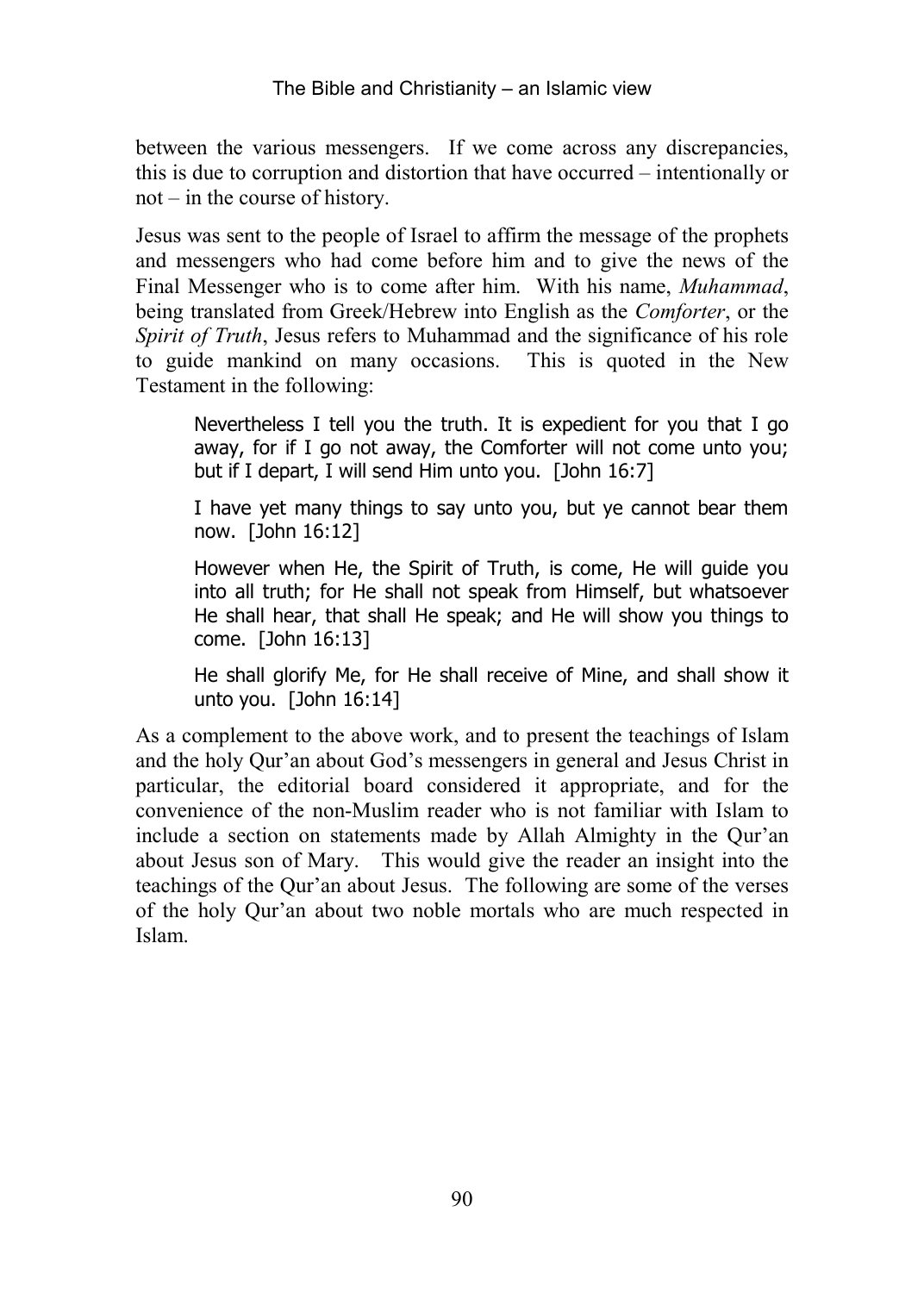between the various messengers. If we come across any discrepancies, this is due to corruption and distortion that have occurred – intentionally or not – in the course of history.

Jesus was sent to the people of Israel to affirm the message of the prophets and messengers who had come before him and to give the news of the Final Messenger who is to come after him. With his name, *Muhammad*, being translated from Greek/Hebrew into English as the *Comforter*, or the *Spirit of Truth*, Jesus refers to Muhammad and the significance of his role to guide mankind on many occasions. This is quoted in the New Testament in the following:

> Nevertheless I tell you the truth. It is expedient for you that I go away, for if I go not away, the Comforter will not come unto you; but if I depart, I will send Him unto you. [John 16:7]
>
> I have yet many things to say unto you, but ye cannot bear them now. [John 16:12]
>
> However when He, the Spirit of Truth, is come, He will guide you into all truth; for He shall not speak from Himself, but whatsoever He shall hear, that shall He speak; and He will show you things to come. [John 16:13]
>
> He shall glorify Me, for He shall receive of Mine, and shall show it unto you. [John 16:14]

As a complement to the above work, and to present the teachings of Islam and the holy Qur'an about God's messengers in general and Jesus Christ in particular, the editorial board considered it appropriate, and for the convenience of the non-Muslim reader who is not familiar with Islam to include a section on statements made by Allah Almighty in the Qur'an about Jesus son of Mary. This would give the reader an insight into the teachings of the Qur'an about Jesus. The following are some of the verses of the holy Qur'an about two noble mortals who are much respected in Islam.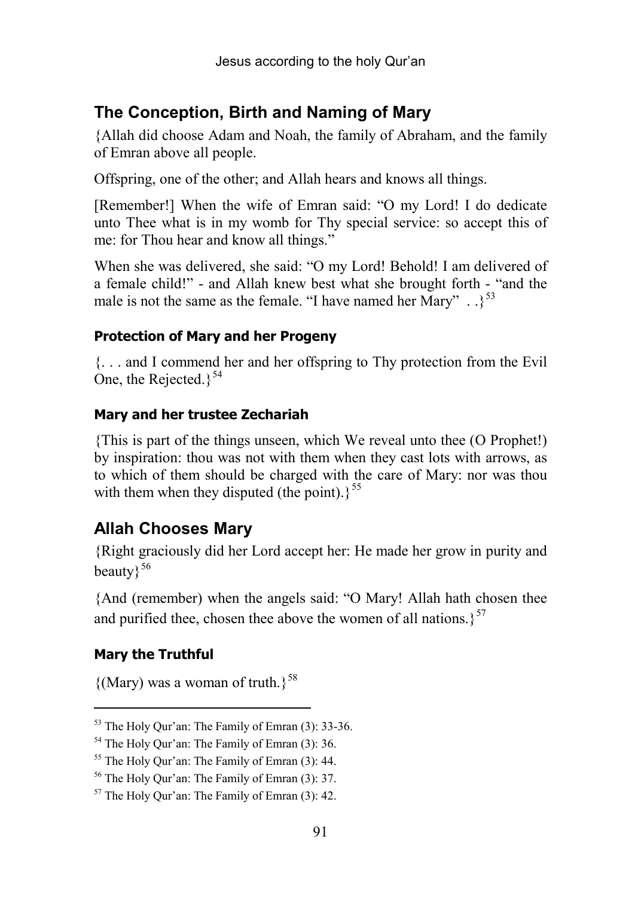## The Conception, Birth and Naming of Mary

{Allah did choose Adam and Noah, the family of Abraham, and the family of Emran above all people.

Offspring, one of the other; and Allah hears and knows all things.

[Remember!] When the wife of Emran said: "O my Lord! I do dedicate unto Thee what is in my womb for Thy special service: so accept this of me: for Thou hear and know all things."

When she was delivered, she said: "O my Lord! Behold! I am delivered of a female child!" - and Allah knew best what she brought forth - "and the male is not the same as the female. "I have named her Mary" . .}[53]

### Protection of Mary and her Progeny

{. . . and I commend her and her offspring to Thy protection from the Evil One, the Rejected.}[54]

### Mary and her trustee Zechariah

{This is part of the things unseen, which We reveal unto thee (O Prophet!) by inspiration: thou was not with them when they cast lots with arrows, as to which of them should be charged with the care of Mary: nor was thou with them when they disputed (the point).}[55]

## Allah Chooses Mary

{Right graciously did her Lord accept her: He made her grow in purity and beauty}[56]

{And (remember) when the angels said: "O Mary! Allah hath chosen thee and purified thee, chosen thee above the women of all nations.}[57]

### Mary the Truthful

{(Mary) was a woman of truth.}[58]

---

[53] The Holy Qur'an: The Family of Emran (3): 33-36.

[54] The Holy Qur'an: The Family of Emran (3): 36.

[55] The Holy Qur'an: The Family of Emran (3): 44.

[56] The Holy Qur'an: The Family of Emran (3): 37.

[57] The Holy Qur'an: The Family of Emran (3): 42.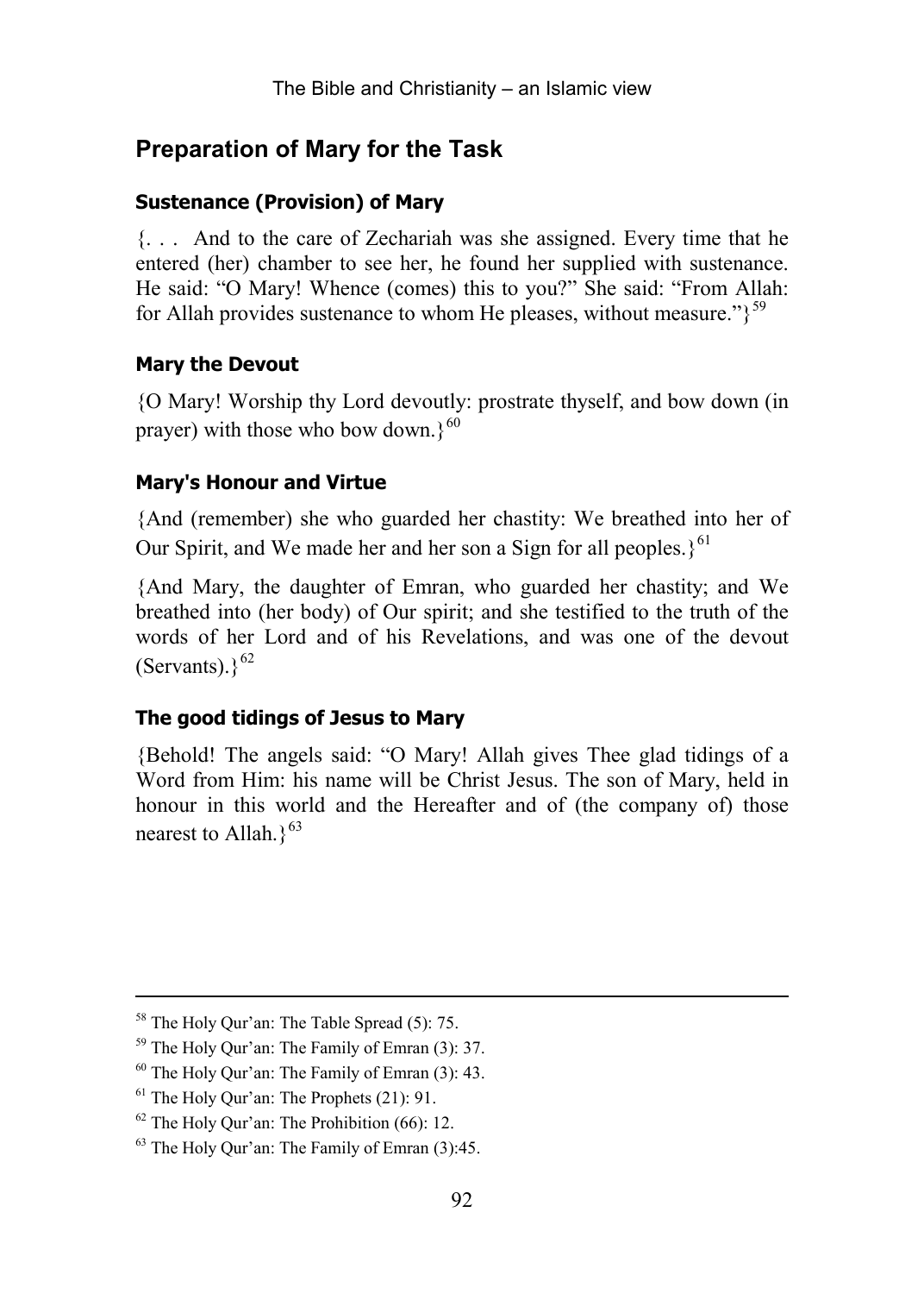## Preparation of Mary for the Task

### Sustenance (Provision) of Mary

{. . . And to the care of Zechariah was she assigned. Every time that he entered (her) chamber to see her, he found her supplied with sustenance. He said: "O Mary! Whence (comes) this to you?" She said: "From Allah: for Allah provides sustenance to whom He pleases, without measure."}[59]

### Mary the Devout

{O Mary! Worship thy Lord devoutly: prostrate thyself, and bow down (in prayer) with those who bow down.}[60]

### Mary's Honour and Virtue

{And (remember) she who guarded her chastity: We breathed into her of Our Spirit, and We made her and her son a Sign for all peoples.}[61]

{And Mary, the daughter of Emran, who guarded her chastity; and We breathed into (her body) of Our spirit; and she testified to the truth of the words of her Lord and of his Revelations, and was one of the devout (Servants).}[62]

### The good tidings of Jesus to Mary

{Behold! The angels said: "O Mary! Allah gives Thee glad tidings of a Word from Him: his name will be Christ Jesus. The son of Mary, held in honour in this world and the Hereafter and of (the company of) those nearest to Allah.}[63]

---

[58] The Holy Qur'an: The Table Spread (5): 75.

[59] The Holy Qur'an: The Family of Emran (3): 37.

[60] The Holy Qur'an: The Family of Emran (3): 43.

[61] The Holy Qur'an: The Prophets (21): 91.

[62] The Holy Qur'an: The Prohibition (66): 12.

[63] The Holy Qur'an: The Family of Emran (3):45.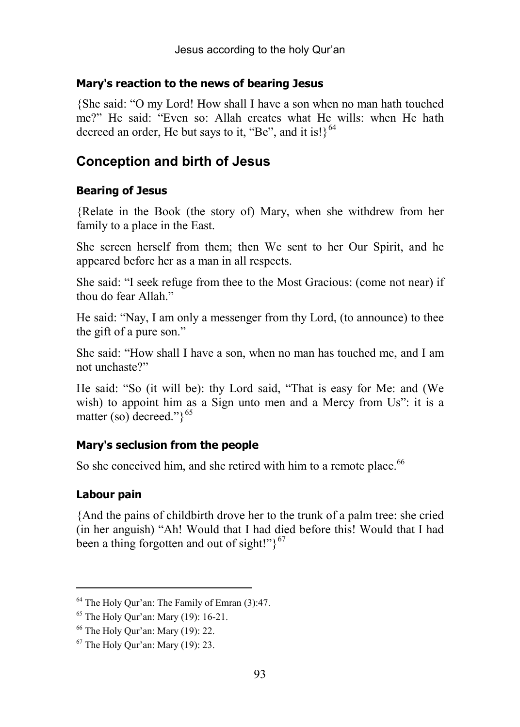### Mary's reaction to the news of bearing Jesus

{She said: "O my Lord! How shall I have a son when no man hath touched me?" He said: "Even so: Allah creates what He wills: when He hath decreed an order, He but says to it, "Be", and it is!}[64]

## Conception and birth of Jesus

### Bearing of Jesus

{Relate in the Book (the story of) Mary, when she withdrew from her family to a place in the East.

She screen herself from them; then We sent to her Our Spirit, and he appeared before her as a man in all respects.

She said: "I seek refuge from thee to the Most Gracious: (come not near) if thou do fear Allah."

He said: "Nay, I am only a messenger from thy Lord, (to announce) to thee the gift of a pure son."

She said: "How shall I have a son, when no man has touched me, and I am not unchaste?"

He said: "So (it will be): thy Lord said, "That is easy for Me: and (We wish) to appoint him as a Sign unto men and a Mercy from Us": it is a matter (so) decreed."}[65]

### Mary's seclusion from the people

So she conceived him, and she retired with him to a remote place.[66]

### Labour pain

{And the pains of childbirth drove her to the trunk of a palm tree: she cried (in her anguish) "Ah! Would that I had died before this! Would that I had been a thing forgotten and out of sight!"}[67]

---

[64] The Holy Qur'an: The Family of Emran (3):47.

[65] The Holy Qur'an: Mary (19): 16-21.

[66] The Holy Qur'an: Mary (19): 22.

[67] The Holy Qur'an: Mary (19): 23.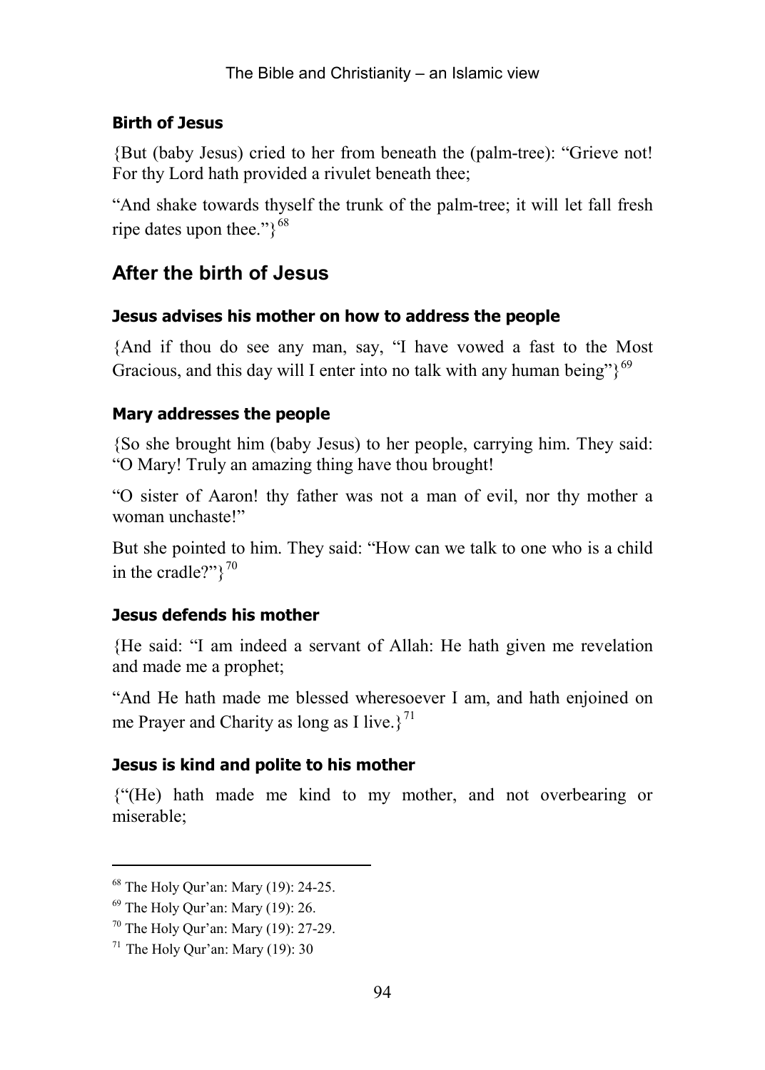### Birth of Jesus

{But (baby Jesus) cried to her from beneath the (palm-tree): "Grieve not! For thy Lord hath provided a rivulet beneath thee;

"And shake towards thyself the trunk of the palm-tree; it will let fall fresh ripe dates upon thee."}[68]

## After the birth of Jesus

### Jesus advises his mother on how to address the people

{And if thou do see any man, say, "I have vowed a fast to the Most Gracious, and this day will I enter into no talk with any human being"}[69]

### Mary addresses the people

{So she brought him (baby Jesus) to her people, carrying him. They said: "O Mary! Truly an amazing thing have thou brought!

"O sister of Aaron! thy father was not a man of evil, nor thy mother a woman unchaste!"

But she pointed to him. They said: "How can we talk to one who is a child in the cradle?"}[70]

### Jesus defends his mother

{He said: "I am indeed a servant of Allah: He hath given me revelation and made me a prophet;

"And He hath made me blessed wheresoever I am, and hath enjoined on me Prayer and Charity as long as I live.}[71]

### Jesus is kind and polite to his mother

{"(He) hath made me kind to my mother, and not overbearing or miserable;

---

[68] The Holy Qur'an: Mary (19): 24-25.

[69] The Holy Qur'an: Mary (19): 26.

[70] The Holy Qur'an: Mary (19): 27-29.

[71] The Holy Qur'an: Mary (19): 30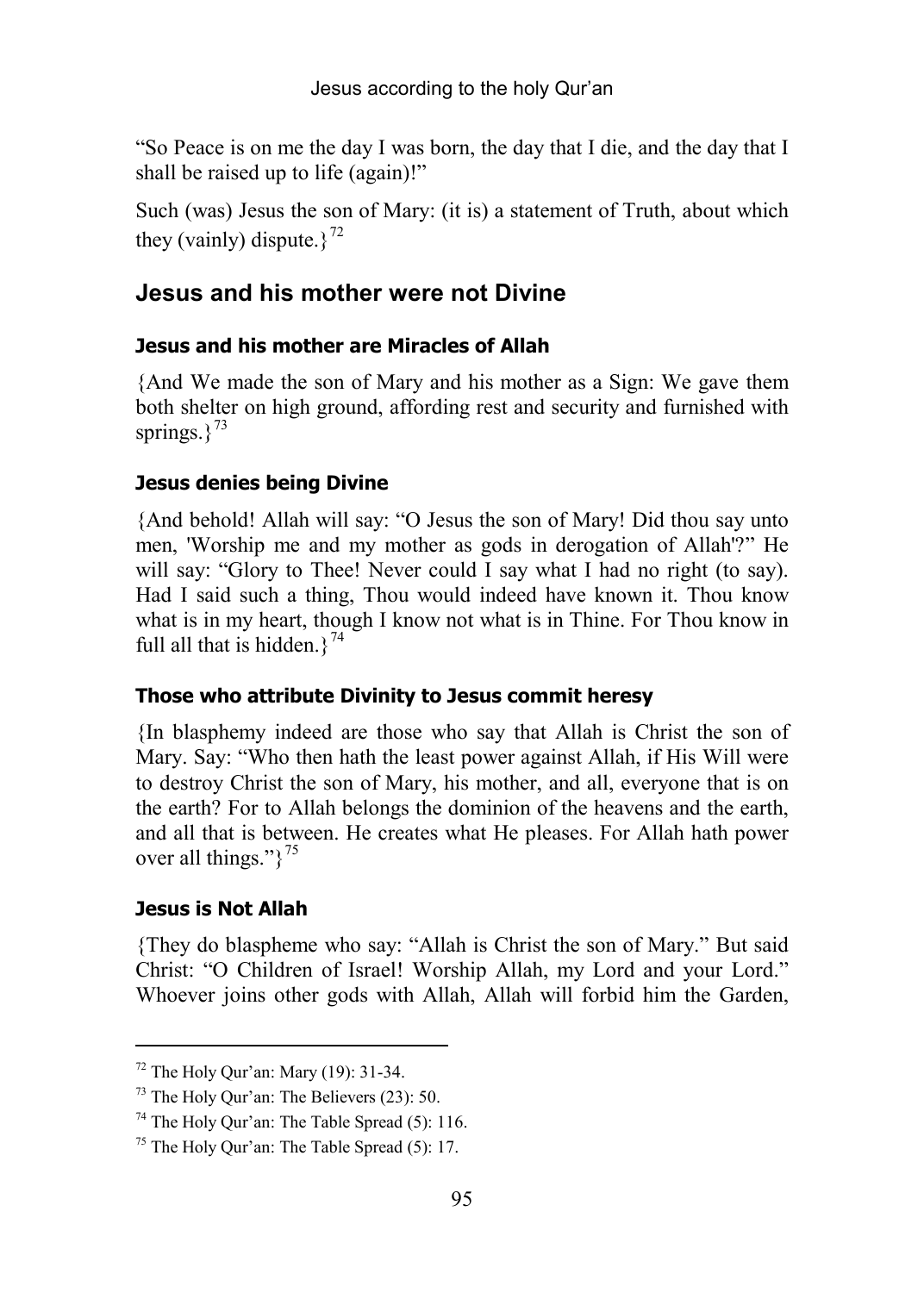"So Peace is on me the day I was born, the day that I die, and the day that I shall be raised up to life (again)!"

Such (was) Jesus the son of Mary: (it is) a statement of Truth, about which they (vainly) dispute.}[72]

## Jesus and his mother were not Divine

### Jesus and his mother are Miracles of Allah

{And We made the son of Mary and his mother as a Sign: We gave them both shelter on high ground, affording rest and security and furnished with springs.}[73]

### Jesus denies being Divine

{And behold! Allah will say: "O Jesus the son of Mary! Did thou say unto men, 'Worship me and my mother as gods in derogation of Allah'?" He will say: "Glory to Thee! Never could I say what I had no right (to say). Had I said such a thing, Thou would indeed have known it. Thou know what is in my heart, though I know not what is in Thine. For Thou know in full all that is hidden.}[74]

### Those who attribute Divinity to Jesus commit heresy

{In blasphemy indeed are those who say that Allah is Christ the son of Mary. Say: "Who then hath the least power against Allah, if His Will were to destroy Christ the son of Mary, his mother, and all, everyone that is on the earth? For to Allah belongs the dominion of the heavens and the earth, and all that is between. He creates what He pleases. For Allah hath power over all things."}[75]

### Jesus is Not Allah

{They do blaspheme who say: "Allah is Christ the son of Mary." But said Christ: "O Children of Israel! Worship Allah, my Lord and your Lord." Whoever joins other gods with Allah, Allah will forbid him the Garden,

---

[72] The Holy Qur'an: Mary (19): 31-34.

[73] The Holy Qur'an: The Believers (23): 50.

[74] The Holy Qur'an: The Table Spread (5): 116.

[75] The Holy Qur'an: The Table Spread (5): 17.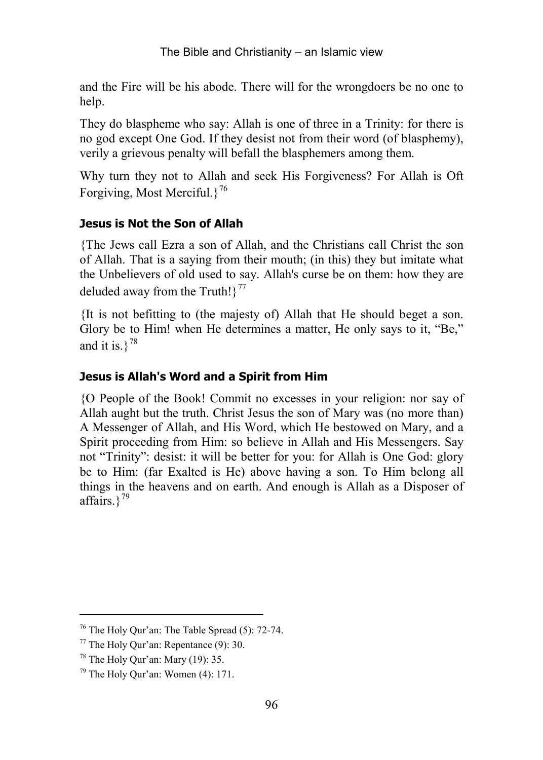and the Fire will be his abode. There will for the wrongdoers be no one to help.

They do blaspheme who say: Allah is one of three in a Trinity: for there is no god except One God. If they desist not from their word (of blasphemy), verily a grievous penalty will befall the blasphemers among them.

Why turn they not to Allah and seek His Forgiveness? For Allah is Oft Forgiving, Most Merciful.}[76]

### Jesus is Not the Son of Allah

{The Jews call Ezra a son of Allah, and the Christians call Christ the son of Allah. That is a saying from their mouth; (in this) they but imitate what the Unbelievers of old used to say. Allah's curse be on them: how they are deluded away from the Truth!}[77]

{It is not befitting to (the majesty of) Allah that He should beget a son. Glory be to Him! when He determines a matter, He only says to it, "Be," and it is.}[78]

### Jesus is Allah's Word and a Spirit from Him

{O People of the Book! Commit no excesses in your religion: nor say of Allah aught but the truth. Christ Jesus the son of Mary was (no more than) A Messenger of Allah, and His Word, which He bestowed on Mary, and a Spirit proceeding from Him: so believe in Allah and His Messengers. Say not "Trinity": desist: it will be better for you: for Allah is One God: glory be to Him: (far Exalted is He) above having a son. To Him belong all things in the heavens and on earth. And enough is Allah as a Disposer of affairs.}[79]

---

[76] The Holy Qur'an: The Table Spread (5): 72-74.

[77] The Holy Qur'an: Repentance (9): 30.

[78] The Holy Qur'an: Mary (19): 35.

[79] The Holy Qur'an: Women (4): 171.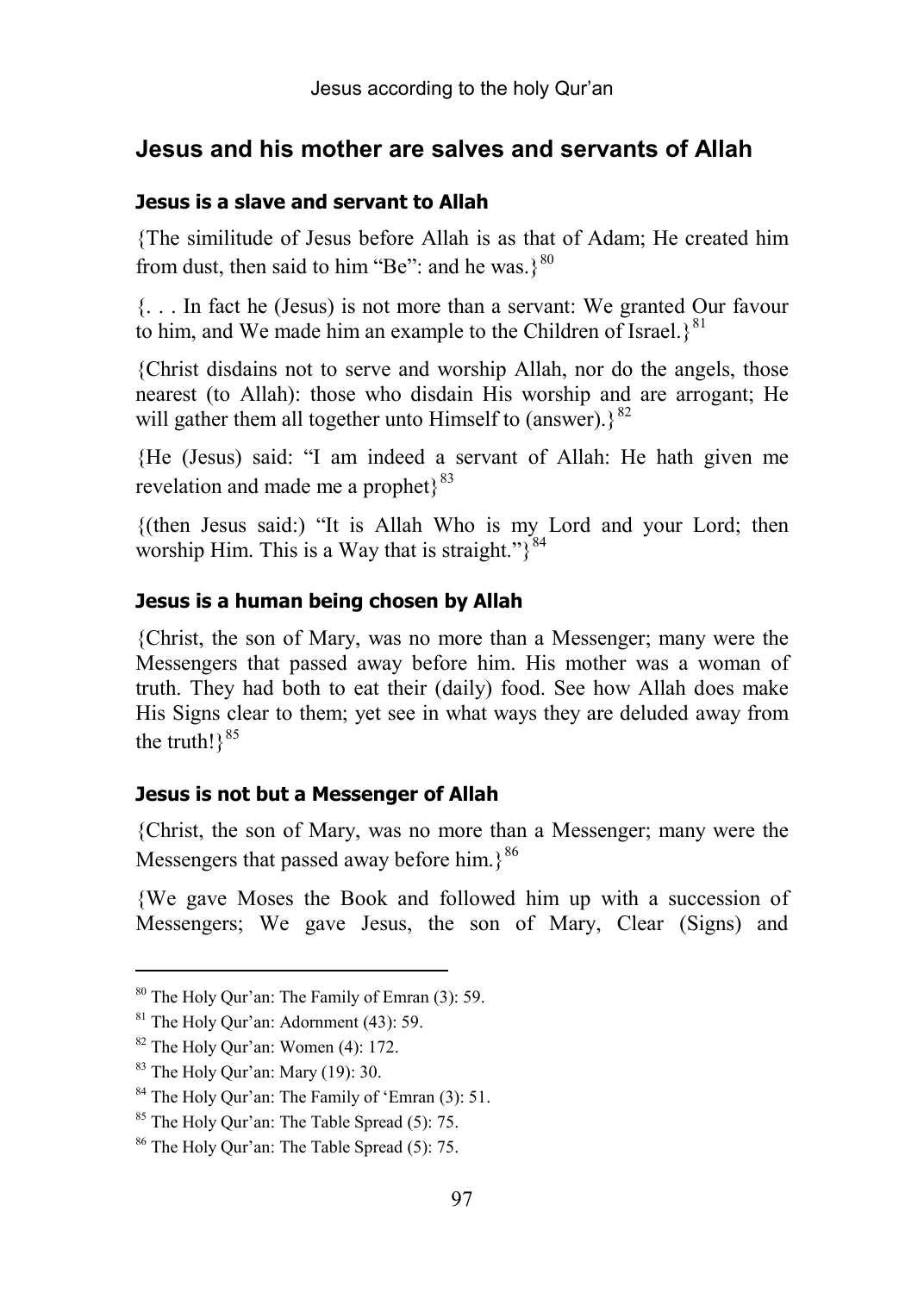## Jesus and his mother are salves and servants of Allah

### Jesus is a slave and servant to Allah

{The similitude of Jesus before Allah is as that of Adam; He created him from dust, then said to him "Be": and he was.}[80]

{. . . In fact he (Jesus) is not more than a servant: We granted Our favour to him, and We made him an example to the Children of Israel.}[81]

{Christ disdains not to serve and worship Allah, nor do the angels, those nearest (to Allah): those who disdain His worship and are arrogant; He will gather them all together unto Himself to (answer).}[82]

{He (Jesus) said: "I am indeed a servant of Allah: He hath given me revelation and made me a prophet}[83]

{(then Jesus said:) "It is Allah Who is my Lord and your Lord; then worship Him. This is a Way that is straight."}[84]

### Jesus is a human being chosen by Allah

{Christ, the son of Mary, was no more than a Messenger; many were the Messengers that passed away before him. His mother was a woman of truth. They had both to eat their (daily) food. See how Allah does make His Signs clear to them; yet see in what ways they are deluded away from the truth!}[85]

### Jesus is not but a Messenger of Allah

{Christ, the son of Mary, was no more than a Messenger; many were the Messengers that passed away before him.}[86]

{We gave Moses the Book and followed him up with a succession of Messengers; We gave Jesus, the son of Mary, Clear (Signs) and

---

[80] The Holy Qur'an: The Family of Emran (3): 59.

[81] The Holy Qur'an: Adornment (43): 59.

[82] The Holy Qur'an: Women (4): 172.

[83] The Holy Qur'an: Mary (19): 30.

[84] The Holy Qur'an: The Family of 'Emran (3): 51.

[85] The Holy Qur'an: The Table Spread (5): 75.

[86] The Holy Qur'an: The Table Spread (5): 75.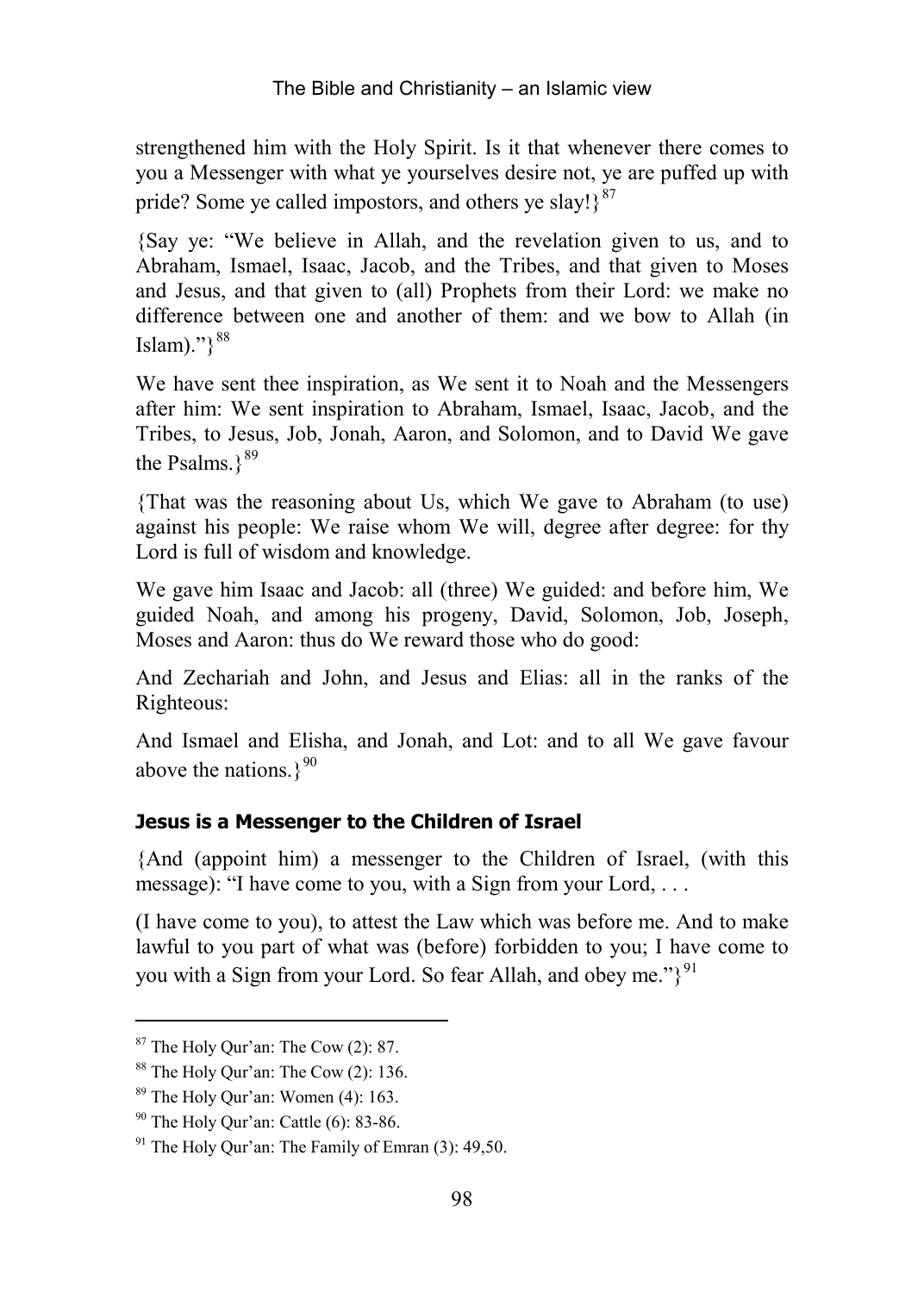strengthened him with the Holy Spirit. Is it that whenever there comes to you a Messenger with what ye yourselves desire not, ye are puffed up with pride? Some ye called impostors, and others ye slay!}[87]

{Say ye: "We believe in Allah, and the revelation given to us, and to Abraham, Ismael, Isaac, Jacob, and the Tribes, and that given to Moses and Jesus, and that given to (all) Prophets from their Lord: we make no difference between one and another of them: and we bow to Allah (in Islam)."}[88]

We have sent thee inspiration, as We sent it to Noah and the Messengers after him: We sent inspiration to Abraham, Ismael, Isaac, Jacob, and the Tribes, to Jesus, Job, Jonah, Aaron, and Solomon, and to David We gave the Psalms.}[89]

{That was the reasoning about Us, which We gave to Abraham (to use) against his people: We raise whom We will, degree after degree: for thy Lord is full of wisdom and knowledge.

We gave him Isaac and Jacob: all (three) We guided: and before him, We guided Noah, and among his progeny, David, Solomon, Job, Joseph, Moses and Aaron: thus do We reward those who do good:

And Zechariah and John, and Jesus and Elias: all in the ranks of the Righteous:

And Ismael and Elisha, and Jonah, and Lot: and to all We gave favour above the nations.}[90]

### Jesus is a Messenger to the Children of Israel

{And (appoint him) a messenger to the Children of Israel, (with this message): "I have come to you, with a Sign from your Lord, . . .

(I have come to you), to attest the Law which was before me. And to make lawful to you part of what was (before) forbidden to you; I have come to you with a Sign from your Lord. So fear Allah, and obey me."}[91]

---

[87] The Holy Qur'an: The Cow (2): 87.

[88] The Holy Qur'an: The Cow (2): 136.

[89] The Holy Qur'an: Women (4): 163.

[90] The Holy Qur'an: Cattle (6): 83-86.

[91] The Holy Qur'an: The Family of Emran (3): 49,50.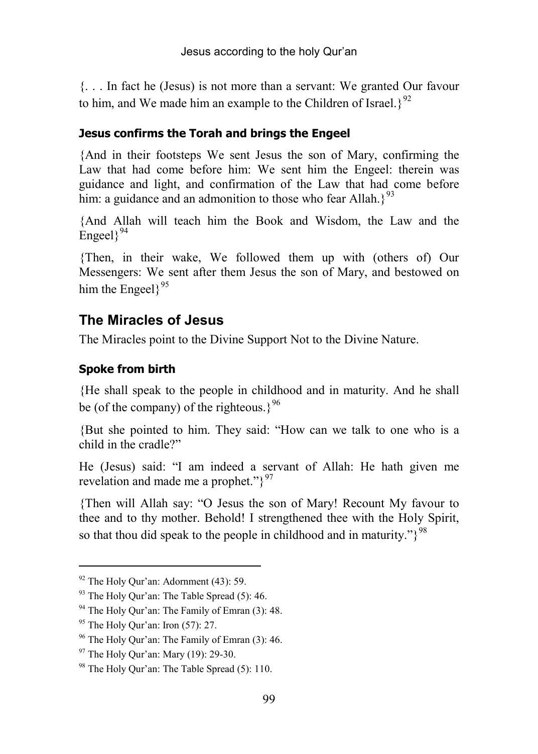{. . . In fact he (Jesus) is not more than a servant: We granted Our favour to him, and We made him an example to the Children of Israel.}[92]

### Jesus confirms the Torah and brings the Engeel

{And in their footsteps We sent Jesus the son of Mary, confirming the Law that had come before him: We sent him the Engeel: therein was guidance and light, and confirmation of the Law that had come before him: a guidance and an admonition to those who fear Allah.}[93]

{And Allah will teach him the Book and Wisdom, the Law and the Engeel}[94]

{Then, in their wake, We followed them up with (others of) Our Messengers: We sent after them Jesus the son of Mary, and bestowed on him the Engeel}[95]

## The Miracles of Jesus

The Miracles point to the Divine Support Not to the Divine Nature.

### Spoke from birth

{He shall speak to the people in childhood and in maturity. And he shall be (of the company) of the righteous.}[96]

{But she pointed to him. They said: "How can we talk to one who is a child in the cradle?"

He (Jesus) said: "I am indeed a servant of Allah: He hath given me revelation and made me a prophet."}[97]

{Then will Allah say: "O Jesus the son of Mary! Recount My favour to thee and to thy mother. Behold! I strengthened thee with the Holy Spirit, so that thou did speak to the people in childhood and in maturity."}[98]

---

[92] The Holy Qur'an: Adornment (43): 59.

[93] The Holy Qur'an: The Table Spread (5): 46.

[94] The Holy Qur'an: The Family of Emran (3): 48.

[95] The Holy Qur'an: Iron (57): 27.

[96] The Holy Qur'an: The Family of Emran (3): 46.

[97] The Holy Qur'an: Mary (19): 29-30.

[98] The Holy Qur'an: The Table Spread (5): 110.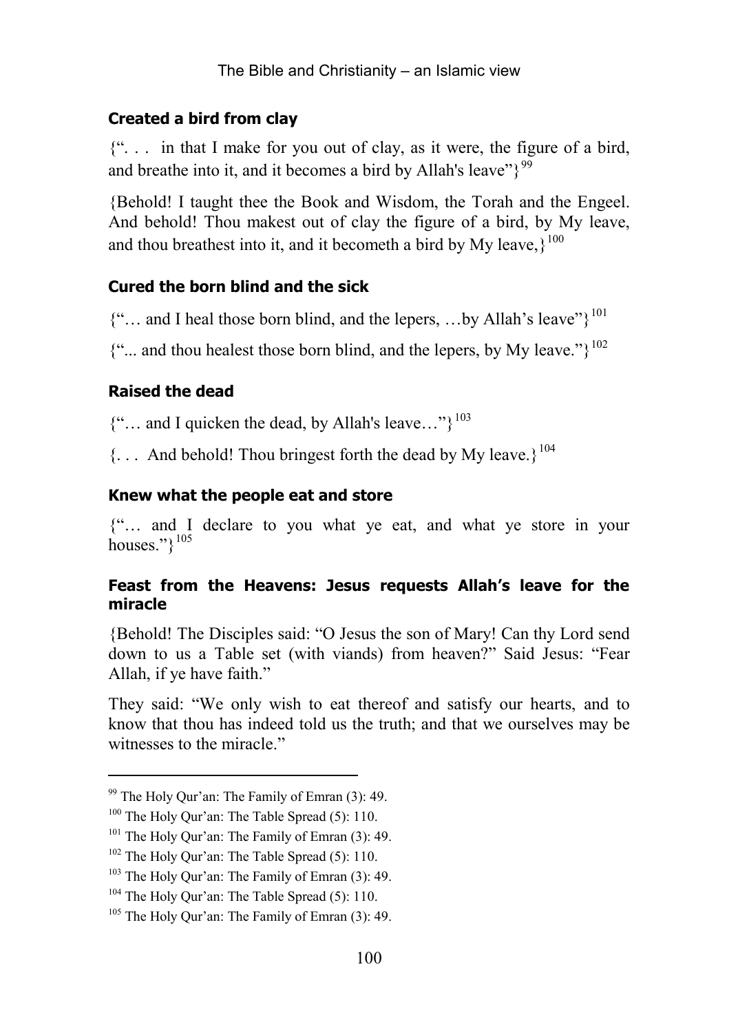### Created a bird from clay

{". . . in that I make for you out of clay, as it were, the figure of a bird, and breathe into it, and it becomes a bird by Allah's leave"}[99]

{Behold! I taught thee the Book and Wisdom, the Torah and the Engeel. And behold! Thou makest out of clay the figure of a bird, by My leave, and thou breathest into it, and it becometh a bird by My leave,}[100]

### Cured the born blind and the sick

{"… and I heal those born blind, and the lepers, …by Allah's leave"}[101]

{"... and thou healest those born blind, and the lepers, by My leave."}[102]

### Raised the dead

{"… and I quicken the dead, by Allah's leave…"}[103]

{. . . And behold! Thou bringest forth the dead by My leave.}[104]

### Knew what the people eat and store

{"… and I declare to you what ye eat, and what ye store in your houses."}[105]

### Feast from the Heavens: Jesus requests Allah's leave for the miracle

{Behold! The Disciples said: "O Jesus the son of Mary! Can thy Lord send down to us a Table set (with viands) from heaven?" Said Jesus: "Fear Allah, if ye have faith."

They said: "We only wish to eat thereof and satisfy our hearts, and to know that thou has indeed told us the truth; and that we ourselves may be witnesses to the miracle."

---

[99] The Holy Qur'an: The Family of Emran (3): 49.

[100] The Holy Qur'an: The Table Spread (5): 110.

[101] The Holy Qur'an: The Family of Emran (3): 49.

[102] The Holy Qur'an: The Table Spread (5): 110.

[103] The Holy Qur'an: The Family of Emran (3): 49.

[104] The Holy Qur'an: The Table Spread (5): 110.

[105] The Holy Qur'an: The Family of Emran (3): 49.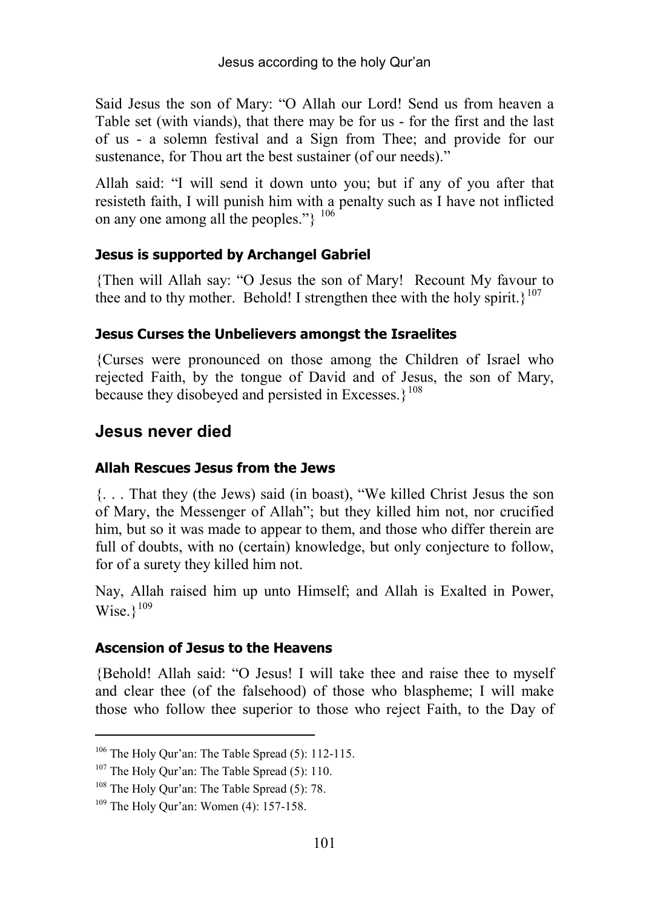Said Jesus the son of Mary: "O Allah our Lord! Send us from heaven a Table set (with viands), that there may be for us - for the first and the last of us - a solemn festival and a Sign from Thee; and provide for our sustenance, for Thou art the best sustainer (of our needs)."

Allah said: "I will send it down unto you; but if any of you after that resisteth faith, I will punish him with a penalty such as I have not inflicted on any one among all the peoples."} [106]

### Jesus is supported by Archangel Gabriel

{Then will Allah say: "O Jesus the son of Mary! Recount My favour to thee and to thy mother. Behold! I strengthen thee with the holy spirit.} [107]

### Jesus Curses the Unbelievers amongst the Israelites

{Curses were pronounced on those among the Children of Israel who rejected Faith, by the tongue of David and of Jesus, the son of Mary, because they disobeyed and persisted in Excesses.} [108]

## Jesus never died

### Allah Rescues Jesus from the Jews

{. . . That they (the Jews) said (in boast), "We killed Christ Jesus the son of Mary, the Messenger of Allah"; but they killed him not, nor crucified him, but so it was made to appear to them, and those who differ therein are full of doubts, with no (certain) knowledge, but only conjecture to follow, for of a surety they killed him not.

Nay, Allah raised him up unto Himself; and Allah is Exalted in Power, Wise.} [109]

### Ascension of Jesus to the Heavens

{Behold! Allah said: "O Jesus! I will take thee and raise thee to myself and clear thee (of the falsehood) of those who blaspheme; I will make those who follow thee superior to those who reject Faith, to the Day of

---

[106] The Holy Qur'an: The Table Spread (5): 112-115.

[107] The Holy Qur'an: The Table Spread (5): 110.

[108] The Holy Qur'an: The Table Spread (5): 78.

[109] The Holy Qur'an: Women (4): 157-158.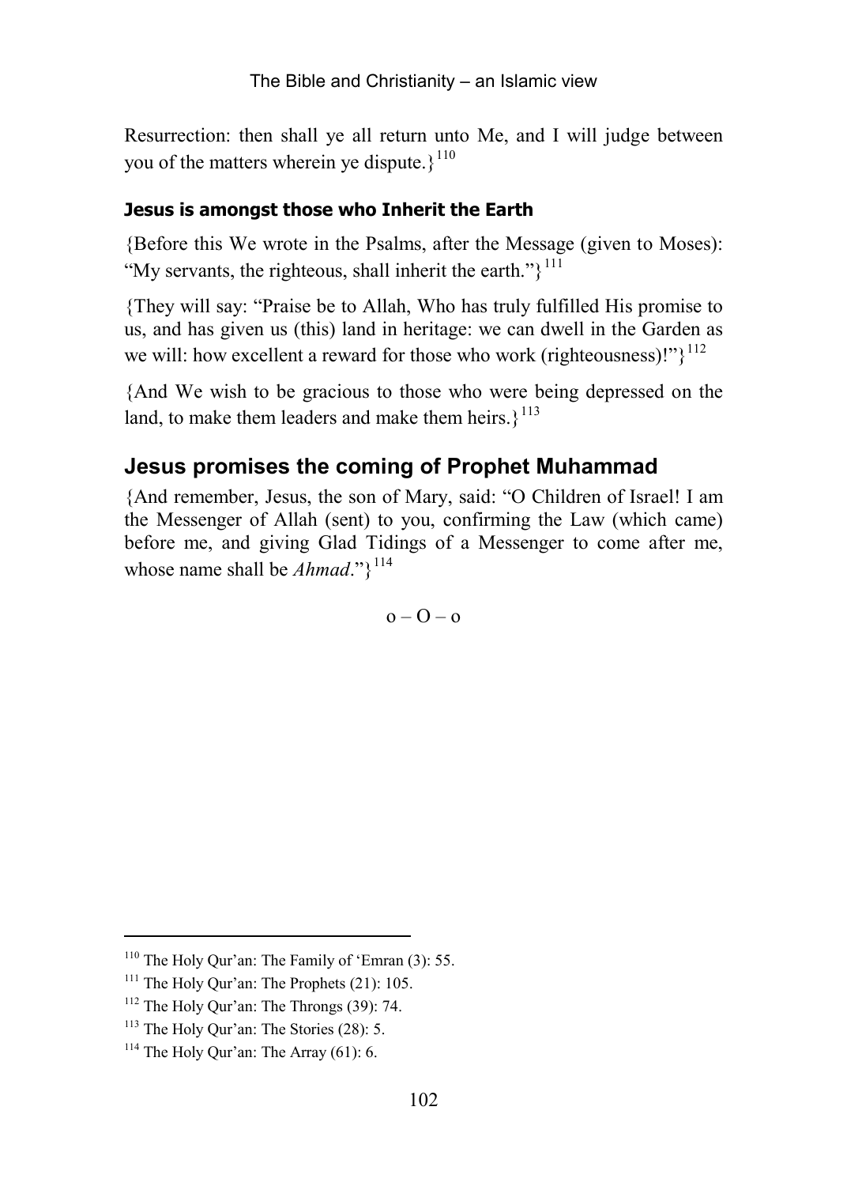Resurrection: then shall ye all return unto Me, and I will judge between you of the matters wherein ye dispute.}[110]

### Jesus is amongst those who Inherit the Earth

{Before this We wrote in the Psalms, after the Message (given to Moses): "My servants, the righteous, shall inherit the earth."}[111]

{They will say: "Praise be to Allah, Who has truly fulfilled His promise to us, and has given us (this) land in heritage: we can dwell in the Garden as we will: how excellent a reward for those who work (righteousness)!"}[112]

{And We wish to be gracious to those who were being depressed on the land, to make them leaders and make them heirs.}[113]

## Jesus promises the coming of Prophet Muhammad

{And remember, Jesus, the son of Mary, said: "O Children of Israel! I am the Messenger of Allah (sent) to you, confirming the Law (which came) before me, and giving Glad Tidings of a Messenger to come after me, whose name shall be *Ahmad*."}[114]

o – O – o

---

[110] The Holy Qur'an: The Family of 'Emran (3): 55.

[111] The Holy Qur'an: The Prophets (21): 105.

[112] The Holy Qur'an: The Throngs (39): 74.

[113] The Holy Qur'an: The Stories (28): 5.

[114] The Holy Qur'an: The Array (61): 6.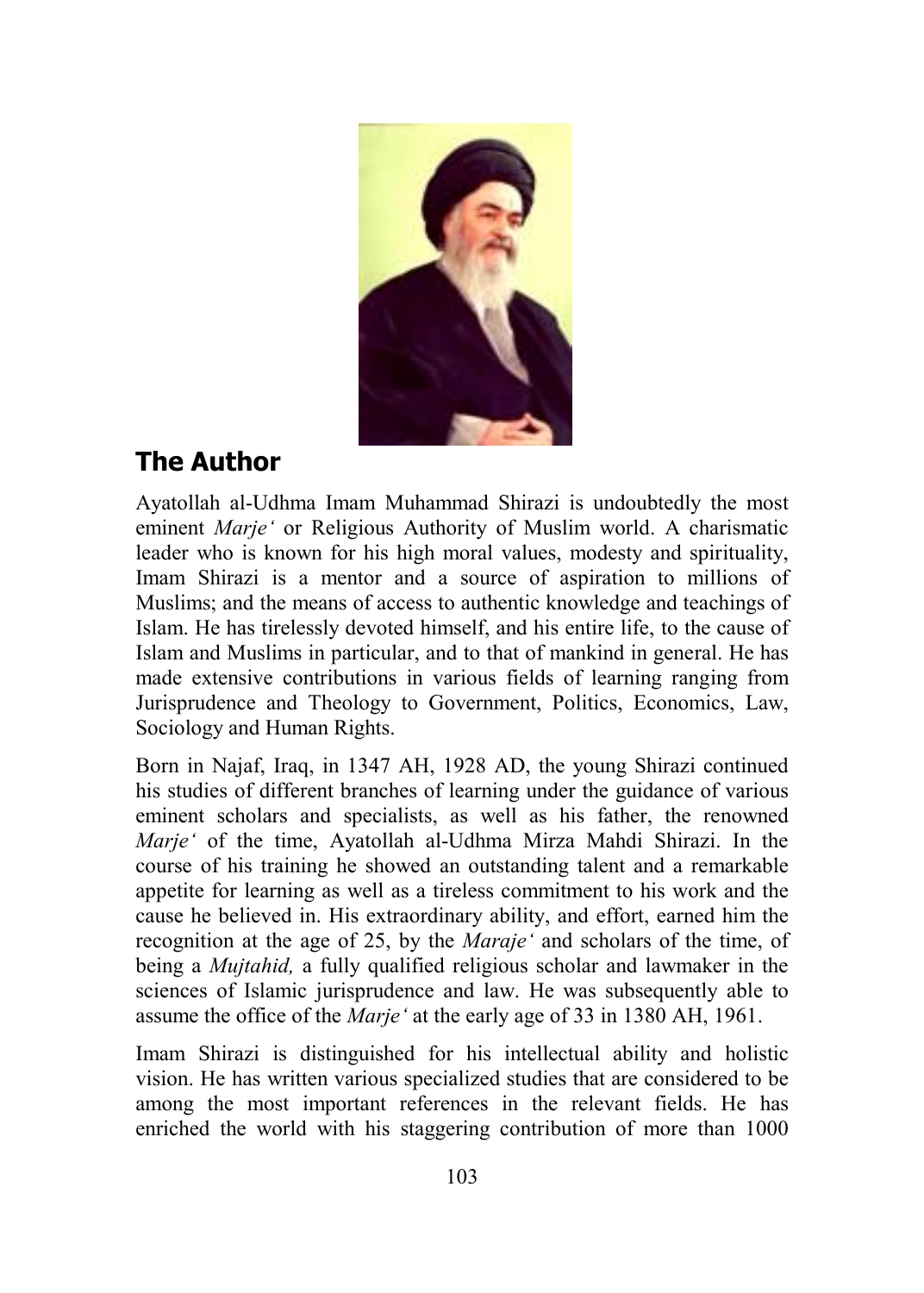## The Author

Ayatollah al-Udhma Imam Muhammad Shirazi is undoubtedly the most eminent *Marje'* or Religious Authority of Muslim world. A charismatic leader who is known for his high moral values, modesty and spirituality, Imam Shirazi is a mentor and a source of aspiration to millions of Muslims; and the means of access to authentic knowledge and teachings of Islam. He has tirelessly devoted himself, and his entire life, to the cause of Islam and Muslims in particular, and to that of mankind in general. He has made extensive contributions in various fields of learning ranging from Jurisprudence and Theology to Government, Politics, Economics, Law, Sociology and Human Rights.

Born in Najaf, Iraq, in 1347 AH, 1928 AD, the young Shirazi continued his studies of different branches of learning under the guidance of various eminent scholars and specialists, as well as his father, the renowned *Marje'* of the time, Ayatollah al-Udhma Mirza Mahdi Shirazi. In the course of his training he showed an outstanding talent and a remarkable appetite for learning as well as a tireless commitment to his work and the cause he believed in. His extraordinary ability, and effort, earned him the recognition at the age of 25, by the *Maraje'* and scholars of the time, of being a *Mujtahid,* a fully qualified religious scholar and lawmaker in the sciences of Islamic jurisprudence and law. He was subsequently able to assume the office of the *Marje'* at the early age of 33 in 1380 AH, 1961.

Imam Shirazi is distinguished for his intellectual ability and holistic vision. He has written various specialized studies that are considered to be among the most important references in the relevant fields. He has enriched the world with his staggering contribution of more than 1000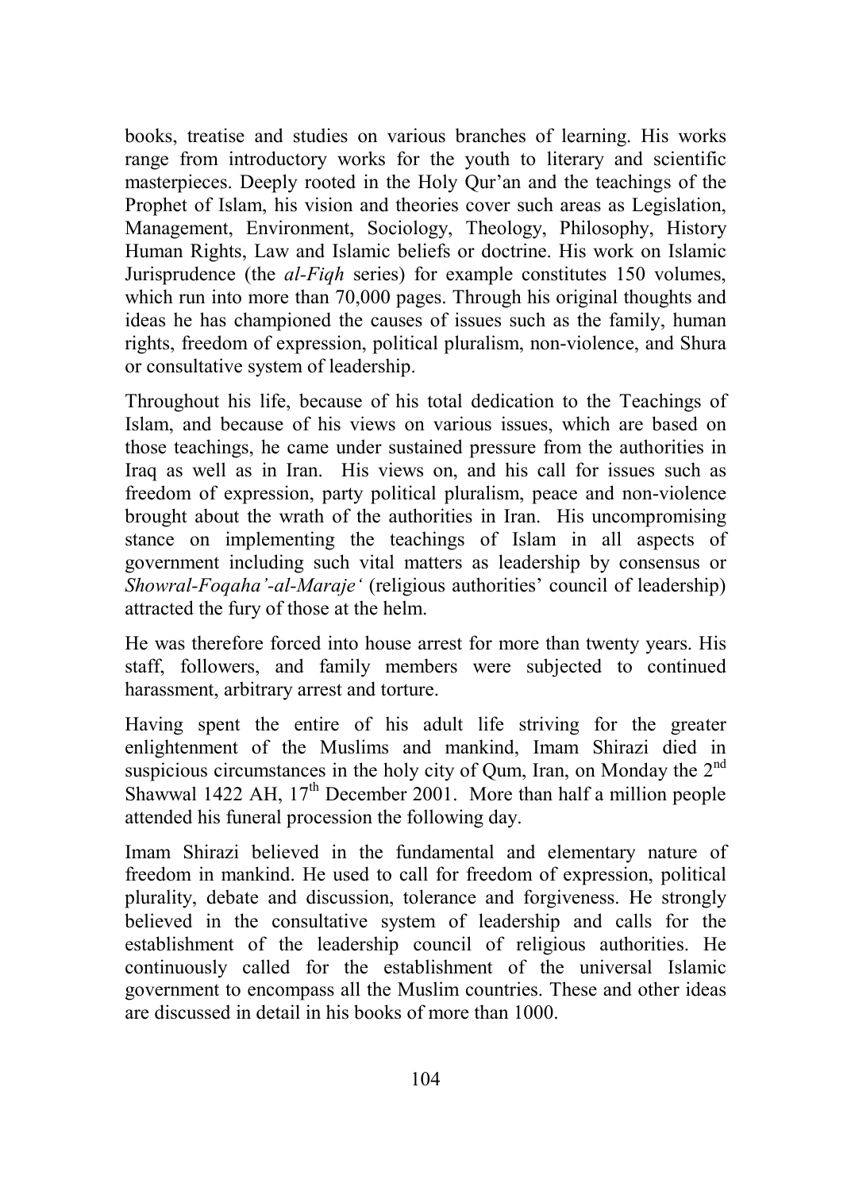books, treatise and studies on various branches of learning. His works range from introductory works for the youth to literary and scientific masterpieces. Deeply rooted in the Holy Qur'an and the teachings of the Prophet of Islam, his vision and theories cover such areas as Legislation, Management, Environment, Sociology, Theology, Philosophy, History Human Rights, Law and Islamic beliefs or doctrine. His work on Islamic Jurisprudence (the *al-Fiqh* series) for example constitutes 150 volumes, which run into more than 70,000 pages. Through his original thoughts and ideas he has championed the causes of issues such as the family, human rights, freedom of expression, political pluralism, non-violence, and Shura or consultative system of leadership.

Throughout his life, because of his total dedication to the Teachings of Islam, and because of his views on various issues, which are based on those teachings, he came under sustained pressure from the authorities in Iraq as well as in Iran. His views on, and his call for issues such as freedom of expression, party political pluralism, peace and non-violence brought about the wrath of the authorities in Iran. His uncompromising stance on implementing the teachings of Islam in all aspects of government including such vital matters as leadership by consensus or *Showral-Foqaha'-al-Maraje'* (religious authorities' council of leadership) attracted the fury of those at the helm.

He was therefore forced into house arrest for more than twenty years. His staff, followers, and family members were subjected to continued harassment, arbitrary arrest and torture.

Having spent the entire of his adult life striving for the greater enlightenment of the Muslims and mankind, Imam Shirazi died in suspicious circumstances in the holy city of Qum, Iran, on Monday the 2nd Shawwal 1422 AH, 17th December 2001. More than half a million people attended his funeral procession the following day.

Imam Shirazi believed in the fundamental and elementary nature of freedom in mankind. He used to call for freedom of expression, political plurality, debate and discussion, tolerance and forgiveness. He strongly believed in the consultative system of leadership and calls for the establishment of the leadership council of religious authorities. He continuously called for the establishment of the universal Islamic government to encompass all the Muslim countries. These and other ideas are discussed in detail in his books of more than 1000.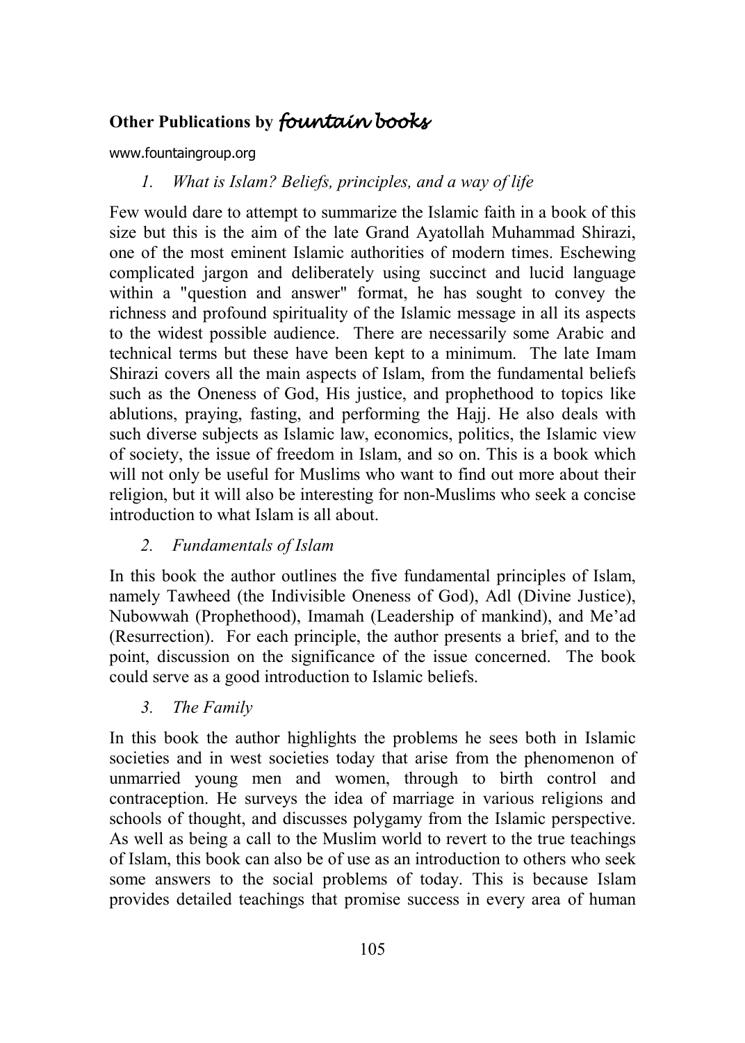## Other Publications by *fountain books*

www.fountaingroup.org

1. *What is Islam? Beliefs, principles, and a way of life*

Few would dare to attempt to summarize the Islamic faith in a book of this size but this is the aim of the late Grand Ayatollah Muhammad Shirazi, one of the most eminent Islamic authorities of modern times. Eschewing complicated jargon and deliberately using succinct and lucid language within a "question and answer" format, he has sought to convey the richness and profound spirituality of the Islamic message in all its aspects to the widest possible audience. There are necessarily some Arabic and technical terms but these have been kept to a minimum. The late Imam Shirazi covers all the main aspects of Islam, from the fundamental beliefs such as the Oneness of God, His justice, and prophethood to topics like ablutions, praying, fasting, and performing the Hajj. He also deals with such diverse subjects as Islamic law, economics, politics, the Islamic view of society, the issue of freedom in Islam, and so on. This is a book which will not only be useful for Muslims who want to find out more about their religion, but it will also be interesting for non-Muslims who seek a concise introduction to what Islam is all about.

2. *Fundamentals of Islam*

In this book the author outlines the five fundamental principles of Islam, namely Tawheed (the Indivisible Oneness of God), Adl (Divine Justice), Nubowwah (Prophethood), Imamah (Leadership of mankind), and Me'ad (Resurrection). For each principle, the author presents a brief, and to the point, discussion on the significance of the issue concerned. The book could serve as a good introduction to Islamic beliefs.

3. *The Family*

In this book the author highlights the problems he sees both in Islamic societies and in west societies today that arise from the phenomenon of unmarried young men and women, through to birth control and contraception. He surveys the idea of marriage in various religions and schools of thought, and discusses polygamy from the Islamic perspective. As well as being a call to the Muslim world to revert to the true teachings of Islam, this book can also be of use as an introduction to others who seek some answers to the social problems of today. This is because Islam provides detailed teachings that promise success in every area of human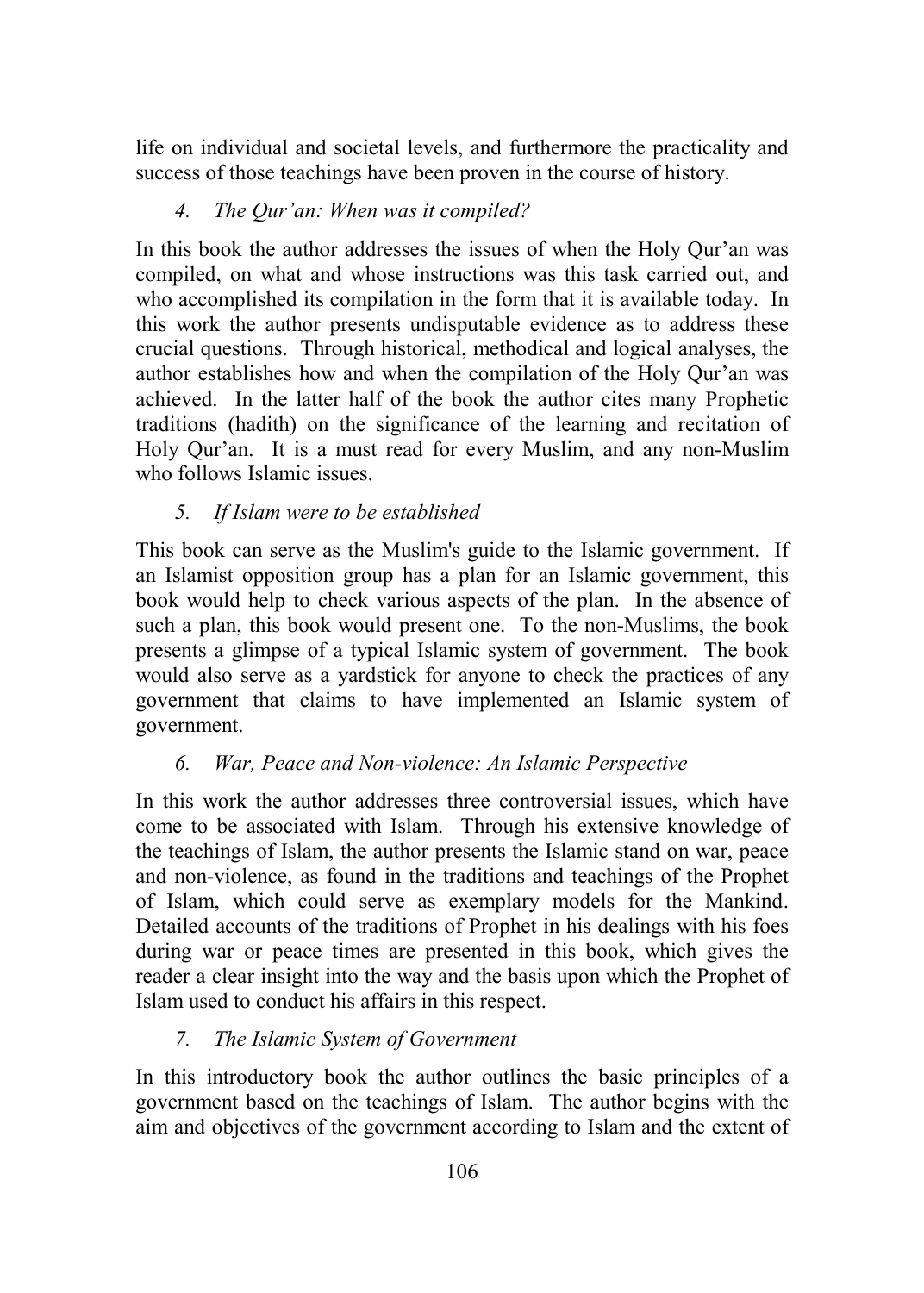life on individual and societal levels, and furthermore the practicality and success of those teachings have been proven in the course of history.

### 4. *The Qur'an: When was it compiled?*

In this book the author addresses the issues of when the Holy Qur'an was compiled, on what and whose instructions was this task carried out, and who accomplished its compilation in the form that it is available today. In this work the author presents undisputable evidence as to address these crucial questions. Through historical, methodical and logical analyses, the author establishes how and when the compilation of the Holy Qur'an was achieved. In the latter half of the book the author cites many Prophetic traditions (hadith) on the significance of the learning and recitation of Holy Qur'an. It is a must read for every Muslim, and any non-Muslim who follows Islamic issues.

### 5. *If Islam were to be established*

This book can serve as the Muslim's guide to the Islamic government. If an Islamist opposition group has a plan for an Islamic government, this book would help to check various aspects of the plan. In the absence of such a plan, this book would present one. To the non-Muslims, the book presents a glimpse of a typical Islamic system of government. The book would also serve as a yardstick for anyone to check the practices of any government that claims to have implemented an Islamic system of government.

### 6. *War, Peace and Non-violence: An Islamic Perspective*

In this work the author addresses three controversial issues, which have come to be associated with Islam. Through his extensive knowledge of the teachings of Islam, the author presents the Islamic stand on war, peace and non-violence, as found in the traditions and teachings of the Prophet of Islam, which could serve as exemplary models for the Mankind. Detailed accounts of the traditions of Prophet in his dealings with his foes during war or peace times are presented in this book, which gives the reader a clear insight into the way and the basis upon which the Prophet of Islam used to conduct his affairs in this respect.

### 7. *The Islamic System of Government*

In this introductory book the author outlines the basic principles of a government based on the teachings of Islam. The author begins with the aim and objectives of the government according to Islam and the extent of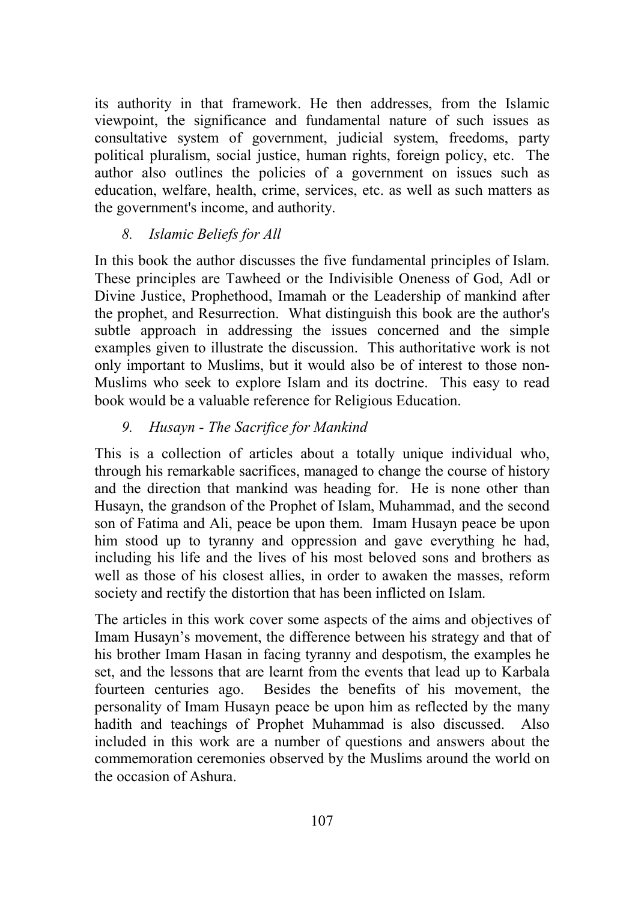its authority in that framework. He then addresses, from the Islamic viewpoint, the significance and fundamental nature of such issues as consultative system of government, judicial system, freedoms, party political pluralism, social justice, human rights, foreign policy, etc. The author also outlines the policies of a government on issues such as education, welfare, health, crime, services, etc. as well as such matters as the government's income, and authority.

### 8. *Islamic Beliefs for All*

In this book the author discusses the five fundamental principles of Islam. These principles are Tawheed or the Indivisible Oneness of God, Adl or Divine Justice, Prophethood, Imamah or the Leadership of mankind after the prophet, and Resurrection. What distinguish this book are the author's subtle approach in addressing the issues concerned and the simple examples given to illustrate the discussion. This authoritative work is not only important to Muslims, but it would also be of interest to those non-Muslims who seek to explore Islam and its doctrine. This easy to read book would be a valuable reference for Religious Education.

### 9. *Husayn - The Sacrifice for Mankind*

This is a collection of articles about a totally unique individual who, through his remarkable sacrifices, managed to change the course of history and the direction that mankind was heading for. He is none other than Husayn, the grandson of the Prophet of Islam, Muhammad, and the second son of Fatima and Ali, peace be upon them. Imam Husayn peace be upon him stood up to tyranny and oppression and gave everything he had, including his life and the lives of his most beloved sons and brothers as well as those of his closest allies, in order to awaken the masses, reform society and rectify the distortion that has been inflicted on Islam.

The articles in this work cover some aspects of the aims and objectives of Imam Husayn's movement, the difference between his strategy and that of his brother Imam Hasan in facing tyranny and despotism, the examples he set, and the lessons that are learnt from the events that lead up to Karbala fourteen centuries ago. Besides the benefits of his movement, the personality of Imam Husayn peace be upon him as reflected by the many hadith and teachings of Prophet Muhammad is also discussed. Also included in this work are a number of questions and answers about the commemoration ceremonies observed by the Muslims around the world on the occasion of Ashura.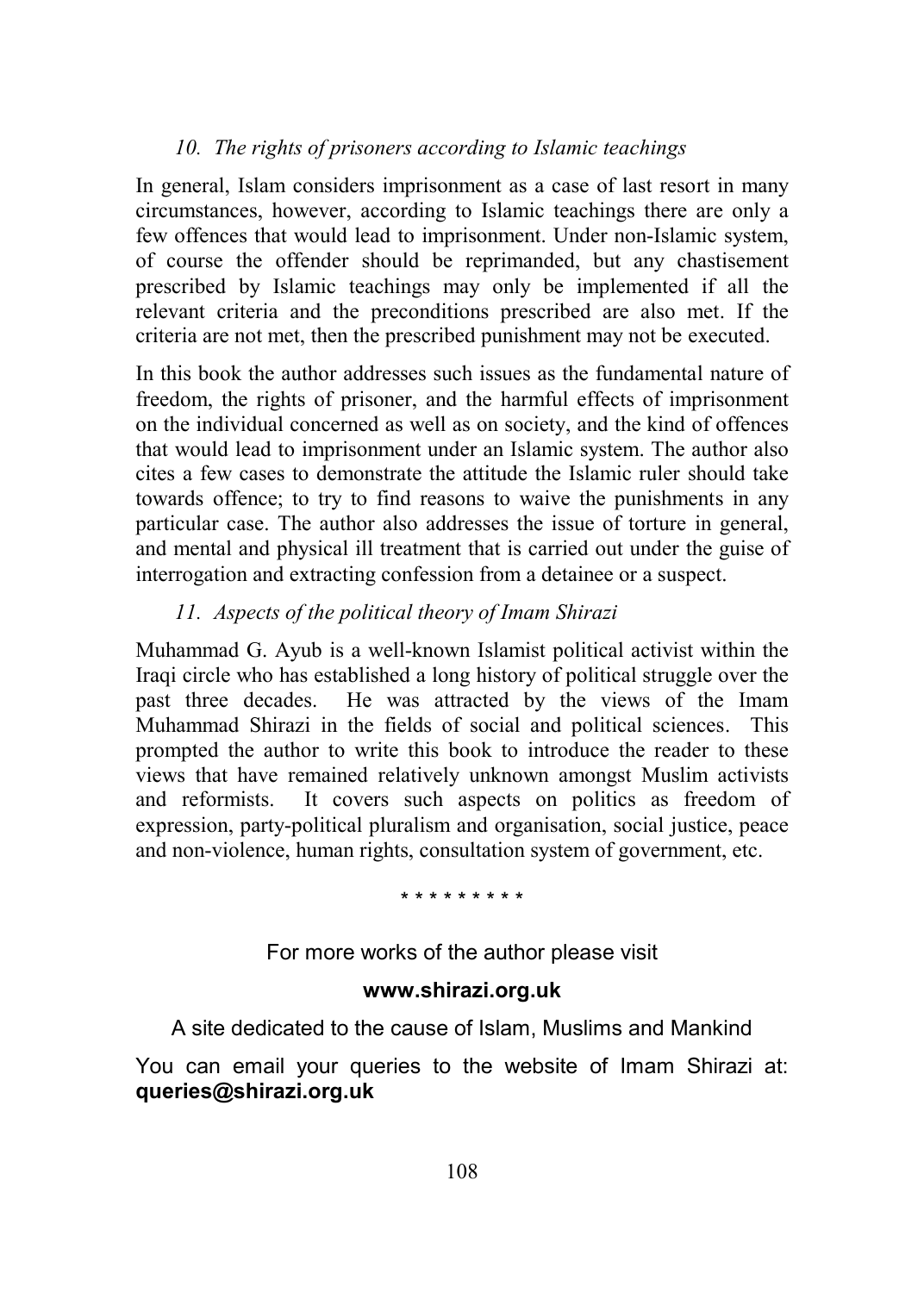*10. The rights of prisoners according to Islamic teachings*

In general, Islam considers imprisonment as a case of last resort in many circumstances, however, according to Islamic teachings there are only a few offences that would lead to imprisonment. Under non-Islamic system, of course the offender should be reprimanded, but any chastisement prescribed by Islamic teachings may only be implemented if all the relevant criteria and the preconditions prescribed are also met. If the criteria are not met, then the prescribed punishment may not be executed.

In this book the author addresses such issues as the fundamental nature of freedom, the rights of prisoner, and the harmful effects of imprisonment on the individual concerned as well as on society, and the kind of offences that would lead to imprisonment under an Islamic system. The author also cites a few cases to demonstrate the attitude the Islamic ruler should take towards offence; to try to find reasons to waive the punishments in any particular case. The author also addresses the issue of torture in general, and mental and physical ill treatment that is carried out under the guise of interrogation and extracting confession from a detainee or a suspect.

*11. Aspects of the political theory of Imam Shirazi*

Muhammad G. Ayub is a well-known Islamist political activist within the Iraqi circle who has established a long history of political struggle over the past three decades. He was attracted by the views of the Imam Muhammad Shirazi in the fields of social and political sciences. This prompted the author to write this book to introduce the reader to these views that have remained relatively unknown amongst Muslim activists and reformists. It covers such aspects on politics as freedom of expression, party-political pluralism and organisation, social justice, peace and non-violence, human rights, consultation system of government, etc.

\* \* \* \* \* \* \* \* \*

For more works of the author please visit

**www.shirazi.org.uk**

A site dedicated to the cause of Islam, Muslims and Mankind

You can email your queries to the website of Imam Shirazi at: **queries@shirazi.org.uk**